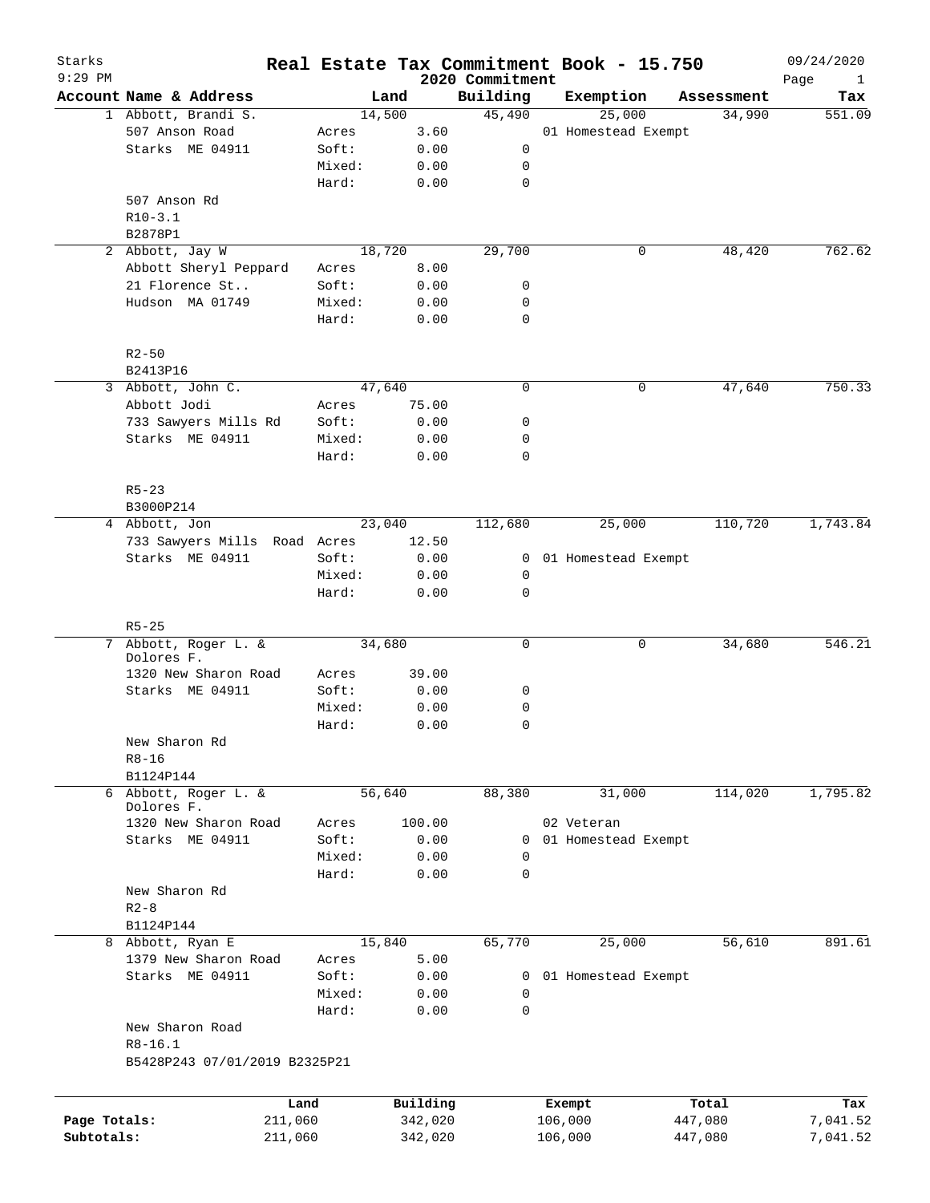# Real Estate Tax Commitment Book - 15.750

Starks
9:29 PM

2020 Commitment

09/24/2020

| Account | Name & Address | | Land | Building | Exemption | Assessment | Tax |
|---|---|---|---|---|---|---|---|
| 1 | Abbott, Brandi S. | | 14,500 | 45,490 | 25,000 | 34,990 | 551.09 |
| | 507 Anson Road | Acres | 3.60 | | 01 Homestead Exempt | | |
| | Starks ME 04911 | Soft: | 0.00 | 0 | | | |
| | | Mixed: | 0.00 | 0 | | | |
| | | Hard: | 0.00 | 0 | | | |
| | 507 Anson Rd | | | | | | |
| | R10-3.1 | | | | | | |
| | B2878P1 | | | | | | |
| 2 | Abbott, Jay W | | 18,720 | 29,700 | 0 | 48,420 | 762.62 |
| | Abbott Sheryl Peppard | Acres | 8.00 | | | | |
| | 21 Florence St.. | Soft: | 0.00 | 0 | | | |
| | Hudson MA 01749 | Mixed: | 0.00 | 0 | | | |
| | | Hard: | 0.00 | 0 | | | |
| | R2-50 | | | | | | |
| | B2413P16 | | | | | | |
| 3 | Abbott, John C. | | 47,640 | 0 | 0 | 47,640 | 750.33 |
| | Abbott Jodi | Acres | 75.00 | | | | |
| | 733 Sawyers Mills Rd | Soft: | 0.00 | 0 | | | |
| | Starks ME 04911 | Mixed: | 0.00 | 0 | | | |
| | | Hard: | 0.00 | 0 | | | |
| | R5-23 | | | | | | |
| | B3000P214 | | | | | | |
| 4 | Abbott, Jon | | 23,040 | 112,680 | 25,000 | 110,720 | 1,743.84 |
| | 733 Sawyers Mills Road | Acres | 12.50 | | | | |
| | Starks ME 04911 | Soft: | 0.00 | 0 | 01 Homestead Exempt | | |
| | | Mixed: | 0.00 | 0 | | | |
| | | Hard: | 0.00 | 0 | | | |
| | R5-25 | | | | | | |
| 7 | Abbott, Roger L. & Dolores F. | | 34,680 | 0 | 0 | 34,680 | 546.21 |
| | 1320 New Sharon Road | Acres | 39.00 | | | | |
| | Starks ME 04911 | Soft: | 0.00 | 0 | | | |
| | | Mixed: | 0.00 | 0 | | | |
| | | Hard: | 0.00 | 0 | | | |
| | New Sharon Rd | | | | | | |
| | R8-16 | | | | | | |
| | B1124P144 | | | | | | |
| 6 | Abbott, Roger L. & Dolores F. | | 56,640 | 88,380 | 31,000 | 114,020 | 1,795.82 |
| | 1320 New Sharon Road | Acres | 100.00 | | 02 Veteran | | |
| | Starks ME 04911 | Soft: | 0.00 | 0 | 01 Homestead Exempt | | |
| | | Mixed: | 0.00 | 0 | | | |
| | | Hard: | 0.00 | 0 | | | |
| | New Sharon Rd | | | | | | |
| | R2-8 | | | | | | |
| | B1124P144 | | | | | | |
| 8 | Abbott, Ryan E | | 15,840 | 65,770 | 25,000 | 56,610 | 891.61 |
| | 1379 New Sharon Road | Acres | 5.00 | | | | |
| | Starks ME 04911 | Soft: | 0.00 | 0 | 01 Homestead Exempt | | |
| | | Mixed: | 0.00 | 0 | | | |
| | | Hard: | 0.00 | 0 | | | |
| | New Sharon Road | | | | | | |
| | R8-16.1 | | | | | | |
| | B5428P243 07/01/2019 B2325P21 | | | | | | |

| | Land | Building | Exempt | Total | Tax |
|---|---|---|---|---|---|
| Page Totals: | 211,060 | 342,020 | 106,000 | 447,080 | 7,041.52 |
| Subtotals: | 211,060 | 342,020 | 106,000 | 447,080 | 7,041.52 |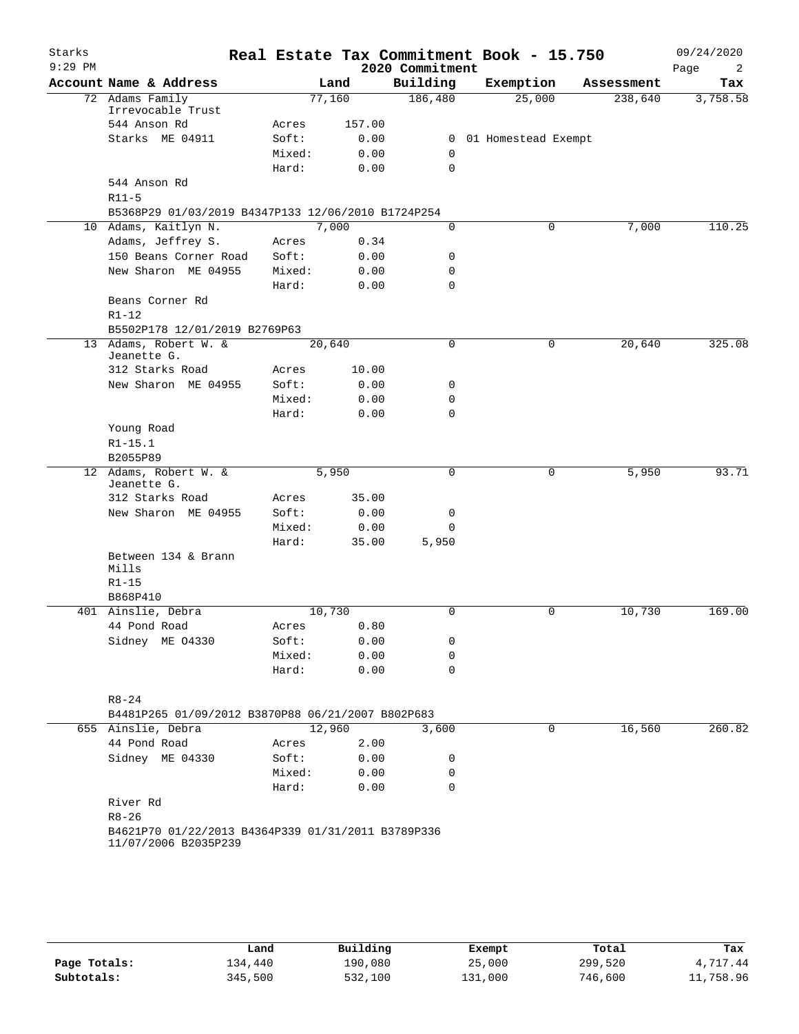Starks
9:29 PM

# Real Estate Tax Commitment Book - 15.750

2020 Commitment

09/24/2020

| Account | Name & Address | | Land | Building | Exemption | Assessment | Tax |
|---|---|---|---|---|---|---|---|
| 72 | Adams Family Irrevocable Trust | | 77,160 | 186,480 | 25,000 | 238,640 | 3,758.58 |
| | 544 Anson Rd | Acres | 157.00 | | | | |
| | Starks ME 04911 | Soft: | 0.00 | 0 | 01 Homestead Exempt | | |
| | | Mixed: | 0.00 | 0 | | | |
| | | Hard: | 0.00 | 0 | | | |
| | 544 Anson Rd | | | | | | |
| | R11-5 | | | | | | |
| | B5368P29 01/03/2019 B4347P133 12/06/2010 B1724P254 | | | | | | |
| 10 | Adams, Kaitlyn N. | | 7,000 | 0 | 0 | 7,000 | 110.25 |
| | Adams, Jeffrey S. | Acres | 0.34 | | | | |
| | 150 Beans Corner Road | Soft: | 0.00 | 0 | | | |
| | New Sharon ME 04955 | Mixed: | 0.00 | 0 | | | |
| | | Hard: | 0.00 | 0 | | | |
| | Beans Corner Rd | | | | | | |
| | R1-12 | | | | | | |
| | B5502P178 12/01/2019 B2769P63 | | | | | | |
| 13 | Adams, Robert W. & Jeanette G. | | 20,640 | 0 | 0 | 20,640 | 325.08 |
| | 312 Starks Road | Acres | 10.00 | | | | |
| | New Sharon ME 04955 | Soft: | 0.00 | 0 | | | |
| | | Mixed: | 0.00 | 0 | | | |
| | | Hard: | 0.00 | 0 | | | |
| | Young Road | | | | | | |
| | R1-15.1 | | | | | | |
| | B2055P89 | | | | | | |
| 12 | Adams, Robert W. & Jeanette G. | | 5,950 | 0 | 0 | 5,950 | 93.71 |
| | 312 Starks Road | Acres | 35.00 | | | | |
| | New Sharon ME 04955 | Soft: | 0.00 | 0 | | | |
| | | Mixed: | 0.00 | 0 | | | |
| | | Hard: | 35.00 | 5,950 | | | |
| | Between 134 & Brann Mills | | | | | | |
| | R1-15 | | | | | | |
| | B868P410 | | | | | | |
| 401 | Ainslie, Debra | | 10,730 | 0 | 0 | 10,730 | 169.00 |
| | 44 Pond Road | Acres | 0.80 | | | | |
| | Sidney ME 04330 | Soft: | 0.00 | 0 | | | |
| | | Mixed: | 0.00 | 0 | | | |
| | | Hard: | 0.00 | 0 | | | |
| | R8-24 | | | | | | |
| | B4481P265 01/09/2012 B3870P88 06/21/2007 B802P683 | | | | | | |
| 655 | Ainslie, Debra | | 12,960 | 3,600 | 0 | 16,560 | 260.82 |
| | 44 Pond Road | Acres | 2.00 | | | | |
| | Sidney ME 04330 | Soft: | 0.00 | 0 | | | |
| | | Mixed: | 0.00 | 0 | | | |
| | | Hard: | 0.00 | 0 | | | |
| | River Rd | | | | | | |
| | R8-26 | | | | | | |
| | B4621P70 01/22/2013 B4364P339 01/31/2011 B3789P336 11/07/2006 B2035P239 | | | | | | |

| | Land | Building | Exempt | Total | Tax |
|---|---|---|---|---|---|
| Page Totals: | 134,440 | 190,080 | 25,000 | 299,520 | 4,717.44 |
| Subtotals: | 345,500 | 532,100 | 131,000 | 746,600 | 11,758.96 |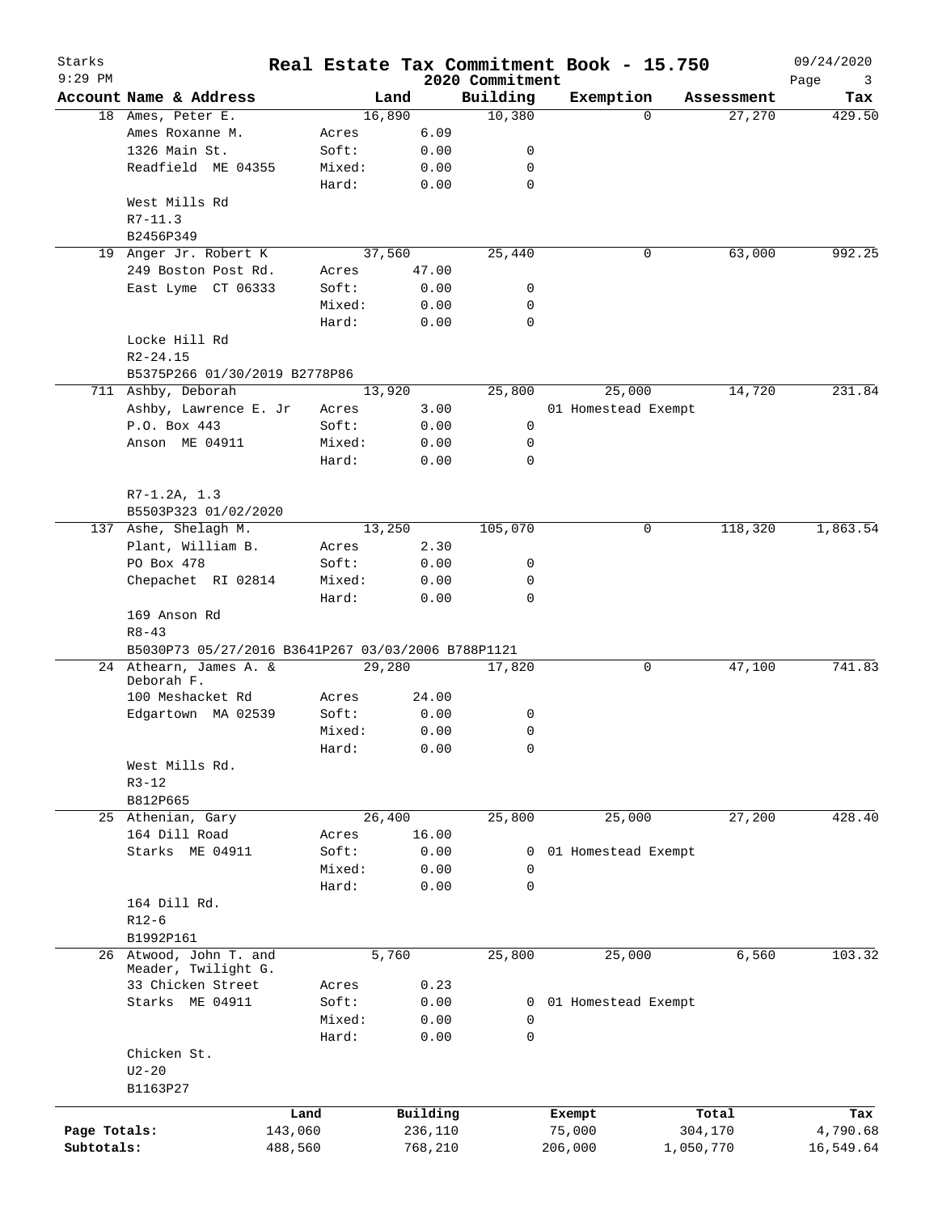# Real Estate Tax Commitment Book - 15.750

2020 Commitment

| Account Name & Address | | Land | Building | Exemption | Assessment | Tax |
|---|---|---|---|---|---|---|
| 18 Ames, Peter E. | | 16,890 | 10,380 | 0 | 27,270 | 429.50 |
| Ames Roxanne M. | Acres | 6.09 | | | | |
| 1326 Main St. | Soft: | 0.00 | 0 | | | |
| Readfield ME 04355 | Mixed: | 0.00 | 0 | | | |
| | Hard: | 0.00 | 0 | | | |
| West Mills Rd | | | | | | |
| R7-11.3 | | | | | | |
| B2456P349 | | | | | | |
| 19 Anger Jr. Robert K | | 37,560 | 25,440 | 0 | 63,000 | 992.25 |
| 249 Boston Post Rd. | Acres | 47.00 | | | | |
| East Lyme CT 06333 | Soft: | 0.00 | 0 | | | |
| | Mixed: | 0.00 | 0 | | | |
| | Hard: | 0.00 | 0 | | | |
| Locke Hill Rd | | | | | | |
| R2-24.15 | | | | | | |
| B5375P266 01/30/2019 B2778P86 | | | | | | |
| 711 Ashby, Deborah | | 13,920 | 25,800 | 25,000 | 14,720 | 231.84 |
| Ashby, Lawrence E. Jr | Acres | 3.00 | | 01 Homestead Exempt | | |
| P.O. Box 443 | Soft: | 0.00 | 0 | | | |
| Anson ME 04911 | Mixed: | 0.00 | 0 | | | |
| | Hard: | 0.00 | 0 | | | |
| R7-1.2A, 1.3 | | | | | | |
| B5503P323 01/02/2020 | | | | | | |
| 137 Ashe, Shelagh M. | | 13,250 | 105,070 | 0 | 118,320 | 1,863.54 |
| Plant, William B. | Acres | 2.30 | | | | |
| PO Box 478 | Soft: | 0.00 | 0 | | | |
| Chepachet RI 02814 | Mixed: | 0.00 | 0 | | | |
| | Hard: | 0.00 | 0 | | | |
| 169 Anson Rd | | | | | | |
| R8-43 | | | | | | |
| B5030P73 05/27/2016 B3641P267 03/03/2006 B788P1121 | | | | | | |
| 24 Athearn, James A. & Deborah F. | | 29,280 | 17,820 | 0 | 47,100 | 741.83 |
| 100 Meshacket Rd | Acres | 24.00 | | | | |
| Edgartown MA 02539 | Soft: | 0.00 | 0 | | | |
| | Mixed: | 0.00 | 0 | | | |
| | Hard: | 0.00 | 0 | | | |
| West Mills Rd. | | | | | | |
| R3-12 | | | | | | |
| B812P665 | | | | | | |
| 25 Athenian, Gary | | 26,400 | 25,800 | 25,000 | 27,200 | 428.40 |
| 164 Dill Road | Acres | 16.00 | | | | |
| Starks ME 04911 | Soft: | 0.00 | 0 | 01 Homestead Exempt | | |
| | Mixed: | 0.00 | 0 | | | |
| | Hard: | 0.00 | 0 | | | |
| 164 Dill Rd. | | | | | | |
| R12-6 | | | | | | |
| B1992P161 | | | | | | |
| 26 Atwood, John T. and Meader, Twilight G. | | 5,760 | 25,800 | 25,000 | 6,560 | 103.32 |
| 33 Chicken Street | Acres | 0.23 | | | | |
| Starks ME 04911 | Soft: | 0.00 | 0 | 01 Homestead Exempt | | |
| | Mixed: | 0.00 | 0 | | | |
| | Hard: | 0.00 | 0 | | | |
| Chicken St. | | | | | | |
| U2-20 | | | | | | |
| B1163P27 | | | | | | |

| | Land | Building | Exempt | Total | Tax |
|---|---|---|---|---|---|
| Page Totals: | 143,060 | 236,110 | 75,000 | 304,170 | 4,790.68 |
| Subtotals: | 488,560 | 768,210 | 206,000 | 1,050,770 | 16,549.64 |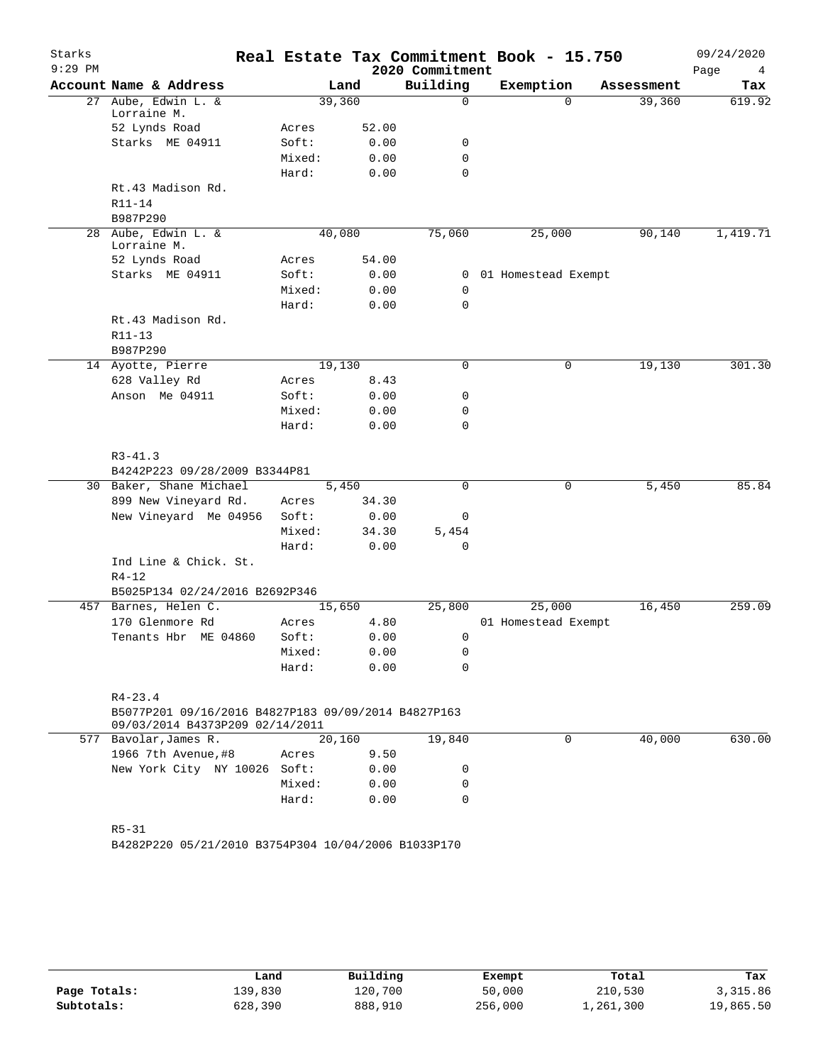# Starks — Real Estate Tax Commitment Book - 15.750

9:29 PM — 2020 Commitment — 09/24/2020

| Account Name & Address | | Land | Building | Exemption | Assessment | Tax |
|---|---|---|---|---|---|---|
| 27 Aube, Edwin L. & Lorraine M. | | 39,360 | 0 | 0 | 39,360 | 619.92 |
| 52 Lynds Road | Acres | 52.00 | | | | |
| Starks ME 04911 | Soft: | 0.00 | 0 | | | |
| | Mixed: | 0.00 | 0 | | | |
| | Hard: | 0.00 | 0 | | | |
| Rt.43 Madison Rd. | | | | | | |
| R11-14 | | | | | | |
| B987P290 | | | | | | |
| 28 Aube, Edwin L. & Lorraine M. | | 40,080 | 75,060 | 25,000 | 90,140 | 1,419.71 |
| 52 Lynds Road | Acres | 54.00 | | | | |
| Starks ME 04911 | Soft: | 0.00 | 0 | 01 Homestead Exempt | | |
| | Mixed: | 0.00 | 0 | | | |
| | Hard: | 0.00 | 0 | | | |
| Rt.43 Madison Rd. | | | | | | |
| R11-13 | | | | | | |
| B987P290 | | | | | | |
| 14 Ayotte, Pierre | | 19,130 | 0 | 0 | 19,130 | 301.30 |
| 628 Valley Rd | Acres | 8.43 | | | | |
| Anson Me 04911 | Soft: | 0.00 | 0 | | | |
| | Mixed: | 0.00 | 0 | | | |
| | Hard: | 0.00 | 0 | | | |
| R3-41.3 | | | | | | |
| B4242P223 09/28/2009 B3344P81 | | | | | | |
| 30 Baker, Shane Michael | | 5,450 | 0 | 0 | 5,450 | 85.84 |
| 899 New Vineyard Rd. | Acres | 34.30 | | | | |
| New Vineyard Me 04956 | Soft: | 0.00 | 0 | | | |
| | Mixed: | 34.30 | 5,454 | | | |
| | Hard: | 0.00 | 0 | | | |
| Ind Line & Chick. St. | | | | | | |
| R4-12 | | | | | | |
| B5025P134 02/24/2016 B2692P346 | | | | | | |
| 457 Barnes, Helen C. | | 15,650 | 25,800 | 25,000 | 16,450 | 259.09 |
| 170 Glenmore Rd | Acres | 4.80 | | 01 Homestead Exempt | | |
| Tenants Hbr ME 04860 | Soft: | 0.00 | 0 | | | |
| | Mixed: | 0.00 | 0 | | | |
| | Hard: | 0.00 | 0 | | | |
| R4-23.4 | | | | | | |
| B5077P201 09/16/2016 B4827P183 09/09/2014 B4827P163 09/03/2014 B4373P209 02/14/2011 | | | | | | |
| 577 Bavolar, James R. | | 20,160 | 19,840 | 0 | 40,000 | 630.00 |
| 1966 7th Avenue,#8 | Acres | 9.50 | | | | |
| New York City NY 10026 | Soft: | 0.00 | 0 | | | |
| | Mixed: | 0.00 | 0 | | | |
| | Hard: | 0.00 | 0 | | | |
| R5-31 | | | | | | |
| B4282P220 05/21/2010 B3754P304 10/04/2006 B1033P170 | | | | | | |

| | Land | Building | Exempt | Total | Tax |
|---|---|---|---|---|---|
| Page Totals: | 139,830 | 120,700 | 50,000 | 210,530 | 3,315.86 |
| Subtotals: | 628,390 | 888,910 | 256,000 | 1,261,300 | 19,865.50 |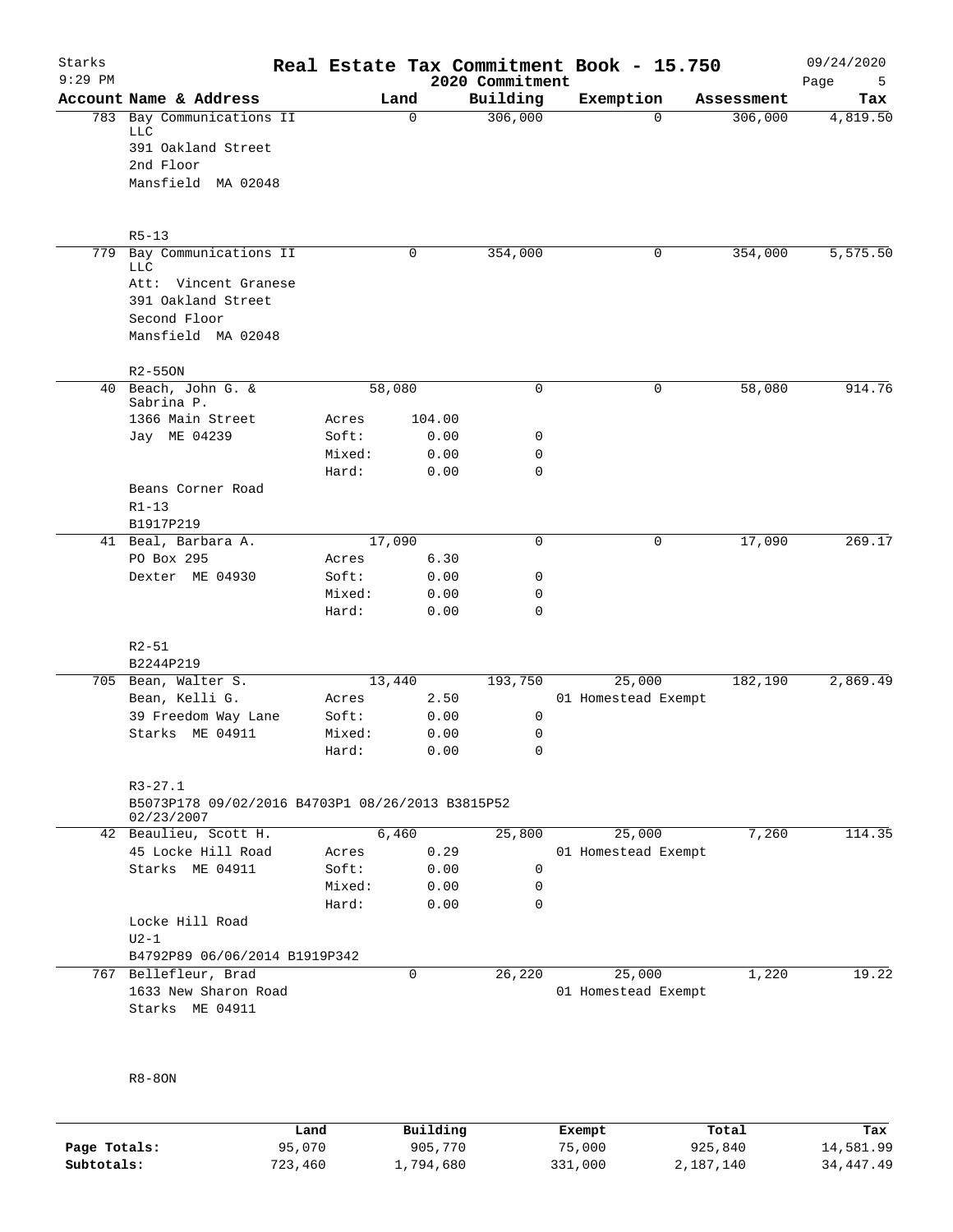# Real Estate Tax Commitment Book - 15.750

Starks
2020 Commitment

| Account Name & Address | Land | Building | Exemption | Assessment | Tax |
|---|---|---|---|---|---|
| 783 Bay Communications II LLC<br>391 Oakland Street<br>2nd Floor<br>Mansfield MA 02048<br><br>R5-13 | 0 | 306,000 | 0 | 306,000 | 4,819.50 |
| 779 Bay Communications II LLC<br>Att: Vincent Granese<br>391 Oakland Street<br>Second Floor<br>Mansfield MA 02048<br><br>R2-55ON | 0 | 354,000 | 0 | 354,000 | 5,575.50 |
| 40 Beach, John G. & Sabrina P.<br>1366 Main Street<br>Jay ME 04239<br><br>Beans Corner Road<br>R1-13<br>B1917P219 | 58,080<br>Acres 104.00<br>Soft: 0.00<br>Mixed: 0.00<br>Hard: 0.00 | 0<br><br>0<br>0<br>0 | 0 | 58,080 | 914.76 |
| 41 Beal, Barbara A.<br>PO Box 295<br>Dexter ME 04930<br><br>R2-51<br>B2244P219 | 17,090<br>Acres 6.30<br>Soft: 0.00<br>Mixed: 0.00<br>Hard: 0.00 | 0<br><br>0<br>0<br>0 | 0 | 17,090 | 269.17 |
| 705 Bean, Walter S.<br>Bean, Kelli G.<br>39 Freedom Way Lane<br>Starks ME 04911<br><br>R3-27.1<br>B5073P178 09/02/2016 B4703P1 08/26/2013 B3815P52 02/23/2007 | 13,440<br>Acres 2.50<br>Soft: 0.00<br>Mixed: 0.00<br>Hard: 0.00 | 193,750<br><br>0<br>0<br>0 | 25,000<br>01 Homestead Exempt | 182,190 | 2,869.49 |
| 42 Beaulieu, Scott H.<br>45 Locke Hill Road<br>Starks ME 04911<br><br>Locke Hill Road<br>U2-1<br>B4792P89 06/06/2014 B1919P342 | 6,460<br>Acres 0.29<br>Soft: 0.00<br>Mixed: 0.00<br>Hard: 0.00 | 25,800<br><br>0<br>0<br>0 | 25,000<br>01 Homestead Exempt | 7,260 | 114.35 |
| 767 Bellefleur, Brad<br>1633 New Sharon Road<br>Starks ME 04911<br><br>R8-8ON | 0 | 26,220 | 25,000<br>01 Homestead Exempt | 1,220 | 19.22 |

| | Land | Building | Exempt | Total | Tax |
|---|---|---|---|---|---|
| Page Totals: | 95,070 | 905,770 | 75,000 | 925,840 | 14,581.99 |
| Subtotals: | 723,460 | 1,794,680 | 331,000 | 2,187,140 | 34,447.49 |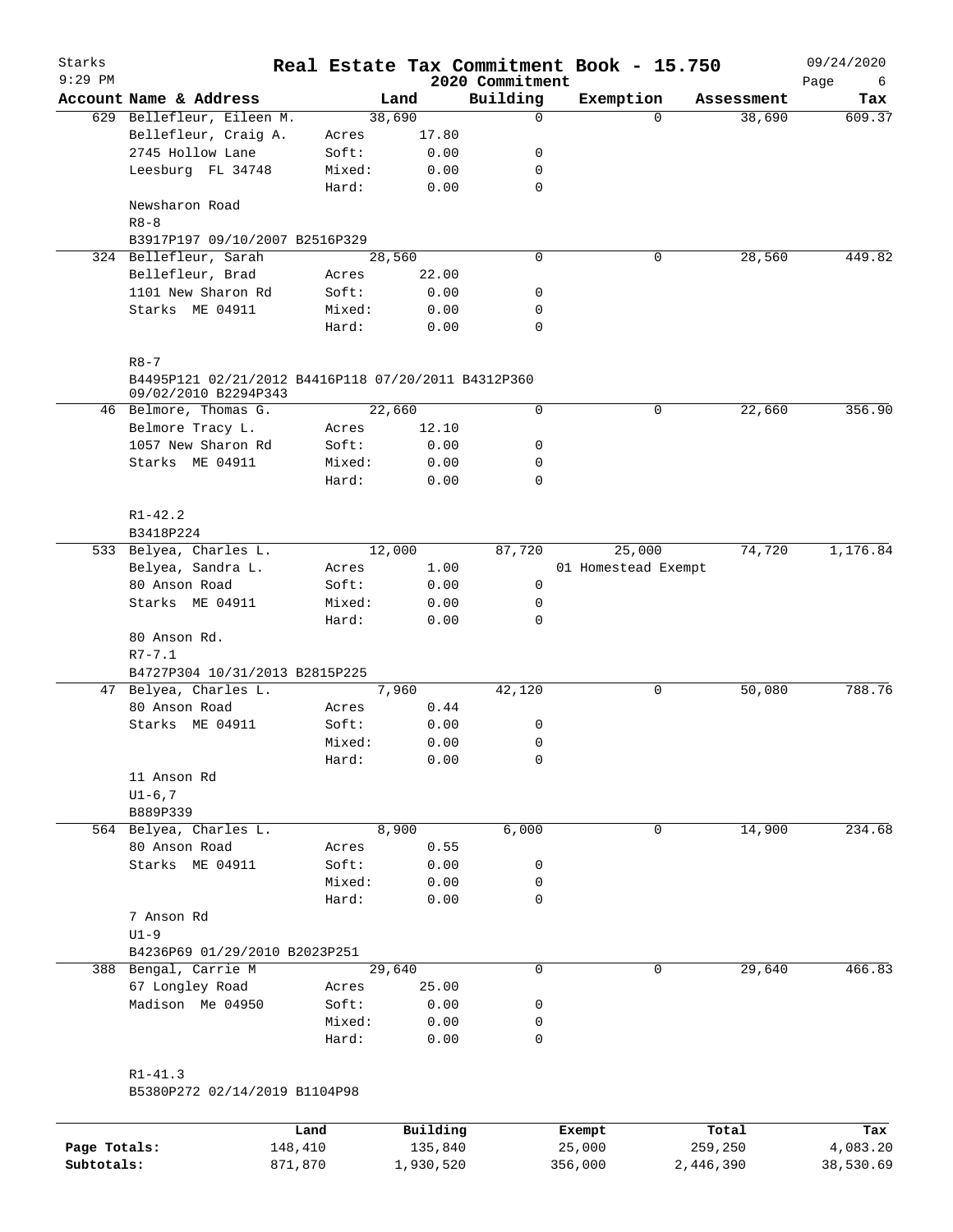# Real Estate Tax Commitment Book - 15.750

Starks — 9:29 PM — 2020 Commitment — 09/24/2020

| Account | Name & Address | | Land | Building | Exemption | Assessment | Tax |
|---|---|---|---|---|---|---|---|
| 629 | Bellefleur, Eileen M. | | 38,690 | 0 | 0 | 38,690 | 609.37 |
| | Bellefleur, Craig A. | Acres | 17.80 | | | | |
| | 2745 Hollow Lane | Soft: | 0.00 | 0 | | | |
| | Leesburg FL 34748 | Mixed: | 0.00 | 0 | | | |
| | | Hard: | 0.00 | 0 | | | |
| | Newsharon Road | | | | | | |
| | R8-8 | | | | | | |
| | B3917P197 09/10/2007 B2516P329 | | | | | | |
| 324 | Bellefleur, Sarah | | 28,560 | 0 | 0 | 28,560 | 449.82 |
| | Bellefleur, Brad | Acres | 22.00 | | | | |
| | 1101 New Sharon Rd | Soft: | 0.00 | 0 | | | |
| | Starks ME 04911 | Mixed: | 0.00 | 0 | | | |
| | | Hard: | 0.00 | 0 | | | |
| | R8-7 | | | | | | |
| | B4495P121 02/21/2012 B4416P118 07/20/2011 B4312P360 09/02/2010 B2294P343 | | | | | | |
| 46 | Belmore, Thomas G. | | 22,660 | 0 | 0 | 22,660 | 356.90 |
| | Belmore Tracy L. | Acres | 12.10 | | | | |
| | 1057 New Sharon Rd | Soft: | 0.00 | 0 | | | |
| | Starks ME 04911 | Mixed: | 0.00 | 0 | | | |
| | | Hard: | 0.00 | 0 | | | |
| | R1-42.2 | | | | | | |
| | B3418P224 | | | | | | |
| 533 | Belyea, Charles L. | | 12,000 | 87,720 | 25,000 | 74,720 | 1,176.84 |
| | Belyea, Sandra L. | Acres | 1.00 | | 01 Homestead Exempt | | |
| | 80 Anson Road | Soft: | 0.00 | 0 | | | |
| | Starks ME 04911 | Mixed: | 0.00 | 0 | | | |
| | | Hard: | 0.00 | 0 | | | |
| | 80 Anson Rd. | | | | | | |
| | R7-7.1 | | | | | | |
| | B4727P304 10/31/2013 B2815P225 | | | | | | |
| 47 | Belyea, Charles L. | | 7,960 | 42,120 | 0 | 50,080 | 788.76 |
| | 80 Anson Road | Acres | 0.44 | | | | |
| | Starks ME 04911 | Soft: | 0.00 | 0 | | | |
| | | Mixed: | 0.00 | 0 | | | |
| | | Hard: | 0.00 | 0 | | | |
| | 11 Anson Rd | | | | | | |
| | U1-6,7 | | | | | | |
| | B889P339 | | | | | | |
| 564 | Belyea, Charles L. | | 8,900 | 6,000 | 0 | 14,900 | 234.68 |
| | 80 Anson Road | Acres | 0.55 | | | | |
| | Starks ME 04911 | Soft: | 0.00 | 0 | | | |
| | | Mixed: | 0.00 | 0 | | | |
| | | Hard: | 0.00 | 0 | | | |
| | 7 Anson Rd | | | | | | |
| | U1-9 | | | | | | |
| | B4236P69 01/29/2010 B2023P251 | | | | | | |
| 388 | Bengal, Carrie M | | 29,640 | 0 | 0 | 29,640 | 466.83 |
| | 67 Longley Road | Acres | 25.00 | | | | |
| | Madison Me 04950 | Soft: | 0.00 | 0 | | | |
| | | Mixed: | 0.00 | 0 | | | |
| | | Hard: | 0.00 | 0 | | | |
| | R1-41.3 | | | | | | |
| | B5380P272 02/14/2019 B1104P98 | | | | | | |

| | Land | Building | Exempt | Total | Tax |
|---|---|---|---|---|---|
| Page Totals: | 148,410 | 135,840 | 25,000 | 259,250 | 4,083.20 |
| Subtotals: | 871,870 | 1,930,520 | 356,000 | 2,446,390 | 38,530.69 |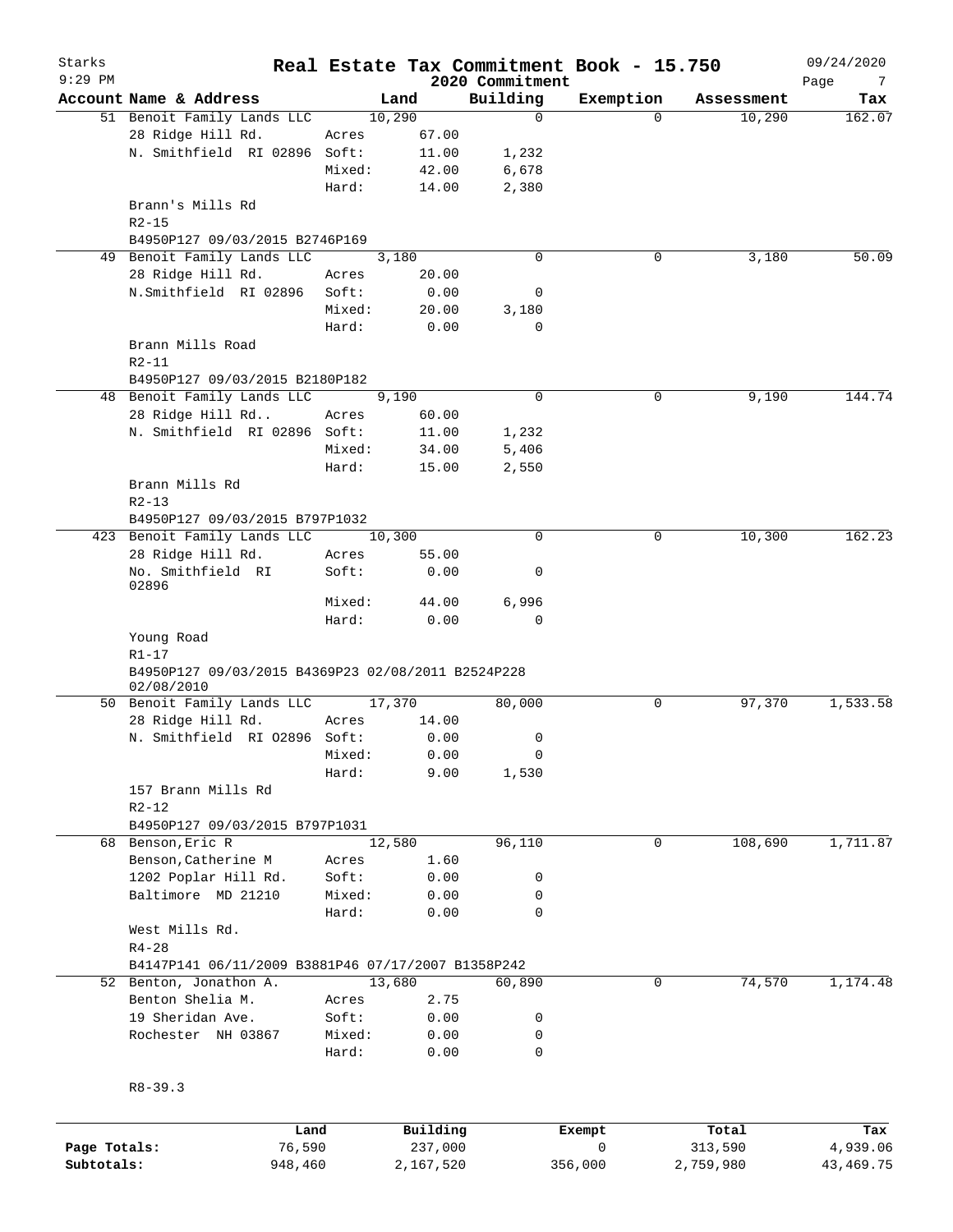Starks 9:29 PM

# Real Estate Tax Commitment Book - 15.750

2020 Commitment

09/24/2020

| Account Name & Address | | Land | Building | Exemption | Assessment | Tax |
|---|---|---|---|---|---|---|
| 51 Benoit Family Lands LLC | | 10,290 | 0 | 0 | 10,290 | 162.07 |
| 28 Ridge Hill Rd. | Acres | 67.00 | | | | |
| N. Smithfield RI 02896 | Soft: | 11.00 | 1,232 | | | |
| | Mixed: | 42.00 | 6,678 | | | |
| | Hard: | 14.00 | 2,380 | | | |
| Brann's Mills Rd | | | | | | |
| R2-15 | | | | | | |
| B4950P127 09/03/2015 B2746P169 | | | | | | |
| 49 Benoit Family Lands LLC | | 3,180 | 0 | 0 | 3,180 | 50.09 |
| 28 Ridge Hill Rd. | Acres | 20.00 | | | | |
| N.Smithfield RI 02896 | Soft: | 0.00 | 0 | | | |
| | Mixed: | 20.00 | 3,180 | | | |
| | Hard: | 0.00 | 0 | | | |
| Brann Mills Road | | | | | | |
| R2-11 | | | | | | |
| B4950P127 09/03/2015 B2180P182 | | | | | | |
| 48 Benoit Family Lands LLC | | 9,190 | 0 | 0 | 9,190 | 144.74 |
| 28 Ridge Hill Rd.. | Acres | 60.00 | | | | |
| N. Smithfield RI 02896 | Soft: | 11.00 | 1,232 | | | |
| | Mixed: | 34.00 | 5,406 | | | |
| | Hard: | 15.00 | 2,550 | | | |
| Brann Mills Rd | | | | | | |
| R2-13 | | | | | | |
| B4950P127 09/03/2015 B797P1032 | | | | | | |
| 423 Benoit Family Lands LLC | | 10,300 | 0 | 0 | 10,300 | 162.23 |
| 28 Ridge Hill Rd. | Acres | 55.00 | | | | |
| No. Smithfield RI 02896 | Soft: | 0.00 | 0 | | | |
| | Mixed: | 44.00 | 6,996 | | | |
| | Hard: | 0.00 | 0 | | | |
| Young Road | | | | | | |
| R1-17 | | | | | | |
| B4950P127 09/03/2015 B4369P23 02/08/2011 B2524P228 02/08/2010 | | | | | | |
| 50 Benoit Family Lands LLC | | 17,370 | 80,000 | 0 | 97,370 | 1,533.58 |
| 28 Ridge Hill Rd. | Acres | 14.00 | | | | |
| N. Smithfield RI O2896 | Soft: | 0.00 | 0 | | | |
| | Mixed: | 0.00 | 0 | | | |
| | Hard: | 9.00 | 1,530 | | | |
| 157 Brann Mills Rd | | | | | | |
| R2-12 | | | | | | |
| B4950P127 09/03/2015 B797P1031 | | | | | | |
| 68 Benson,Eric R | | 12,580 | 96,110 | 0 | 108,690 | 1,711.87 |
| Benson,Catherine M | Acres | 1.60 | | | | |
| 1202 Poplar Hill Rd. | Soft: | 0.00 | 0 | | | |
| Baltimore MD 21210 | Mixed: | 0.00 | 0 | | | |
| | Hard: | 0.00 | 0 | | | |
| West Mills Rd. | | | | | | |
| R4-28 | | | | | | |
| B4147P141 06/11/2009 B3881P46 07/17/2007 B1358P242 | | | | | | |
| 52 Benton, Jonathon A. | | 13,680 | 60,890 | 0 | 74,570 | 1,174.48 |
| Benton Shelia M. | Acres | 2.75 | | | | |
| 19 Sheridan Ave. | Soft: | 0.00 | 0 | | | |
| Rochester NH 03867 | Mixed: | 0.00 | 0 | | | |
| | Hard: | 0.00 | 0 | | | |
| R8-39.3 | | | | | | |

| | Land | Building | Exempt | Total | Tax |
|---|---|---|---|---|---|
| Page Totals: | 76,590 | 237,000 | 0 | 313,590 | 4,939.06 |
| Subtotals: | 948,460 | 2,167,520 | 356,000 | 2,759,980 | 43,469.75 |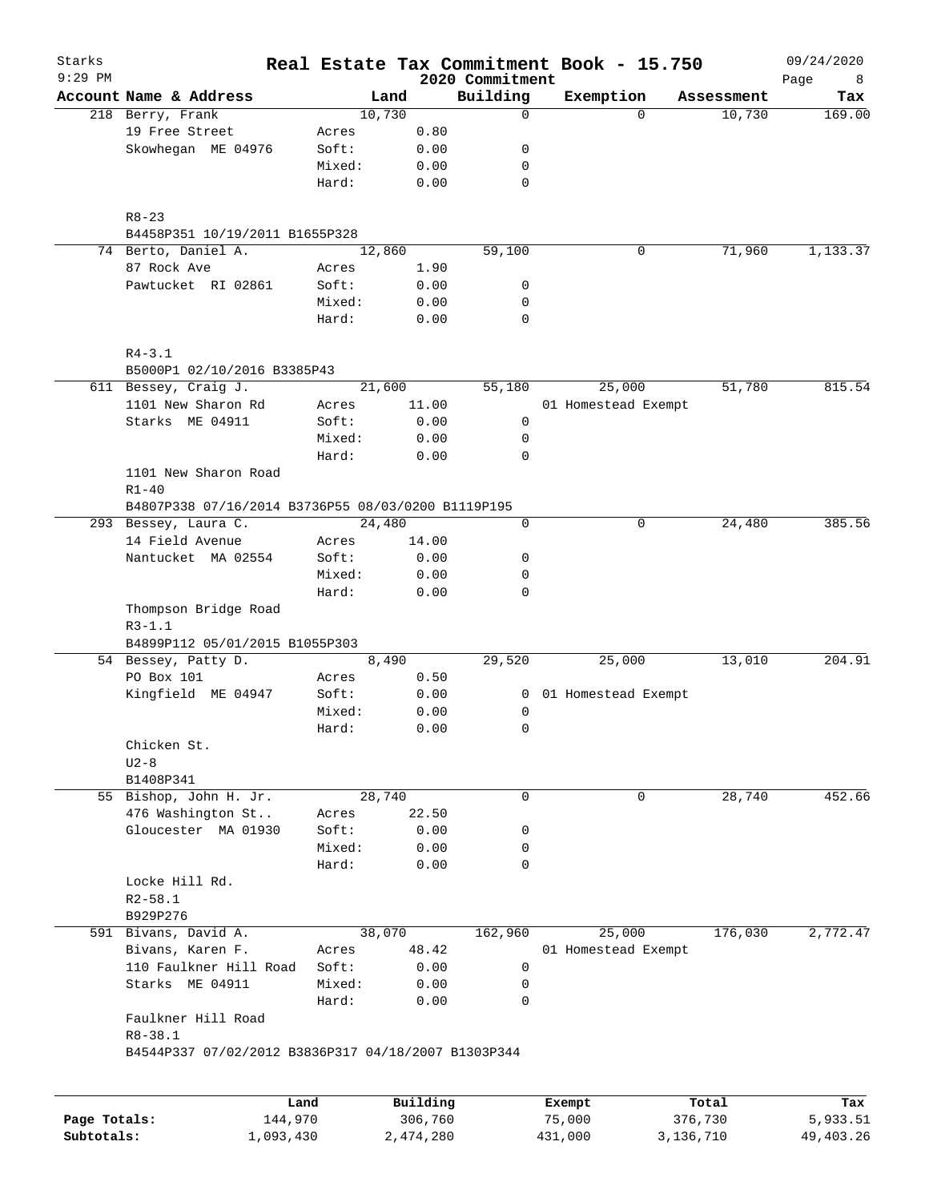# Starks — Real Estate Tax Commitment Book - 15.750

2020 Commitment — 9:29 PM — 09/24/2020

| Account Name & Address | | Land | Building | Exemption | Assessment | Tax |
|---|---|---|---|---|---|---|
| 218 Berry, Frank | | 10,730 | 0 | 0 | 10,730 | 169.00 |
| 19 Free Street | Acres | 0.80 | | | | |
| Skowhegan ME 04976 | Soft: | 0.00 | 0 | | | |
| | Mixed: | 0.00 | 0 | | | |
| | Hard: | 0.00 | 0 | | | |
| R8-23 | | | | | | |
| B4458P351 10/19/2011 B1655P328 | | | | | | |
| 74 Berto, Daniel A. | | 12,860 | 59,100 | 0 | 71,960 | 1,133.37 |
| 87 Rock Ave | Acres | 1.90 | | | | |
| Pawtucket RI 02861 | Soft: | 0.00 | 0 | | | |
| | Mixed: | 0.00 | 0 | | | |
| | Hard: | 0.00 | 0 | | | |
| R4-3.1 | | | | | | |
| B5000P1 02/10/2016 B3385P43 | | | | | | |
| 611 Bessey, Craig J. | | 21,600 | 55,180 | 25,000 | 51,780 | 815.54 |
| 1101 New Sharon Rd | Acres | 11.00 | | 01 Homestead Exempt | | |
| Starks ME 04911 | Soft: | 0.00 | 0 | | | |
| | Mixed: | 0.00 | 0 | | | |
| | Hard: | 0.00 | 0 | | | |
| 1101 New Sharon Road | | | | | | |
| R1-40 | | | | | | |
| B4807P338 07/16/2014 B3736P55 08/03/0200 B1119P195 | | | | | | |
| 293 Bessey, Laura C. | | 24,480 | 0 | 0 | 24,480 | 385.56 |
| 14 Field Avenue | Acres | 14.00 | | | | |
| Nantucket MA 02554 | Soft: | 0.00 | 0 | | | |
| | Mixed: | 0.00 | 0 | | | |
| | Hard: | 0.00 | 0 | | | |
| Thompson Bridge Road | | | | | | |
| R3-1.1 | | | | | | |
| B4899P112 05/01/2015 B1055P303 | | | | | | |
| 54 Bessey, Patty D. | | 8,490 | 29,520 | 25,000 | 13,010 | 204.91 |
| PO Box 101 | Acres | 0.50 | | | | |
| Kingfield ME 04947 | Soft: | 0.00 | 0 | 01 Homestead Exempt | | |
| | Mixed: | 0.00 | 0 | | | |
| | Hard: | 0.00 | 0 | | | |
| Chicken St. | | | | | | |
| U2-8 | | | | | | |
| B1408P341 | | | | | | |
| 55 Bishop, John H. Jr. | | 28,740 | 0 | 0 | 28,740 | 452.66 |
| 476 Washington St.. | Acres | 22.50 | | | | |
| Gloucester MA 01930 | Soft: | 0.00 | 0 | | | |
| | Mixed: | 0.00 | 0 | | | |
| | Hard: | 0.00 | 0 | | | |
| Locke Hill Rd. | | | | | | |
| R2-58.1 | | | | | | |
| B929P276 | | | | | | |
| 591 Bivans, David A. | | 38,070 | 162,960 | 25,000 | 176,030 | 2,772.47 |
| Bivans, Karen F. | Acres | 48.42 | | 01 Homestead Exempt | | |
| 110 Faulkner Hill Road | Soft: | 0.00 | 0 | | | |
| Starks ME 04911 | Mixed: | 0.00 | 0 | | | |
| | Hard: | 0.00 | 0 | | | |
| Faulkner Hill Road | | | | | | |
| R8-38.1 | | | | | | |
| B4544P337 07/02/2012 B3836P317 04/18/2007 B1303P344 | | | | | | |

| | Land | Building | Exempt | Total | Tax |
|---|---|---|---|---|---|
| Page Totals: | 144,970 | 306,760 | 75,000 | 376,730 | 5,933.51 |
| Subtotals: | 1,093,430 | 2,474,280 | 431,000 | 3,136,710 | 49,403.26 |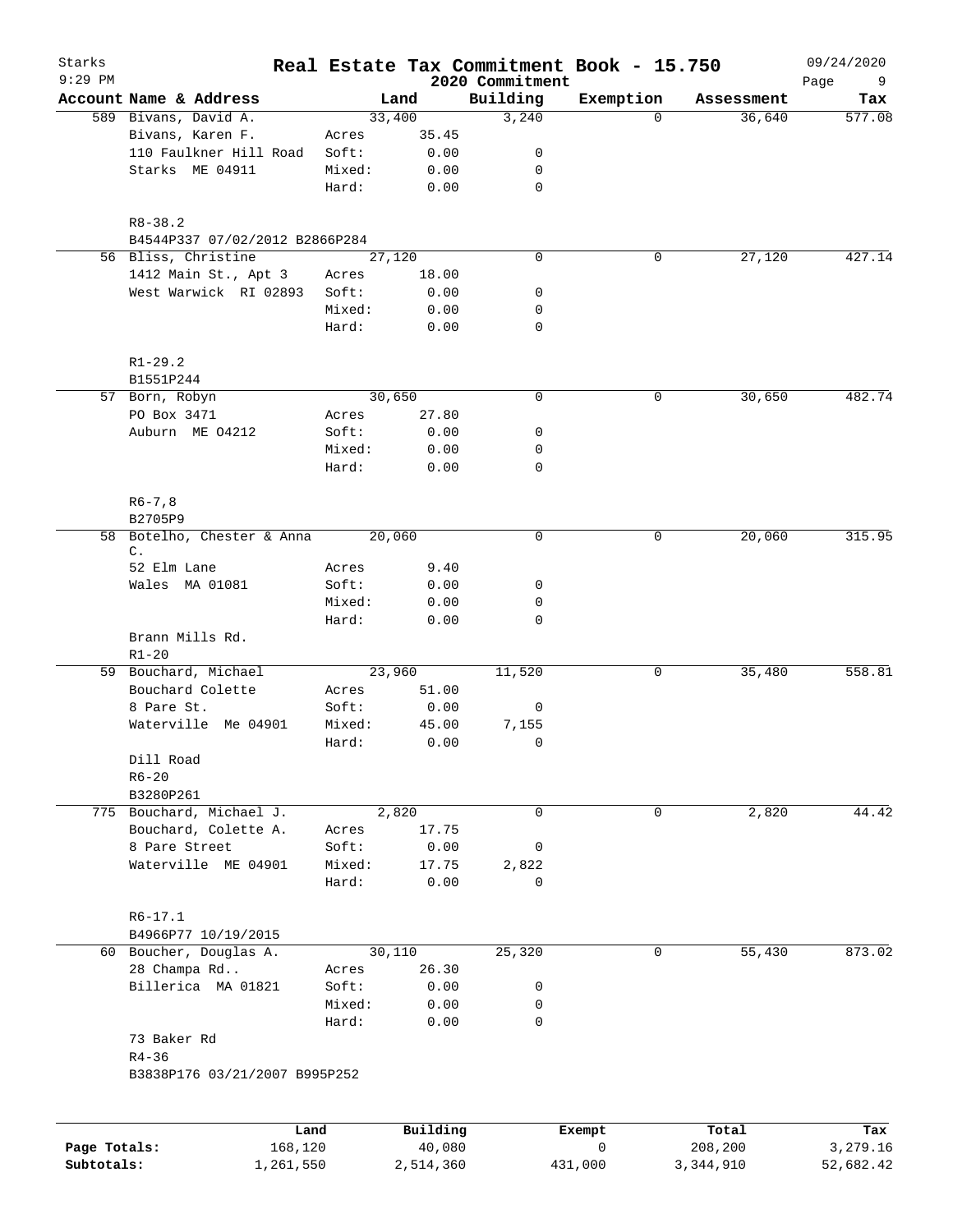# Starks — Real Estate Tax Commitment Book - 15.750

2020 Commitment

09/24/2020 9:29 PM

| Account Name & Address | | Land | Building | Exemption | Assessment | Tax |
|---|---|---|---|---|---|---|
| 589 Bivans, David A. | | 33,400 | 3,240 | 0 | 36,640 | 577.08 |
| Bivans, Karen F. | Acres | 35.45 | | | | |
| 110 Faulkner Hill Road | Soft: | 0.00 | 0 | | | |
| Starks ME 04911 | Mixed: | 0.00 | 0 | | | |
| | Hard: | 0.00 | 0 | | | |
| R8-38.2 | | | | | | |
| B4544P337 07/02/2012 B2866P284 | | | | | | |
| 56 Bliss, Christine | | 27,120 | 0 | 0 | 27,120 | 427.14 |
| 1412 Main St., Apt 3 | Acres | 18.00 | | | | |
| West Warwick RI 02893 | Soft: | 0.00 | 0 | | | |
| | Mixed: | 0.00 | 0 | | | |
| | Hard: | 0.00 | 0 | | | |
| R1-29.2 | | | | | | |
| B1551P244 | | | | | | |
| 57 Born, Robyn | | 30,650 | 0 | 0 | 30,650 | 482.74 |
| PO Box 3471 | Acres | 27.80 | | | | |
| Auburn ME O4212 | Soft: | 0.00 | 0 | | | |
| | Mixed: | 0.00 | 0 | | | |
| | Hard: | 0.00 | 0 | | | |
| R6-7,8 | | | | | | |
| B2705P9 | | | | | | |
| 58 Botelho, Chester & Anna C. | | 20,060 | 0 | 0 | 20,060 | 315.95 |
| 52 Elm Lane | Acres | 9.40 | | | | |
| Wales MA 01081 | Soft: | 0.00 | 0 | | | |
| | Mixed: | 0.00 | 0 | | | |
| | Hard: | 0.00 | 0 | | | |
| Brann Mills Rd. | | | | | | |
| R1-20 | | | | | | |
| 59 Bouchard, Michael | | 23,960 | 11,520 | 0 | 35,480 | 558.81 |
| Bouchard Colette | Acres | 51.00 | | | | |
| 8 Pare St. | Soft: | 0.00 | 0 | | | |
| Waterville Me 04901 | Mixed: | 45.00 | 7,155 | | | |
| | Hard: | 0.00 | 0 | | | |
| Dill Road | | | | | | |
| R6-20 | | | | | | |
| B3280P261 | | | | | | |
| 775 Bouchard, Michael J. | | 2,820 | 0 | 0 | 2,820 | 44.42 |
| Bouchard, Colette A. | Acres | 17.75 | | | | |
| 8 Pare Street | Soft: | 0.00 | 0 | | | |
| Waterville ME 04901 | Mixed: | 17.75 | 2,822 | | | |
| | Hard: | 0.00 | 0 | | | |
| R6-17.1 | | | | | | |
| B4966P77 10/19/2015 | | | | | | |
| 60 Boucher, Douglas A. | | 30,110 | 25,320 | 0 | 55,430 | 873.02 |
| 28 Champa Rd.. | Acres | 26.30 | | | | |
| Billerica MA 01821 | Soft: | 0.00 | 0 | | | |
| | Mixed: | 0.00 | 0 | | | |
| | Hard: | 0.00 | 0 | | | |
| 73 Baker Rd | | | | | | |
| R4-36 | | | | | | |
| B3838P176 03/21/2007 B995P252 | | | | | | |

| | Land | Building | Exempt | Total | Tax |
|---|---|---|---|---|---|
| **Page Totals:** | 168,120 | 40,080 | 0 | 208,200 | 3,279.16 |
| **Subtotals:** | 1,261,550 | 2,514,360 | 431,000 | 3,344,910 | 52,682.42 |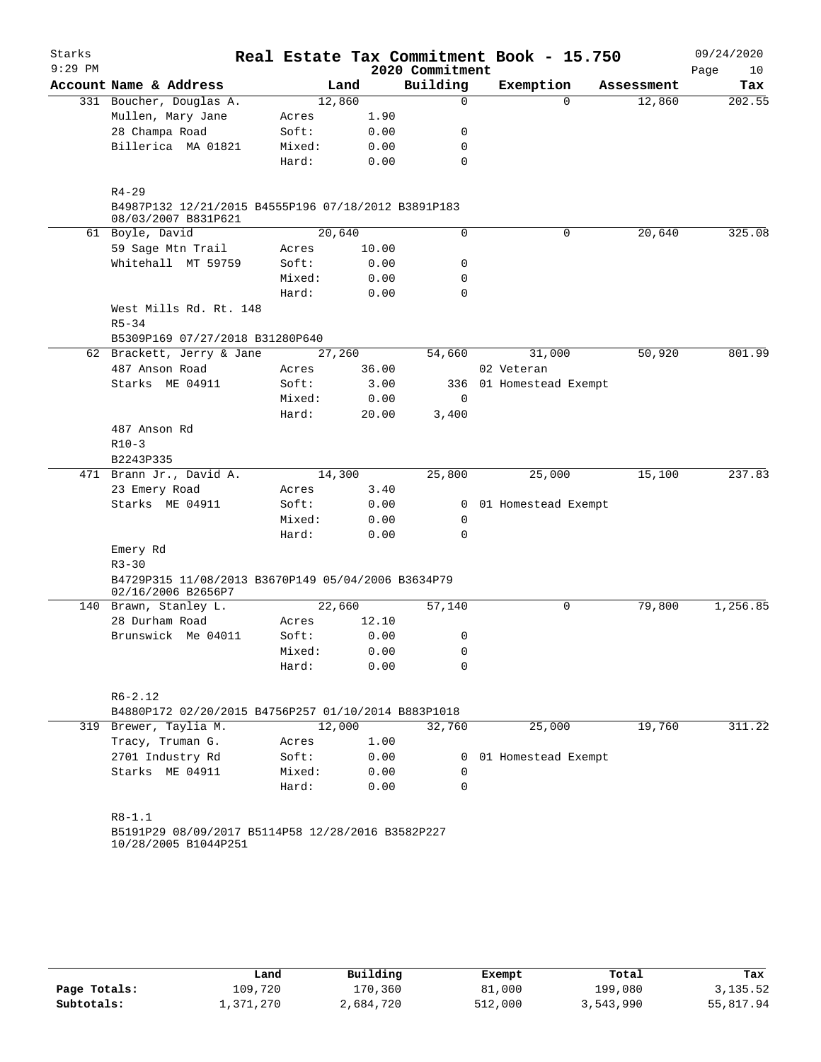# Real Estate Tax Commitment Book - 15.750

Starks
9:29 PM
2020 Commitment
09/24/2020

| Account | Name & Address | | Land | Building | Exemption | Assessment | Tax |
|---|---|---|---|---|---|---|---|
| 331 | Boucher, Douglas A. | | 12,860 | 0 | 0 | 12,860 | 202.55 |
| | Mullen, Mary Jane | Acres | 1.90 | | | | |
| | 28 Champa Road | Soft: | 0.00 | 0 | | | |
| | Billerica MA 01821 | Mixed: | 0.00 | 0 | | | |
| | | Hard: | 0.00 | 0 | | | |
| | R4-29 | | | | | | |
| | B4987P132 12/21/2015 B4555P196 07/18/2012 B3891P183 08/03/2007 B831P621 | | | | | | |
| 61 | Boyle, David | | 20,640 | 0 | 0 | 20,640 | 325.08 |
| | 59 Sage Mtn Trail | Acres | 10.00 | | | | |
| | Whitehall MT 59759 | Soft: | 0.00 | 0 | | | |
| | | Mixed: | 0.00 | 0 | | | |
| | | Hard: | 0.00 | 0 | | | |
| | West Mills Rd. Rt. 148 | | | | | | |
| | R5-34 | | | | | | |
| | B5309P169 07/27/2018 B31280P640 | | | | | | |
| 62 | Brackett, Jerry & Jane | | 27,260 | 54,660 | 31,000 | 50,920 | 801.99 |
| | 487 Anson Road | Acres | 36.00 | | 02 Veteran | | |
| | Starks ME 04911 | Soft: | 3.00 | 336 | 01 Homestead Exempt | | |
| | | Mixed: | 0.00 | 0 | | | |
| | | Hard: | 20.00 | 3,400 | | | |
| | 487 Anson Rd | | | | | | |
| | R10-3 | | | | | | |
| | B2243P335 | | | | | | |
| 471 | Brann Jr., David A. | | 14,300 | 25,800 | 25,000 | 15,100 | 237.83 |
| | 23 Emery Road | Acres | 3.40 | | | | |
| | Starks ME 04911 | Soft: | 0.00 | 0 | 01 Homestead Exempt | | |
| | | Mixed: | 0.00 | 0 | | | |
| | | Hard: | 0.00 | 0 | | | |
| | Emery Rd | | | | | | |
| | R3-30 | | | | | | |
| | B4729P315 11/08/2013 B3670P149 05/04/2006 B3634P79 02/16/2006 B2656P7 | | | | | | |
| 140 | Brawn, Stanley L. | | 22,660 | 57,140 | 0 | 79,800 | 1,256.85 |
| | 28 Durham Road | Acres | 12.10 | | | | |
| | Brunswick Me 04011 | Soft: | 0.00 | 0 | | | |
| | | Mixed: | 0.00 | 0 | | | |
| | | Hard: | 0.00 | 0 | | | |
| | R6-2.12 | | | | | | |
| | B4880P172 02/20/2015 B4756P257 01/10/2014 B883P1018 | | | | | | |
| 319 | Brewer, Taylia M. | | 12,000 | 32,760 | 25,000 | 19,760 | 311.22 |
| | Tracy, Truman G. | Acres | 1.00 | | | | |
| | 2701 Industry Rd | Soft: | 0.00 | 0 | 01 Homestead Exempt | | |
| | Starks ME 04911 | Mixed: | 0.00 | 0 | | | |
| | | Hard: | 0.00 | 0 | | | |
| | R8-1.1 | | | | | | |
| | B5191P29 08/09/2017 B5114P58 12/28/2016 B3582P227 10/28/2005 B1044P251 | | | | | | |

| | Land | Building | Exempt | Total | Tax |
|---|---|---|---|---|---|
| Page Totals: | 109,720 | 170,360 | 81,000 | 199,080 | 3,135.52 |
| Subtotals: | 1,371,270 | 2,684,720 | 512,000 | 3,543,990 | 55,817.94 |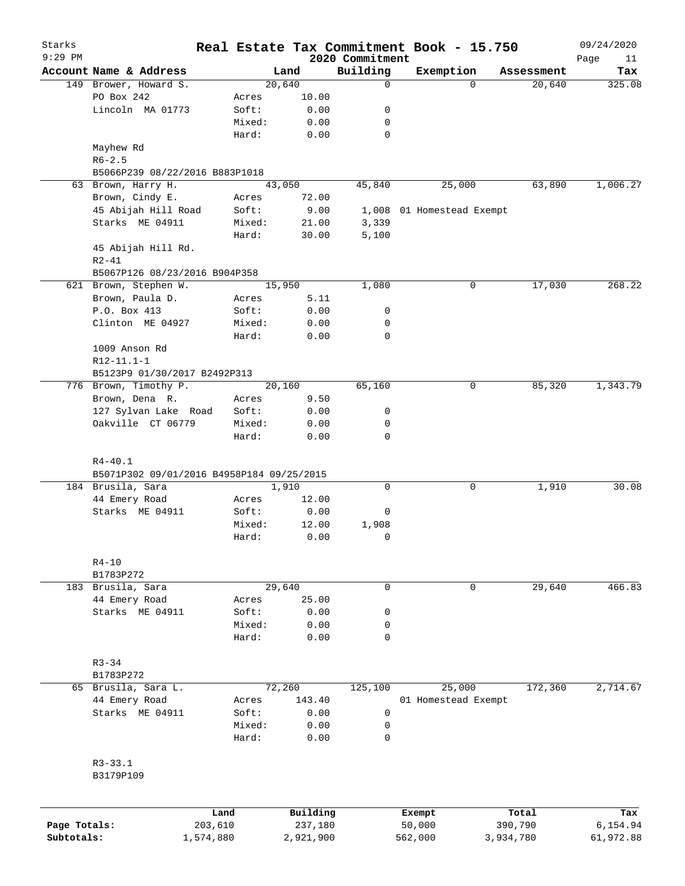# Real Estate Tax Commitment Book - 15.750

Starks
9:29 PM
2020 Commitment
09/24/2020

| Account Name & Address | | Land | Building | Exemption | Assessment | Tax |
|---|---|---|---|---|---|---|
| 149 Brower, Howard S. | | 20,640 | 0 | 0 | 20,640 | 325.08 |
| PO Box 242 | Acres | 10.00 | | | | |
| Lincoln MA 01773 | Soft: | 0.00 | 0 | | | |
| | Mixed: | 0.00 | 0 | | | |
| | Hard: | 0.00 | 0 | | | |
| Mayhew Rd | | | | | | |
| R6-2.5 | | | | | | |
| B5066P239 08/22/2016 B883P1018 | | | | | | |
| 63 Brown, Harry H. | | 43,050 | 45,840 | 25,000 | 63,890 | 1,006.27 |
| Brown, Cindy E. | Acres | 72.00 | | | | |
| 45 Abijah Hill Road | Soft: | 9.00 | 1,008 | 01 Homestead Exempt | | |
| Starks ME 04911 | Mixed: | 21.00 | 3,339 | | | |
| | Hard: | 30.00 | 5,100 | | | |
| 45 Abijah Hill Rd. | | | | | | |
| R2-41 | | | | | | |
| B5067P126 08/23/2016 B904P358 | | | | | | |
| 621 Brown, Stephen W. | | 15,950 | 1,080 | 0 | 17,030 | 268.22 |
| Brown, Paula D. | Acres | 5.11 | | | | |
| P.O. Box 413 | Soft: | 0.00 | 0 | | | |
| Clinton ME 04927 | Mixed: | 0.00 | 0 | | | |
| | Hard: | 0.00 | 0 | | | |
| 1009 Anson Rd | | | | | | |
| R12-11.1-1 | | | | | | |
| B5123P9 01/30/2017 B2492P313 | | | | | | |
| 776 Brown, Timothy P. | | 20,160 | 65,160 | 0 | 85,320 | 1,343.79 |
| Brown, Dena R. | Acres | 9.50 | | | | |
| 127 Sylvan Lake Road | Soft: | 0.00 | 0 | | | |
| Oakville CT 06779 | Mixed: | 0.00 | 0 | | | |
| | Hard: | 0.00 | 0 | | | |
| R4-40.1 | | | | | | |
| B5071P302 09/01/2016 B4958P184 09/25/2015 | | | | | | |
| 184 Brusila, Sara | | 1,910 | 0 | 0 | 1,910 | 30.08 |
| 44 Emery Road | Acres | 12.00 | | | | |
| Starks ME 04911 | Soft: | 0.00 | 0 | | | |
| | Mixed: | 12.00 | 1,908 | | | |
| | Hard: | 0.00 | 0 | | | |
| R4-10 | | | | | | |
| B1783P272 | | | | | | |
| 183 Brusila, Sara | | 29,640 | 0 | 0 | 29,640 | 466.83 |
| 44 Emery Road | Acres | 25.00 | | | | |
| Starks ME 04911 | Soft: | 0.00 | 0 | | | |
| | Mixed: | 0.00 | 0 | | | |
| | Hard: | 0.00 | 0 | | | |
| R3-34 | | | | | | |
| B1783P272 | | | | | | |
| 65 Brusila, Sara L. | | 72,260 | 125,100 | 25,000 | 172,360 | 2,714.67 |
| 44 Emery Road | Acres | 143.40 | | 01 Homestead Exempt | | |
| Starks ME 04911 | Soft: | 0.00 | 0 | | | |
| | Mixed: | 0.00 | 0 | | | |
| | Hard: | 0.00 | 0 | | | |
| R3-33.1 | | | | | | |
| B3179P109 | | | | | | |

| | Land | Building | Exempt | Total | Tax |
|---|---|---|---|---|---|
| Page Totals: | 203,610 | 237,180 | 50,000 | 390,790 | 6,154.94 |
| Subtotals: | 1,574,880 | 2,921,900 | 562,000 | 3,934,780 | 61,972.88 |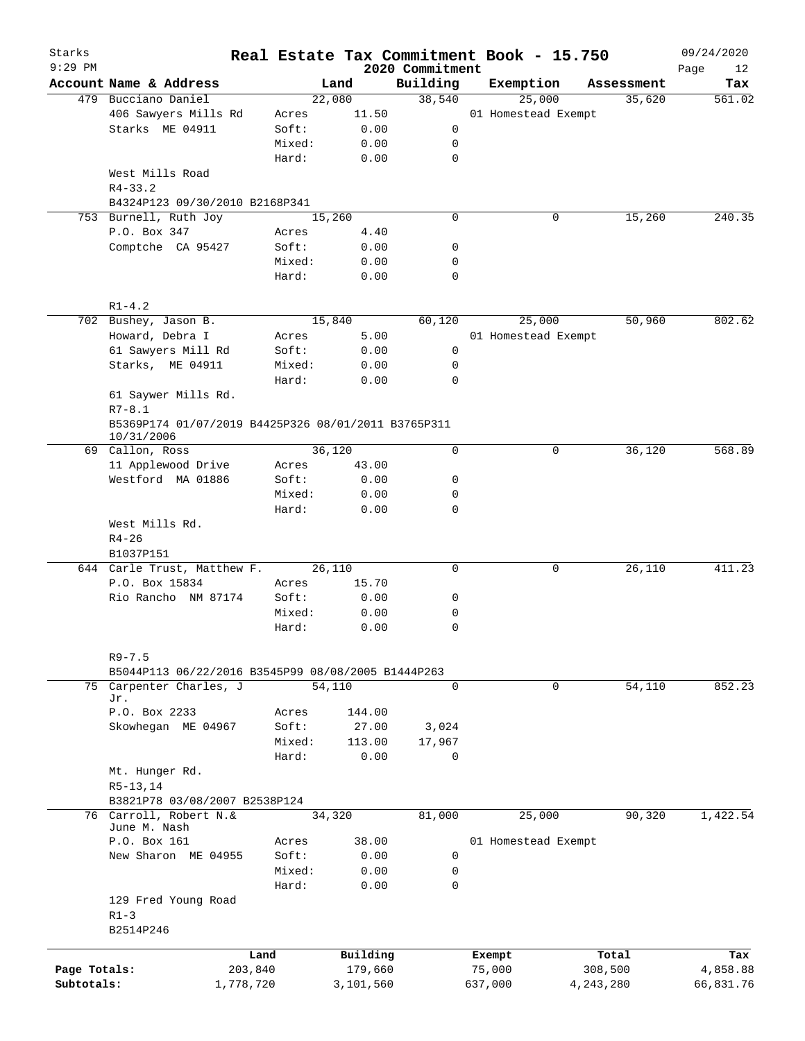# Real Estate Tax Commitment Book - 15.750

Starks
9:29 PM
2020 Commitment
09/24/2020

| Account Name & Address | | Land | Building | Exemption | Assessment | Tax |
|---|---|---|---|---|---|---|
| 479 Bucciano Daniel | | 22,080 | 38,540 | 25,000 | 35,620 | 561.02 |
| 406 Sawyers Mills Rd | Acres | 11.50 | | 01 Homestead Exempt | | |
| Starks ME 04911 | Soft: | 0.00 | 0 | | | |
| | Mixed: | 0.00 | 0 | | | |
| | Hard: | 0.00 | 0 | | | |
| West Mills Road | | | | | | |
| R4-33.2 | | | | | | |
| B4324P123 09/30/2010 B2168P341 | | | | | | |
| 753 Burnell, Ruth Joy | | 15,260 | 0 | 0 | 15,260 | 240.35 |
| P.O. Box 347 | Acres | 4.40 | | | | |
| Comptche CA 95427 | Soft: | 0.00 | 0 | | | |
| | Mixed: | 0.00 | 0 | | | |
| | Hard: | 0.00 | 0 | | | |
| R1-4.2 | | | | | | |
| 702 Bushey, Jason B. | | 15,840 | 60,120 | 25,000 | 50,960 | 802.62 |
| Howard, Debra I | Acres | 5.00 | | 01 Homestead Exempt | | |
| 61 Sawyers Mill Rd | Soft: | 0.00 | 0 | | | |
| Starks, ME 04911 | Mixed: | 0.00 | 0 | | | |
| | Hard: | 0.00 | 0 | | | |
| 61 Saywer Mills Rd. | | | | | | |
| R7-8.1 | | | | | | |
| B5369P174 01/07/2019 B4425P326 08/01/2011 B3765P311 10/31/2006 | | | | | | |
| 69 Callon, Ross | | 36,120 | 0 | 0 | 36,120 | 568.89 |
| 11 Applewood Drive | Acres | 43.00 | | | | |
| Westford MA 01886 | Soft: | 0.00 | 0 | | | |
| | Mixed: | 0.00 | 0 | | | |
| | Hard: | 0.00 | 0 | | | |
| West Mills Rd. | | | | | | |
| R4-26 | | | | | | |
| B1037P151 | | | | | | |
| 644 Carle Trust, Matthew F. | | 26,110 | 0 | 0 | 26,110 | 411.23 |
| P.O. Box 15834 | Acres | 15.70 | | | | |
| Rio Rancho NM 87174 | Soft: | 0.00 | 0 | | | |
| | Mixed: | 0.00 | 0 | | | |
| | Hard: | 0.00 | 0 | | | |
| R9-7.5 | | | | | | |
| B5044P113 06/22/2016 B3545P99 08/08/2005 B1444P263 | | | | | | |
| 75 Carpenter Charles, J Jr. | | 54,110 | 0 | 0 | 54,110 | 852.23 |
| P.O. Box 2233 | Acres | 144.00 | | | | |
| Skowhegan ME 04967 | Soft: | 27.00 | 3,024 | | | |
| | Mixed: | 113.00 | 17,967 | | | |
| | Hard: | 0.00 | 0 | | | |
| Mt. Hunger Rd. | | | | | | |
| R5-13,14 | | | | | | |
| B3821P78 03/08/2007 B2538P124 | | | | | | |
| 76 Carroll, Robert N.& June M. Nash | | 34,320 | 81,000 | 25,000 | 90,320 | 1,422.54 |
| P.O. Box 161 | Acres | 38.00 | | 01 Homestead Exempt | | |
| New Sharon ME 04955 | Soft: | 0.00 | 0 | | | |
| | Mixed: | 0.00 | 0 | | | |
| | Hard: | 0.00 | 0 | | | |
| 129 Fred Young Road | | | | | | |
| R1-3 | | | | | | |
| B2514P246 | | | | | | |

| | Land | Building | Exempt | Total | Tax |
|---|---|---|---|---|---|
| Page Totals: | 203,840 | 179,660 | 75,000 | 308,500 | 4,858.88 |
| Subtotals: | 1,778,720 | 3,101,560 | 637,000 | 4,243,280 | 66,831.76 |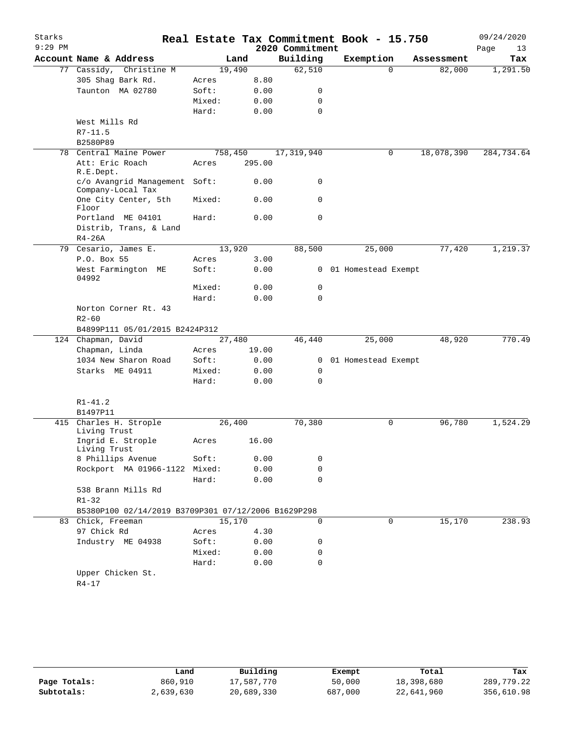# Real Estate Tax Commitment Book - 15.750

Starks
9:29 PM
2020 Commitment
09/24/2020

| Account Name & Address | | Land | Building | Exemption | Assessment | Tax |
|---|---|---|---|---|---|---|
| 77 Cassidy, Christine M | | 19,490 | 62,510 | 0 | 82,000 | 1,291.50 |
| 305 Shag Bark Rd. | Acres | 8.80 | | | | |
| Taunton MA 02780 | Soft: | 0.00 | 0 | | | |
| | Mixed: | 0.00 | 0 | | | |
| | Hard: | 0.00 | 0 | | | |
| West Mills Rd | | | | | | |
| R7-11.5 | | | | | | |
| B2580P89 | | | | | | |
| 78 Central Maine Power | | 758,450 | 17,319,940 | 0 | 18,078,390 | 284,734.64 |
| Att: Eric Roach R.E.Dept. | Acres | 295.00 | | | | |
| c/o Avangrid Management Company-Local Tax | Soft: | 0.00 | 0 | | | |
| One City Center, 5th Floor | Mixed: | 0.00 | 0 | | | |
| Portland ME 04101 | Hard: | 0.00 | 0 | | | |
| Distrib, Trans, & Land | | | | | | |
| R4-26A | | | | | | |
| 79 Cesario, James E. | | 13,920 | 88,500 | 25,000 | 77,420 | 1,219.37 |
| P.O. Box 55 | Acres | 3.00 | | | | |
| West Farmington ME 04992 | Soft: | 0.00 | 0 | 01 Homestead Exempt | | |
| | Mixed: | 0.00 | 0 | | | |
| | Hard: | 0.00 | 0 | | | |
| Norton Corner Rt. 43 | | | | | | |
| R2-60 | | | | | | |
| B4899P111 05/01/2015 B2424P312 | | | | | | |
| 124 Chapman, David | | 27,480 | 46,440 | 25,000 | 48,920 | 770.49 |
| Chapman, Linda | Acres | 19.00 | | | | |
| 1034 New Sharon Road | Soft: | 0.00 | 0 | 01 Homestead Exempt | | |
| Starks ME 04911 | Mixed: | 0.00 | 0 | | | |
| | Hard: | 0.00 | 0 | | | |
| R1-41.2 | | | | | | |
| B1497P11 | | | | | | |
| 415 Charles H. Strople Living Trust | | 26,400 | 70,380 | 0 | 96,780 | 1,524.29 |
| Ingrid E. Strople Living Trust | Acres | 16.00 | | | | |
| 8 Phillips Avenue | Soft: | 0.00 | 0 | | | |
| Rockport MA 01966-1122 | Mixed: | 0.00 | 0 | | | |
| | Hard: | 0.00 | 0 | | | |
| 538 Brann Mills Rd | | | | | | |
| R1-32 | | | | | | |
| B5380P100 02/14/2019 B3709P301 07/12/2006 B1629P298 | | | | | | |
| 83 Chick, Freeman | | 15,170 | 0 | 0 | 15,170 | 238.93 |
| 97 Chick Rd | Acres | 4.30 | | | | |
| Industry ME 04938 | Soft: | 0.00 | 0 | | | |
| | Mixed: | 0.00 | 0 | | | |
| | Hard: | 0.00 | 0 | | | |
| Upper Chicken St. | | | | | | |
| R4-17 | | | | | | |

| | Land | Building | Exempt | Total | Tax |
|---|---|---|---|---|---|
| Page Totals: | 860,910 | 17,587,770 | 50,000 | 18,398,680 | 289,779.22 |
| Subtotals: | 2,639,630 | 20,689,330 | 687,000 | 22,641,960 | 356,610.98 |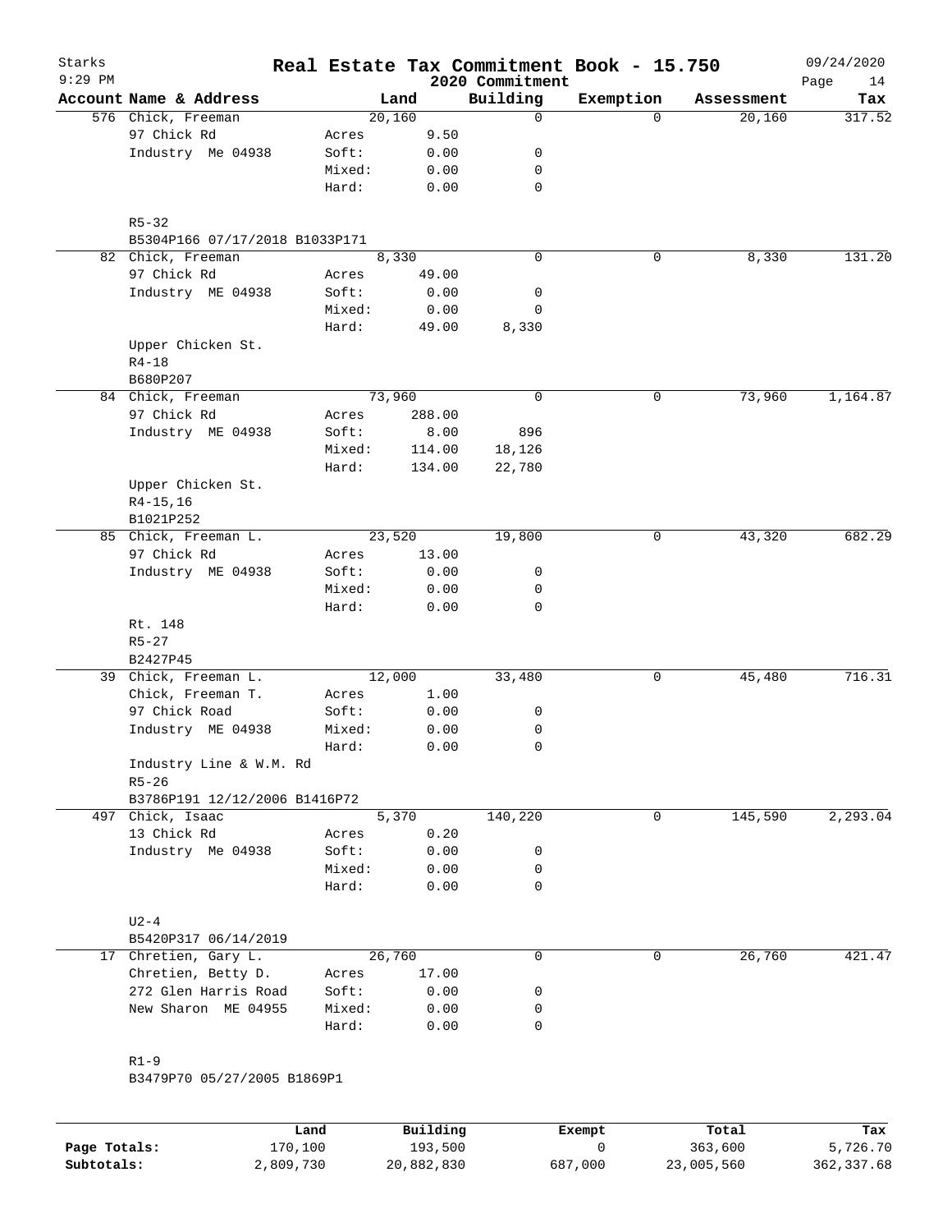# Starks — Real Estate Tax Commitment Book - 15.750

2020 Commitment — 09/24/2020 — 9:29 PM

| Account | Name & Address | | Land | Building | Exemption | Assessment | Tax |
|---|---|---|---|---|---|---|---|
| 576 | Chick, Freeman | | 20,160 | 0 | 0 | 20,160 | 317.52 |
| | 97 Chick Rd | Acres | 9.50 | | | | |
| | Industry Me 04938 | Soft: | 0.00 | 0 | | | |
| | | Mixed: | 0.00 | 0 | | | |
| | | Hard: | 0.00 | 0 | | | |
| | R5-32 | | | | | | |
| | B5304P166 07/17/2018 B1033P171 | | | | | | |
| 82 | Chick, Freeman | | 8,330 | 0 | 0 | 8,330 | 131.20 |
| | 97 Chick Rd | Acres | 49.00 | | | | |
| | Industry ME 04938 | Soft: | 0.00 | 0 | | | |
| | | Mixed: | 0.00 | 0 | | | |
| | | Hard: | 49.00 | 8,330 | | | |
| | Upper Chicken St. | | | | | | |
| | R4-18 | | | | | | |
| | B680P207 | | | | | | |
| 84 | Chick, Freeman | | 73,960 | 0 | 0 | 73,960 | 1,164.87 |
| | 97 Chick Rd | Acres | 288.00 | | | | |
| | Industry ME 04938 | Soft: | 8.00 | 896 | | | |
| | | Mixed: | 114.00 | 18,126 | | | |
| | | Hard: | 134.00 | 22,780 | | | |
| | Upper Chicken St. | | | | | | |
| | R4-15,16 | | | | | | |
| | B1021P252 | | | | | | |
| 85 | Chick, Freeman L. | | 23,520 | 19,800 | 0 | 43,320 | 682.29 |
| | 97 Chick Rd | Acres | 13.00 | | | | |
| | Industry ME 04938 | Soft: | 0.00 | 0 | | | |
| | | Mixed: | 0.00 | 0 | | | |
| | | Hard: | 0.00 | 0 | | | |
| | Rt. 148 | | | | | | |
| | R5-27 | | | | | | |
| | B2427P45 | | | | | | |
| 39 | Chick, Freeman L. | | 12,000 | 33,480 | 0 | 45,480 | 716.31 |
| | Chick, Freeman T. | Acres | 1.00 | | | | |
| | 97 Chick Road | Soft: | 0.00 | 0 | | | |
| | Industry ME 04938 | Mixed: | 0.00 | 0 | | | |
| | | Hard: | 0.00 | 0 | | | |
| | Industry Line & W.M. Rd | | | | | | |
| | R5-26 | | | | | | |
| | B3786P191 12/12/2006 B1416P72 | | | | | | |
| 497 | Chick, Isaac | | 5,370 | 140,220 | 0 | 145,590 | 2,293.04 |
| | 13 Chick Rd | Acres | 0.20 | | | | |
| | Industry Me 04938 | Soft: | 0.00 | 0 | | | |
| | | Mixed: | 0.00 | 0 | | | |
| | | Hard: | 0.00 | 0 | | | |
| | U2-4 | | | | | | |
| | B5420P317 06/14/2019 | | | | | | |
| 17 | Chretien, Gary L. | | 26,760 | 0 | 0 | 26,760 | 421.47 |
| | Chretien, Betty D. | Acres | 17.00 | | | | |
| | 272 Glen Harris Road | Soft: | 0.00 | 0 | | | |
| | New Sharon ME 04955 | Mixed: | 0.00 | 0 | | | |
| | | Hard: | 0.00 | 0 | | | |
| | R1-9 | | | | | | |
| | B3479P70 05/27/2005 B1869P1 | | | | | | |

| | Land | Building | Exempt | Total | Tax |
|---|---|---|---|---|---|
| Page Totals: | 170,100 | 193,500 | 0 | 363,600 | 5,726.70 |
| Subtotals: | 2,809,730 | 20,882,830 | 687,000 | 23,005,560 | 362,337.68 |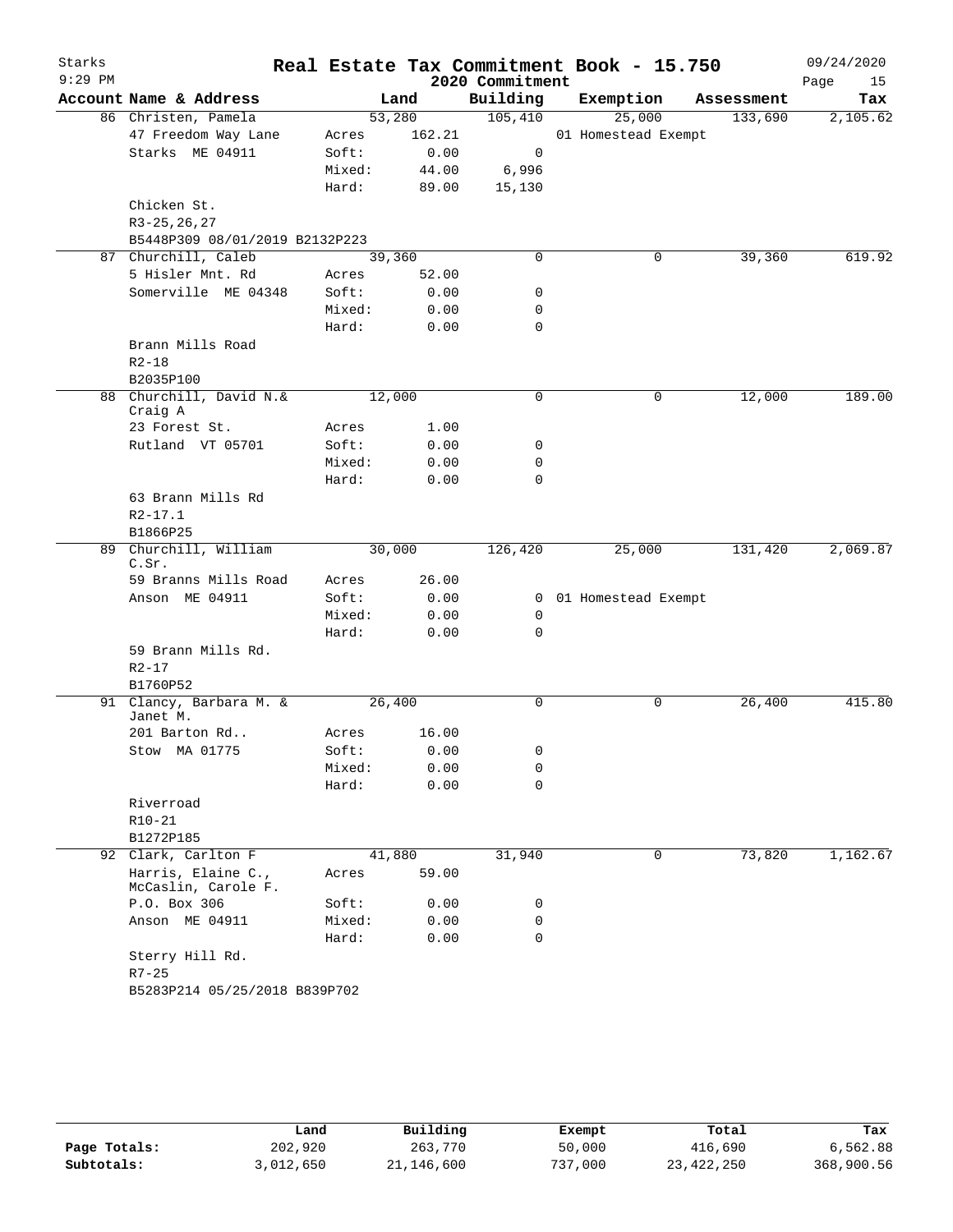# Real Estate Tax Commitment Book - 15.750

Starks 9:29 PM — 2020 Commitment — 09/24/2020

| Account Name & Address | | Land | Building | Exemption | Assessment | Tax |
|---|---|---|---|---|---|---|
| 86 Christen, Pamela | | 53,280 | 105,410 | 25,000 | 133,690 | 2,105.62 |
| 47 Freedom Way Lane | Acres | 162.21 | | 01 Homestead Exempt | | |
| Starks ME 04911 | Soft: | 0.00 | 0 | | | |
| | Mixed: | 44.00 | 6,996 | | | |
| | Hard: | 89.00 | 15,130 | | | |
| Chicken St. | | | | | | |
| R3-25,26,27 | | | | | | |
| B5448P309 08/01/2019 B2132P223 | | | | | | |
| 87 Churchill, Caleb | | 39,360 | 0 | 0 | 39,360 | 619.92 |
| 5 Hisler Mnt. Rd | Acres | 52.00 | | | | |
| Somerville ME 04348 | Soft: | 0.00 | 0 | | | |
| | Mixed: | 0.00 | 0 | | | |
| | Hard: | 0.00 | 0 | | | |
| Brann Mills Road | | | | | | |
| R2-18 | | | | | | |
| B2035P100 | | | | | | |
| 88 Churchill, David N.& Craig A | | 12,000 | 0 | 0 | 12,000 | 189.00 |
| 23 Forest St. | Acres | 1.00 | | | | |
| Rutland VT 05701 | Soft: | 0.00 | 0 | | | |
| | Mixed: | 0.00 | 0 | | | |
| | Hard: | 0.00 | 0 | | | |
| 63 Brann Mills Rd | | | | | | |
| R2-17.1 | | | | | | |
| B1866P25 | | | | | | |
| 89 Churchill, William C.Sr. | | 30,000 | 126,420 | 25,000 | 131,420 | 2,069.87 |
| 59 Branns Mills Road | Acres | 26.00 | | | | |
| Anson ME 04911 | Soft: | 0.00 | 0 | 01 Homestead Exempt | | |
| | Mixed: | 0.00 | 0 | | | |
| | Hard: | 0.00 | 0 | | | |
| 59 Brann Mills Rd. | | | | | | |
| R2-17 | | | | | | |
| B1760P52 | | | | | | |
| 91 Clancy, Barbara M. & Janet M. | | 26,400 | 0 | 0 | 26,400 | 415.80 |
| 201 Barton Rd.. | Acres | 16.00 | | | | |
| Stow MA 01775 | Soft: | 0.00 | 0 | | | |
| | Mixed: | 0.00 | 0 | | | |
| | Hard: | 0.00 | 0 | | | |
| Riverroad | | | | | | |
| R10-21 | | | | | | |
| B1272P185 | | | | | | |
| 92 Clark, Carlton F | | 41,880 | 31,940 | 0 | 73,820 | 1,162.67 |
| Harris, Elaine C., McCaslin, Carole F. | Acres | 59.00 | | | | |
| P.O. Box 306 | Soft: | 0.00 | 0 | | | |
| Anson ME 04911 | Mixed: | 0.00 | 0 | | | |
| | Hard: | 0.00 | 0 | | | |
| Sterry Hill Rd. | | | | | | |
| R7-25 | | | | | | |
| B5283P214 05/25/2018 B839P702 | | | | | | |

| | Land | Building | Exempt | Total | Tax |
|---|---|---|---|---|---|
| Page Totals: | 202,920 | 263,770 | 50,000 | 416,690 | 6,562.88 |
| Subtotals: | 3,012,650 | 21,146,600 | 737,000 | 23,422,250 | 368,900.56 |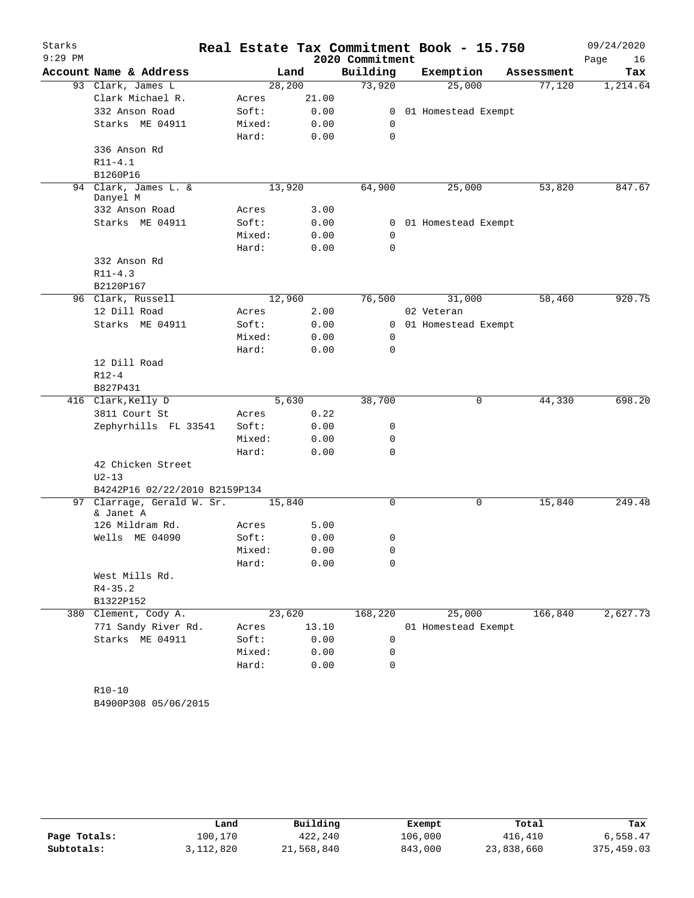# Starks Real Estate Tax Commitment Book - 15.750

2020 Commitment

9:29 PM — 09/24/2020

| Account | Name & Address | Land | | Building | Exemption | Assessment | Tax |
|---|---|---|---|---|---|---|---|
| 93 | Clark, James L | 28,200 | | 73,920 | 25,000 | 77,120 | 1,214.64 |
| | Clark Michael R. | Acres | 21.00 | | | | |
| | 332 Anson Road | Soft: | 0.00 | 0 | 01 Homestead Exempt | | |
| | Starks ME 04911 | Mixed: | 0.00 | 0 | | | |
| | | Hard: | 0.00 | 0 | | | |
| | 336 Anson Rd | | | | | | |
| | R11-4.1 | | | | | | |
| | B1260P16 | | | | | | |
| 94 | Clark, James L. & Danyel M | 13,920 | | 64,900 | 25,000 | 53,820 | 847.67 |
| | 332 Anson Road | Acres | 3.00 | | | | |
| | Starks ME 04911 | Soft: | 0.00 | 0 | 01 Homestead Exempt | | |
| | | Mixed: | 0.00 | 0 | | | |
| | | Hard: | 0.00 | 0 | | | |
| | 332 Anson Rd | | | | | | |
| | R11-4.3 | | | | | | |
| | B2120P167 | | | | | | |
| 96 | Clark, Russell | 12,960 | | 76,500 | 31,000 | 58,460 | 920.75 |
| | 12 Dill Road | Acres | 2.00 | | 02 Veteran | | |
| | Starks ME 04911 | Soft: | 0.00 | 0 | 01 Homestead Exempt | | |
| | | Mixed: | 0.00 | 0 | | | |
| | | Hard: | 0.00 | 0 | | | |
| | 12 Dill Road | | | | | | |
| | R12-4 | | | | | | |
| | B827P431 | | | | | | |
| 416 | Clark,Kelly D | 5,630 | | 38,700 | 0 | 44,330 | 698.20 |
| | 3811 Court St | Acres | 0.22 | | | | |
| | Zephyrhills FL 33541 | Soft: | 0.00 | 0 | | | |
| | | Mixed: | 0.00 | 0 | | | |
| | | Hard: | 0.00 | 0 | | | |
| | 42 Chicken Street | | | | | | |
| | U2-13 | | | | | | |
| | B4242P16 02/22/2010 B2159P134 | | | | | | |
| 97 | Clarrage, Gerald W. Sr. & Janet A | 15,840 | | 0 | 0 | 15,840 | 249.48 |
| | 126 Mildram Rd. | Acres | 5.00 | | | | |
| | Wells ME 04090 | Soft: | 0.00 | 0 | | | |
| | | Mixed: | 0.00 | 0 | | | |
| | | Hard: | 0.00 | 0 | | | |
| | West Mills Rd. | | | | | | |
| | R4-35.2 | | | | | | |
| | B1322P152 | | | | | | |
| 380 | Clement, Cody A. | 23,620 | | 168,220 | 25,000 | 166,840 | 2,627.73 |
| | 771 Sandy River Rd. | Acres | 13.10 | | 01 Homestead Exempt | | |
| | Starks ME 04911 | Soft: | 0.00 | 0 | | | |
| | | Mixed: | 0.00 | 0 | | | |
| | | Hard: | 0.00 | 0 | | | |
| | R10-10 | | | | | | |
| | B4900P308 05/06/2015 | | | | | | |

| | Land | Building | Exempt | Total | Tax |
|---|---|---|---|---|---|
| Page Totals: | 100,170 | 422,240 | 106,000 | 416,410 | 6,558.47 |
| Subtotals: | 3,112,820 | 21,568,840 | 843,000 | 23,838,660 | 375,459.03 |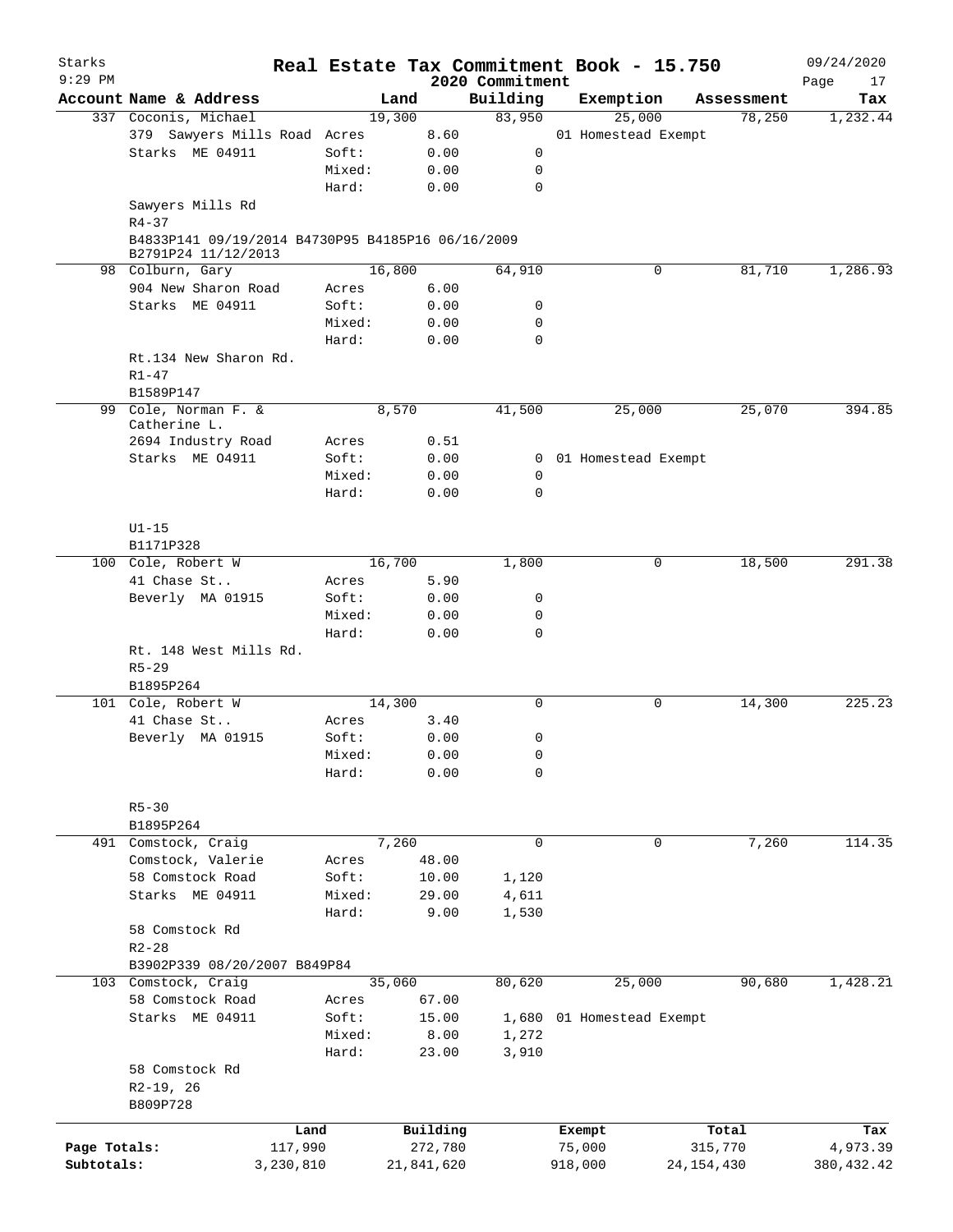# Real Estate Tax Commitment Book - 15.750

Starks 9:29 PM — 2020 Commitment — 09/24/2020

| Account Name & Address | | Land | Building | Exemption | Assessment | Tax |
|---|---|---|---|---|---|---|
| 337 Coconis, Michael | | 19,300 | 83,950 | 25,000 | 78,250 | 1,232.44 |
| 379 Sawyers Mills Road | Acres | 8.60 | | 01 Homestead Exempt | | |
| Starks ME 04911 | Soft: | 0.00 | 0 | | | |
| | Mixed: | 0.00 | 0 | | | |
| | Hard: | 0.00 | 0 | | | |
| Sawyers Mills Rd | | | | | | |
| R4-37 | | | | | | |
| B4833P141 09/19/2014 B4730P95 B4185P16 06/16/2009 B2791P24 11/12/2013 | | | | | | |
| 98 Colburn, Gary | | 16,800 | 64,910 | 0 | 81,710 | 1,286.93 |
| 904 New Sharon Road | Acres | 6.00 | | | | |
| Starks ME 04911 | Soft: | 0.00 | 0 | | | |
| | Mixed: | 0.00 | 0 | | | |
| | Hard: | 0.00 | 0 | | | |
| Rt.134 New Sharon Rd. | | | | | | |
| R1-47 | | | | | | |
| B1589P147 | | | | | | |
| 99 Cole, Norman F. & Catherine L. | | 8,570 | 41,500 | 25,000 | 25,070 | 394.85 |
| 2694 Industry Road | Acres | 0.51 | | | | |
| Starks ME O4911 | Soft: | 0.00 | 0 | 01 Homestead Exempt | | |
| | Mixed: | 0.00 | 0 | | | |
| | Hard: | 0.00 | 0 | | | |
| U1-15 | | | | | | |
| B1171P328 | | | | | | |
| 100 Cole, Robert W | | 16,700 | 1,800 | 0 | 18,500 | 291.38 |
| 41 Chase St.. | Acres | 5.90 | | | | |
| Beverly MA 01915 | Soft: | 0.00 | 0 | | | |
| | Mixed: | 0.00 | 0 | | | |
| | Hard: | 0.00 | 0 | | | |
| Rt. 148 West Mills Rd. | | | | | | |
| R5-29 | | | | | | |
| B1895P264 | | | | | | |
| 101 Cole, Robert W | | 14,300 | 0 | 0 | 14,300 | 225.23 |
| 41 Chase St.. | Acres | 3.40 | | | | |
| Beverly MA 01915 | Soft: | 0.00 | 0 | | | |
| | Mixed: | 0.00 | 0 | | | |
| | Hard: | 0.00 | 0 | | | |
| R5-30 | | | | | | |
| B1895P264 | | | | | | |
| 491 Comstock, Craig | | 7,260 | 0 | 0 | 7,260 | 114.35 |
| Comstock, Valerie | Acres | 48.00 | | | | |
| 58 Comstock Road | Soft: | 10.00 | 1,120 | | | |
| Starks ME 04911 | Mixed: | 29.00 | 4,611 | | | |
| | Hard: | 9.00 | 1,530 | | | |
| 58 Comstock Rd | | | | | | |
| R2-28 | | | | | | |
| B3902P339 08/20/2007 B849P84 | | | | | | |
| 103 Comstock, Craig | | 35,060 | 80,620 | 25,000 | 90,680 | 1,428.21 |
| 58 Comstock Road | Acres | 67.00 | | | | |
| Starks ME 04911 | Soft: | 15.00 | 1,680 | 01 Homestead Exempt | | |
| | Mixed: | 8.00 | 1,272 | | | |
| | Hard: | 23.00 | 3,910 | | | |
| 58 Comstock Rd | | | | | | |
| R2-19, 26 | | | | | | |
| B809P728 | | | | | | |

| | Land | Building | Exempt | Total | Tax |
|---|---|---|---|---|---|
| Page Totals: | 117,990 | 272,780 | 75,000 | 315,770 | 4,973.39 |
| Subtotals: | 3,230,810 | 21,841,620 | 918,000 | 24,154,430 | 380,432.42 |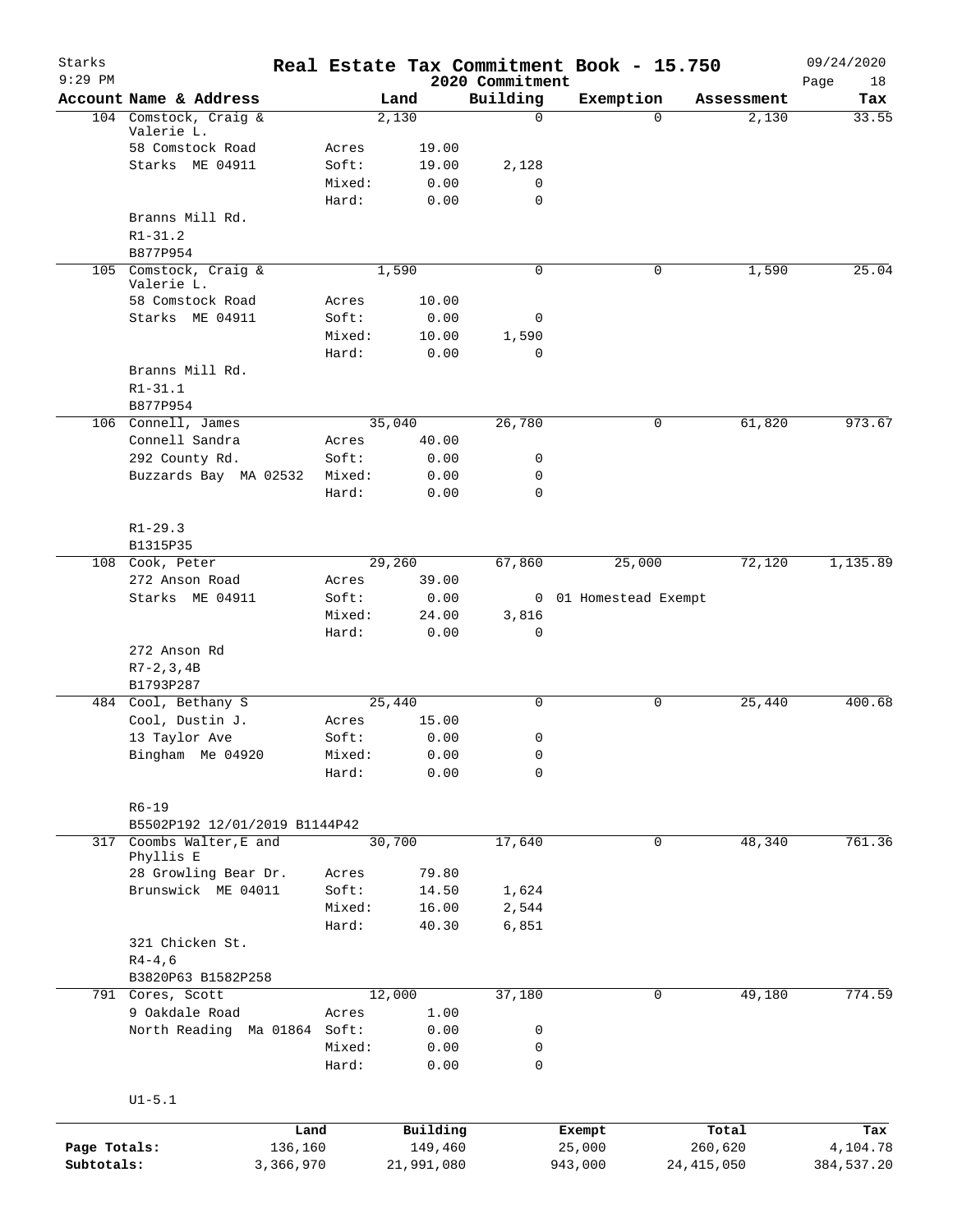# Real Estate Tax Commitment Book - 15.750

Starks
9:29 PM
2020 Commitment
09/24/2020

| Account | Name & Address | | Land | Building | Exemption | Assessment | Tax |
|---|---|---|---|---|---|---|---|
| 104 | Comstock, Craig & Valerie L. | | 2,130 | 0 | 0 | 2,130 | 33.55 |
| | 58 Comstock Road | Acres | 19.00 | | | | |
| | Starks ME 04911 | Soft: | 19.00 | 2,128 | | | |
| | | Mixed: | 0.00 | 0 | | | |
| | | Hard: | 0.00 | 0 | | | |
| | Branns Mill Rd. | | | | | | |
| | R1-31.2 | | | | | | |
| | B877P954 | | | | | | |
| 105 | Comstock, Craig & Valerie L. | | 1,590 | 0 | 0 | 1,590 | 25.04 |
| | 58 Comstock Road | Acres | 10.00 | | | | |
| | Starks ME 04911 | Soft: | 0.00 | 0 | | | |
| | | Mixed: | 10.00 | 1,590 | | | |
| | | Hard: | 0.00 | 0 | | | |
| | Branns Mill Rd. | | | | | | |
| | R1-31.1 | | | | | | |
| | B877P954 | | | | | | |
| 106 | Connell, James | | 35,040 | 26,780 | 0 | 61,820 | 973.67 |
| | Connell Sandra | Acres | 40.00 | | | | |
| | 292 County Rd. | Soft: | 0.00 | 0 | | | |
| | Buzzards Bay MA 02532 | Mixed: | 0.00 | 0 | | | |
| | | Hard: | 0.00 | 0 | | | |
| | R1-29.3 | | | | | | |
| | B1315P35 | | | | | | |
| 108 | Cook, Peter | | 29,260 | 67,860 | 25,000 | 72,120 | 1,135.89 |
| | 272 Anson Road | Acres | 39.00 | | | | |
| | Starks ME 04911 | Soft: | 0.00 | 0 | 01 Homestead Exempt | | |
| | | Mixed: | 24.00 | 3,816 | | | |
| | | Hard: | 0.00 | 0 | | | |
| | 272 Anson Rd | | | | | | |
| | R7-2,3,4B | | | | | | |
| | B1793P287 | | | | | | |
| 484 | Cool, Bethany S | | 25,440 | 0 | 0 | 25,440 | 400.68 |
| | Cool, Dustin J. | Acres | 15.00 | | | | |
| | 13 Taylor Ave | Soft: | 0.00 | 0 | | | |
| | Bingham Me 04920 | Mixed: | 0.00 | 0 | | | |
| | | Hard: | 0.00 | 0 | | | |
| | R6-19 | | | | | | |
| | B5502P192 12/01/2019 B1144P42 | | | | | | |
| 317 | Coombs Walter,E and Phyllis E | | 30,700 | 17,640 | 0 | 48,340 | 761.36 |
| | 28 Growling Bear Dr. | Acres | 79.80 | | | | |
| | Brunswick ME 04011 | Soft: | 14.50 | 1,624 | | | |
| | | Mixed: | 16.00 | 2,544 | | | |
| | | Hard: | 40.30 | 6,851 | | | |
| | 321 Chicken St. | | | | | | |
| | R4-4,6 | | | | | | |
| | B3820P63 B1582P258 | | | | | | |
| 791 | Cores, Scott | | 12,000 | 37,180 | 0 | 49,180 | 774.59 |
| | 9 Oakdale Road | Acres | 1.00 | | | | |
| | North Reading Ma 01864 | Soft: | 0.00 | 0 | | | |
| | | Mixed: | 0.00 | 0 | | | |
| | | Hard: | 0.00 | 0 | | | |
| | U1-5.1 | | | | | | |

| | Land | Building | Exempt | Total | Tax |
|---|---|---|---|---|---|
| Page Totals: | 136,160 | 149,460 | 25,000 | 260,620 | 4,104.78 |
| Subtotals: | 3,366,970 | 21,991,080 | 943,000 | 24,415,050 | 384,537.20 |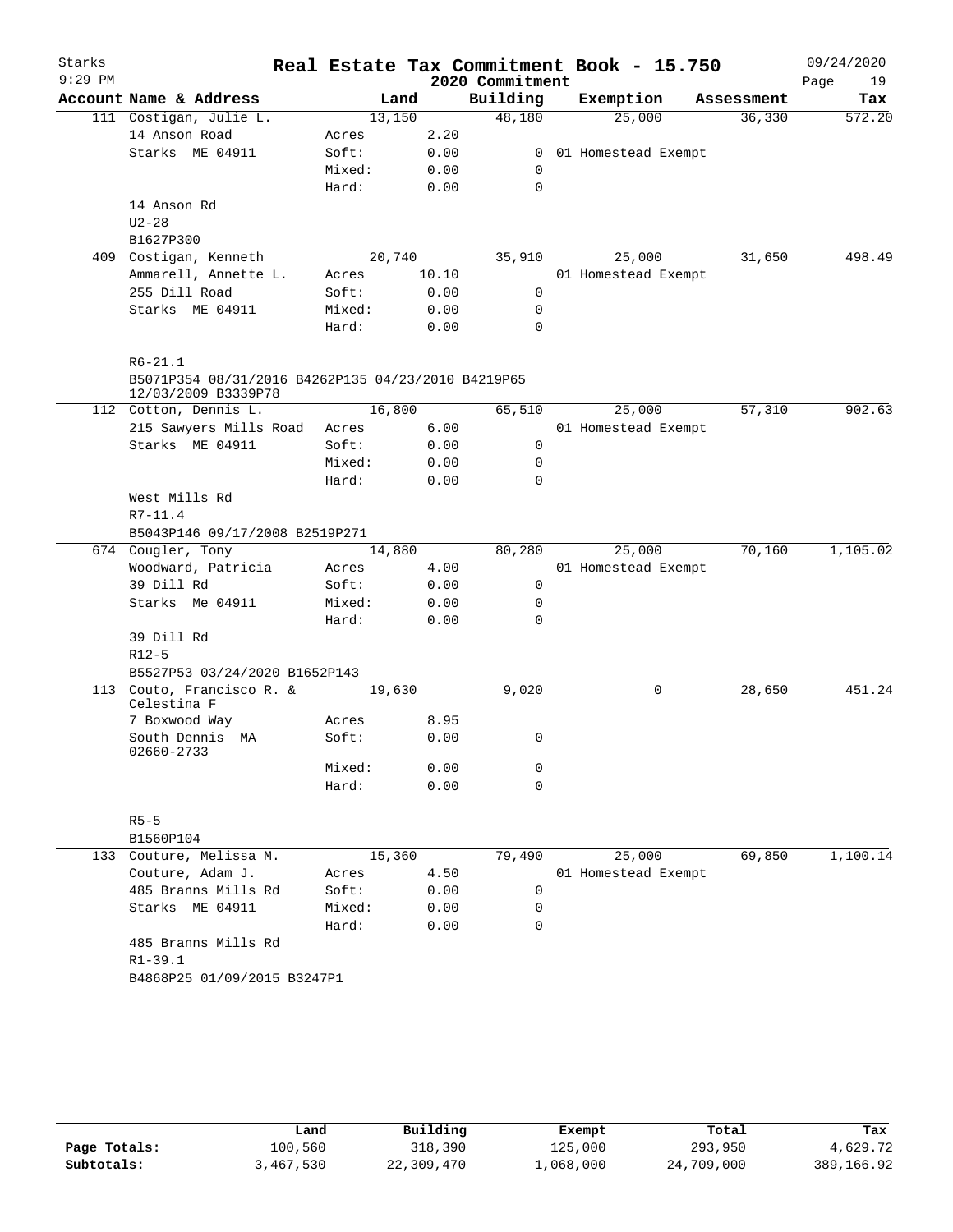# Real Estate Tax Commitment Book - 15.750

Starks 9:29 PM — 2020 Commitment — 09/24/2020

| Account | Name & Address | | Land | Building | Exemption | Assessment | Tax |
|---|---|---|---|---|---|---|---|
| 111 | Costigan, Julie L. | | 13,150 | 48,180 | 25,000 | 36,330 | 572.20 |
| | 14 Anson Road | Acres | 2.20 | | | | |
| | Starks ME 04911 | Soft: | 0.00 | 0 | 01 Homestead Exempt | | |
| | | Mixed: | 0.00 | 0 | | | |
| | | Hard: | 0.00 | 0 | | | |
| | 14 Anson Rd | | | | | | |
| | U2-28 | | | | | | |
| | B1627P300 | | | | | | |
| 409 | Costigan, Kenneth | | 20,740 | 35,910 | 25,000 | 31,650 | 498.49 |
| | Ammarell, Annette L. | Acres | 10.10 | | 01 Homestead Exempt | | |
| | 255 Dill Road | Soft: | 0.00 | 0 | | | |
| | Starks ME 04911 | Mixed: | 0.00 | 0 | | | |
| | | Hard: | 0.00 | 0 | | | |
| | R6-21.1 | | | | | | |
| | B5071P354 08/31/2016 B4262P135 04/23/2010 B4219P65 12/03/2009 B3339P78 | | | | | | |
| 112 | Cotton, Dennis L. | | 16,800 | 65,510 | 25,000 | 57,310 | 902.63 |
| | 215 Sawyers Mills Road | Acres | 6.00 | | 01 Homestead Exempt | | |
| | Starks ME 04911 | Soft: | 0.00 | 0 | | | |
| | | Mixed: | 0.00 | 0 | | | |
| | | Hard: | 0.00 | 0 | | | |
| | West Mills Rd | | | | | | |
| | R7-11.4 | | | | | | |
| | B5043P146 09/17/2008 B2519P271 | | | | | | |
| 674 | Cougler, Tony | | 14,880 | 80,280 | 25,000 | 70,160 | 1,105.02 |
| | Woodward, Patricia | Acres | 4.00 | | 01 Homestead Exempt | | |
| | 39 Dill Rd | Soft: | 0.00 | 0 | | | |
| | Starks Me 04911 | Mixed: | 0.00 | 0 | | | |
| | | Hard: | 0.00 | 0 | | | |
| | 39 Dill Rd | | | | | | |
| | R12-5 | | | | | | |
| | B5527P53 03/24/2020 B1652P143 | | | | | | |
| 113 | Couto, Francisco R. & Celestina F | | 19,630 | 9,020 | 0 | 28,650 | 451.24 |
| | 7 Boxwood Way | Acres | 8.95 | | | | |
| | South Dennis MA 02660-2733 | Soft: | 0.00 | 0 | | | |
| | | Mixed: | 0.00 | 0 | | | |
| | | Hard: | 0.00 | 0 | | | |
| | R5-5 | | | | | | |
| | B1560P104 | | | | | | |
| 133 | Couture, Melissa M. | | 15,360 | 79,490 | 25,000 | 69,850 | 1,100.14 |
| | Couture, Adam J. | Acres | 4.50 | | 01 Homestead Exempt | | |
| | 485 Branns Mills Rd | Soft: | 0.00 | 0 | | | |
| | Starks ME 04911 | Mixed: | 0.00 | 0 | | | |
| | | Hard: | 0.00 | 0 | | | |
| | 485 Branns Mills Rd | | | | | | |
| | R1-39.1 | | | | | | |
| | B4868P25 01/09/2015 B3247P1 | | | | | | |

| | Land | Building | Exempt | Total | Tax |
|---|---|---|---|---|---|
| Page Totals: | 100,560 | 318,390 | 125,000 | 293,950 | 4,629.72 |
| Subtotals: | 3,467,530 | 22,309,470 | 1,068,000 | 24,709,000 | 389,166.92 |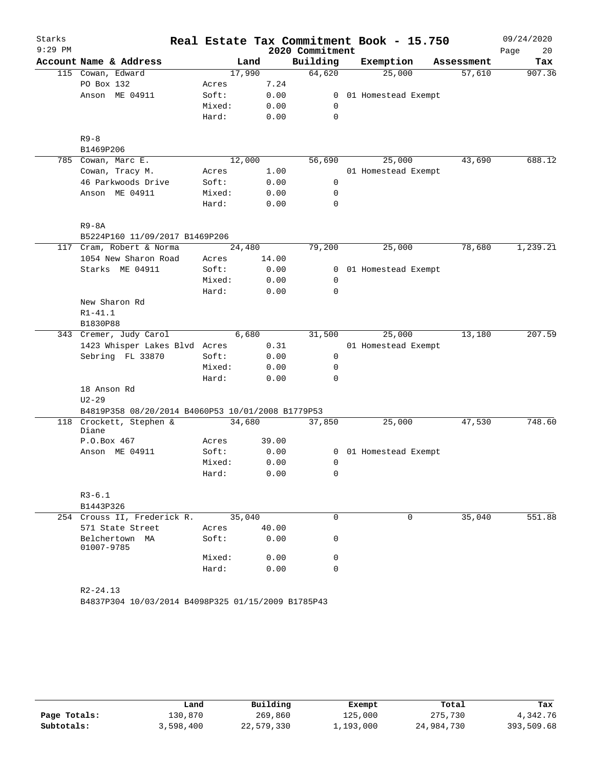# Real Estate Tax Commitment Book - 15.750

Starks
9:29 PM

2020 Commitment

09/24/2020

| Account | Name & Address | | Land | Building | Exemption | Assessment | Tax |
|---|---|---|---|---|---|---|---|
| 115 | Cowan, Edward | | 17,990 | 64,620 | 25,000 | 57,610 | 907.36 |
| | PO Box 132 | Acres | 7.24 | | | | |
| | Anson ME 04911 | Soft: | 0.00 | 0 | 01 Homestead Exempt | | |
| | | Mixed: | 0.00 | 0 | | | |
| | | Hard: | 0.00 | 0 | | | |
| | R9-8 | | | | | | |
| | B1469P206 | | | | | | |
| 785 | Cowan, Marc E. | | 12,000 | 56,690 | 25,000 | 43,690 | 688.12 |
| | Cowan, Tracy M. | Acres | 1.00 | | 01 Homestead Exempt | | |
| | 46 Parkwoods Drive | Soft: | 0.00 | 0 | | | |
| | Anson ME 04911 | Mixed: | 0.00 | 0 | | | |
| | | Hard: | 0.00 | 0 | | | |
| | R9-8A | | | | | | |
| | B5224P160 11/09/2017 B1469P206 | | | | | | |
| 117 | Cram, Robert & Norma | | 24,480 | 79,200 | 25,000 | 78,680 | 1,239.21 |
| | 1054 New Sharon Road | Acres | 14.00 | | | | |
| | Starks ME 04911 | Soft: | 0.00 | 0 | 01 Homestead Exempt | | |
| | | Mixed: | 0.00 | 0 | | | |
| | | Hard: | 0.00 | 0 | | | |
| | New Sharon Rd | | | | | | |
| | R1-41.1 | | | | | | |
| | B1830P88 | | | | | | |
| 343 | Cremer, Judy Carol | | 6,680 | 31,500 | 25,000 | 13,180 | 207.59 |
| | 1423 Whisper Lakes Blvd | Acres | 0.31 | | 01 Homestead Exempt | | |
| | Sebring FL 33870 | Soft: | 0.00 | 0 | | | |
| | | Mixed: | 0.00 | 0 | | | |
| | | Hard: | 0.00 | 0 | | | |
| | 18 Anson Rd | | | | | | |
| | U2-29 | | | | | | |
| | B4819P358 08/20/2014 B4060P53 10/01/2008 B1779P53 | | | | | | |
| 118 | Crockett, Stephen & Diane | | 34,680 | 37,850 | 25,000 | 47,530 | 748.60 |
| | P.O.Box 467 | Acres | 39.00 | | | | |
| | Anson ME 04911 | Soft: | 0.00 | 0 | 01 Homestead Exempt | | |
| | | Mixed: | 0.00 | 0 | | | |
| | | Hard: | 0.00 | 0 | | | |
| | R3-6.1 | | | | | | |
| | B1443P326 | | | | | | |
| 254 | Crouss II, Frederick R. | | 35,040 | 0 | 0 | 35,040 | 551.88 |
| | 571 State Street | Acres | 40.00 | | | | |
| | Belchertown MA 01007-9785 | Soft: | 0.00 | 0 | | | |
| | | Mixed: | 0.00 | 0 | | | |
| | | Hard: | 0.00 | 0 | | | |
| | R2-24.13 | | | | | | |
| | B4837P304 10/03/2014 B4098P325 01/15/2009 B1785P43 | | | | | | |

| | Land | Building | Exempt | Total | Tax |
|---|---|---|---|---|---|
| Page Totals: | 130,870 | 269,860 | 125,000 | 275,730 | 4,342.76 |
| Subtotals: | 3,598,400 | 22,579,330 | 1,193,000 | 24,984,730 | 393,509.68 |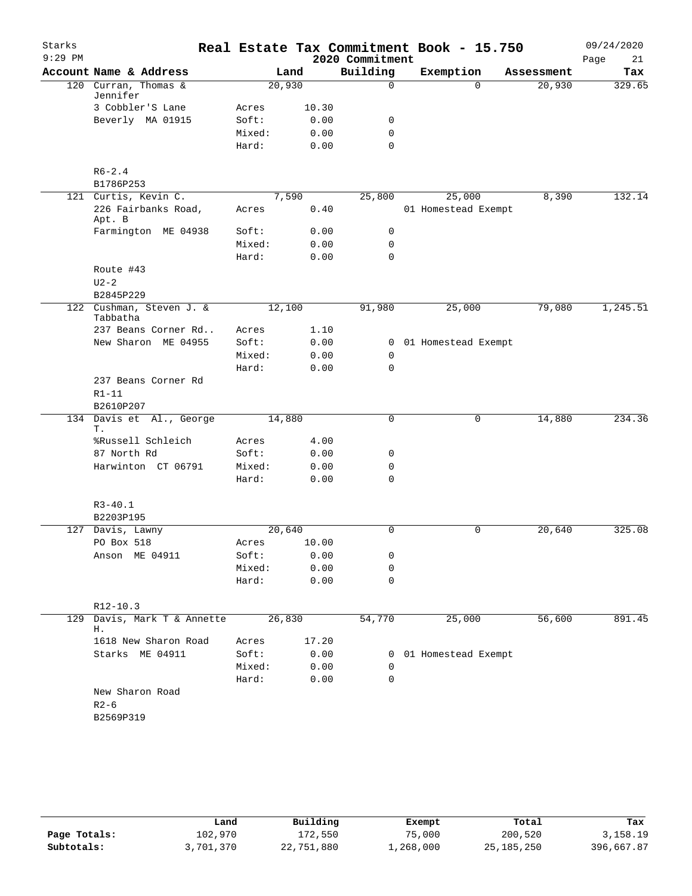# Starks — Real Estate Tax Commitment Book - 15.750 — 2020 Commitment

9:29 PM — 09/24/2020

| Account | Name & Address | | Land | Building | Exemption | Assessment | Tax |
|---|---|---|---|---|---|---|---|
| 120 | Curran, Thomas & Jennifer | | 20,930 | 0 | 0 | 20,930 | 329.65 |
| | 3 Cobbler'S Lane | Acres | 10.30 | | | | |
| | Beverly MA 01915 | Soft: | 0.00 | 0 | | | |
| | | Mixed: | 0.00 | 0 | | | |
| | | Hard: | 0.00 | 0 | | | |
| | R6-2.4 | | | | | | |
| | B1786P253 | | | | | | |
| 121 | Curtis, Kevin C. | | 7,590 | 25,800 | 25,000 | 8,390 | 132.14 |
| | 226 Fairbanks Road, Apt. B | Acres | 0.40 | | 01 Homestead Exempt | | |
| | Farmington ME 04938 | Soft: | 0.00 | 0 | | | |
| | | Mixed: | 0.00 | 0 | | | |
| | | Hard: | 0.00 | 0 | | | |
| | Route #43 | | | | | | |
| | U2-2 | | | | | | |
| | B2845P229 | | | | | | |
| 122 | Cushman, Steven J. & Tabbatha | | 12,100 | 91,980 | 25,000 | 79,080 | 1,245.51 |
| | 237 Beans Corner Rd.. | Acres | 1.10 | | | | |
| | New Sharon ME 04955 | Soft: | 0.00 | 0 | 01 Homestead Exempt | | |
| | | Mixed: | 0.00 | 0 | | | |
| | | Hard: | 0.00 | 0 | | | |
| | 237 Beans Corner Rd | | | | | | |
| | R1-11 | | | | | | |
| | B2610P207 | | | | | | |
| 134 | Davis et Al., George T. | | 14,880 | 0 | 0 | 14,880 | 234.36 |
| | %Russell Schleich | Acres | 4.00 | | | | |
| | 87 North Rd | Soft: | 0.00 | 0 | | | |
| | Harwinton CT 06791 | Mixed: | 0.00 | 0 | | | |
| | | Hard: | 0.00 | 0 | | | |
| | R3-40.1 | | | | | | |
| | B2203P195 | | | | | | |
| 127 | Davis, Lawny | | 20,640 | 0 | 0 | 20,640 | 325.08 |
| | PO Box 518 | Acres | 10.00 | | | | |
| | Anson ME 04911 | Soft: | 0.00 | 0 | | | |
| | | Mixed: | 0.00 | 0 | | | |
| | | Hard: | 0.00 | 0 | | | |
| | R12-10.3 | | | | | | |
| 129 | Davis, Mark T & Annette H. | | 26,830 | 54,770 | 25,000 | 56,600 | 891.45 |
| | 1618 New Sharon Road | Acres | 17.20 | | | | |
| | Starks ME 04911 | Soft: | 0.00 | 0 | 01 Homestead Exempt | | |
| | | Mixed: | 0.00 | 0 | | | |
| | | Hard: | 0.00 | 0 | | | |
| | New Sharon Road | | | | | | |
| | R2-6 | | | | | | |
| | B2569P319 | | | | | | |

| | Land | Building | Exempt | Total | Tax |
|---|---|---|---|---|---|
| Page Totals: | 102,970 | 172,550 | 75,000 | 200,520 | 3,158.19 |
| Subtotals: | 3,701,370 | 22,751,880 | 1,268,000 | 25,185,250 | 396,667.87 |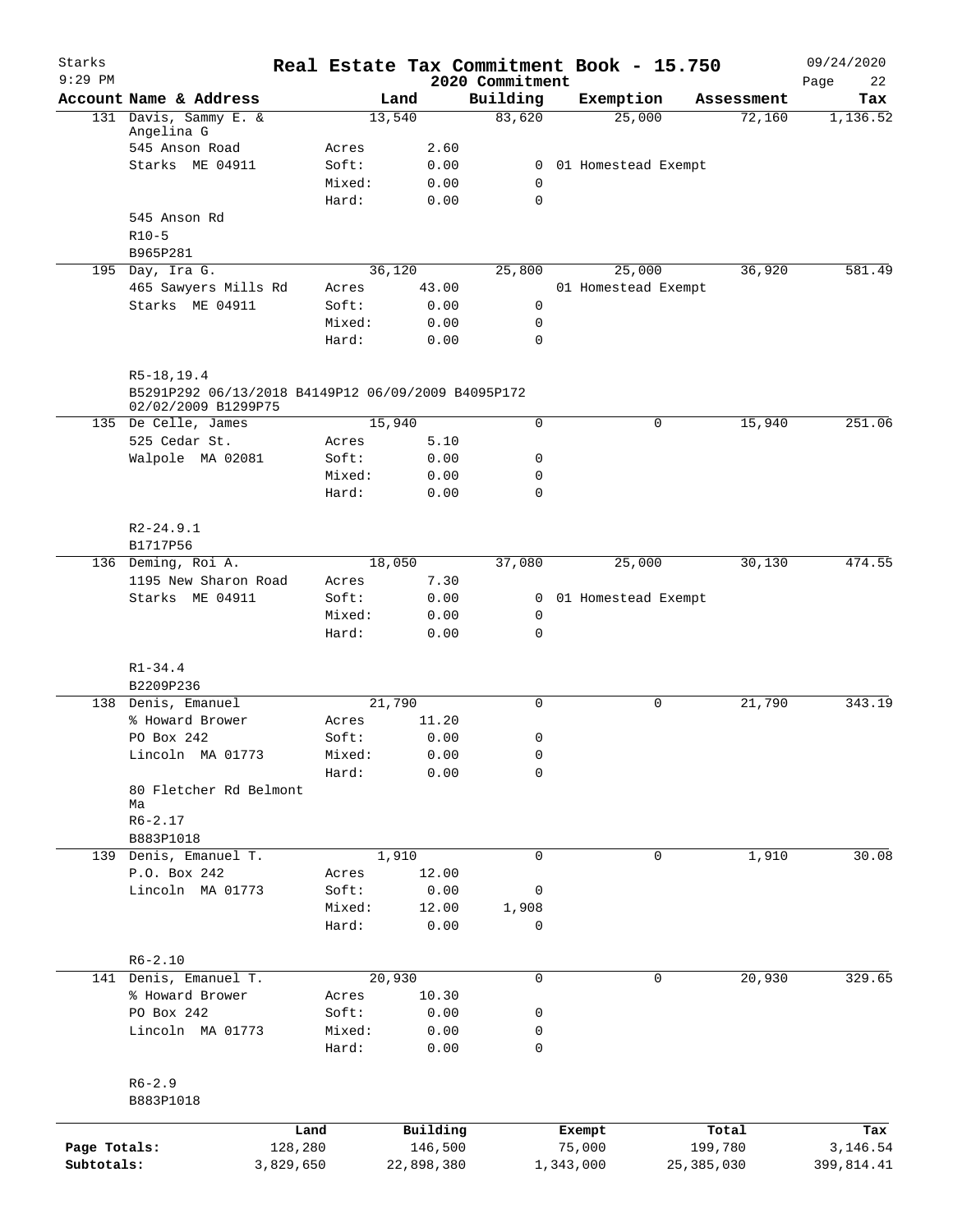# Real Estate Tax Commitment Book - 15.750

Starks
2020 Commitment

| Account | Name & Address | Land | Building | Exemption | Assessment | Tax |
|---|---|---|---|---|---|---|
| 131 | Davis, Sammy E. & Angelina G | 13,540 | 83,620 | 25,000 | 72,160 | 1,136.52 |
| | 545 Anson Road | Acres 2.60 | | | | |
| | Starks ME 04911 | Soft: 0.00 | 0 | 01 Homestead Exempt | | |
| | | Mixed: 0.00 | 0 | | | |
| | | Hard: 0.00 | 0 | | | |
| | 545 Anson Rd | | | | | |
| | R10-5 | | | | | |
| | B965P281 | | | | | |
| 195 | Day, Ira G. | 36,120 | 25,800 | 25,000 | 36,920 | 581.49 |
| | 465 Sawyers Mills Rd | Acres 43.00 | | 01 Homestead Exempt | | |
| | Starks ME 04911 | Soft: 0.00 | 0 | | | |
| | | Mixed: 0.00 | 0 | | | |
| | | Hard: 0.00 | 0 | | | |
| | R5-18,19.4 | | | | | |
| | B5291P292 06/13/2018 B4149P12 06/09/2009 B4095P172 02/02/2009 B1299P75 | | | | | |
| 135 | De Celle, James | 15,940 | 0 | 0 | 15,940 | 251.06 |
| | 525 Cedar St. | Acres 5.10 | | | | |
| | Walpole MA 02081 | Soft: 0.00 | 0 | | | |
| | | Mixed: 0.00 | 0 | | | |
| | | Hard: 0.00 | 0 | | | |
| | R2-24.9.1 | | | | | |
| | B1717P56 | | | | | |
| 136 | Deming, Roi A. | 18,050 | 37,080 | 25,000 | 30,130 | 474.55 |
| | 1195 New Sharon Road | Acres 7.30 | | | | |
| | Starks ME 04911 | Soft: 0.00 | 0 | 01 Homestead Exempt | | |
| | | Mixed: 0.00 | 0 | | | |
| | | Hard: 0.00 | 0 | | | |
| | R1-34.4 | | | | | |
| | B2209P236 | | | | | |
| 138 | Denis, Emanuel | 21,790 | 0 | 0 | 21,790 | 343.19 |
| | % Howard Brower | Acres 11.20 | | | | |
| | PO Box 242 | Soft: 0.00 | 0 | | | |
| | Lincoln MA 01773 | Mixed: 0.00 | 0 | | | |
| | | Hard: 0.00 | 0 | | | |
| | 80 Fletcher Rd Belmont Ma | | | | | |
| | R6-2.17 | | | | | |
| | B883P1018 | | | | | |
| 139 | Denis, Emanuel T. | 1,910 | 0 | 0 | 1,910 | 30.08 |
| | P.O. Box 242 | Acres 12.00 | | | | |
| | Lincoln MA 01773 | Soft: 0.00 | 0 | | | |
| | | Mixed: 12.00 | 1,908 | | | |
| | | Hard: 0.00 | 0 | | | |
| | R6-2.10 | | | | | |
| 141 | Denis, Emanuel T. | 20,930 | 0 | 0 | 20,930 | 329.65 |
| | % Howard Brower | Acres 10.30 | | | | |
| | PO Box 242 | Soft: 0.00 | 0 | | | |
| | Lincoln MA 01773 | Mixed: 0.00 | 0 | | | |
| | | Hard: 0.00 | 0 | | | |
| | R6-2.9 | | | | | |
| | B883P1018 | | | | | |

| | Land | Building | Exempt | Total | Tax |
|---|---|---|---|---|---|
| Page Totals: | 128,280 | 146,500 | 75,000 | 199,780 | 3,146.54 |
| Subtotals: | 3,829,650 | 22,898,380 | 1,343,000 | 25,385,030 | 399,814.41 |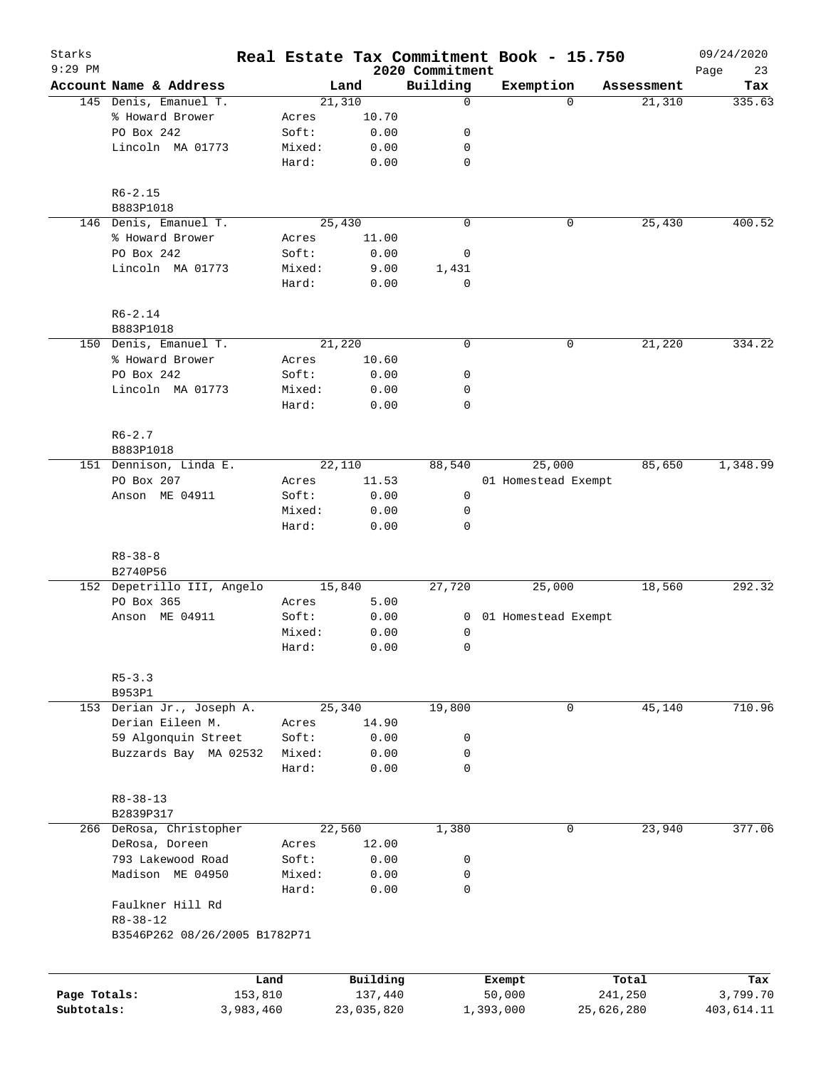# Real Estate Tax Commitment Book - 15.750

Starks
9:29 PM

2020 Commitment

09/24/2020

| Account | Name & Address | | Land | Building | Exemption | Assessment | Tax |
|---|---|---|---|---|---|---|---|
| 145 | Denis, Emanuel T. | | 21,310 | 0 | 0 | 21,310 | 335.63 |
| | % Howard Brower | Acres | 10.70 | | | | |
| | PO Box 242 | Soft: | 0.00 | 0 | | | |
| | Lincoln MA 01773 | Mixed: | 0.00 | 0 | | | |
| | | Hard: | 0.00 | 0 | | | |
| | R6-2.15 | | | | | | |
| | B883P1018 | | | | | | |
| 146 | Denis, Emanuel T. | | 25,430 | 0 | 0 | 25,430 | 400.52 |
| | % Howard Brower | Acres | 11.00 | | | | |
| | PO Box 242 | Soft: | 0.00 | 0 | | | |
| | Lincoln MA 01773 | Mixed: | 9.00 | 1,431 | | | |
| | | Hard: | 0.00 | 0 | | | |
| | R6-2.14 | | | | | | |
| | B883P1018 | | | | | | |
| 150 | Denis, Emanuel T. | | 21,220 | 0 | 0 | 21,220 | 334.22 |
| | % Howard Brower | Acres | 10.60 | | | | |
| | PO Box 242 | Soft: | 0.00 | 0 | | | |
| | Lincoln MA 01773 | Mixed: | 0.00 | 0 | | | |
| | | Hard: | 0.00 | 0 | | | |
| | R6-2.7 | | | | | | |
| | B883P1018 | | | | | | |
| 151 | Dennison, Linda E. | | 22,110 | 88,540 | 25,000 | 85,650 | 1,348.99 |
| | PO Box 207 | Acres | 11.53 | | 01 Homestead Exempt | | |
| | Anson ME 04911 | Soft: | 0.00 | 0 | | | |
| | | Mixed: | 0.00 | 0 | | | |
| | | Hard: | 0.00 | 0 | | | |
| | R8-38-8 | | | | | | |
| | B2740P56 | | | | | | |
| 152 | Depetrillo III, Angelo | | 15,840 | 27,720 | 25,000 | 18,560 | 292.32 |
| | PO Box 365 | Acres | 5.00 | | | | |
| | Anson ME 04911 | Soft: | 0.00 | 0 | 01 Homestead Exempt | | |
| | | Mixed: | 0.00 | 0 | | | |
| | | Hard: | 0.00 | 0 | | | |
| | R5-3.3 | | | | | | |
| | B953P1 | | | | | | |
| 153 | Derian Jr., Joseph A. | | 25,340 | 19,800 | 0 | 45,140 | 710.96 |
| | Derian Eileen M. | Acres | 14.90 | | | | |
| | 59 Algonquin Street | Soft: | 0.00 | 0 | | | |
| | Buzzards Bay MA 02532 | Mixed: | 0.00 | 0 | | | |
| | | Hard: | 0.00 | 0 | | | |
| | R8-38-13 | | | | | | |
| | B2839P317 | | | | | | |
| 266 | DeRosa, Christopher | | 22,560 | 1,380 | 0 | 23,940 | 377.06 |
| | DeRosa, Doreen | Acres | 12.00 | | | | |
| | 793 Lakewood Road | Soft: | 0.00 | 0 | | | |
| | Madison ME 04950 | Mixed: | 0.00 | 0 | | | |
| | | Hard: | 0.00 | 0 | | | |
| | Faulkner Hill Rd | | | | | | |
| | R8-38-12 | | | | | | |
| | B3546P262 08/26/2005 B1782P71 | | | | | | |

| | Land | Building | Exempt | Total | Tax |
|---|---|---|---|---|---|
| Page Totals: | 153,810 | 137,440 | 50,000 | 241,250 | 3,799.70 |
| Subtotals: | 3,983,460 | 23,035,820 | 1,393,000 | 25,626,280 | 403,614.11 |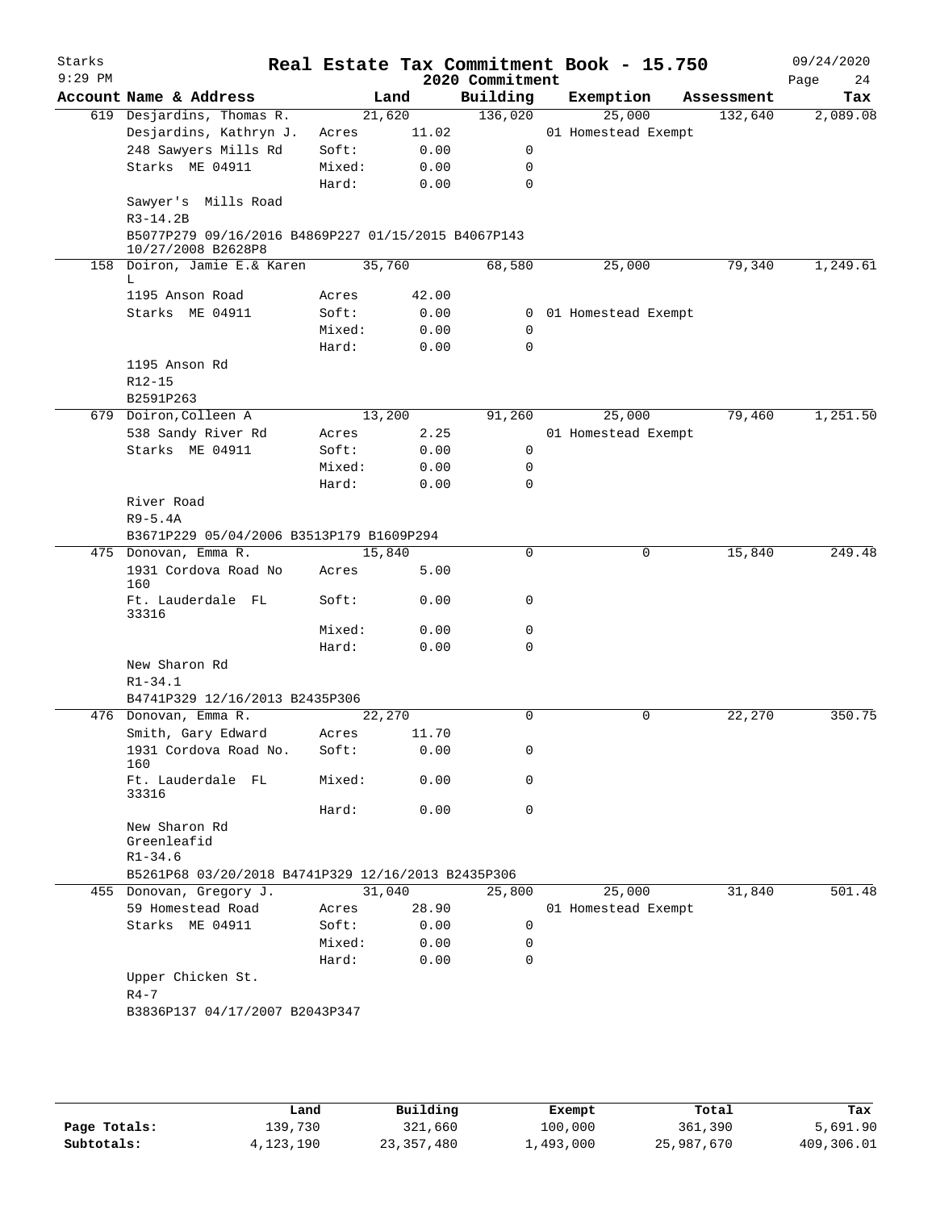# Real Estate Tax Commitment Book - 15.750

Starks 9:29 PM — 2020 Commitment — 09/24/2020

| Account | Name & Address | | Land | Building | Exemption | Assessment | Tax |
|---|---|---|---|---|---|---|---|
| 619 | Desjardins, Thomas R. | | 21,620 | 136,020 | 25,000 | 132,640 | 2,089.08 |
| | Desjardins, Kathryn J. | Acres | 11.02 | | 01 Homestead Exempt | | |
| | 248 Sawyers Mills Rd | Soft: | 0.00 | 0 | | | |
| | Starks ME 04911 | Mixed: | 0.00 | 0 | | | |
| | | Hard: | 0.00 | 0 | | | |
| | Sawyer's Mills Road | | | | | | |
| | R3-14.2B | | | | | | |
| | B5077P279 09/16/2016 B4869P227 01/15/2015 B4067P143 10/27/2008 B2628P8 | | | | | | |
| 158 | Doiron, Jamie E.& Karen L | | 35,760 | 68,580 | 25,000 | 79,340 | 1,249.61 |
| | 1195 Anson Road | Acres | 42.00 | | | | |
| | Starks ME 04911 | Soft: | 0.00 | 0 | 01 Homestead Exempt | | |
| | | Mixed: | 0.00 | 0 | | | |
| | | Hard: | 0.00 | 0 | | | |
| | 1195 Anson Rd | | | | | | |
| | R12-15 | | | | | | |
| | B2591P263 | | | | | | |
| 679 | Doiron,Colleen A | | 13,200 | 91,260 | 25,000 | 79,460 | 1,251.50 |
| | 538 Sandy River Rd | Acres | 2.25 | | 01 Homestead Exempt | | |
| | Starks ME 04911 | Soft: | 0.00 | 0 | | | |
| | | Mixed: | 0.00 | 0 | | | |
| | | Hard: | 0.00 | 0 | | | |
| | River Road | | | | | | |
| | R9-5.4A | | | | | | |
| | B3671P229 05/04/2006 B3513P179 B1609P294 | | | | | | |
| 475 | Donovan, Emma R. | | 15,840 | 0 | 0 | 15,840 | 249.48 |
| | 1931 Cordova Road No 160 | Acres | 5.00 | | | | |
| | Ft. Lauderdale FL 33316 | Soft: | 0.00 | 0 | | | |
| | | Mixed: | 0.00 | 0 | | | |
| | | Hard: | 0.00 | 0 | | | |
| | New Sharon Rd | | | | | | |
| | R1-34.1 | | | | | | |
| | B4741P329 12/16/2013 B2435P306 | | | | | | |
| 476 | Donovan, Emma R. | | 22,270 | 0 | 0 | 22,270 | 350.75 |
| | Smith, Gary Edward | Acres | 11.70 | | | | |
| | 1931 Cordova Road No. 160 | Soft: | 0.00 | 0 | | | |
| | Ft. Lauderdale FL 33316 | Mixed: | 0.00 | 0 | | | |
| | | Hard: | 0.00 | 0 | | | |
| | New Sharon Rd Greenleafid | | | | | | |
| | R1-34.6 | | | | | | |
| | B5261P68 03/20/2018 B4741P329 12/16/2013 B2435P306 | | | | | | |
| 455 | Donovan, Gregory J. | | 31,040 | 25,800 | 25,000 | 31,840 | 501.48 |
| | 59 Homestead Road | Acres | 28.90 | | 01 Homestead Exempt | | |
| | Starks ME 04911 | Soft: | 0.00 | 0 | | | |
| | | Mixed: | 0.00 | 0 | | | |
| | | Hard: | 0.00 | 0 | | | |
| | Upper Chicken St. | | | | | | |
| | R4-7 | | | | | | |
| | B3836P137 04/17/2007 B2043P347 | | | | | | |

| | Land | Building | Exempt | Total | Tax |
|---|---|---|---|---|---|
| Page Totals: | 139,730 | 321,660 | 100,000 | 361,390 | 5,691.90 |
| Subtotals: | 4,123,190 | 23,357,480 | 1,493,000 | 25,987,670 | 409,306.01 |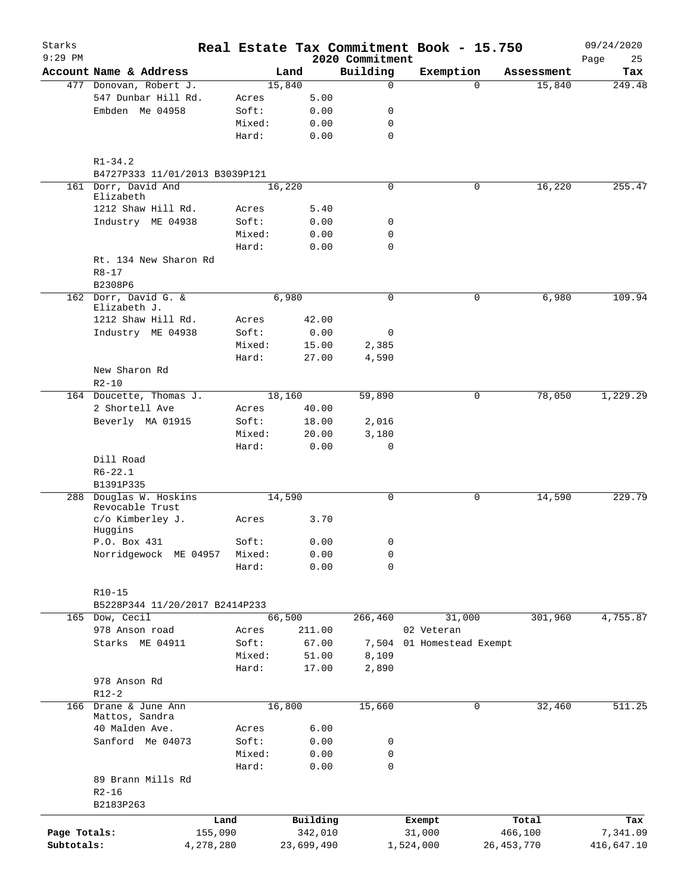# Real Estate Tax Commitment Book - 15.750

Starks
9:29 PM
2020 Commitment
09/24/2020

| Account Name & Address | Land | | Building | Exemption | Assessment | Tax |
|---|---|---|---|---|---|---|
| 477 Donovan, Robert J. | 15,840 | | 0 | 0 | 15,840 | 249.48 |
| 547 Dunbar Hill Rd. | Acres | 5.00 | | | | |
| Embden Me 04958 | Soft: | 0.00 | 0 | | | |
| | Mixed: | 0.00 | 0 | | | |
| | Hard: | 0.00 | 0 | | | |
| R1-34.2 | | | | | | |
| B4727P333 11/01/2013 B3039P121 | | | | | | |
| 161 Dorr, David And Elizabeth | 16,220 | | 0 | 0 | 16,220 | 255.47 |
| 1212 Shaw Hill Rd. | Acres | 5.40 | | | | |
| Industry ME 04938 | Soft: | 0.00 | 0 | | | |
| | Mixed: | 0.00 | 0 | | | |
| | Hard: | 0.00 | 0 | | | |
| Rt. 134 New Sharon Rd | | | | | | |
| R8-17 | | | | | | |
| B2308P6 | | | | | | |
| 162 Dorr, David G. & Elizabeth J. | 6,980 | | 0 | 0 | 6,980 | 109.94 |
| 1212 Shaw Hill Rd. | Acres | 42.00 | | | | |
| Industry ME 04938 | Soft: | 0.00 | 0 | | | |
| | Mixed: | 15.00 | 2,385 | | | |
| | Hard: | 27.00 | 4,590 | | | |
| New Sharon Rd | | | | | | |
| R2-10 | | | | | | |
| 164 Doucette, Thomas J. | 18,160 | | 59,890 | 0 | 78,050 | 1,229.29 |
| 2 Shortell Ave | Acres | 40.00 | | | | |
| Beverly MA 01915 | Soft: | 18.00 | 2,016 | | | |
| | Mixed: | 20.00 | 3,180 | | | |
| | Hard: | 0.00 | 0 | | | |
| Dill Road | | | | | | |
| R6-22.1 | | | | | | |
| B1391P335 | | | | | | |
| 288 Douglas W. Hoskins Revocable Trust | 14,590 | | 0 | 0 | 14,590 | 229.79 |
| c/o Kimberley J. Huggins | Acres | 3.70 | | | | |
| P.O. Box 431 | Soft: | 0.00 | 0 | | | |
| Norridgewock ME 04957 | Mixed: | 0.00 | 0 | | | |
| | Hard: | 0.00 | 0 | | | |
| R10-15 | | | | | | |
| B5228P344 11/20/2017 B2414P233 | | | | | | |
| 165 Dow, Cecil | 66,500 | | 266,460 | 31,000 | 301,960 | 4,755.87 |
| 978 Anson road | Acres | 211.00 | | 02 Veteran | | |
| Starks ME 04911 | Soft: | 67.00 | 7,504 | 01 Homestead Exempt | | |
| | Mixed: | 51.00 | 8,109 | | | |
| | Hard: | 17.00 | 2,890 | | | |
| 978 Anson Rd | | | | | | |
| R12-2 | | | | | | |
| 166 Drane & June Ann Mattos, Sandra | 16,800 | | 15,660 | 0 | 32,460 | 511.25 |
| 40 Malden Ave. | Acres | 6.00 | | | | |
| Sanford Me 04073 | Soft: | 0.00 | 0 | | | |
| | Mixed: | 0.00 | 0 | | | |
| | Hard: | 0.00 | 0 | | | |
| 89 Brann Mills Rd | | | | | | |
| R2-16 | | | | | | |
| B2183P263 | | | | | | |

| | Land | Building | Exempt | Total | Tax |
|---|---|---|---|---|---|
| Page Totals: | 155,090 | 342,010 | 31,000 | 466,100 | 7,341.09 |
| Subtotals: | 4,278,280 | 23,699,490 | 1,524,000 | 26,453,770 | 416,647.10 |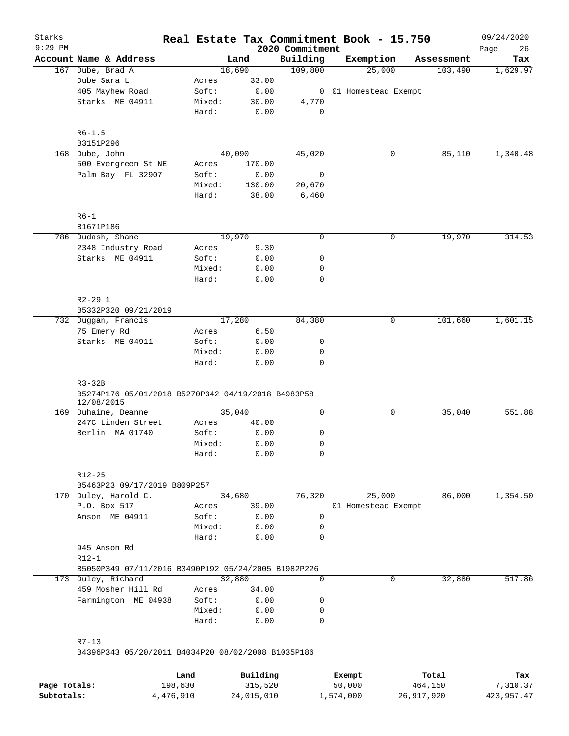# Real Estate Tax Commitment Book - 15.750

Starks
9:29 PM
2020 Commitment
09/24/2020

| Account | Name & Address | | Land | Building | Exemption | Assessment | Tax |
|---|---|---|---|---|---|---|---|
| 167 | Dube, Brad A | | 18,690 | 109,800 | 25,000 | 103,490 | 1,629.97 |
| | Dube Sara L | Acres | 33.00 | | | | |
| | 405 Mayhew Road | Soft: | 0.00 | 0 | 01 Homestead Exempt | | |
| | Starks ME 04911 | Mixed: | 30.00 | 4,770 | | | |
| | | Hard: | 0.00 | 0 | | | |
| | R6-1.5 | | | | | | |
| | B3151P296 | | | | | | |
| 168 | Dube, John | | 40,090 | 45,020 | 0 | 85,110 | 1,340.48 |
| | 500 Evergreen St NE | Acres | 170.00 | | | | |
| | Palm Bay FL 32907 | Soft: | 0.00 | 0 | | | |
| | | Mixed: | 130.00 | 20,670 | | | |
| | | Hard: | 38.00 | 6,460 | | | |
| | R6-1 | | | | | | |
| | B1671P186 | | | | | | |
| 786 | Dudash, Shane | | 19,970 | 0 | 0 | 19,970 | 314.53 |
| | 2348 Industry Road | Acres | 9.30 | | | | |
| | Starks ME 04911 | Soft: | 0.00 | 0 | | | |
| | | Mixed: | 0.00 | 0 | | | |
| | | Hard: | 0.00 | 0 | | | |
| | R2-29.1 | | | | | | |
| | B5332P320 09/21/2019 | | | | | | |
| 732 | Duggan, Francis | | 17,280 | 84,380 | 0 | 101,660 | 1,601.15 |
| | 75 Emery Rd | Acres | 6.50 | | | | |
| | Starks ME 04911 | Soft: | 0.00 | 0 | | | |
| | | Mixed: | 0.00 | 0 | | | |
| | | Hard: | 0.00 | 0 | | | |
| | R3-32B | | | | | | |
| | B5274P176 05/01/2018 B5270P342 04/19/2018 B4983P58 12/08/2015 | | | | | | |
| 169 | Duhaime, Deanne | | 35,040 | 0 | 0 | 35,040 | 551.88 |
| | 247C Linden Street | Acres | 40.00 | | | | |
| | Berlin MA 01740 | Soft: | 0.00 | 0 | | | |
| | | Mixed: | 0.00 | 0 | | | |
| | | Hard: | 0.00 | 0 | | | |
| | R12-25 | | | | | | |
| | B5463P23 09/17/2019 B809P257 | | | | | | |
| 170 | Duley, Harold C. | | 34,680 | 76,320 | 25,000 | 86,000 | 1,354.50 |
| | P.O. Box 517 | Acres | 39.00 | | 01 Homestead Exempt | | |
| | Anson ME 04911 | Soft: | 0.00 | 0 | | | |
| | | Mixed: | 0.00 | 0 | | | |
| | | Hard: | 0.00 | 0 | | | |
| | 945 Anson Rd | | | | | | |
| | R12-1 | | | | | | |
| | B5050P349 07/11/2016 B3490P192 05/24/2005 B1982P226 | | | | | | |
| 173 | Duley, Richard | | 32,880 | 0 | 0 | 32,880 | 517.86 |
| | 459 Mosher Hill Rd | Acres | 34.00 | | | | |
| | Farmington ME 04938 | Soft: | 0.00 | 0 | | | |
| | | Mixed: | 0.00 | 0 | | | |
| | | Hard: | 0.00 | 0 | | | |
| | R7-13 | | | | | | |
| | B4396P343 05/20/2011 B4034P20 08/02/2008 B1035P186 | | | | | | |

| | Land | Building | Exempt | Total | Tax |
|---|---|---|---|---|---|
| Page Totals: | 198,630 | 315,520 | 50,000 | 464,150 | 7,310.37 |
| Subtotals: | 4,476,910 | 24,015,010 | 1,574,000 | 26,917,920 | 423,957.47 |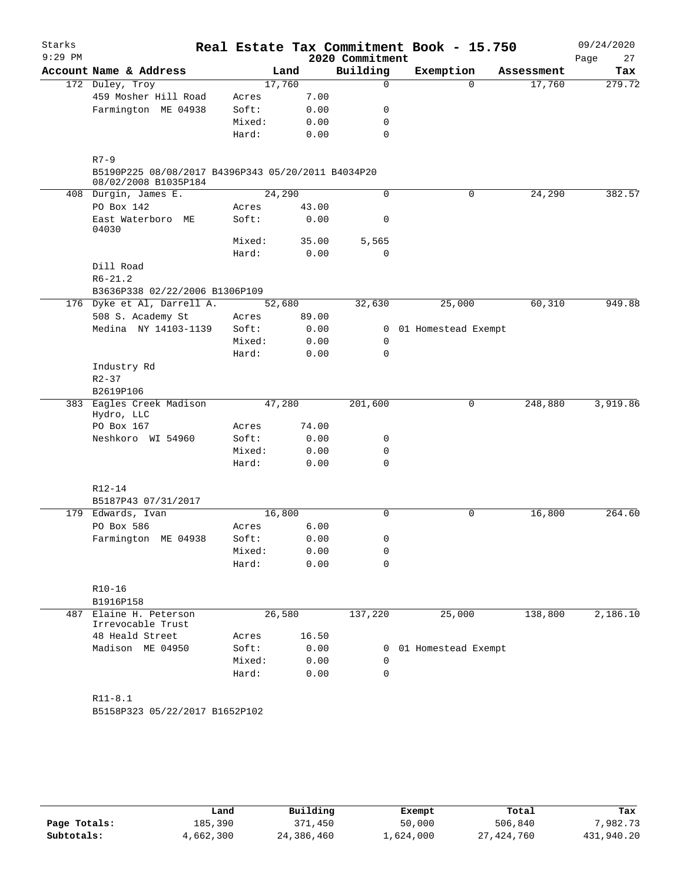# Real Estate Tax Commitment Book - 15.750

Starks
9:29 PM
2020 Commitment
09/24/2020

| Account Name & Address | | Land | Building | Exemption | Assessment | Tax |
|---|---|---|---|---|---|---|
| 172 Duley, Troy | | 17,760 | 0 | 0 | 17,760 | 279.72 |
| 459 Mosher Hill Road | Acres | 7.00 | | | | |
| Farmington ME 04938 | Soft: | 0.00 | 0 | | | |
| | Mixed: | 0.00 | 0 | | | |
| | Hard: | 0.00 | 0 | | | |
| R7-9 | | | | | | |
| B5190P225 08/08/2017 B4396P343 05/20/2011 B4034P20 08/02/2008 B1035P184 | | | | | | |
| 408 Durgin, James E. | | 24,290 | 0 | 0 | 24,290 | 382.57 |
| PO Box 142 | Acres | 43.00 | | | | |
| East Waterboro ME 04030 | Soft: | 0.00 | 0 | | | |
| | Mixed: | 35.00 | 5,565 | | | |
| | Hard: | 0.00 | 0 | | | |
| Dill Road | | | | | | |
| R6-21.2 | | | | | | |
| B3636P338 02/22/2006 B1306P109 | | | | | | |
| 176 Dyke et Al, Darrell A. | | 52,680 | 32,630 | 25,000 | 60,310 | 949.88 |
| 508 S. Academy St | Acres | 89.00 | | | | |
| Medina NY 14103-1139 | Soft: | 0.00 | 0 | 01 Homestead Exempt | | |
| | Mixed: | 0.00 | 0 | | | |
| | Hard: | 0.00 | 0 | | | |
| Industry Rd | | | | | | |
| R2-37 | | | | | | |
| B2619P106 | | | | | | |
| 383 Eagles Creek Madison Hydro, LLC | | 47,280 | 201,600 | 0 | 248,880 | 3,919.86 |
| PO Box 167 | Acres | 74.00 | | | | |
| Neshkoro WI 54960 | Soft: | 0.00 | 0 | | | |
| | Mixed: | 0.00 | 0 | | | |
| | Hard: | 0.00 | 0 | | | |
| R12-14 | | | | | | |
| B5187P43 07/31/2017 | | | | | | |
| 179 Edwards, Ivan | | 16,800 | 0 | 0 | 16,800 | 264.60 |
| PO Box 586 | Acres | 6.00 | | | | |
| Farmington ME 04938 | Soft: | 0.00 | 0 | | | |
| | Mixed: | 0.00 | 0 | | | |
| | Hard: | 0.00 | 0 | | | |
| R10-16 | | | | | | |
| B1916P158 | | | | | | |
| 487 Elaine H. Peterson Irrevocable Trust | | 26,580 | 137,220 | 25,000 | 138,800 | 2,186.10 |
| 48 Heald Street | Acres | 16.50 | | | | |
| Madison ME 04950 | Soft: | 0.00 | 0 | 01 Homestead Exempt | | |
| | Mixed: | 0.00 | 0 | | | |
| | Hard: | 0.00 | 0 | | | |
| R11-8.1 | | | | | | |
| B5158P323 05/22/2017 B1652P102 | | | | | | |

| | Land | Building | Exempt | Total | Tax |
|---|---|---|---|---|---|
| Page Totals: | 185,390 | 371,450 | 50,000 | 506,840 | 7,982.73 |
| Subtotals: | 4,662,300 | 24,386,460 | 1,624,000 | 27,424,760 | 431,940.20 |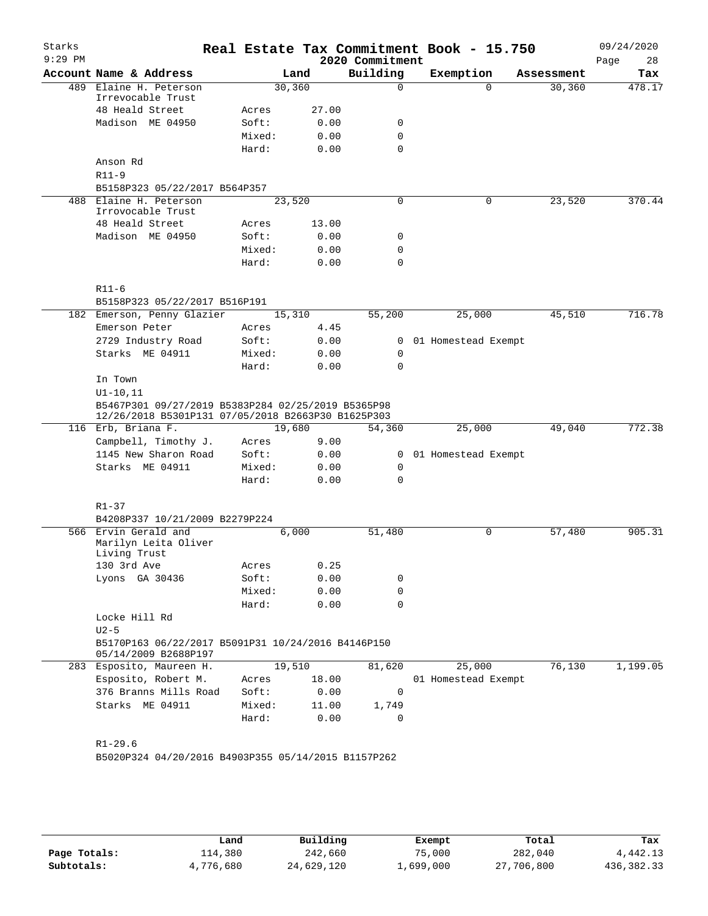# Real Estate Tax Commitment Book - 15.750

Starks
9:29 PM

2020 Commitment

09/24/2020

| Account | Name & Address | | Land | Building | Exemption | Assessment | Tax |
|---|---|---|---|---|---|---|---|
| 489 | Elaine H. Peterson Irrevocable Trust | | 30,360 | 0 | 0 | 30,360 | 478.17 |
| | 48 Heald Street | Acres | 27.00 | | | | |
| | Madison ME 04950 | Soft: | 0.00 | 0 | | | |
| | | Mixed: | 0.00 | 0 | | | |
| | | Hard: | 0.00 | 0 | | | |
| | Anson Rd | | | | | | |
| | R11-9 | | | | | | |
| | B5158P323 05/22/2017 B564P357 | | | | | | |
| 488 | Elaine H. Peterson Irrovocable Trust | | 23,520 | 0 | 0 | 23,520 | 370.44 |
| | 48 Heald Street | Acres | 13.00 | | | | |
| | Madison ME 04950 | Soft: | 0.00 | 0 | | | |
| | | Mixed: | 0.00 | 0 | | | |
| | | Hard: | 0.00 | 0 | | | |
| | R11-6 | | | | | | |
| | B5158P323 05/22/2017 B516P191 | | | | | | |
| 182 | Emerson, Penny Glazier | | 15,310 | 55,200 | 25,000 | 45,510 | 716.78 |
| | Emerson Peter | Acres | 4.45 | | | | |
| | 2729 Industry Road | Soft: | 0.00 | 0 | 01 Homestead Exempt | | |
| | Starks ME 04911 | Mixed: | 0.00 | 0 | | | |
| | | Hard: | 0.00 | 0 | | | |
| | In Town | | | | | | |
| | U1-10,11 | | | | | | |
| | B5467P301 09/27/2019 B5383P284 02/25/2019 B5365P98 12/26/2018 B5301P131 07/05/2018 B2663P30 B1625P303 | | | | | | |
| 116 | Erb, Briana F. | | 19,680 | 54,360 | 25,000 | 49,040 | 772.38 |
| | Campbell, Timothy J. | Acres | 9.00 | | | | |
| | 1145 New Sharon Road | Soft: | 0.00 | 0 | 01 Homestead Exempt | | |
| | Starks ME 04911 | Mixed: | 0.00 | 0 | | | |
| | | Hard: | 0.00 | 0 | | | |
| | R1-37 | | | | | | |
| | B4208P337 10/21/2009 B2279P224 | | | | | | |
| 566 | Ervin Gerald and Marilyn Leita Oliver Living Trust | | 6,000 | 51,480 | 0 | 57,480 | 905.31 |
| | 130 3rd Ave | Acres | 0.25 | | | | |
| | Lyons GA 30436 | Soft: | 0.00 | 0 | | | |
| | | Mixed: | 0.00 | 0 | | | |
| | | Hard: | 0.00 | 0 | | | |
| | Locke Hill Rd | | | | | | |
| | U2-5 | | | | | | |
| | B5170P163 06/22/2017 B5091P31 10/24/2016 B4146P150 05/14/2009 B2688P197 | | | | | | |
| 283 | Esposito, Maureen H. | | 19,510 | 81,620 | 25,000 | 76,130 | 1,199.05 |
| | Esposito, Robert M. | Acres | 18.00 | | 01 Homestead Exempt | | |
| | 376 Branns Mills Road | Soft: | 0.00 | 0 | | | |
| | Starks ME 04911 | Mixed: | 11.00 | 1,749 | | | |
| | | Hard: | 0.00 | 0 | | | |
| | R1-29.6 | | | | | | |
| | B5020P324 04/20/2016 B4903P355 05/14/2015 B1157P262 | | | | | | |

| | Land | Building | Exempt | Total | Tax |
|---|---|---|---|---|---|
| Page Totals: | 114,380 | 242,660 | 75,000 | 282,040 | 4,442.13 |
| Subtotals: | 4,776,680 | 24,629,120 | 1,699,000 | 27,706,800 | 436,382.33 |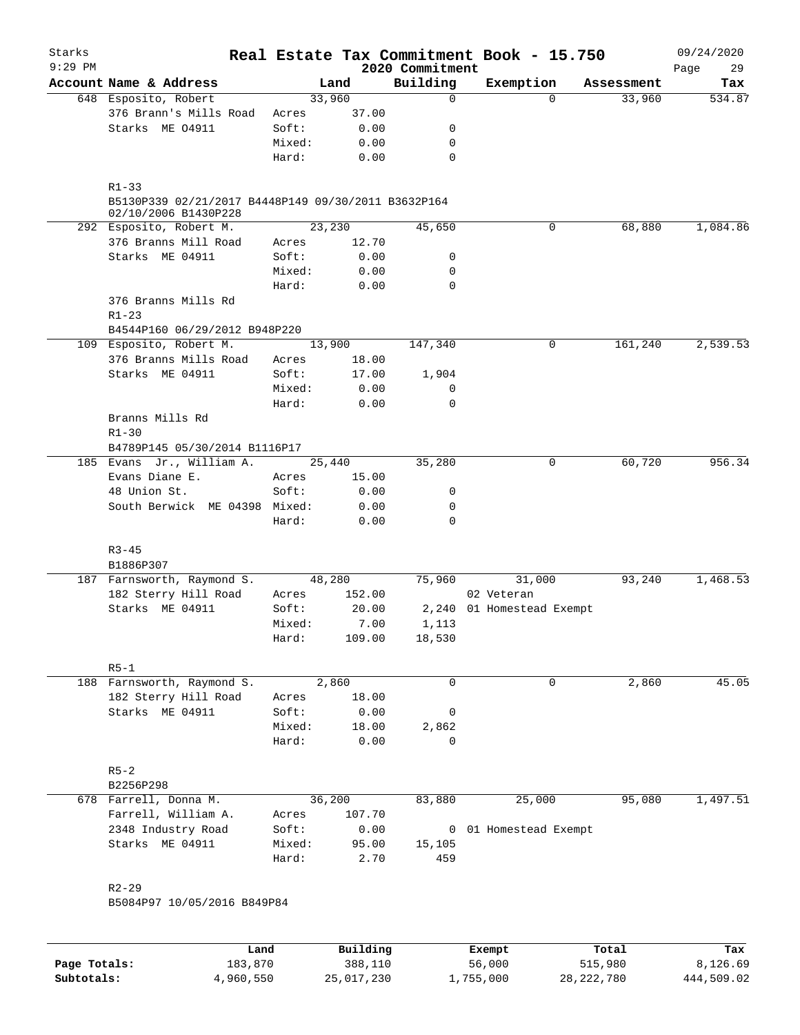# Real Estate Tax Commitment Book - 15.750

Starks
9:29 PM
2020 Commitment
09/24/2020

| Account Name & Address | | Land | Building | Exemption | Assessment | Tax |
|---|---|---|---|---|---|---|
| 648 Esposito, Robert | | 33,960 | 0 | 0 | 33,960 | 534.87 |
| 376 Brann's Mills Road | Acres | 37.00 | | | | |
| Starks ME 04911 | Soft: | 0.00 | 0 | | | |
| | Mixed: | 0.00 | 0 | | | |
| | Hard: | 0.00 | 0 | | | |
| R1-33 | | | | | | |
| B5130P339 02/21/2017 B4448P149 09/30/2011 B3632P164 02/10/2006 B1430P228 | | | | | | |
| 292 Esposito, Robert M. | | 23,230 | 45,650 | 0 | 68,880 | 1,084.86 |
| 376 Branns Mill Road | Acres | 12.70 | | | | |
| Starks ME 04911 | Soft: | 0.00 | 0 | | | |
| | Mixed: | 0.00 | 0 | | | |
| | Hard: | 0.00 | 0 | | | |
| 376 Branns Mills Rd | | | | | | |
| R1-23 | | | | | | |
| B4544P160 06/29/2012 B948P220 | | | | | | |
| 109 Esposito, Robert M. | | 13,900 | 147,340 | 0 | 161,240 | 2,539.53 |
| 376 Branns Mills Road | Acres | 18.00 | | | | |
| Starks ME 04911 | Soft: | 17.00 | 1,904 | | | |
| | Mixed: | 0.00 | 0 | | | |
| | Hard: | 0.00 | 0 | | | |
| Branns Mills Rd | | | | | | |
| R1-30 | | | | | | |
| B4789P145 05/30/2014 B1116P17 | | | | | | |
| 185 Evans Jr., William A. | | 25,440 | 35,280 | 0 | 60,720 | 956.34 |
| Evans Diane E. | Acres | 15.00 | | | | |
| 48 Union St. | Soft: | 0.00 | 0 | | | |
| South Berwick ME 04398 | Mixed: | 0.00 | 0 | | | |
| | Hard: | 0.00 | 0 | | | |
| R3-45 | | | | | | |
| B1886P307 | | | | | | |
| 187 Farnsworth, Raymond S. | | 48,280 | 75,960 | 31,000 | 93,240 | 1,468.53 |
| 182 Sterry Hill Road | Acres | 152.00 | | 02 Veteran | | |
| Starks ME 04911 | Soft: | 20.00 | 2,240 | 01 Homestead Exempt | | |
| | Mixed: | 7.00 | 1,113 | | | |
| | Hard: | 109.00 | 18,530 | | | |
| R5-1 | | | | | | |
| 188 Farnsworth, Raymond S. | | 2,860 | 0 | 0 | 2,860 | 45.05 |
| 182 Sterry Hill Road | Acres | 18.00 | | | | |
| Starks ME 04911 | Soft: | 0.00 | 0 | | | |
| | Mixed: | 18.00 | 2,862 | | | |
| | Hard: | 0.00 | 0 | | | |
| R5-2 | | | | | | |
| B2256P298 | | | | | | |
| 678 Farrell, Donna M. | | 36,200 | 83,880 | 25,000 | 95,080 | 1,497.51 |
| Farrell, William A. | Acres | 107.70 | | | | |
| 2348 Industry Road | Soft: | 0.00 | 0 | 01 Homestead Exempt | | |
| Starks ME 04911 | Mixed: | 95.00 | 15,105 | | | |
| | Hard: | 2.70 | 459 | | | |
| R2-29 | | | | | | |
| B5084P97 10/05/2016 B849P84 | | | | | | |

| | Land | Building | Exempt | Total | Tax |
|---|---|---|---|---|---|
| Page Totals: | 183,870 | 388,110 | 56,000 | 515,980 | 8,126.69 |
| Subtotals: | 4,960,550 | 25,017,230 | 1,755,000 | 28,222,780 | 444,509.02 |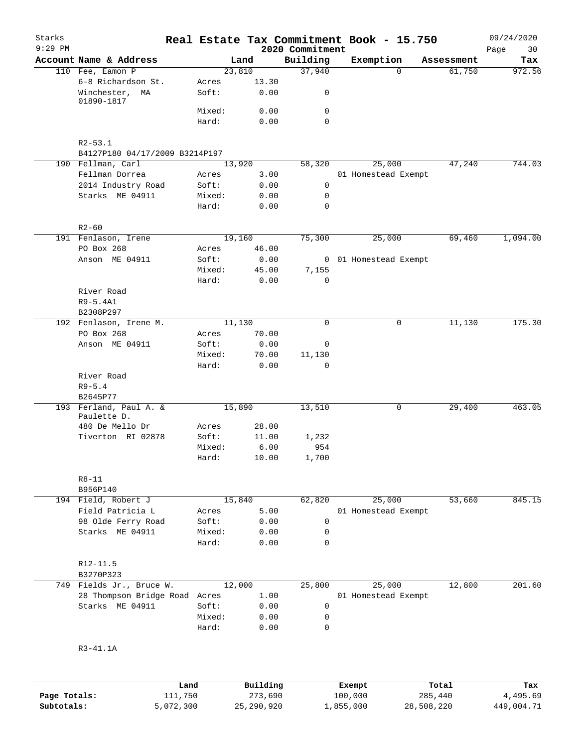# Real Estate Tax Commitment Book - 15.750

Starks
9:29 PM

2020 Commitment

09/24/2020

| Account | Name & Address | | Land | Building | Exemption | Assessment | Tax |
|---|---|---|---|---|---|---|---|
| 110 | Fee, Eamon P | | 23,810 | 37,940 | 0 | 61,750 | 972.56 |
| | 6-8 Richardson St. | Acres | 13.30 | | | | |
| | Winchester, MA 01890-1817 | Soft: | 0.00 | 0 | | | |
| | | Mixed: | 0.00 | 0 | | | |
| | | Hard: | 0.00 | 0 | | | |
| | R2-53.1 | | | | | | |
| | B4127P180 04/17/2009 B3214P197 | | | | | | |
| 190 | Fellman, Carl | | 13,920 | 58,320 | 25,000 | 47,240 | 744.03 |
| | Fellman Dorrea | Acres | 3.00 | | 01 Homestead Exempt | | |
| | 2014 Industry Road | Soft: | 0.00 | 0 | | | |
| | Starks ME 04911 | Mixed: | 0.00 | 0 | | | |
| | | Hard: | 0.00 | 0 | | | |
| | R2-60 | | | | | | |
| 191 | Fenlason, Irene | | 19,160 | 75,300 | 25,000 | 69,460 | 1,094.00 |
| | PO Box 268 | Acres | 46.00 | | | | |
| | Anson ME 04911 | Soft: | 0.00 | 0 | 01 Homestead Exempt | | |
| | | Mixed: | 45.00 | 7,155 | | | |
| | | Hard: | 0.00 | 0 | | | |
| | River Road | | | | | | |
| | R9-5.4A1 | | | | | | |
| | B2308P297 | | | | | | |
| 192 | Fenlason, Irene M. | | 11,130 | 0 | 0 | 11,130 | 175.30 |
| | PO Box 268 | Acres | 70.00 | | | | |
| | Anson ME 04911 | Soft: | 0.00 | 0 | | | |
| | | Mixed: | 70.00 | 11,130 | | | |
| | | Hard: | 0.00 | 0 | | | |
| | River Road | | | | | | |
| | R9-5.4 | | | | | | |
| | B2645P77 | | | | | | |
| 193 | Ferland, Paul A. & Paulette D. | | 15,890 | 13,510 | 0 | 29,400 | 463.05 |
| | 480 De Mello Dr | Acres | 28.00 | | | | |
| | Tiverton RI 02878 | Soft: | 11.00 | 1,232 | | | |
| | | Mixed: | 6.00 | 954 | | | |
| | | Hard: | 10.00 | 1,700 | | | |
| | R8-11 | | | | | | |
| | B956P140 | | | | | | |
| 194 | Field, Robert J | | 15,840 | 62,820 | 25,000 | 53,660 | 845.15 |
| | Field Patricia L | Acres | 5.00 | | 01 Homestead Exempt | | |
| | 98 Olde Ferry Road | Soft: | 0.00 | 0 | | | |
| | Starks ME 04911 | Mixed: | 0.00 | 0 | | | |
| | | Hard: | 0.00 | 0 | | | |
| | R12-11.5 | | | | | | |
| | B3270P323 | | | | | | |
| 749 | Fields Jr., Bruce W. | | 12,000 | 25,800 | 25,000 | 12,800 | 201.60 |
| | 28 Thompson Bridge Road | Acres | 1.00 | | 01 Homestead Exempt | | |
| | Starks ME 04911 | Soft: | 0.00 | 0 | | | |
| | | Mixed: | 0.00 | 0 | | | |
| | | Hard: | 0.00 | 0 | | | |
| | R3-41.1A | | | | | | |

| | Land | Building | Exempt | Total | Tax |
|---|---|---|---|---|---|
| Page Totals: | 111,750 | 273,690 | 100,000 | 285,440 | 4,495.69 |
| Subtotals: | 5,072,300 | 25,290,920 | 1,855,000 | 28,508,220 | 449,004.71 |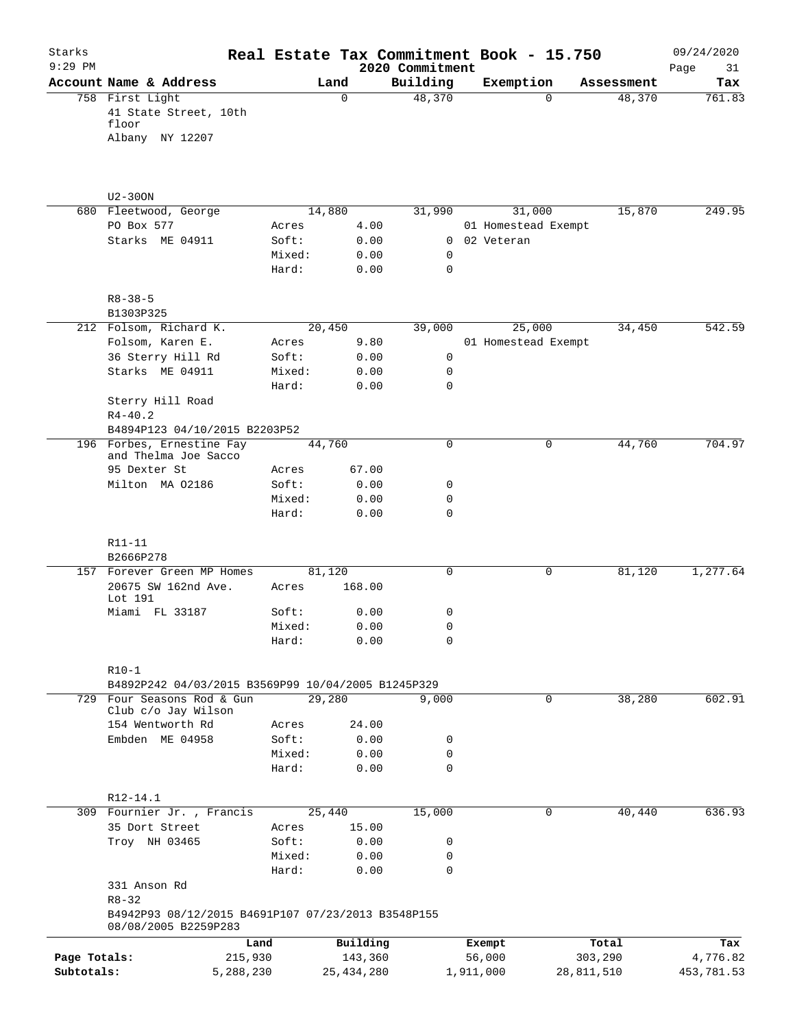# Real Estate Tax Commitment Book - 15.750

Starks
9:29 PM

2020 Commitment

09/24/2020

| Account | Name & Address | | Land | Building | Exemption | Assessment | Tax |
|---|---|---|---|---|---|---|---|
| 758 | First Light<br>41 State Street, 10th floor<br>Albany NY 12207<br><br>U2-300N | | 0 | 48,370 | 0 | 48,370 | 761.83 |
| 680 | Fleetwood, George<br>PO Box 577<br>Starks ME 04911<br><br>R8-38-5<br>B1303P325 | Acres<br>Soft:<br>Mixed:<br>Hard: | 14,880<br>4.00<br>0.00<br>0.00<br>0.00 | 31,990<br><br>0<br>0<br>0 | 31,000<br>01 Homestead Exempt<br>02 Veteran | 15,870 | 249.95 |
| 212 | Folsom, Richard K.<br>Folsom, Karen E.<br>36 Sterry Hill Rd<br>Starks ME 04911<br><br>Sterry Hill Road<br>R4-40.2<br>B4894P123 04/10/2015 B2203P52 | Acres<br>Soft:<br>Mixed:<br>Hard: | 20,450<br>9.80<br>0.00<br>0.00<br>0.00 | 39,000<br><br>0<br>0<br>0 | 25,000<br>01 Homestead Exempt | 34,450 | 542.59 |
| 196 | Forbes, Ernestine Fay and Thelma Joe Sacco<br>95 Dexter St<br>Milton MA 02186<br><br>R11-11<br>B2666P278 | Acres<br>Soft:<br>Mixed:<br>Hard: | 44,760<br>67.00<br>0.00<br>0.00<br>0.00 | 0<br><br>0<br>0<br>0 | 0 | 44,760 | 704.97 |
| 157 | Forever Green MP Homes<br>20675 SW 162nd Ave. Lot 191<br>Miami FL 33187<br><br>R10-1<br>B4892P242 04/03/2015 B3569P99 10/04/2005 B1245P329 | Acres<br>Soft:<br>Mixed:<br>Hard: | 81,120<br>168.00<br>0.00<br>0.00<br>0.00 | 0<br><br>0<br>0<br>0 | 0 | 81,120 | 1,277.64 |
| 729 | Four Seasons Rod & Gun Club c/o Jay Wilson<br>154 Wentworth Rd<br>Embden ME 04958<br><br>R12-14.1 | Acres<br>Soft:<br>Mixed:<br>Hard: | 29,280<br>24.00<br>0.00<br>0.00<br>0.00 | 9,000<br><br>0<br>0<br>0 | 0 | 38,280 | 602.91 |
| 309 | Fournier Jr. , Francis<br>35 Dort Street<br>Troy NH 03465<br><br>331 Anson Rd<br>R8-32<br>B4942P93 08/12/2015 B4691P107 07/23/2013 B3548P155 08/08/2005 B2259P283 | Acres<br>Soft:<br>Mixed:<br>Hard: | 25,440<br>15.00<br>0.00<br>0.00<br>0.00 | 15,000<br><br>0<br>0<br>0 | 0 | 40,440 | 636.93 |

| | Land | Building | Exempt | Total | Tax |
|---|---|---|---|---|---|
| Page Totals: | 215,930 | 143,360 | 56,000 | 303,290 | 4,776.82 |
| Subtotals: | 5,288,230 | 25,434,280 | 1,911,000 | 28,811,510 | 453,781.53 |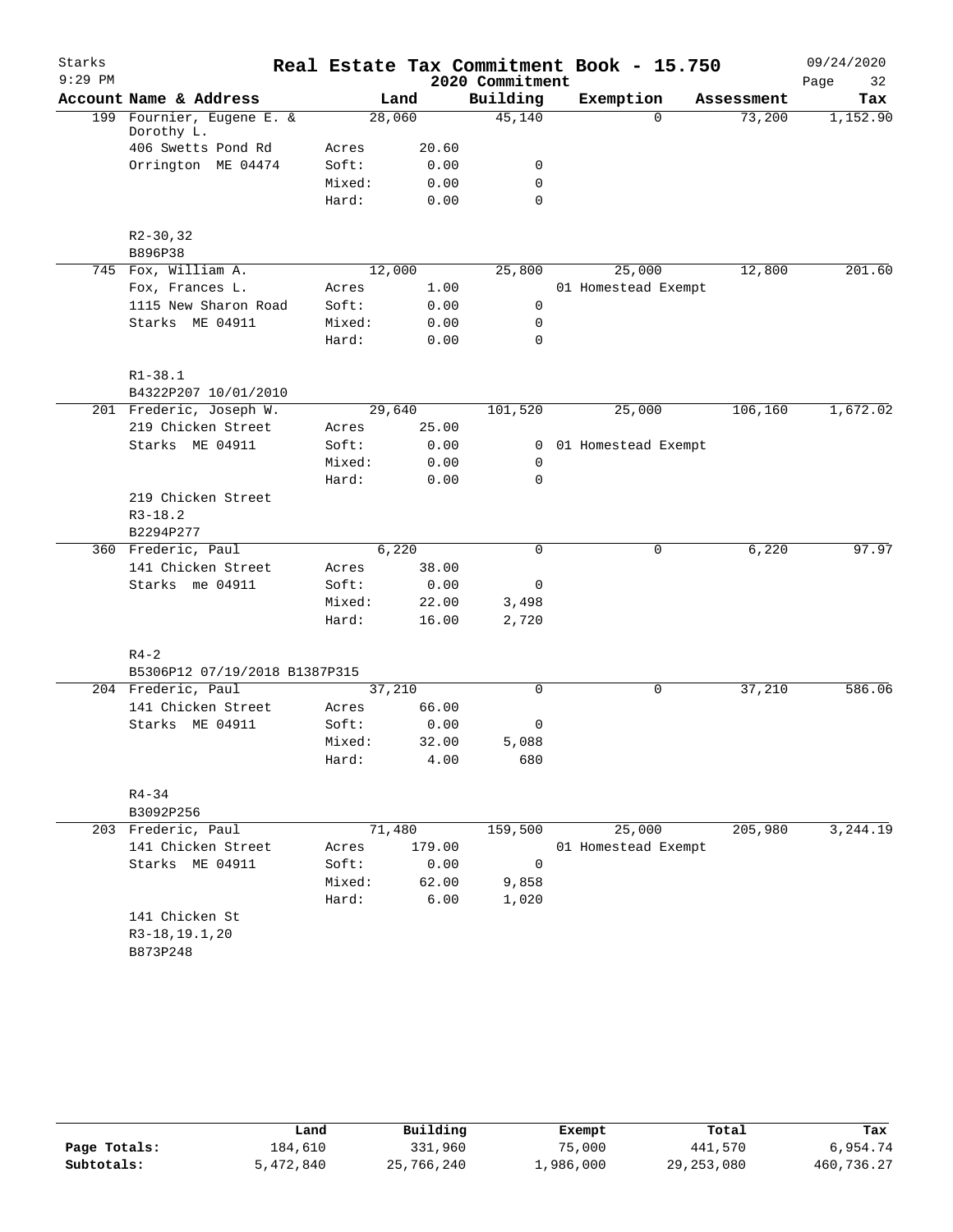# Real Estate Tax Commitment Book - 15.750

Starks
9:29 PM

2020 Commitment

09/24/2020

| Account | Name & Address | | Land | Building | Exemption | Assessment | Tax |
|---|---|---|---|---|---|---|---|
| 199 | Fournier, Eugene E. & Dorothy L. | | 28,060 | 45,140 | 0 | 73,200 | 1,152.90 |
| | 406 Swetts Pond Rd | Acres | 20.60 | | | | |
| | Orrington ME 04474 | Soft: | 0.00 | 0 | | | |
| | | Mixed: | 0.00 | 0 | | | |
| | | Hard: | 0.00 | 0 | | | |
| | R2-30,32 | | | | | | |
| | B896P38 | | | | | | |
| 745 | Fox, William A. | | 12,000 | 25,800 | 25,000 | 12,800 | 201.60 |
| | Fox, Frances L. | Acres | 1.00 | | 01 Homestead Exempt | | |
| | 1115 New Sharon Road | Soft: | 0.00 | 0 | | | |
| | Starks ME 04911 | Mixed: | 0.00 | 0 | | | |
| | | Hard: | 0.00 | 0 | | | |
| | R1-38.1 | | | | | | |
| | B4322P207 10/01/2010 | | | | | | |
| 201 | Frederic, Joseph W. | | 29,640 | 101,520 | 25,000 | 106,160 | 1,672.02 |
| | 219 Chicken Street | Acres | 25.00 | | | | |
| | Starks ME 04911 | Soft: | 0.00 | 0 | 01 Homestead Exempt | | |
| | | Mixed: | 0.00 | 0 | | | |
| | | Hard: | 0.00 | 0 | | | |
| | 219 Chicken Street | | | | | | |
| | R3-18.2 | | | | | | |
| | B2294P277 | | | | | | |
| 360 | Frederic, Paul | | 6,220 | 0 | 0 | 6,220 | 97.97 |
| | 141 Chicken Street | Acres | 38.00 | | | | |
| | Starks me 04911 | Soft: | 0.00 | 0 | | | |
| | | Mixed: | 22.00 | 3,498 | | | |
| | | Hard: | 16.00 | 2,720 | | | |
| | R4-2 | | | | | | |
| | B5306P12 07/19/2018 B1387P315 | | | | | | |
| 204 | Frederic, Paul | | 37,210 | 0 | 0 | 37,210 | 586.06 |
| | 141 Chicken Street | Acres | 66.00 | | | | |
| | Starks ME 04911 | Soft: | 0.00 | 0 | | | |
| | | Mixed: | 32.00 | 5,088 | | | |
| | | Hard: | 4.00 | 680 | | | |
| | R4-34 | | | | | | |
| | B3092P256 | | | | | | |
| 203 | Frederic, Paul | | 71,480 | 159,500 | 25,000 | 205,980 | 3,244.19 |
| | 141 Chicken Street | Acres | 179.00 | | 01 Homestead Exempt | | |
| | Starks ME 04911 | Soft: | 0.00 | 0 | | | |
| | | Mixed: | 62.00 | 9,858 | | | |
| | | Hard: | 6.00 | 1,020 | | | |
| | 141 Chicken St | | | | | | |
| | R3-18,19.1,20 | | | | | | |
| | B873P248 | | | | | | |

| | Land | Building | Exempt | Total | Tax |
|---|---|---|---|---|---|
| Page Totals: | 184,610 | 331,960 | 75,000 | 441,570 | 6,954.74 |
| Subtotals: | 5,472,840 | 25,766,240 | 1,986,000 | 29,253,080 | 460,736.27 |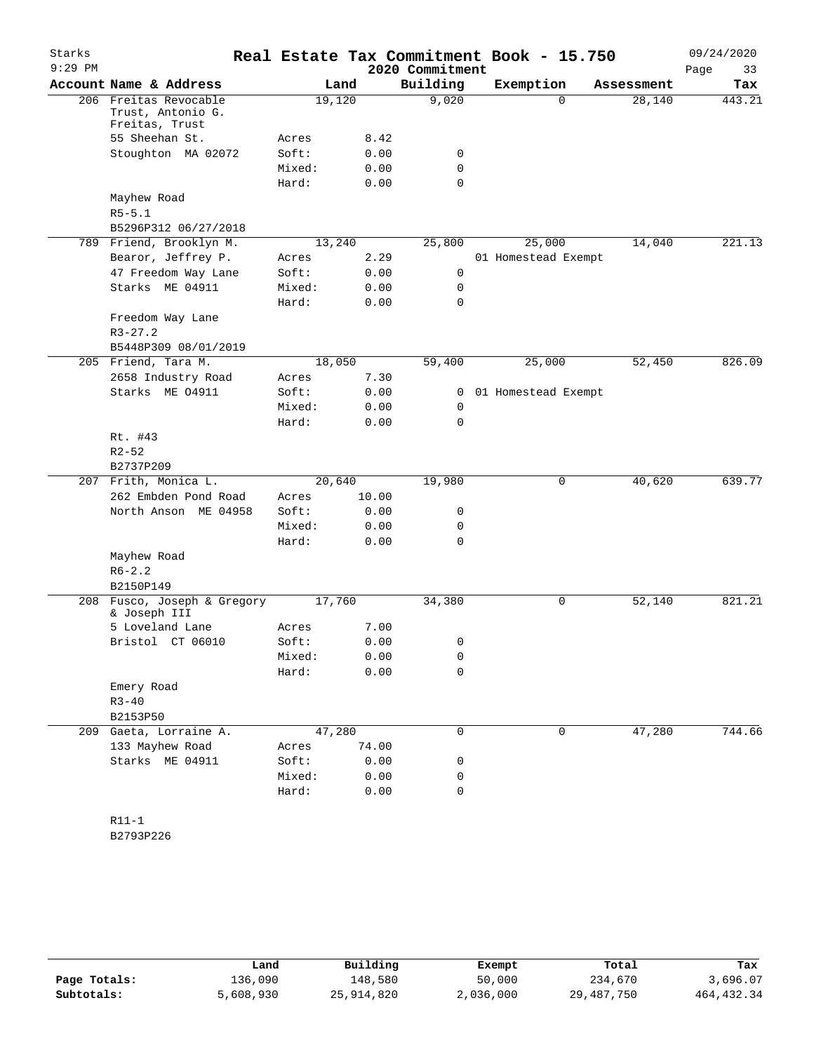# Real Estate Tax Commitment Book - 15.750

Starks
9:29 PM
2020 Commitment
09/24/2020

| Account Name & Address | | Land | Building | Exemption | Assessment | Tax |
|---|---|---|---|---|---|---|
| 206 Freitas Revocable Trust, Antonio G. Freitas, Trust | | 19,120 | 9,020 | 0 | 28,140 | 443.21 |
| 55 Sheehan St. | Acres | 8.42 | | | | |
| Stoughton MA 02072 | Soft: | 0.00 | 0 | | | |
| | Mixed: | 0.00 | 0 | | | |
| | Hard: | 0.00 | 0 | | | |
| Mayhew Road | | | | | | |
| R5-5.1 | | | | | | |
| B5296P312 06/27/2018 | | | | | | |
| 789 Friend, Brooklyn M. | | 13,240 | 25,800 | 25,000 | 14,040 | 221.13 |
| Bearor, Jeffrey P. | Acres | 2.29 | | 01 Homestead Exempt | | |
| 47 Freedom Way Lane | Soft: | 0.00 | 0 | | | |
| Starks ME 04911 | Mixed: | 0.00 | 0 | | | |
| | Hard: | 0.00 | 0 | | | |
| Freedom Way Lane | | | | | | |
| R3-27.2 | | | | | | |
| B5448P309 08/01/2019 | | | | | | |
| 205 Friend, Tara M. | | 18,050 | 59,400 | 25,000 | 52,450 | 826.09 |
| 2658 Industry Road | Acres | 7.30 | | | | |
| Starks ME O4911 | Soft: | 0.00 | 0 | 01 Homestead Exempt | | |
| | Mixed: | 0.00 | 0 | | | |
| | Hard: | 0.00 | 0 | | | |
| Rt. #43 | | | | | | |
| R2-52 | | | | | | |
| B2737P209 | | | | | | |
| 207 Frith, Monica L. | | 20,640 | 19,980 | 0 | 40,620 | 639.77 |
| 262 Embden Pond Road | Acres | 10.00 | | | | |
| North Anson ME 04958 | Soft: | 0.00 | 0 | | | |
| | Mixed: | 0.00 | 0 | | | |
| | Hard: | 0.00 | 0 | | | |
| Mayhew Road | | | | | | |
| R6-2.2 | | | | | | |
| B2150P149 | | | | | | |
| 208 Fusco, Joseph & Gregory & Joseph III | | 17,760 | 34,380 | 0 | 52,140 | 821.21 |
| 5 Loveland Lane | Acres | 7.00 | | | | |
| Bristol CT 06010 | Soft: | 0.00 | 0 | | | |
| | Mixed: | 0.00 | 0 | | | |
| | Hard: | 0.00 | 0 | | | |
| Emery Road | | | | | | |
| R3-40 | | | | | | |
| B2153P50 | | | | | | |
| 209 Gaeta, Lorraine A. | | 47,280 | 0 | 0 | 47,280 | 744.66 |
| 133 Mayhew Road | Acres | 74.00 | | | | |
| Starks ME 04911 | Soft: | 0.00 | 0 | | | |
| | Mixed: | 0.00 | 0 | | | |
| | Hard: | 0.00 | 0 | | | |
| R11-1 | | | | | | |
| B2793P226 | | | | | | |

| | Land | Building | Exempt | Total | Tax |
|---|---|---|---|---|---|
| Page Totals: | 136,090 | 148,580 | 50,000 | 234,670 | 3,696.07 |
| Subtotals: | 5,608,930 | 25,914,820 | 2,036,000 | 29,487,750 | 464,432.34 |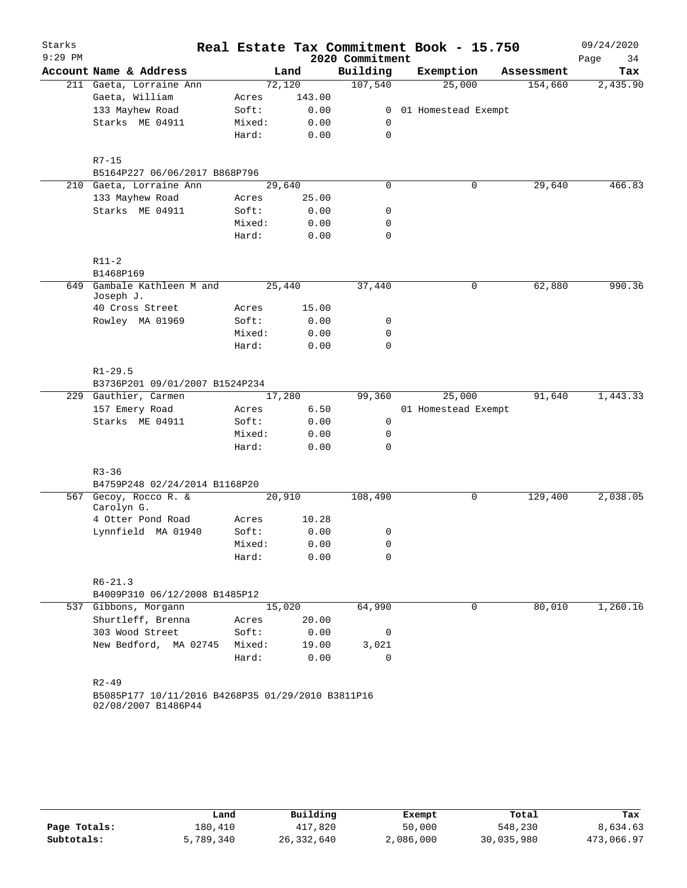# Real Estate Tax Commitment Book - 15.750

## 2020 Commitment

Starks 09/24/2020 9:29 PM

| Account | Name & Address | | Land | Building | Exemption | Assessment | Tax |
|---|---|---|---|---|---|---|---|
| 211 | Gaeta, Lorraine Ann | | 72,120 | 107,540 | 25,000 | 154,660 | 2,435.90 |
| | Gaeta, William | Acres | 143.00 | | | | |
| | 133 Mayhew Road | Soft: | 0.00 | 0 | 01 Homestead Exempt | | |
| | Starks ME 04911 | Mixed: | 0.00 | 0 | | | |
| | | Hard: | 0.00 | 0 | | | |
| | R7-15 | | | | | | |
| | B5164P227 06/06/2017 B868P796 | | | | | | |
| 210 | Gaeta, Lorraine Ann | | 29,640 | 0 | 0 | 29,640 | 466.83 |
| | 133 Mayhew Road | Acres | 25.00 | | | | |
| | Starks ME 04911 | Soft: | 0.00 | 0 | | | |
| | | Mixed: | 0.00 | 0 | | | |
| | | Hard: | 0.00 | 0 | | | |
| | R11-2 | | | | | | |
| | B1468P169 | | | | | | |
| 649 | Gambale Kathleen M and Joseph J. | | 25,440 | 37,440 | 0 | 62,880 | 990.36 |
| | 40 Cross Street | Acres | 15.00 | | | | |
| | Rowley MA 01969 | Soft: | 0.00 | 0 | | | |
| | | Mixed: | 0.00 | 0 | | | |
| | | Hard: | 0.00 | 0 | | | |
| | R1-29.5 | | | | | | |
| | B3736P201 09/01/2007 B1524P234 | | | | | | |
| 229 | Gauthier, Carmen | | 17,280 | 99,360 | 25,000 | 91,640 | 1,443.33 |
| | 157 Emery Road | Acres | 6.50 | | 01 Homestead Exempt | | |
| | Starks ME 04911 | Soft: | 0.00 | 0 | | | |
| | | Mixed: | 0.00 | 0 | | | |
| | | Hard: | 0.00 | 0 | | | |
| | R3-36 | | | | | | |
| | B4759P248 02/24/2014 B1168P20 | | | | | | |
| 567 | Gecoy, Rocco R. & Carolyn G. | | 20,910 | 108,490 | 0 | 129,400 | 2,038.05 |
| | 4 Otter Pond Road | Acres | 10.28 | | | | |
| | Lynnfield MA 01940 | Soft: | 0.00 | 0 | | | |
| | | Mixed: | 0.00 | 0 | | | |
| | | Hard: | 0.00 | 0 | | | |
| | R6-21.3 | | | | | | |
| | B4009P310 06/12/2008 B1485P12 | | | | | | |
| 537 | Gibbons, Morgann | | 15,020 | 64,990 | 0 | 80,010 | 1,260.16 |
| | Shurtleff, Brenna | Acres | 20.00 | | | | |
| | 303 Wood Street | Soft: | 0.00 | 0 | | | |
| | New Bedford, MA 02745 | Mixed: | 19.00 | 3,021 | | | |
| | | Hard: | 0.00 | 0 | | | |
| | R2-49 | | | | | | |
| | B5085P177 10/11/2016 B4268P35 01/29/2010 B3811P16 02/08/2007 B1486P44 | | | | | | |

| | Land | Building | Exempt | Total | Tax |
|---|---|---|---|---|---|
| Page Totals: | 180,410 | 417,820 | 50,000 | 548,230 | 8,634.63 |
| Subtotals: | 5,789,340 | 26,332,640 | 2,086,000 | 30,035,980 | 473,066.97 |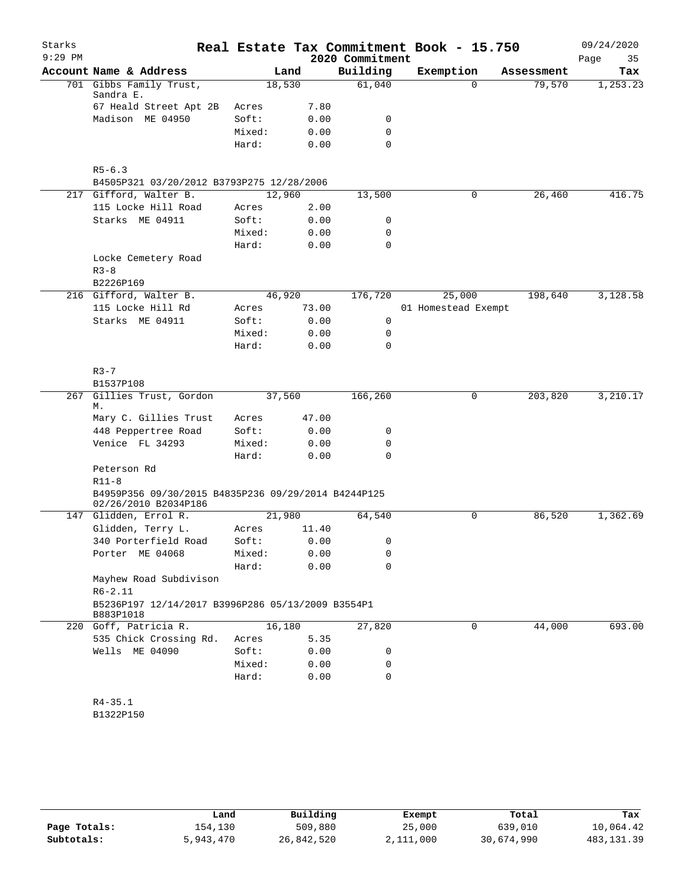# Starks — Real Estate Tax Commitment Book - 15.750

2020 Commitment

| Account Name & Address | Land | | Building | Exemption | Assessment | Tax |
|---|---|---|---|---|---|---|
| 701 Gibbs Family Trust, Sandra E. | 18,530 | | 61,040 | 0 | 79,570 | 1,253.23 |
| 67 Heald Street Apt 2B | Acres | 7.80 | | | | |
| Madison ME 04950 | Soft: | 0.00 | 0 | | | |
| | Mixed: | 0.00 | 0 | | | |
| | Hard: | 0.00 | 0 | | | |
| R5-6.3 | | | | | | |
| B4505P321 03/20/2012 B3793P275 12/28/2006 | | | | | | |
| 217 Gifford, Walter B. | 12,960 | | 13,500 | 0 | 26,460 | 416.75 |
| 115 Locke Hill Road | Acres | 2.00 | | | | |
| Starks ME 04911 | Soft: | 0.00 | 0 | | | |
| | Mixed: | 0.00 | 0 | | | |
| | Hard: | 0.00 | 0 | | | |
| Locke Cemetery Road | | | | | | |
| R3-8 | | | | | | |
| B2226P169 | | | | | | |
| 216 Gifford, Walter B. | 46,920 | | 176,720 | 25,000 | 198,640 | 3,128.58 |
| 115 Locke Hill Rd | Acres | 73.00 | | 01 Homestead Exempt | | |
| Starks ME 04911 | Soft: | 0.00 | 0 | | | |
| | Mixed: | 0.00 | 0 | | | |
| | Hard: | 0.00 | 0 | | | |
| R3-7 | | | | | | |
| B1537P108 | | | | | | |
| 267 Gillies Trust, Gordon M. | 37,560 | | 166,260 | 0 | 203,820 | 3,210.17 |
| Mary C. Gillies Trust | Acres | 47.00 | | | | |
| 448 Peppertree Road | Soft: | 0.00 | 0 | | | |
| Venice FL 34293 | Mixed: | 0.00 | 0 | | | |
| | Hard: | 0.00 | 0 | | | |
| Peterson Rd | | | | | | |
| R11-8 | | | | | | |
| B4959P356 09/30/2015 B4835P236 09/29/2014 B4244P125 02/26/2010 B2034P186 | | | | | | |
| 147 Glidden, Errol R. | 21,980 | | 64,540 | 0 | 86,520 | 1,362.69 |
| Glidden, Terry L. | Acres | 11.40 | | | | |
| 340 Porterfield Road | Soft: | 0.00 | 0 | | | |
| Porter ME 04068 | Mixed: | 0.00 | 0 | | | |
| | Hard: | 0.00 | 0 | | | |
| Mayhew Road Subdivison | | | | | | |
| R6-2.11 | | | | | | |
| B5236P197 12/14/2017 B3996P286 05/13/2009 B3554P1 B883P1018 | | | | | | |
| 220 Goff, Patricia R. | 16,180 | | 27,820 | 0 | 44,000 | 693.00 |
| 535 Chick Crossing Rd. | Acres | 5.35 | | | | |
| Wells ME 04090 | Soft: | 0.00 | 0 | | | |
| | Mixed: | 0.00 | 0 | | | |
| | Hard: | 0.00 | 0 | | | |
| R4-35.1 | | | | | | |
| B1322P150 | | | | | | |

| | Land | Building | Exempt | Total | Tax |
|---|---|---|---|---|---|
| Page Totals: | 154,130 | 509,880 | 25,000 | 639,010 | 10,064.42 |
| Subtotals: | 5,943,470 | 26,842,520 | 2,111,000 | 30,674,990 | 483,131.39 |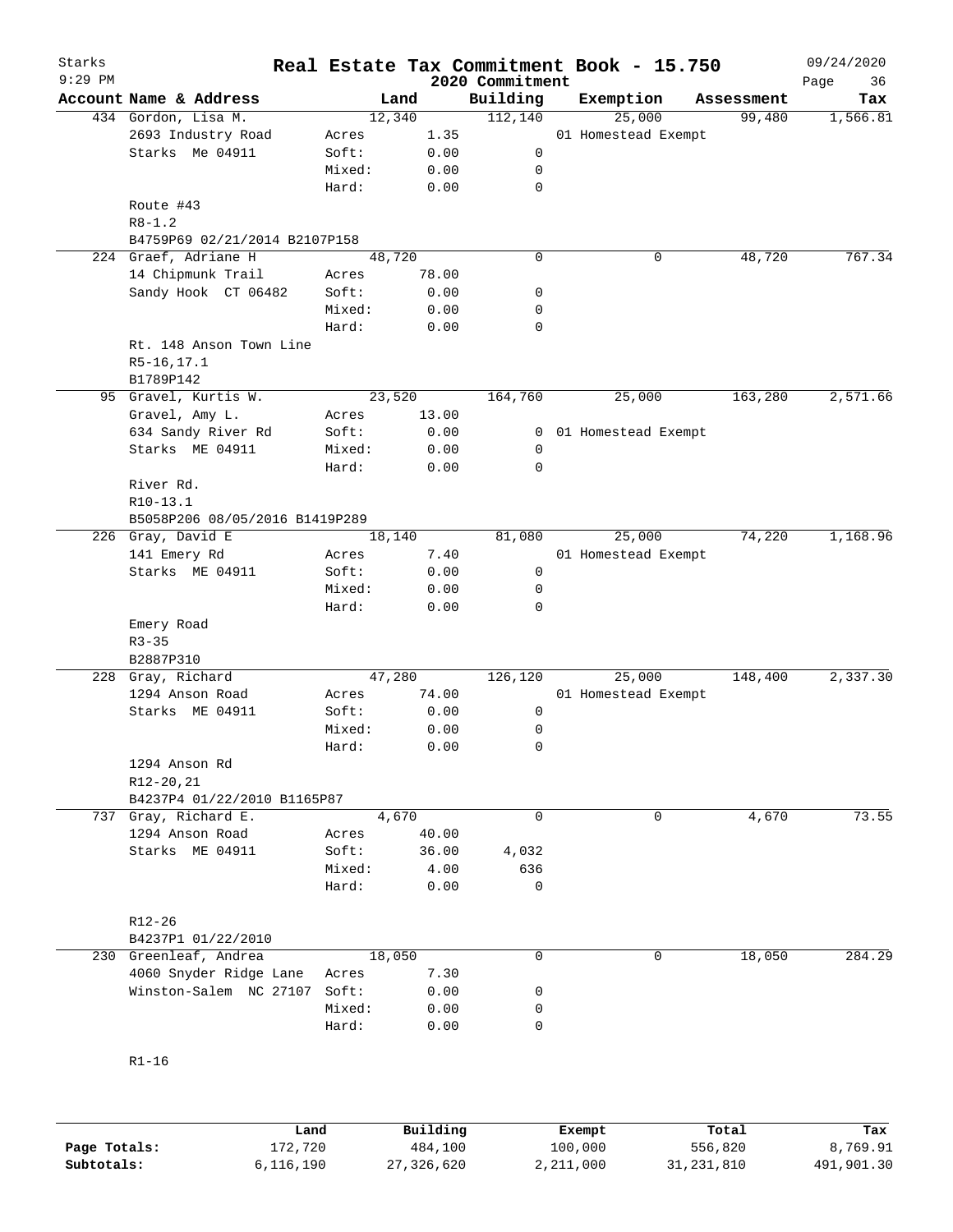Starks 9:29 PM

# Real Estate Tax Commitment Book - 15.750
## 2020 Commitment

09/24/2020 Page 36

| Account Name & Address | | Land | Building | Exemption | Assessment | Tax |
|---|---|---|---|---|---|---|
| 434 Gordon, Lisa M. | | 12,340 | 112,140 | 25,000 | 99,480 | 1,566.81 |
| 2693 Industry Road | Acres | 1.35 | | 01 Homestead Exempt | | |
| Starks Me 04911 | Soft: | 0.00 | 0 | | | |
| | Mixed: | 0.00 | 0 | | | |
| | Hard: | 0.00 | 0 | | | |
| Route #43 | | | | | | |
| R8-1.2 | | | | | | |
| B4759P69 02/21/2014 B2107P158 | | | | | | |
| 224 Graef, Adriane H | | 48,720 | 0 | 0 | 48,720 | 767.34 |
| 14 Chipmunk Trail | Acres | 78.00 | | | | |
| Sandy Hook CT 06482 | Soft: | 0.00 | 0 | | | |
| | Mixed: | 0.00 | 0 | | | |
| | Hard: | 0.00 | 0 | | | |
| Rt. 148 Anson Town Line | | | | | | |
| R5-16,17.1 | | | | | | |
| B1789P142 | | | | | | |
| 95 Gravel, Kurtis W. | | 23,520 | 164,760 | 25,000 | 163,280 | 2,571.66 |
| Gravel, Amy L. | Acres | 13.00 | | | | |
| 634 Sandy River Rd | Soft: | 0.00 | 0 | 01 Homestead Exempt | | |
| Starks ME 04911 | Mixed: | 0.00 | 0 | | | |
| | Hard: | 0.00 | 0 | | | |
| River Rd. | | | | | | |
| R10-13.1 | | | | | | |
| B5058P206 08/05/2016 B1419P289 | | | | | | |
| 226 Gray, David E | | 18,140 | 81,080 | 25,000 | 74,220 | 1,168.96 |
| 141 Emery Rd | Acres | 7.40 | | 01 Homestead Exempt | | |
| Starks ME 04911 | Soft: | 0.00 | 0 | | | |
| | Mixed: | 0.00 | 0 | | | |
| | Hard: | 0.00 | 0 | | | |
| Emery Road | | | | | | |
| R3-35 | | | | | | |
| B2887P310 | | | | | | |
| 228 Gray, Richard | | 47,280 | 126,120 | 25,000 | 148,400 | 2,337.30 |
| 1294 Anson Road | Acres | 74.00 | | 01 Homestead Exempt | | |
| Starks ME 04911 | Soft: | 0.00 | 0 | | | |
| | Mixed: | 0.00 | 0 | | | |
| | Hard: | 0.00 | 0 | | | |
| 1294 Anson Rd | | | | | | |
| R12-20,21 | | | | | | |
| B4237P4 01/22/2010 B1165P87 | | | | | | |
| 737 Gray, Richard E. | | 4,670 | 0 | 0 | 4,670 | 73.55 |
| 1294 Anson Road | Acres | 40.00 | | | | |
| Starks ME 04911 | Soft: | 36.00 | 4,032 | | | |
| | Mixed: | 4.00 | 636 | | | |
| | Hard: | 0.00 | 0 | | | |
| R12-26 | | | | | | |
| B4237P1 01/22/2010 | | | | | | |
| 230 Greenleaf, Andrea | | 18,050 | 0 | 0 | 18,050 | 284.29 |
| 4060 Snyder Ridge Lane | Acres | 7.30 | | | | |
| Winston-Salem NC 27107 | Soft: | 0.00 | 0 | | | |
| | Mixed: | 0.00 | 0 | | | |
| | Hard: | 0.00 | 0 | | | |
| R1-16 | | | | | | |

| | Land | Building | Exempt | Total | Tax |
|---|---|---|---|---|---|
| Page Totals: | 172,720 | 484,100 | 100,000 | 556,820 | 8,769.91 |
| Subtotals: | 6,116,190 | 27,326,620 | 2,211,000 | 31,231,810 | 491,901.30 |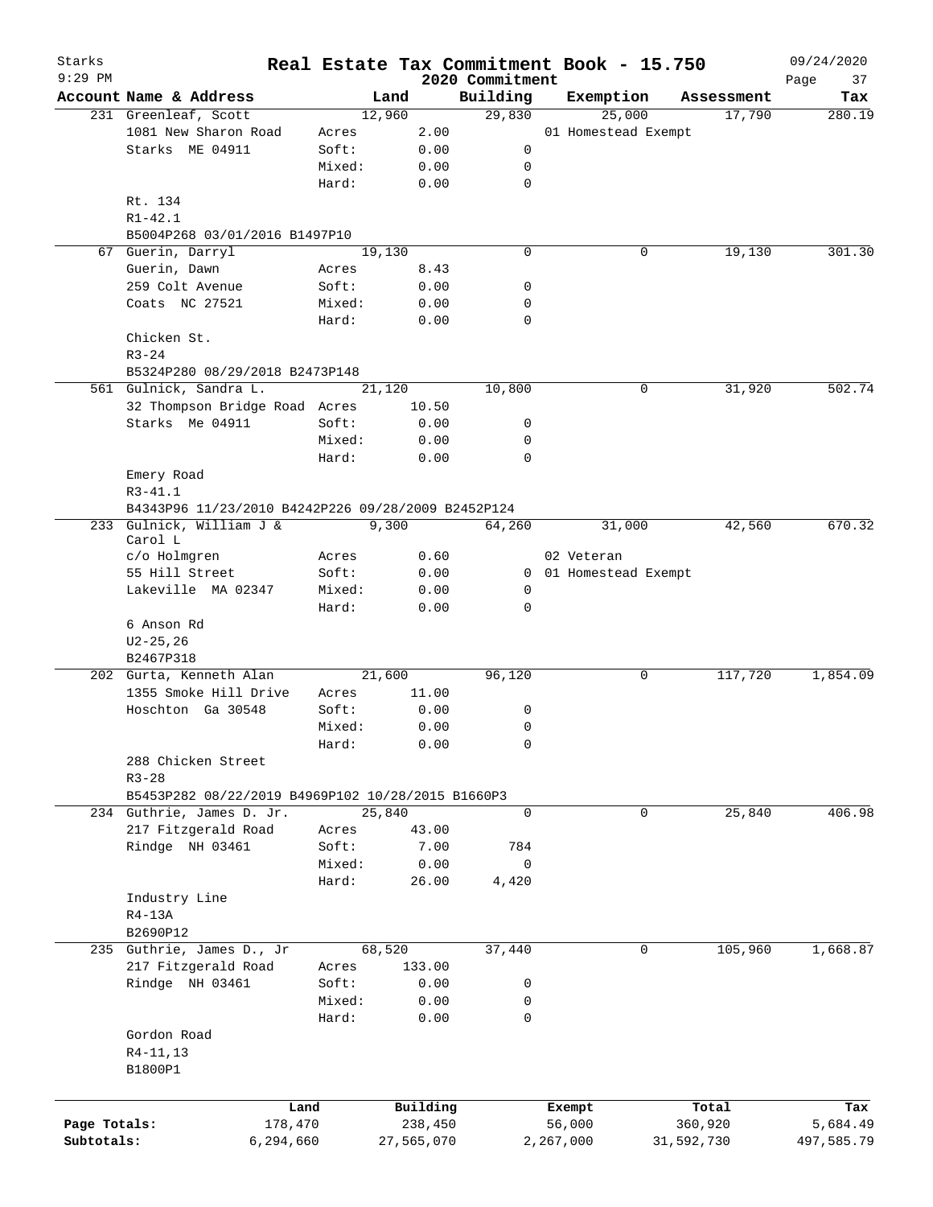# Real Estate Tax Commitment Book - 15.750

Starks
9:29 PM

2020 Commitment

09/24/2020

| Account Name & Address | | Land | Building | Exemption | Assessment | Tax |
|---|---|---|---|---|---|---|
| 231 Greenleaf, Scott | | 12,960 | 29,830 | 25,000 | 17,790 | 280.19 |
| 1081 New Sharon Road | Acres | 2.00 | | 01 Homestead Exempt | | |
| Starks ME 04911 | Soft: | 0.00 | 0 | | | |
| | Mixed: | 0.00 | 0 | | | |
| | Hard: | 0.00 | 0 | | | |
| Rt. 134 | | | | | | |
| R1-42.1 | | | | | | |
| B5004P268 03/01/2016 B1497P10 | | | | | | |
| 67 Guerin, Darryl | | 19,130 | 0 | 0 | 19,130 | 301.30 |
| Guerin, Dawn | Acres | 8.43 | | | | |
| 259 Colt Avenue | Soft: | 0.00 | 0 | | | |
| Coats NC 27521 | Mixed: | 0.00 | 0 | | | |
| | Hard: | 0.00 | 0 | | | |
| Chicken St. | | | | | | |
| R3-24 | | | | | | |
| B5324P280 08/29/2018 B2473P148 | | | | | | |
| 561 Gulnick, Sandra L. | | 21,120 | 10,800 | 0 | 31,920 | 502.74 |
| 32 Thompson Bridge Road | Acres | 10.50 | | | | |
| Starks Me 04911 | Soft: | 0.00 | 0 | | | |
| | Mixed: | 0.00 | 0 | | | |
| | Hard: | 0.00 | 0 | | | |
| Emery Road | | | | | | |
| R3-41.1 | | | | | | |
| B4343P96 11/23/2010 B4242P226 09/28/2009 B2452P124 | | | | | | |
| 233 Gulnick, William J & Carol L | | 9,300 | 64,260 | 31,000 | 42,560 | 670.32 |
| c/o Holmgren | Acres | 0.60 | | 02 Veteran | | |
| 55 Hill Street | Soft: | 0.00 | 0 | 01 Homestead Exempt | | |
| Lakeville MA 02347 | Mixed: | 0.00 | 0 | | | |
| | Hard: | 0.00 | 0 | | | |
| 6 Anson Rd | | | | | | |
| U2-25,26 | | | | | | |
| B2467P318 | | | | | | |
| 202 Gurta, Kenneth Alan | | 21,600 | 96,120 | 0 | 117,720 | 1,854.09 |
| 1355 Smoke Hill Drive | Acres | 11.00 | | | | |
| Hoschton Ga 30548 | Soft: | 0.00 | 0 | | | |
| | Mixed: | 0.00 | 0 | | | |
| | Hard: | 0.00 | 0 | | | |
| 288 Chicken Street | | | | | | |
| R3-28 | | | | | | |
| B5453P282 08/22/2019 B4969P102 10/28/2015 B1660P3 | | | | | | |
| 234 Guthrie, James D. Jr. | | 25,840 | 0 | 0 | 25,840 | 406.98 |
| 217 Fitzgerald Road | Acres | 43.00 | | | | |
| Rindge NH 03461 | Soft: | 7.00 | 784 | | | |
| | Mixed: | 0.00 | 0 | | | |
| | Hard: | 26.00 | 4,420 | | | |
| Industry Line | | | | | | |
| R4-13A | | | | | | |
| B2690P12 | | | | | | |
| 235 Guthrie, James D., Jr | | 68,520 | 37,440 | 0 | 105,960 | 1,668.87 |
| 217 Fitzgerald Road | Acres | 133.00 | | | | |
| Rindge NH 03461 | Soft: | 0.00 | 0 | | | |
| | Mixed: | 0.00 | 0 | | | |
| | Hard: | 0.00 | 0 | | | |
| Gordon Road | | | | | | |
| R4-11,13 | | | | | | |
| B1800P1 | | | | | | |

| | Land | Building | Exempt | Total | Tax |
|---|---|---|---|---|---|
| Page Totals: | 178,470 | 238,450 | 56,000 | 360,920 | 5,684.49 |
| Subtotals: | 6,294,660 | 27,565,070 | 2,267,000 | 31,592,730 | 497,585.79 |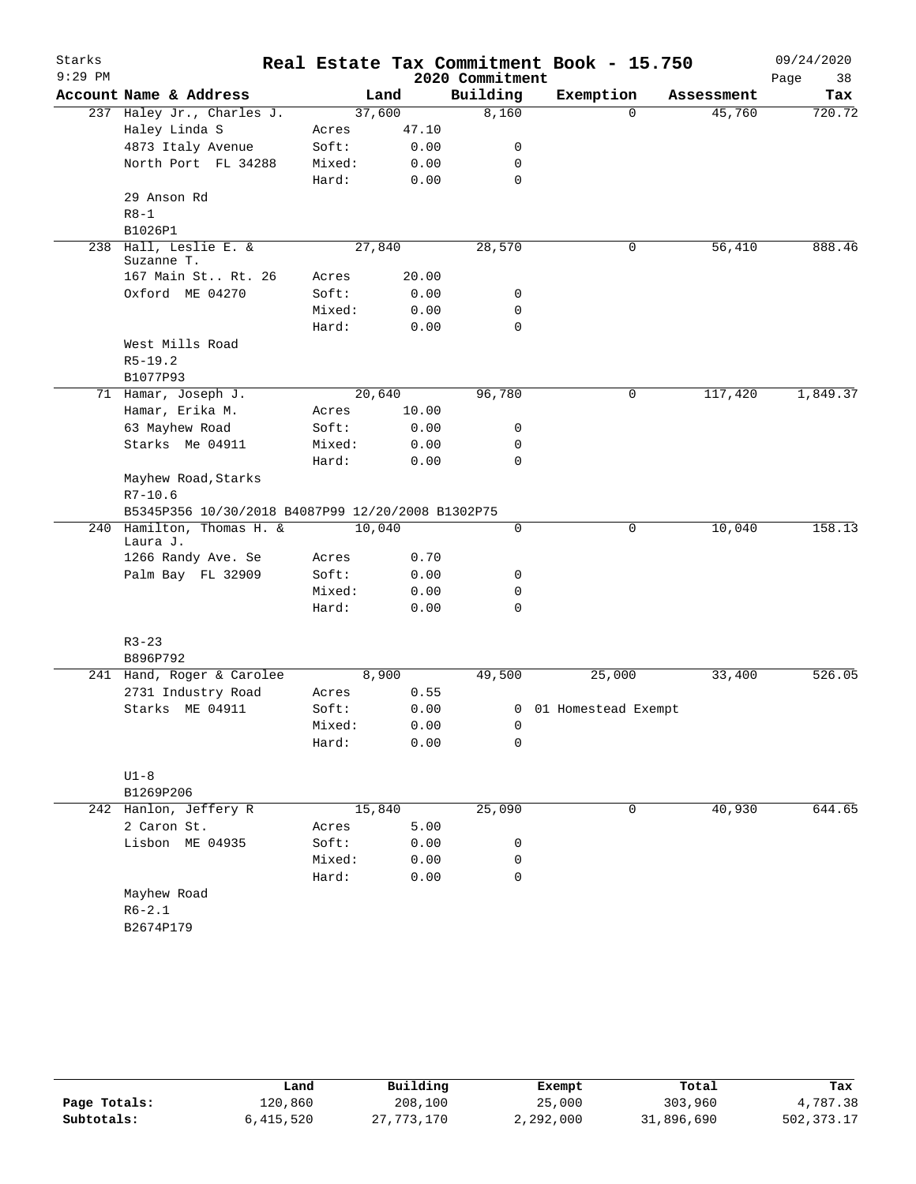# Starks — Real Estate Tax Commitment Book - 15.750

9:29 PM — 2020 Commitment — 09/24/2020 — Page 38

| Account Name & Address | | Land | Building | Exemption | Assessment | Tax |
|---|---|---|---|---|---|---|
| 237 Haley Jr., Charles J. | | 37,600 | 8,160 | 0 | 45,760 | 720.72 |
| Haley Linda S | Acres | 47.10 | | | | |
| 4873 Italy Avenue | Soft: | 0.00 | 0 | | | |
| North Port FL 34288 | Mixed: | 0.00 | 0 | | | |
| | Hard: | 0.00 | 0 | | | |
| 29 Anson Rd | | | | | | |
| R8-1 | | | | | | |
| B1026P1 | | | | | | |
| 238 Hall, Leslie E. & Suzanne T. | | 27,840 | 28,570 | 0 | 56,410 | 888.46 |
| 167 Main St.. Rt. 26 | Acres | 20.00 | | | | |
| Oxford ME 04270 | Soft: | 0.00 | 0 | | | |
| | Mixed: | 0.00 | 0 | | | |
| | Hard: | 0.00 | 0 | | | |
| West Mills Road | | | | | | |
| R5-19.2 | | | | | | |
| B1077P93 | | | | | | |
| 71 Hamar, Joseph J. | | 20,640 | 96,780 | 0 | 117,420 | 1,849.37 |
| Hamar, Erika M. | Acres | 10.00 | | | | |
| 63 Mayhew Road | Soft: | 0.00 | 0 | | | |
| Starks Me 04911 | Mixed: | 0.00 | 0 | | | |
| | Hard: | 0.00 | 0 | | | |
| Mayhew Road,Starks | | | | | | |
| R7-10.6 | | | | | | |
| B5345P356 10/30/2018 B4087P99 12/20/2008 B1302P75 | | | | | | |
| 240 Hamilton, Thomas H. & Laura J. | | 10,040 | 0 | 0 | 10,040 | 158.13 |
| 1266 Randy Ave. Se | Acres | 0.70 | | | | |
| Palm Bay FL 32909 | Soft: | 0.00 | 0 | | | |
| | Mixed: | 0.00 | 0 | | | |
| | Hard: | 0.00 | 0 | | | |
| R3-23 | | | | | | |
| B896P792 | | | | | | |
| 241 Hand, Roger & Carolee | | 8,900 | 49,500 | 25,000 | 33,400 | 526.05 |
| 2731 Industry Road | Acres | 0.55 | | | | |
| Starks ME 04911 | Soft: | 0.00 | 0 | 01 Homestead Exempt | | |
| | Mixed: | 0.00 | 0 | | | |
| | Hard: | 0.00 | 0 | | | |
| U1-8 | | | | | | |
| B1269P206 | | | | | | |
| 242 Hanlon, Jeffery R | | 15,840 | 25,090 | 0 | 40,930 | 644.65 |
| 2 Caron St. | Acres | 5.00 | | | | |
| Lisbon ME 04935 | Soft: | 0.00 | 0 | | | |
| | Mixed: | 0.00 | 0 | | | |
| | Hard: | 0.00 | 0 | | | |
| Mayhew Road | | | | | | |
| R6-2.1 | | | | | | |
| B2674P179 | | | | | | |

| | Land | Building | Exempt | Total | Tax |
|---|---|---|---|---|---|
| Page Totals: | 120,860 | 208,100 | 25,000 | 303,960 | 4,787.38 |
| Subtotals: | 6,415,520 | 27,773,170 | 2,292,000 | 31,896,690 | 502,373.17 |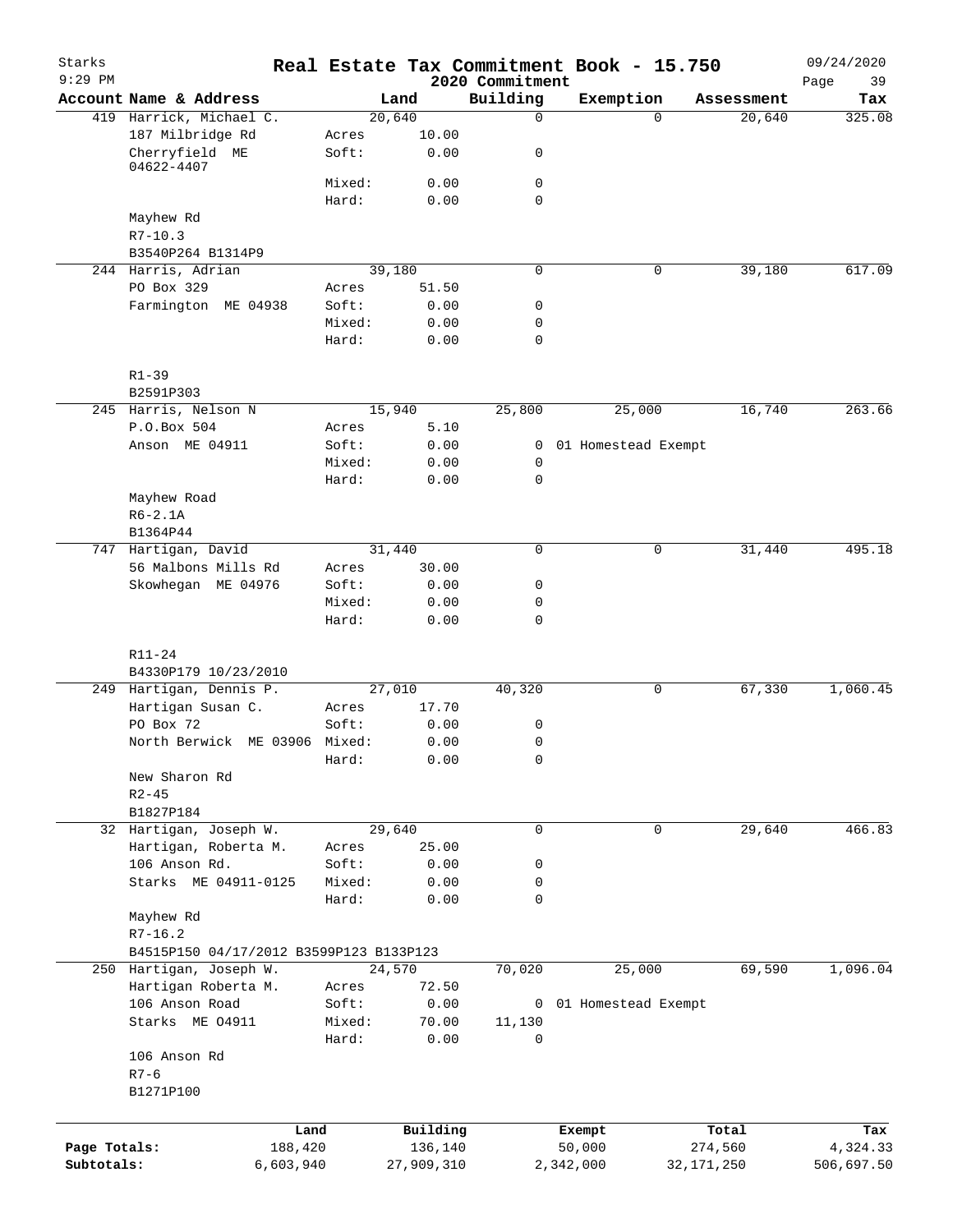# Real Estate Tax Commitment Book - 15.750

Starks
9:29 PM
2020 Commitment
09/24/2020

| Account Name & Address | Land | | Building | Exemption | Assessment | Tax |
|---|---|---|---|---|---|---|
| 419 Harrick, Michael C. | 20,640 | | 0 | 0 | 20,640 | 325.08 |
| 187 Milbridge Rd | Acres | 10.00 | | | | |
| Cherryfield ME 04622-4407 | Soft: | 0.00 | 0 | | | |
| | Mixed: | 0.00 | 0 | | | |
| | Hard: | 0.00 | 0 | | | |
| Mayhew Rd | | | | | | |
| R7-10.3 | | | | | | |
| B3540P264 B1314P9 | | | | | | |
| 244 Harris, Adrian | 39,180 | | 0 | 0 | 39,180 | 617.09 |
| PO Box 329 | Acres | 51.50 | | | | |
| Farmington ME 04938 | Soft: | 0.00 | 0 | | | |
| | Mixed: | 0.00 | 0 | | | |
| | Hard: | 0.00 | 0 | | | |
| R1-39 | | | | | | |
| B2591P303 | | | | | | |
| 245 Harris, Nelson N | 15,940 | | 25,800 | 25,000 | 16,740 | 263.66 |
| P.O.Box 504 | Acres | 5.10 | | | | |
| Anson ME 04911 | Soft: | 0.00 | 0 | 01 Homestead Exempt | | |
| | Mixed: | 0.00 | 0 | | | |
| | Hard: | 0.00 | 0 | | | |
| Mayhew Road | | | | | | |
| R6-2.1A | | | | | | |
| B1364P44 | | | | | | |
| 747 Hartigan, David | 31,440 | | 0 | 0 | 31,440 | 495.18 |
| 56 Malbons Mills Rd | Acres | 30.00 | | | | |
| Skowhegan ME 04976 | Soft: | 0.00 | 0 | | | |
| | Mixed: | 0.00 | 0 | | | |
| | Hard: | 0.00 | 0 | | | |
| R11-24 | | | | | | |
| B4330P179 10/23/2010 | | | | | | |
| 249 Hartigan, Dennis P. | 27,010 | | 40,320 | 0 | 67,330 | 1,060.45 |
| Hartigan Susan C. | Acres | 17.70 | | | | |
| PO Box 72 | Soft: | 0.00 | 0 | | | |
| North Berwick ME 03906 | Mixed: | 0.00 | 0 | | | |
| | Hard: | 0.00 | 0 | | | |
| New Sharon Rd | | | | | | |
| R2-45 | | | | | | |
| B1827P184 | | | | | | |
| 32 Hartigan, Joseph W. | 29,640 | | 0 | 0 | 29,640 | 466.83 |
| Hartigan, Roberta M. | Acres | 25.00 | | | | |
| 106 Anson Rd. | Soft: | 0.00 | 0 | | | |
| Starks ME 04911-0125 | Mixed: | 0.00 | 0 | | | |
| | Hard: | 0.00 | 0 | | | |
| Mayhew Rd | | | | | | |
| R7-16.2 | | | | | | |
| B4515P150 04/17/2012 B3599P123 B133P123 | | | | | | |
| 250 Hartigan, Joseph W. | 24,570 | | 70,020 | 25,000 | 69,590 | 1,096.04 |
| Hartigan Roberta M. | Acres | 72.50 | | | | |
| 106 Anson Road | Soft: | 0.00 | 0 | 01 Homestead Exempt | | |
| Starks ME 04911 | Mixed: | 70.00 | 11,130 | | | |
| | Hard: | 0.00 | 0 | | | |
| 106 Anson Rd | | | | | | |
| R7-6 | | | | | | |
| B1271P100 | | | | | | |

| | Land | Building | Exempt | Total | Tax |
|---|---|---|---|---|---|
| Page Totals: | 188,420 | 136,140 | 50,000 | 274,560 | 4,324.33 |
| Subtotals: | 6,603,940 | 27,909,310 | 2,342,000 | 32,171,250 | 506,697.50 |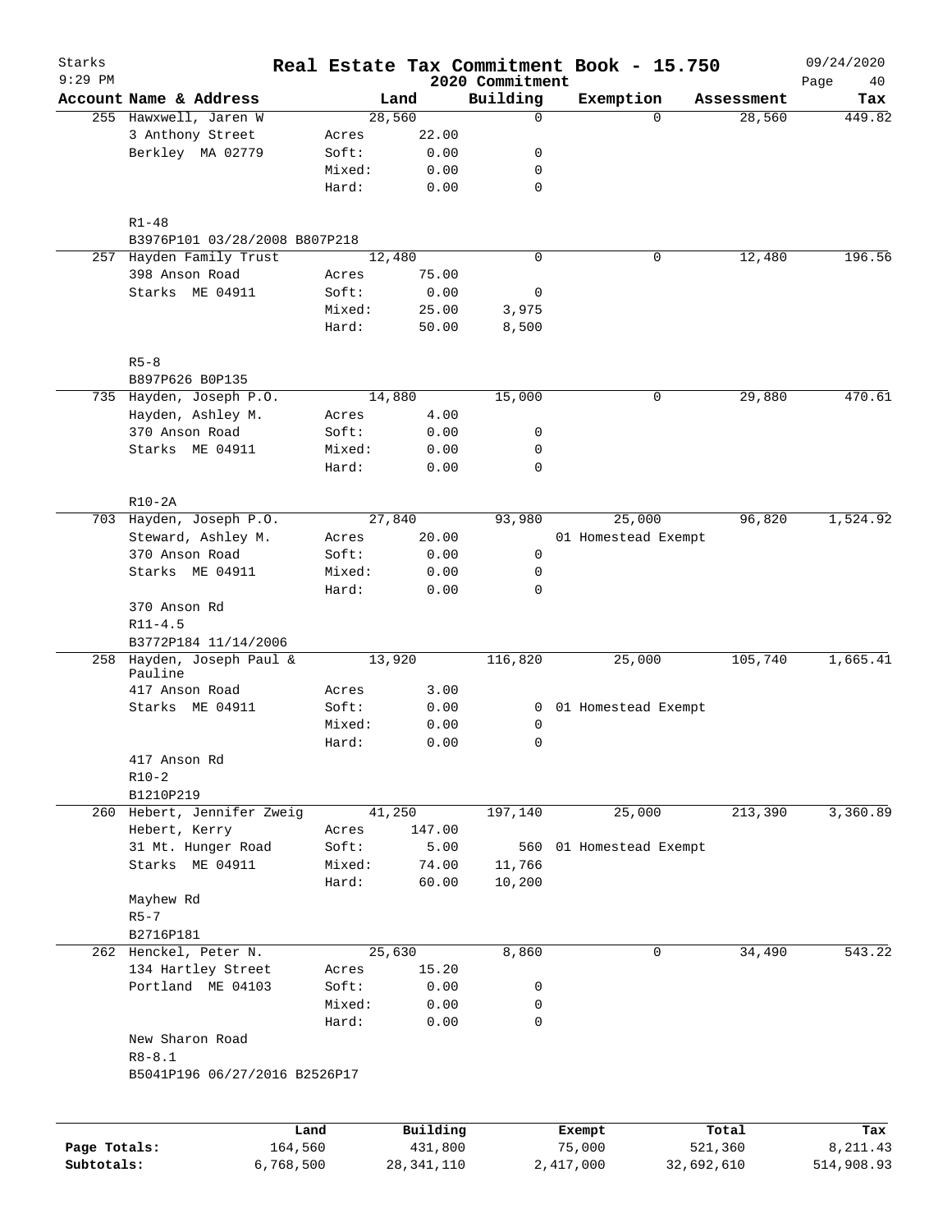# Real Estate Tax Commitment Book - 15.750

Starks, 9:29 PM — 2020 Commitment — 09/24/2020

| Account | Name & Address | | Land | Building | Exemption | Assessment | Tax |
|---|---|---|---|---|---|---|---|
| 255 | Hawxwell, Jaren W | | 28,560 | 0 | 0 | 28,560 | 449.82 |
| | 3 Anthony Street | Acres | 22.00 | | | | |
| | Berkley MA 02779 | Soft: | 0.00 | 0 | | | |
| | | Mixed: | 0.00 | 0 | | | |
| | | Hard: | 0.00 | 0 | | | |
| | R1-48 | | | | | | |
| | B3976P101 03/28/2008 B807P218 | | | | | | |
| 257 | Hayden Family Trust | | 12,480 | 0 | 0 | 12,480 | 196.56 |
| | 398 Anson Road | Acres | 75.00 | | | | |
| | Starks ME 04911 | Soft: | 0.00 | 0 | | | |
| | | Mixed: | 25.00 | 3,975 | | | |
| | | Hard: | 50.00 | 8,500 | | | |
| | R5-8 | | | | | | |
| | B897P626 B0P135 | | | | | | |
| 735 | Hayden, Joseph P.O. | | 14,880 | 15,000 | 0 | 29,880 | 470.61 |
| | Hayden, Ashley M. | Acres | 4.00 | | | | |
| | 370 Anson Road | Soft: | 0.00 | 0 | | | |
| | Starks ME 04911 | Mixed: | 0.00 | 0 | | | |
| | | Hard: | 0.00 | 0 | | | |
| | R10-2A | | | | | | |
| 703 | Hayden, Joseph P.O. | | 27,840 | 93,980 | 25,000 | 96,820 | 1,524.92 |
| | Steward, Ashley M. | Acres | 20.00 | | 01 Homestead Exempt | | |
| | 370 Anson Road | Soft: | 0.00 | 0 | | | |
| | Starks ME 04911 | Mixed: | 0.00 | 0 | | | |
| | | Hard: | 0.00 | 0 | | | |
| | 370 Anson Rd | | | | | | |
| | R11-4.5 | | | | | | |
| | B3772P184 11/14/2006 | | | | | | |
| 258 | Hayden, Joseph Paul & Pauline | | 13,920 | 116,820 | 25,000 | 105,740 | 1,665.41 |
| | 417 Anson Road | Acres | 3.00 | | | | |
| | Starks ME 04911 | Soft: | 0.00 | 0 | 01 Homestead Exempt | | |
| | | Mixed: | 0.00 | 0 | | | |
| | | Hard: | 0.00 | 0 | | | |
| | 417 Anson Rd | | | | | | |
| | R10-2 | | | | | | |
| | B1210P219 | | | | | | |
| 260 | Hebert, Jennifer Zweig | | 41,250 | 197,140 | 25,000 | 213,390 | 3,360.89 |
| | Hebert, Kerry | Acres | 147.00 | | | | |
| | 31 Mt. Hunger Road | Soft: | 5.00 | 560 | 01 Homestead Exempt | | |
| | Starks ME 04911 | Mixed: | 74.00 | 11,766 | | | |
| | | Hard: | 60.00 | 10,200 | | | |
| | Mayhew Rd | | | | | | |
| | R5-7 | | | | | | |
| | B2716P181 | | | | | | |
| 262 | Henckel, Peter N. | | 25,630 | 8,860 | 0 | 34,490 | 543.22 |
| | 134 Hartley Street | Acres | 15.20 | | | | |
| | Portland ME 04103 | Soft: | 0.00 | 0 | | | |
| | | Mixed: | 0.00 | 0 | | | |
| | | Hard: | 0.00 | 0 | | | |
| | New Sharon Road | | | | | | |
| | R8-8.1 | | | | | | |
| | B5041P196 06/27/2016 B2526P17 | | | | | | |

| | Land | Building | Exempt | Total | Tax |
|---|---|---|---|---|---|
| Page Totals: | 164,560 | 431,800 | 75,000 | 521,360 | 8,211.43 |
| Subtotals: | 6,768,500 | 28,341,110 | 2,417,000 | 32,692,610 | 514,908.93 |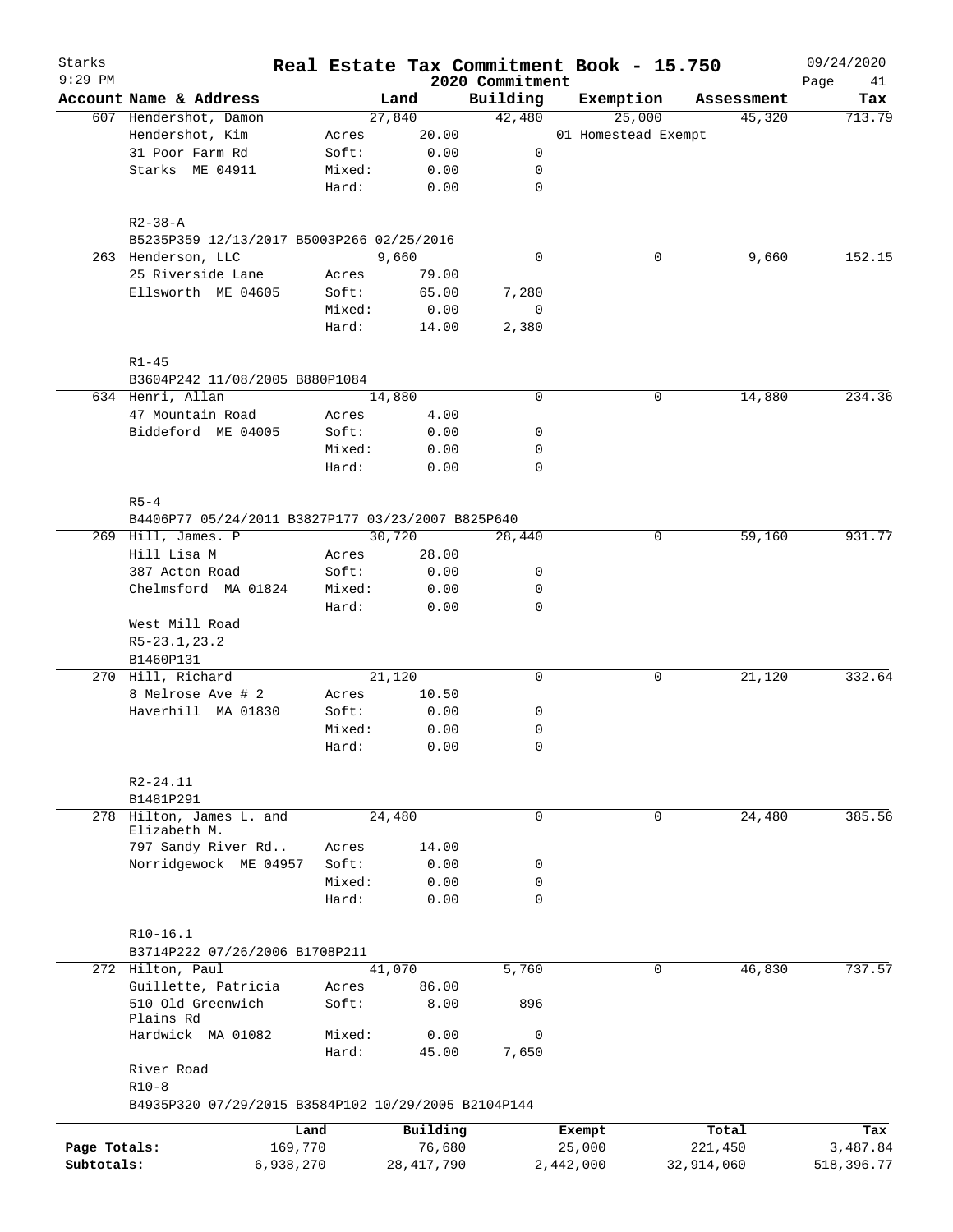# Real Estate Tax Commitment Book - 15.750

Starks
9:29 PM
2020 Commitment
09/24/2020

| Account Name & Address | Land | | Building | Exemption | Assessment | Tax |
|---|---|---|---|---|---|---|
| 607 Hendershot, Damon | 27,840 | | 42,480 | 25,000 | 45,320 | 713.79 |
| Hendershot, Kim | Acres | 20.00 | | 01 Homestead Exempt | | |
| 31 Poor Farm Rd | Soft: | 0.00 | 0 | | | |
| Starks ME 04911 | Mixed: | 0.00 | 0 | | | |
| | Hard: | 0.00 | 0 | | | |
| R2-38-A | | | | | | |
| B5235P359 12/13/2017 B5003P266 02/25/2016 | | | | | | |
| 263 Henderson, LLC | 9,660 | | 0 | 0 | 9,660 | 152.15 |
| 25 Riverside Lane | Acres | 79.00 | | | | |
| Ellsworth ME 04605 | Soft: | 65.00 | 7,280 | | | |
| | Mixed: | 0.00 | 0 | | | |
| | Hard: | 14.00 | 2,380 | | | |
| R1-45 | | | | | | |
| B3604P242 11/08/2005 B880P1084 | | | | | | |
| 634 Henri, Allan | 14,880 | | 0 | 0 | 14,880 | 234.36 |
| 47 Mountain Road | Acres | 4.00 | | | | |
| Biddeford ME 04005 | Soft: | 0.00 | 0 | | | |
| | Mixed: | 0.00 | 0 | | | |
| | Hard: | 0.00 | 0 | | | |
| R5-4 | | | | | | |
| B4406P77 05/24/2011 B3827P177 03/23/2007 B825P640 | | | | | | |
| 269 Hill, James. P | 30,720 | | 28,440 | 0 | 59,160 | 931.77 |
| Hill Lisa M | Acres | 28.00 | | | | |
| 387 Acton Road | Soft: | 0.00 | 0 | | | |
| Chelmsford MA 01824 | Mixed: | 0.00 | 0 | | | |
| | Hard: | 0.00 | 0 | | | |
| West Mill Road | | | | | | |
| R5-23.1,23.2 | | | | | | |
| B1460P131 | | | | | | |
| 270 Hill, Richard | 21,120 | | 0 | 0 | 21,120 | 332.64 |
| 8 Melrose Ave # 2 | Acres | 10.50 | | | | |
| Haverhill MA 01830 | Soft: | 0.00 | 0 | | | |
| | Mixed: | 0.00 | 0 | | | |
| | Hard: | 0.00 | 0 | | | |
| R2-24.11 | | | | | | |
| B1481P291 | | | | | | |
| 278 Hilton, James L. and Elizabeth M. | 24,480 | | 0 | 0 | 24,480 | 385.56 |
| 797 Sandy River Rd.. | Acres | 14.00 | | | | |
| Norridgewock ME 04957 | Soft: | 0.00 | 0 | | | |
| | Mixed: | 0.00 | 0 | | | |
| | Hard: | 0.00 | 0 | | | |
| R10-16.1 | | | | | | |
| B3714P222 07/26/2006 B1708P211 | | | | | | |
| 272 Hilton, Paul | 41,070 | | 5,760 | 0 | 46,830 | 737.57 |
| Guillette, Patricia | Acres | 86.00 | | | | |
| 510 Old Greenwich Plains Rd | Soft: | 8.00 | 896 | | | |
| Hardwick MA 01082 | Mixed: | 0.00 | 0 | | | |
| | Hard: | 45.00 | 7,650 | | | |
| River Road | | | | | | |
| R10-8 | | | | | | |
| B4935P320 07/29/2015 B3584P102 10/29/2005 B2104P144 | | | | | | |

| | Land | Building | Exempt | Total | Tax |
|---|---|---|---|---|---|
| Page Totals: | 169,770 | 76,680 | 25,000 | 221,450 | 3,487.84 |
| Subtotals: | 6,938,270 | 28,417,790 | 2,442,000 | 32,914,060 | 518,396.77 |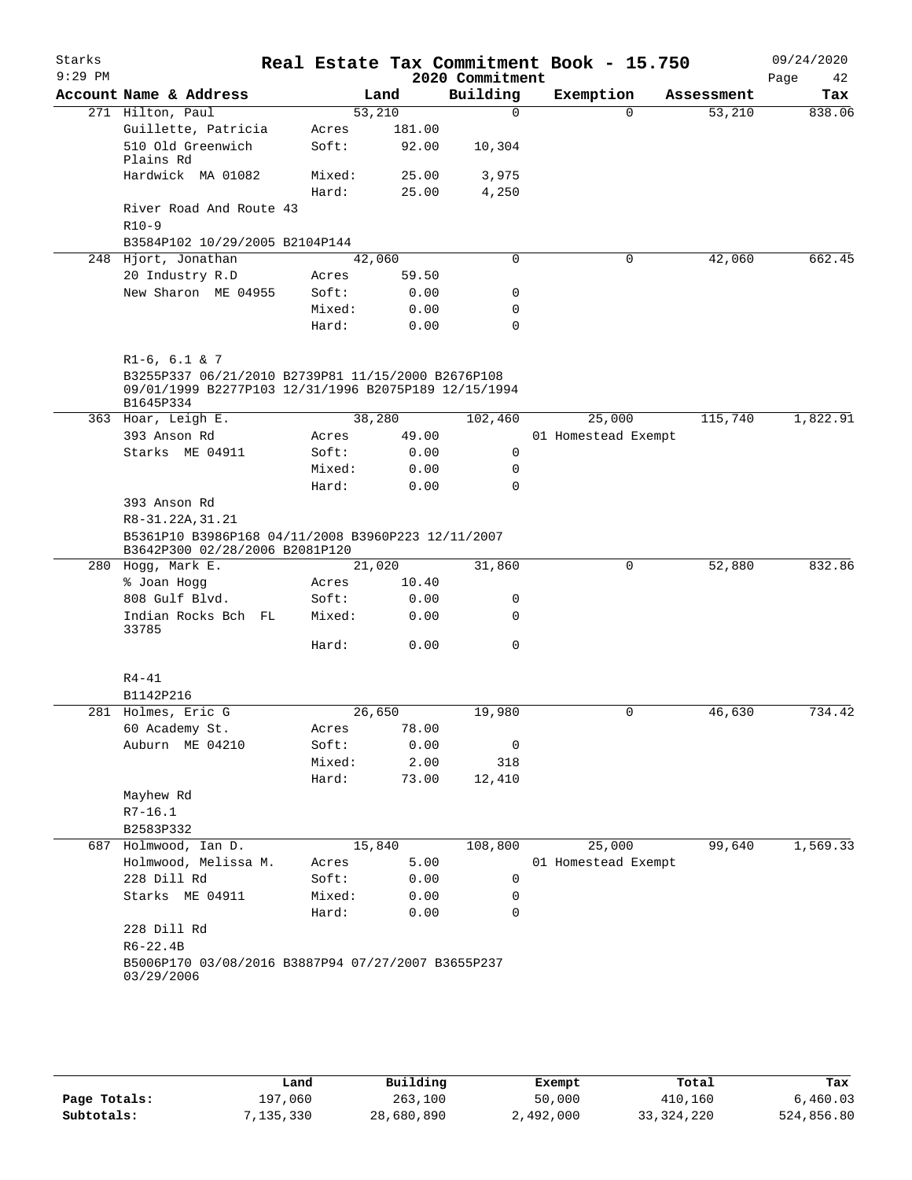# Real Estate Tax Commitment Book - 15.750

Starks 9:29 PM — 2020 Commitment — 09/24/2020

| Account Name & Address | | Land | Building | Exemption | Assessment | Tax |
|---|---|---|---|---|---|---|
| 271 Hilton, Paul | | 53,210 | 0 | 0 | 53,210 | 838.06 |
| Guillette, Patricia | Acres | 181.00 | | | | |
| 510 Old Greenwich Plains Rd | Soft: | 92.00 | 10,304 | | | |
| Hardwick MA 01082 | Mixed: | 25.00 | 3,975 | | | |
| | Hard: | 25.00 | 4,250 | | | |
| River Road And Route 43 | | | | | | |
| R10-9 | | | | | | |
| B3584P102 10/29/2005 B2104P144 | | | | | | |
| 248 Hjort, Jonathan | | 42,060 | 0 | 0 | 42,060 | 662.45 |
| 20 Industry R.D | Acres | 59.50 | | | | |
| New Sharon ME 04955 | Soft: | 0.00 | 0 | | | |
| | Mixed: | 0.00 | 0 | | | |
| | Hard: | 0.00 | 0 | | | |
| R1-6, 6.1 & 7 | | | | | | |
| B3255P337 06/21/2010 B2739P81 11/15/2000 B2676P108 09/01/1999 B2277P103 12/31/1996 B2075P189 12/15/1994 B1645P334 | | | | | | |
| 363 Hoar, Leigh E. | | 38,280 | 102,460 | 25,000 | 115,740 | 1,822.91 |
| 393 Anson Rd | Acres | 49.00 | | 01 Homestead Exempt | | |
| Starks ME 04911 | Soft: | 0.00 | 0 | | | |
| | Mixed: | 0.00 | 0 | | | |
| | Hard: | 0.00 | 0 | | | |
| 393 Anson Rd | | | | | | |
| R8-31.22A,31.21 | | | | | | |
| B5361P10 B3986P168 04/11/2008 B3960P223 12/11/2007 B3642P300 02/28/2006 B2081P120 | | | | | | |
| 280 Hogg, Mark E. | | 21,020 | 31,860 | 0 | 52,880 | 832.86 |
| % Joan Hogg | Acres | 10.40 | | | | |
| 808 Gulf Blvd. | Soft: | 0.00 | 0 | | | |
| Indian Rocks Bch FL 33785 | Mixed: | 0.00 | 0 | | | |
| | Hard: | 0.00 | 0 | | | |
| R4-41 | | | | | | |
| B1142P216 | | | | | | |
| 281 Holmes, Eric G | | 26,650 | 19,980 | 0 | 46,630 | 734.42 |
| 60 Academy St. | Acres | 78.00 | | | | |
| Auburn ME 04210 | Soft: | 0.00 | 0 | | | |
| | Mixed: | 2.00 | 318 | | | |
| | Hard: | 73.00 | 12,410 | | | |
| Mayhew Rd | | | | | | |
| R7-16.1 | | | | | | |
| B2583P332 | | | | | | |
| 687 Holmwood, Ian D. | | 15,840 | 108,800 | 25,000 | 99,640 | 1,569.33 |
| Holmwood, Melissa M. | Acres | 5.00 | | 01 Homestead Exempt | | |
| 228 Dill Rd | Soft: | 0.00 | 0 | | | |
| Starks ME 04911 | Mixed: | 0.00 | 0 | | | |
| | Hard: | 0.00 | 0 | | | |
| 228 Dill Rd | | | | | | |
| R6-22.4B | | | | | | |
| B5006P170 03/08/2016 B3887P94 07/27/2007 B3655P237 03/29/2006 | | | | | | |

| | Land | Building | Exempt | Total | Tax |
|---|---|---|---|---|---|
| Page Totals: | 197,060 | 263,100 | 50,000 | 410,160 | 6,460.03 |
| Subtotals: | 7,135,330 | 28,680,890 | 2,492,000 | 33,324,220 | 524,856.80 |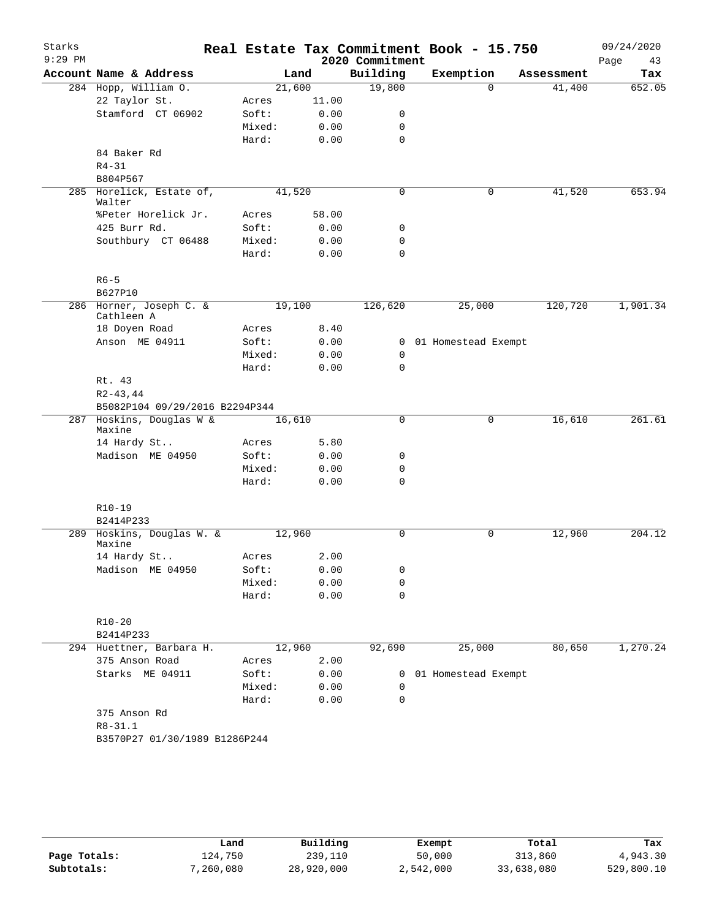# Real Estate Tax Commitment Book - 15.750

Starks
9:29 PM

2020 Commitment

09/24/2020

| Account Name & Address | Land | | Building | Exemption | Assessment | Tax |
|---|---|---|---|---|---|---|
| 284 Hopp, William O. | 21,600 | | 19,800 | 0 | 41,400 | 652.05 |
| 22 Taylor St. | Acres | 11.00 | | | | |
| Stamford CT 06902 | Soft: | 0.00 | 0 | | | |
| | Mixed: | 0.00 | 0 | | | |
| | Hard: | 0.00 | 0 | | | |
| 84 Baker Rd | | | | | | |
| R4-31 | | | | | | |
| B804P567 | | | | | | |
| 285 Horelick, Estate of, Walter | 41,520 | | 0 | 0 | 41,520 | 653.94 |
| %Peter Horelick Jr. | Acres | 58.00 | | | | |
| 425 Burr Rd. | Soft: | 0.00 | 0 | | | |
| Southbury CT 06488 | Mixed: | 0.00 | 0 | | | |
| | Hard: | 0.00 | 0 | | | |
| R6-5 | | | | | | |
| B627P10 | | | | | | |
| 286 Horner, Joseph C. & Cathleen A | 19,100 | | 126,620 | 25,000 | 120,720 | 1,901.34 |
| 18 Doyen Road | Acres | 8.40 | | | | |
| Anson ME 04911 | Soft: | 0.00 | 0 | 01 Homestead Exempt | | |
| | Mixed: | 0.00 | 0 | | | |
| | Hard: | 0.00 | 0 | | | |
| Rt. 43 | | | | | | |
| R2-43,44 | | | | | | |
| B5082P104 09/29/2016 B2294P344 | | | | | | |
| 287 Hoskins, Douglas W & Maxine | 16,610 | | 0 | 0 | 16,610 | 261.61 |
| 14 Hardy St.. | Acres | 5.80 | | | | |
| Madison ME 04950 | Soft: | 0.00 | 0 | | | |
| | Mixed: | 0.00 | 0 | | | |
| | Hard: | 0.00 | 0 | | | |
| R10-19 | | | | | | |
| B2414P233 | | | | | | |
| 289 Hoskins, Douglas W. & Maxine | 12,960 | | 0 | 0 | 12,960 | 204.12 |
| 14 Hardy St.. | Acres | 2.00 | | | | |
| Madison ME 04950 | Soft: | 0.00 | 0 | | | |
| | Mixed: | 0.00 | 0 | | | |
| | Hard: | 0.00 | 0 | | | |
| R10-20 | | | | | | |
| B2414P233 | | | | | | |
| 294 Huettner, Barbara H. | 12,960 | | 92,690 | 25,000 | 80,650 | 1,270.24 |
| 375 Anson Road | Acres | 2.00 | | | | |
| Starks ME 04911 | Soft: | 0.00 | 0 | 01 Homestead Exempt | | |
| | Mixed: | 0.00 | 0 | | | |
| | Hard: | 0.00 | 0 | | | |
| 375 Anson Rd | | | | | | |
| R8-31.1 | | | | | | |
| B3570P27 01/30/1989 B1286P244 | | | | | | |

| | Land | Building | Exempt | Total | Tax |
|---|---|---|---|---|---|
| Page Totals: | 124,750 | 239,110 | 50,000 | 313,860 | 4,943.30 |
| Subtotals: | 7,260,080 | 28,920,000 | 2,542,000 | 33,638,080 | 529,800.10 |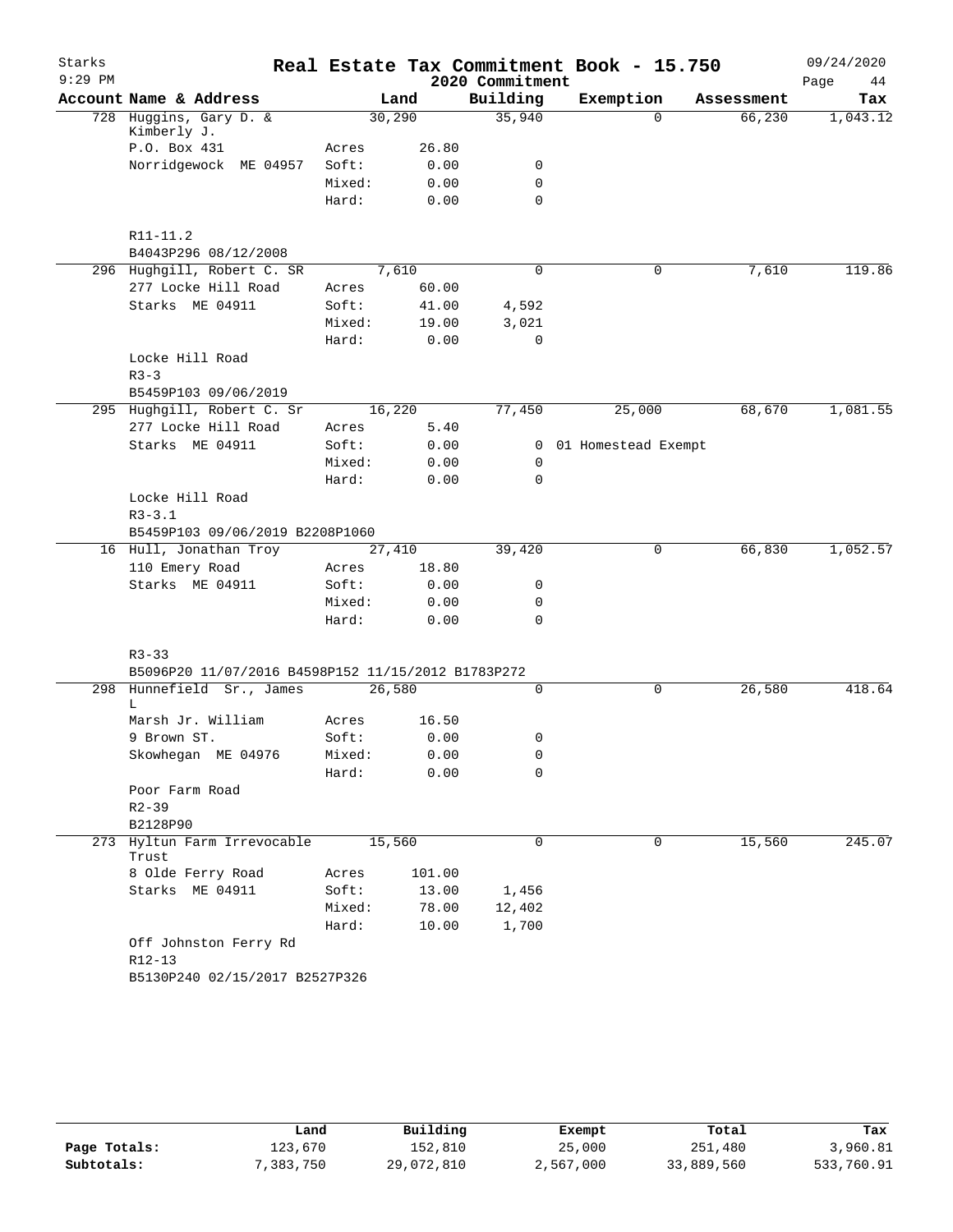Starks 9:29 PM

# Real Estate Tax Commitment Book - 15.750

2020 Commitment

09/24/2020

| Account Name & Address | | Land | Building | Exemption | Assessment | Tax |
|---|---|---|---|---|---|---|
| 728 Huggins, Gary D. & Kimberly J. | | 30,290 | 35,940 | 0 | 66,230 | 1,043.12 |
| P.O. Box 431 | Acres | 26.80 | | | | |
| Norridgewock ME 04957 | Soft: | 0.00 | 0 | | | |
| | Mixed: | 0.00 | 0 | | | |
| | Hard: | 0.00 | 0 | | | |
| R11-11.2 | | | | | | |
| B4043P296 08/12/2008 | | | | | | |
| 296 Hughgill, Robert C. SR | | 7,610 | 0 | 0 | 7,610 | 119.86 |
| 277 Locke Hill Road | Acres | 60.00 | | | | |
| Starks ME 04911 | Soft: | 41.00 | 4,592 | | | |
| | Mixed: | 19.00 | 3,021 | | | |
| | Hard: | 0.00 | 0 | | | |
| Locke Hill Road | | | | | | |
| R3-3 | | | | | | |
| B5459P103 09/06/2019 | | | | | | |
| 295 Hughgill, Robert C. Sr | | 16,220 | 77,450 | 25,000 | 68,670 | 1,081.55 |
| 277 Locke Hill Road | Acres | 5.40 | | | | |
| Starks ME 04911 | Soft: | 0.00 | 0 | 01 Homestead Exempt | | |
| | Mixed: | 0.00 | 0 | | | |
| | Hard: | 0.00 | 0 | | | |
| Locke Hill Road | | | | | | |
| R3-3.1 | | | | | | |
| B5459P103 09/06/2019 B2208P1060 | | | | | | |
| 16 Hull, Jonathan Troy | | 27,410 | 39,420 | 0 | 66,830 | 1,052.57 |
| 110 Emery Road | Acres | 18.80 | | | | |
| Starks ME 04911 | Soft: | 0.00 | 0 | | | |
| | Mixed: | 0.00 | 0 | | | |
| | Hard: | 0.00 | 0 | | | |
| R3-33 | | | | | | |
| B5096P20 11/07/2016 B4598P152 11/15/2012 B1783P272 | | | | | | |
| 298 Hunnefield Sr., James L | | 26,580 | 0 | 0 | 26,580 | 418.64 |
| Marsh Jr. William | Acres | 16.50 | | | | |
| 9 Brown ST. | Soft: | 0.00 | 0 | | | |
| Skowhegan ME 04976 | Mixed: | 0.00 | 0 | | | |
| | Hard: | 0.00 | 0 | | | |
| Poor Farm Road | | | | | | |
| R2-39 | | | | | | |
| B2128P90 | | | | | | |
| 273 Hyltun Farm Irrevocable Trust | | 15,560 | 0 | 0 | 15,560 | 245.07 |
| 8 Olde Ferry Road | Acres | 101.00 | | | | |
| Starks ME 04911 | Soft: | 13.00 | 1,456 | | | |
| | Mixed: | 78.00 | 12,402 | | | |
| | Hard: | 10.00 | 1,700 | | | |
| Off Johnston Ferry Rd | | | | | | |
| R12-13 | | | | | | |
| B5130P240 02/15/2017 B2527P326 | | | | | | |

| | Land | Building | Exempt | Total | Tax |
|---|---|---|---|---|---|
| Page Totals: | 123,670 | 152,810 | 25,000 | 251,480 | 3,960.81 |
| Subtotals: | 7,383,750 | 29,072,810 | 2,567,000 | 33,889,560 | 533,760.91 |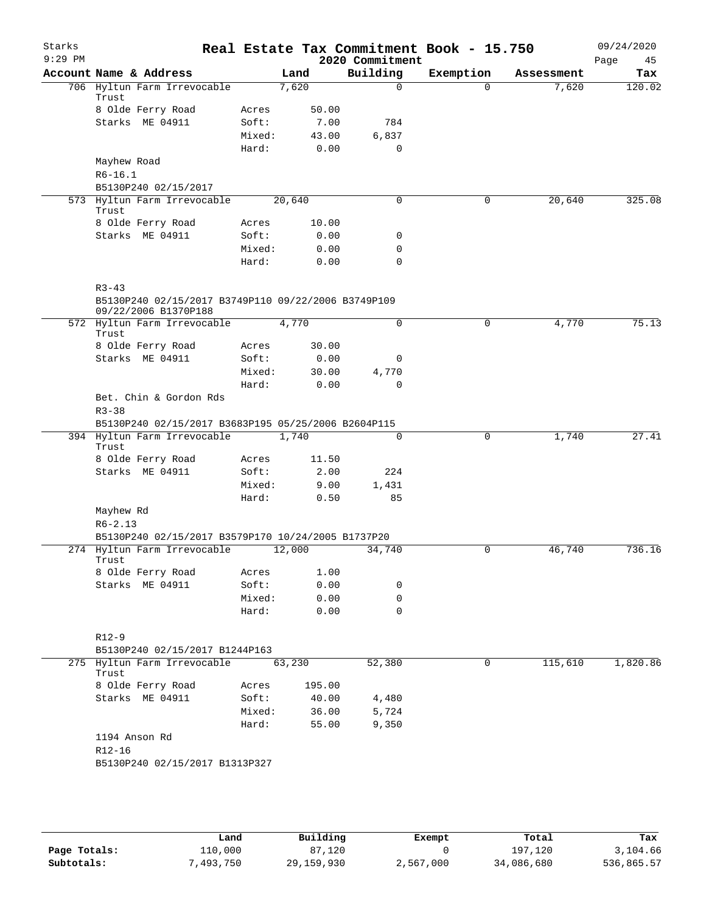# Real Estate Tax Commitment Book - 15.750

Starks 9:29 PM — 2020 Commitment — 09/24/2020

| Account Name & Address | | Land | Building | Exemption | Assessment | Tax |
|---|---|---|---|---|---|---|
| 706 Hyltun Farm Irrevocable Trust | | 7,620 | 0 | 0 | 7,620 | 120.02 |
| 8 Olde Ferry Road | Acres | 50.00 | | | | |
| Starks ME 04911 | Soft: | 7.00 | 784 | | | |
| | Mixed: | 43.00 | 6,837 | | | |
| | Hard: | 0.00 | 0 | | | |
| Mayhew Road | | | | | | |
| R6-16.1 | | | | | | |
| B5130P240 02/15/2017 | | | | | | |
| 573 Hyltun Farm Irrevocable Trust | | 20,640 | 0 | 0 | 20,640 | 325.08 |
| 8 Olde Ferry Road | Acres | 10.00 | | | | |
| Starks ME 04911 | Soft: | 0.00 | 0 | | | |
| | Mixed: | 0.00 | 0 | | | |
| | Hard: | 0.00 | 0 | | | |
| R3-43 | | | | | | |
| B5130P240 02/15/2017 B3749P110 09/22/2006 B3749P109 09/22/2006 B1370P188 | | | | | | |
| 572 Hyltun Farm Irrevocable Trust | | 4,770 | 0 | 0 | 4,770 | 75.13 |
| 8 Olde Ferry Road | Acres | 30.00 | | | | |
| Starks ME 04911 | Soft: | 0.00 | 0 | | | |
| | Mixed: | 30.00 | 4,770 | | | |
| | Hard: | 0.00 | 0 | | | |
| Bet. Chin & Gordon Rds | | | | | | |
| R3-38 | | | | | | |
| B5130P240 02/15/2017 B3683P195 05/25/2006 B2604P115 | | | | | | |
| 394 Hyltun Farm Irrevocable Trust | | 1,740 | 0 | 0 | 1,740 | 27.41 |
| 8 Olde Ferry Road | Acres | 11.50 | | | | |
| Starks ME 04911 | Soft: | 2.00 | 224 | | | |
| | Mixed: | 9.00 | 1,431 | | | |
| | Hard: | 0.50 | 85 | | | |
| Mayhew Rd | | | | | | |
| R6-2.13 | | | | | | |
| B5130P240 02/15/2017 B3579P170 10/24/2005 B1737P20 | | | | | | |
| 274 Hyltun Farm Irrevocable Trust | | 12,000 | 34,740 | 0 | 46,740 | 736.16 |
| 8 Olde Ferry Road | Acres | 1.00 | | | | |
| Starks ME 04911 | Soft: | 0.00 | 0 | | | |
| | Mixed: | 0.00 | 0 | | | |
| | Hard: | 0.00 | 0 | | | |
| R12-9 | | | | | | |
| B5130P240 02/15/2017 B1244P163 | | | | | | |
| 275 Hyltun Farm Irrevocable Trust | | 63,230 | 52,380 | 0 | 115,610 | 1,820.86 |
| 8 Olde Ferry Road | Acres | 195.00 | | | | |
| Starks ME 04911 | Soft: | 40.00 | 4,480 | | | |
| | Mixed: | 36.00 | 5,724 | | | |
| | Hard: | 55.00 | 9,350 | | | |
| 1194 Anson Rd | | | | | | |
| R12-16 | | | | | | |
| B5130P240 02/15/2017 B1313P327 | | | | | | |

| | Land | Building | Exempt | Total | Tax |
|---|---|---|---|---|---|
| Page Totals: | 110,000 | 87,120 | 0 | 197,120 | 3,104.66 |
| Subtotals: | 7,493,750 | 29,159,930 | 2,567,000 | 34,086,680 | 536,865.57 |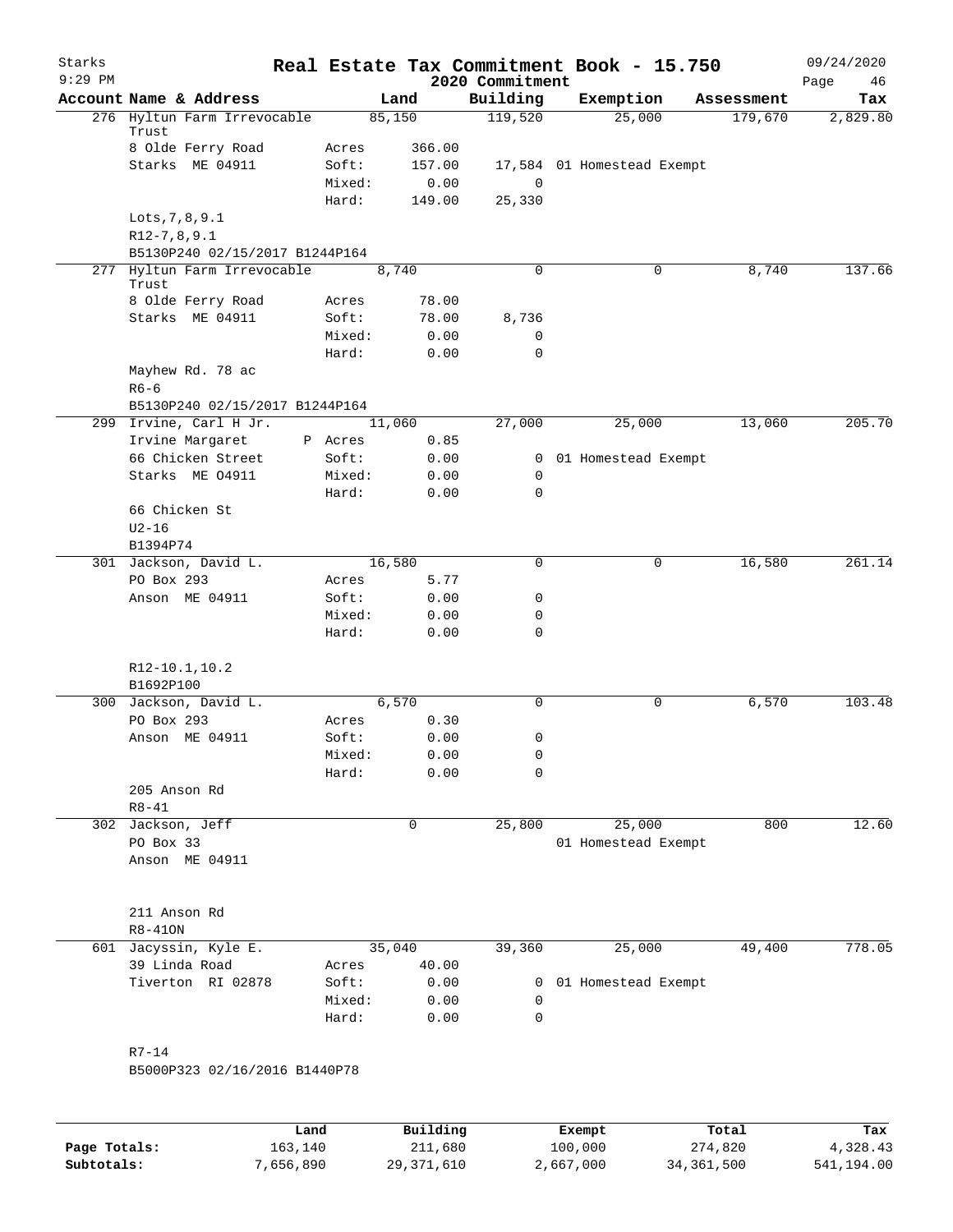# Real Estate Tax Commitment Book - 15.750

Starks
9:29 PM

2020 Commitment

09/24/2020

| Account Name & Address | | Land | Building | Exemption | Assessment | Tax |
|---|---|---|---|---|---|---|
| 276 Hyltun Farm Irrevocable Trust | | 85,150 | 119,520 | 25,000 | 179,670 | 2,829.80 |
| 8 Olde Ferry Road | Acres | 366.00 | | | | |
| Starks ME 04911 | Soft: | 157.00 | 17,584 | 01 Homestead Exempt | | |
| | Mixed: | 0.00 | 0 | | | |
| | Hard: | 149.00 | 25,330 | | | |
| Lots,7,8,9.1 | | | | | | |
| R12-7,8,9.1 | | | | | | |
| B5130P240 02/15/2017 B1244P164 | | | | | | |
| 277 Hyltun Farm Irrevocable Trust | | 8,740 | 0 | 0 | 8,740 | 137.66 |
| 8 Olde Ferry Road | Acres | 78.00 | | | | |
| Starks ME 04911 | Soft: | 78.00 | 8,736 | | | |
| | Mixed: | 0.00 | 0 | | | |
| | Hard: | 0.00 | 0 | | | |
| Mayhew Rd. 78 ac | | | | | | |
| R6-6 | | | | | | |
| B5130P240 02/15/2017 B1244P164 | | | | | | |
| 299 Irvine, Carl H Jr. | | 11,060 | 27,000 | 25,000 | 13,060 | 205.70 |
| Irvine Margaret | P Acres | 0.85 | | | | |
| 66 Chicken Street | Soft: | 0.00 | 0 | 01 Homestead Exempt | | |
| Starks ME 04911 | Mixed: | 0.00 | 0 | | | |
| | Hard: | 0.00 | 0 | | | |
| 66 Chicken St | | | | | | |
| U2-16 | | | | | | |
| B1394P74 | | | | | | |
| 301 Jackson, David L. | | 16,580 | 0 | 0 | 16,580 | 261.14 |
| PO Box 293 | Acres | 5.77 | | | | |
| Anson ME 04911 | Soft: | 0.00 | 0 | | | |
| | Mixed: | 0.00 | 0 | | | |
| | Hard: | 0.00 | 0 | | | |
| R12-10.1,10.2 | | | | | | |
| B1692P100 | | | | | | |
| 300 Jackson, David L. | | 6,570 | 0 | 0 | 6,570 | 103.48 |
| PO Box 293 | Acres | 0.30 | | | | |
| Anson ME 04911 | Soft: | 0.00 | 0 | | | |
| | Mixed: | 0.00 | 0 | | | |
| | Hard: | 0.00 | 0 | | | |
| 205 Anson Rd | | | | | | |
| R8-41 | | | | | | |
| 302 Jackson, Jeff | | 0 | 25,800 | 25,000 | 800 | 12.60 |
| PO Box 33 | | | | 01 Homestead Exempt | | |
| Anson ME 04911 | | | | | | |
| 211 Anson Rd | | | | | | |
| R8-41ON | | | | | | |
| 601 Jacyssin, Kyle E. | | 35,040 | 39,360 | 25,000 | 49,400 | 778.05 |
| 39 Linda Road | Acres | 40.00 | | | | |
| Tiverton RI 02878 | Soft: | 0.00 | 0 | 01 Homestead Exempt | | |
| | Mixed: | 0.00 | 0 | | | |
| | Hard: | 0.00 | 0 | | | |
| R7-14 | | | | | | |
| B5000P323 02/16/2016 B1440P78 | | | | | | |

| | Land | Building | Exempt | Total | Tax |
|---|---|---|---|---|---|
| Page Totals: | 163,140 | 211,680 | 100,000 | 274,820 | 4,328.43 |
| Subtotals: | 7,656,890 | 29,371,610 | 2,667,000 | 34,361,500 | 541,194.00 |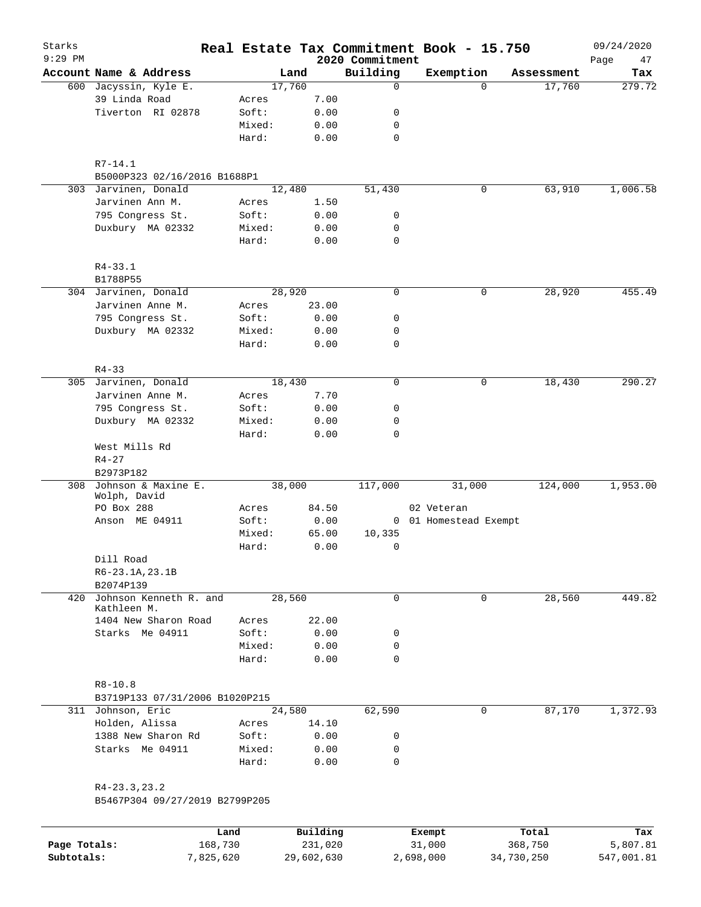Starks 9:29 PM

# Real Estate Tax Commitment Book - 15.750

2020 Commitment

09/24/2020

| Account | Name & Address | | Land | Building | Exemption | Assessment | Tax |
|---|---|---|---|---|---|---|---|
| 600 | Jacyssin, Kyle E. | | 17,760 | 0 | 0 | 17,760 | 279.72 |
| | 39 Linda Road | Acres | 7.00 | | | | |
| | Tiverton RI 02878 | Soft: | 0.00 | 0 | | | |
| | | Mixed: | 0.00 | 0 | | | |
| | | Hard: | 0.00 | 0 | | | |
| | R7-14.1 | | | | | | |
| | B5000P323 02/16/2016 B1688P1 | | | | | | |
| 303 | Jarvinen, Donald | | 12,480 | 51,430 | 0 | 63,910 | 1,006.58 |
| | Jarvinen Ann M. | Acres | 1.50 | | | | |
| | 795 Congress St. | Soft: | 0.00 | 0 | | | |
| | Duxbury MA 02332 | Mixed: | 0.00 | 0 | | | |
| | | Hard: | 0.00 | 0 | | | |
| | R4-33.1 | | | | | | |
| | B1788P55 | | | | | | |
| 304 | Jarvinen, Donald | | 28,920 | 0 | 0 | 28,920 | 455.49 |
| | Jarvinen Anne M. | Acres | 23.00 | | | | |
| | 795 Congress St. | Soft: | 0.00 | 0 | | | |
| | Duxbury MA 02332 | Mixed: | 0.00 | 0 | | | |
| | | Hard: | 0.00 | 0 | | | |
| | R4-33 | | | | | | |
| 305 | Jarvinen, Donald | | 18,430 | 0 | 0 | 18,430 | 290.27 |
| | Jarvinen Anne M. | Acres | 7.70 | | | | |
| | 795 Congress St. | Soft: | 0.00 | 0 | | | |
| | Duxbury MA 02332 | Mixed: | 0.00 | 0 | | | |
| | | Hard: | 0.00 | 0 | | | |
| | West Mills Rd | | | | | | |
| | R4-27 | | | | | | |
| | B2973P182 | | | | | | |
| 308 | Johnson & Maxine E. Wolph, David | | 38,000 | 117,000 | 31,000 | 124,000 | 1,953.00 |
| | PO Box 288 | Acres | 84.50 | | 02 Veteran | | |
| | Anson ME 04911 | Soft: | 0.00 | 0 | 01 Homestead Exempt | | |
| | | Mixed: | 65.00 | 10,335 | | | |
| | | Hard: | 0.00 | 0 | | | |
| | Dill Road | | | | | | |
| | R6-23.1A,23.1B | | | | | | |
| | B2074P139 | | | | | | |
| 420 | Johnson Kenneth R. and Kathleen M. | | 28,560 | 0 | 0 | 28,560 | 449.82 |
| | 1404 New Sharon Road | Acres | 22.00 | | | | |
| | Starks Me 04911 | Soft: | 0.00 | 0 | | | |
| | | Mixed: | 0.00 | 0 | | | |
| | | Hard: | 0.00 | 0 | | | |
| | R8-10.8 | | | | | | |
| | B3719P133 07/31/2006 B1020P215 | | | | | | |
| 311 | Johnson, Eric | | 24,580 | 62,590 | 0 | 87,170 | 1,372.93 |
| | Holden, Alissa | Acres | 14.10 | | | | |
| | 1388 New Sharon Rd | Soft: | 0.00 | 0 | | | |
| | Starks Me 04911 | Mixed: | 0.00 | 0 | | | |
| | | Hard: | 0.00 | 0 | | | |
| | R4-23.3,23.2 | | | | | | |
| | B5467P304 09/27/2019 B2799P205 | | | | | | |

| | Land | Building | Exempt | Total | Tax |
|---|---|---|---|---|---|
| Page Totals: | 168,730 | 231,020 | 31,000 | 368,750 | 5,807.81 |
| Subtotals: | 7,825,620 | 29,602,630 | 2,698,000 | 34,730,250 | 547,001.81 |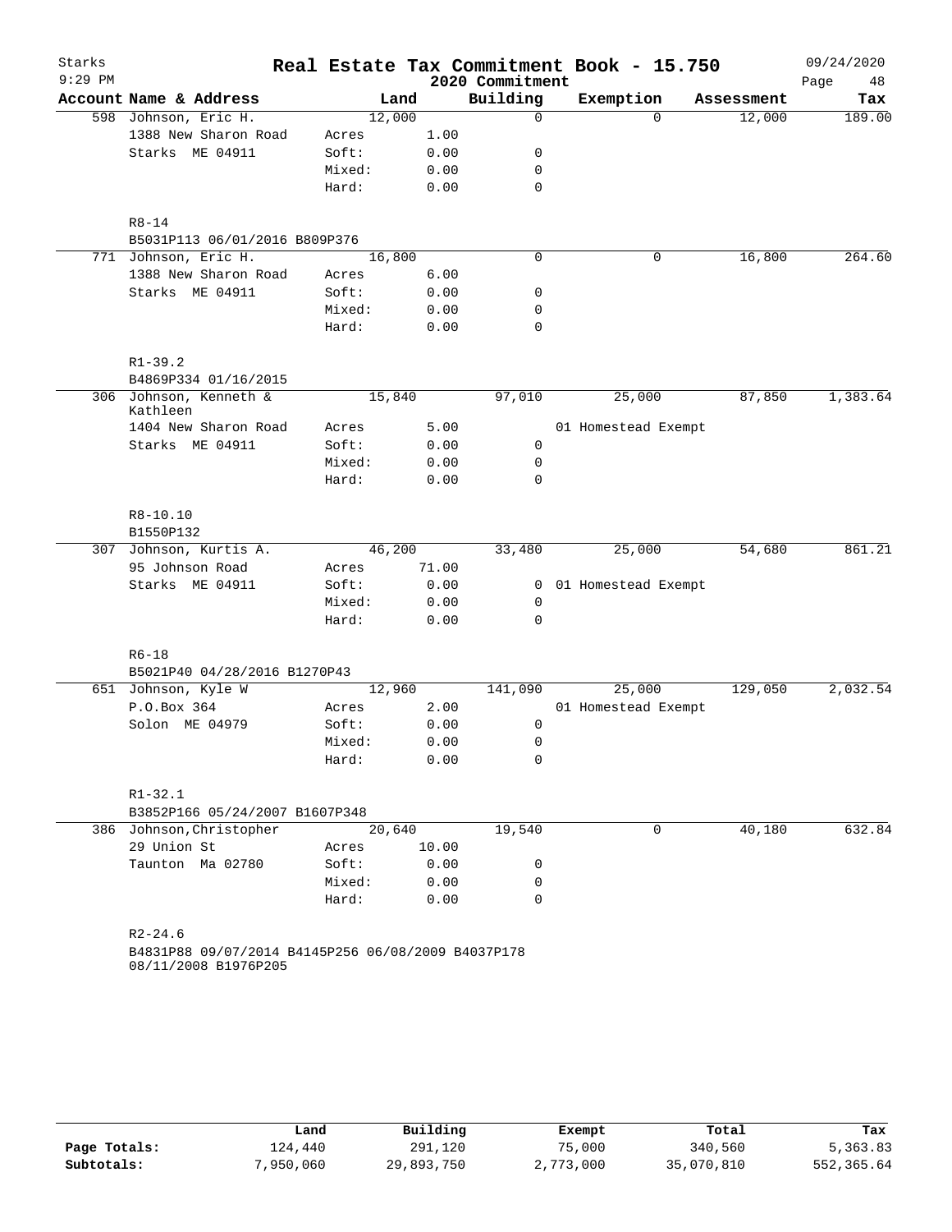Starks
9:29 PM

# Real Estate Tax Commitment Book - 15.750

2020 Commitment

09/24/2020

| Account | Name & Address | | Land | Building | Exemption | Assessment | Tax |
|---|---|---|---|---|---|---|---|
| 598 | Johnson, Eric H. | | 12,000 | 0 | 0 | 12,000 | 189.00 |
| | 1388 New Sharon Road | Acres | 1.00 | | | | |
| | Starks ME 04911 | Soft: | 0.00 | 0 | | | |
| | | Mixed: | 0.00 | 0 | | | |
| | | Hard: | 0.00 | 0 | | | |
| | R8-14 | | | | | | |
| | B5031P113 06/01/2016 B809P376 | | | | | | |
| 771 | Johnson, Eric H. | | 16,800 | 0 | 0 | 16,800 | 264.60 |
| | 1388 New Sharon Road | Acres | 6.00 | | | | |
| | Starks ME 04911 | Soft: | 0.00 | 0 | | | |
| | | Mixed: | 0.00 | 0 | | | |
| | | Hard: | 0.00 | 0 | | | |
| | R1-39.2 | | | | | | |
| | B4869P334 01/16/2015 | | | | | | |
| 306 | Johnson, Kenneth & Kathleen | | 15,840 | 97,010 | 25,000 | 87,850 | 1,383.64 |
| | 1404 New Sharon Road | Acres | 5.00 | | 01 Homestead Exempt | | |
| | Starks ME 04911 | Soft: | 0.00 | 0 | | | |
| | | Mixed: | 0.00 | 0 | | | |
| | | Hard: | 0.00 | 0 | | | |
| | R8-10.10 | | | | | | |
| | B1550P132 | | | | | | |
| 307 | Johnson, Kurtis A. | | 46,200 | 33,480 | 25,000 | 54,680 | 861.21 |
| | 95 Johnson Road | Acres | 71.00 | | | | |
| | Starks ME 04911 | Soft: | 0.00 | 0 | 01 Homestead Exempt | | |
| | | Mixed: | 0.00 | 0 | | | |
| | | Hard: | 0.00 | 0 | | | |
| | R6-18 | | | | | | |
| | B5021P40 04/28/2016 B1270P43 | | | | | | |
| 651 | Johnson, Kyle W | | 12,960 | 141,090 | 25,000 | 129,050 | 2,032.54 |
| | P.O.Box 364 | Acres | 2.00 | | 01 Homestead Exempt | | |
| | Solon ME 04979 | Soft: | 0.00 | 0 | | | |
| | | Mixed: | 0.00 | 0 | | | |
| | | Hard: | 0.00 | 0 | | | |
| | R1-32.1 | | | | | | |
| | B3852P166 05/24/2007 B1607P348 | | | | | | |
| 386 | Johnson, Christopher | | 20,640 | 19,540 | 0 | 40,180 | 632.84 |
| | 29 Union St | Acres | 10.00 | | | | |
| | Taunton Ma 02780 | Soft: | 0.00 | 0 | | | |
| | | Mixed: | 0.00 | 0 | | | |
| | | Hard: | 0.00 | 0 | | | |
| | R2-24.6 | | | | | | |
| | B4831P88 09/07/2014 B4145P256 06/08/2009 B4037P178 08/11/2008 B1976P205 | | | | | | |

| | Land | Building | Exempt | Total | Tax |
|---|---|---|---|---|---|
| **Page Totals:** | 124,440 | 291,120 | 75,000 | 340,560 | 5,363.83 |
| **Subtotals:** | 7,950,060 | 29,893,750 | 2,773,000 | 35,070,810 | 552,365.64 |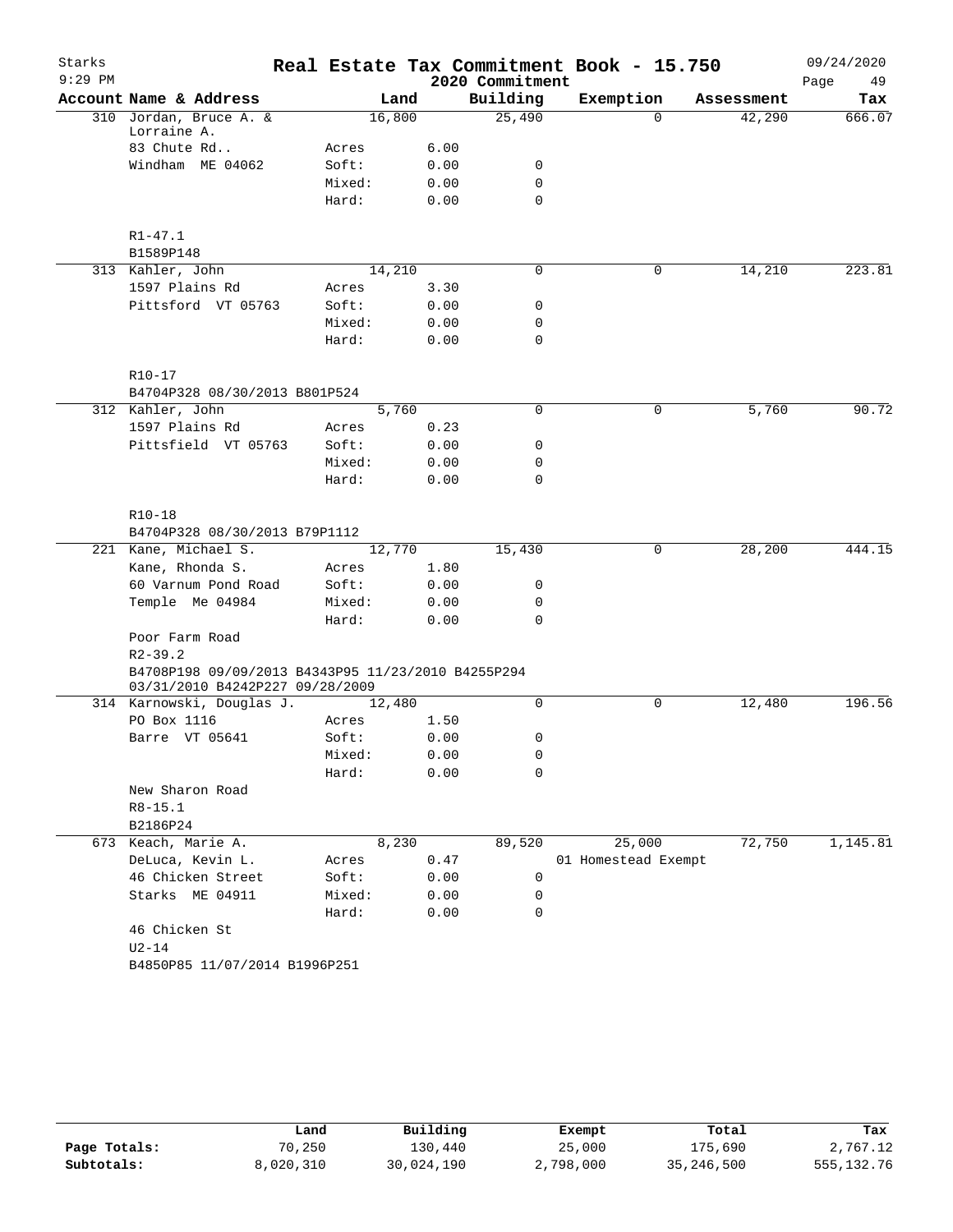# Real Estate Tax Commitment Book - 15.750

Starks
9:29 PM
2020 Commitment
09/24/2020

| Account Name & Address | Land | | Building | Exemption | Assessment | Tax |
|---|---|---|---|---|---|---|
| 310 Jordan, Bruce A. & Lorraine A. | 16,800 | | 25,490 | 0 | 42,290 | 666.07 |
| 83 Chute Rd.. | Acres | 6.00 | | | | |
| Windham ME 04062 | Soft: | 0.00 | 0 | | | |
| | Mixed: | 0.00 | 0 | | | |
| | Hard: | 0.00 | 0 | | | |
| R1-47.1 | | | | | | |
| B1589P148 | | | | | | |
| 313 Kahler, John | 14,210 | | 0 | 0 | 14,210 | 223.81 |
| 1597 Plains Rd | Acres | 3.30 | | | | |
| Pittsford VT 05763 | Soft: | 0.00 | 0 | | | |
| | Mixed: | 0.00 | 0 | | | |
| | Hard: | 0.00 | 0 | | | |
| R10-17 | | | | | | |
| B4704P328 08/30/2013 B801P524 | | | | | | |
| 312 Kahler, John | 5,760 | | 0 | 0 | 5,760 | 90.72 |
| 1597 Plains Rd | Acres | 0.23 | | | | |
| Pittsfield VT 05763 | Soft: | 0.00 | 0 | | | |
| | Mixed: | 0.00 | 0 | | | |
| | Hard: | 0.00 | 0 | | | |
| R10-18 | | | | | | |
| B4704P328 08/30/2013 B79P1112 | | | | | | |
| 221 Kane, Michael S. | 12,770 | | 15,430 | 0 | 28,200 | 444.15 |
| Kane, Rhonda S. | Acres | 1.80 | | | | |
| 60 Varnum Pond Road | Soft: | 0.00 | 0 | | | |
| Temple Me 04984 | Mixed: | 0.00 | 0 | | | |
| | Hard: | 0.00 | 0 | | | |
| Poor Farm Road | | | | | | |
| R2-39.2 | | | | | | |
| B4708P198 09/09/2013 B4343P95 11/23/2010 B4255P294 03/31/2010 B4242P227 09/28/2009 | | | | | | |
| 314 Karnowski, Douglas J. | 12,480 | | 0 | 0 | 12,480 | 196.56 |
| PO Box 1116 | Acres | 1.50 | | | | |
| Barre VT 05641 | Soft: | 0.00 | 0 | | | |
| | Mixed: | 0.00 | 0 | | | |
| | Hard: | 0.00 | 0 | | | |
| New Sharon Road | | | | | | |
| R8-15.1 | | | | | | |
| B2186P24 | | | | | | |
| 673 Keach, Marie A. | 8,230 | | 89,520 | 25,000 | 72,750 | 1,145.81 |
| DeLuca, Kevin L. | Acres | 0.47 | | 01 Homestead Exempt | | |
| 46 Chicken Street | Soft: | 0.00 | 0 | | | |
| Starks ME 04911 | Mixed: | 0.00 | 0 | | | |
| | Hard: | 0.00 | 0 | | | |
| 46 Chicken St | | | | | | |
| U2-14 | | | | | | |
| B4850P85 11/07/2014 B1996P251 | | | | | | |

| | Land | Building | Exempt | Total | Tax |
|---|---|---|---|---|---|
| Page Totals: | 70,250 | 130,440 | 25,000 | 175,690 | 2,767.12 |
| Subtotals: | 8,020,310 | 30,024,190 | 2,798,000 | 35,246,500 | 555,132.76 |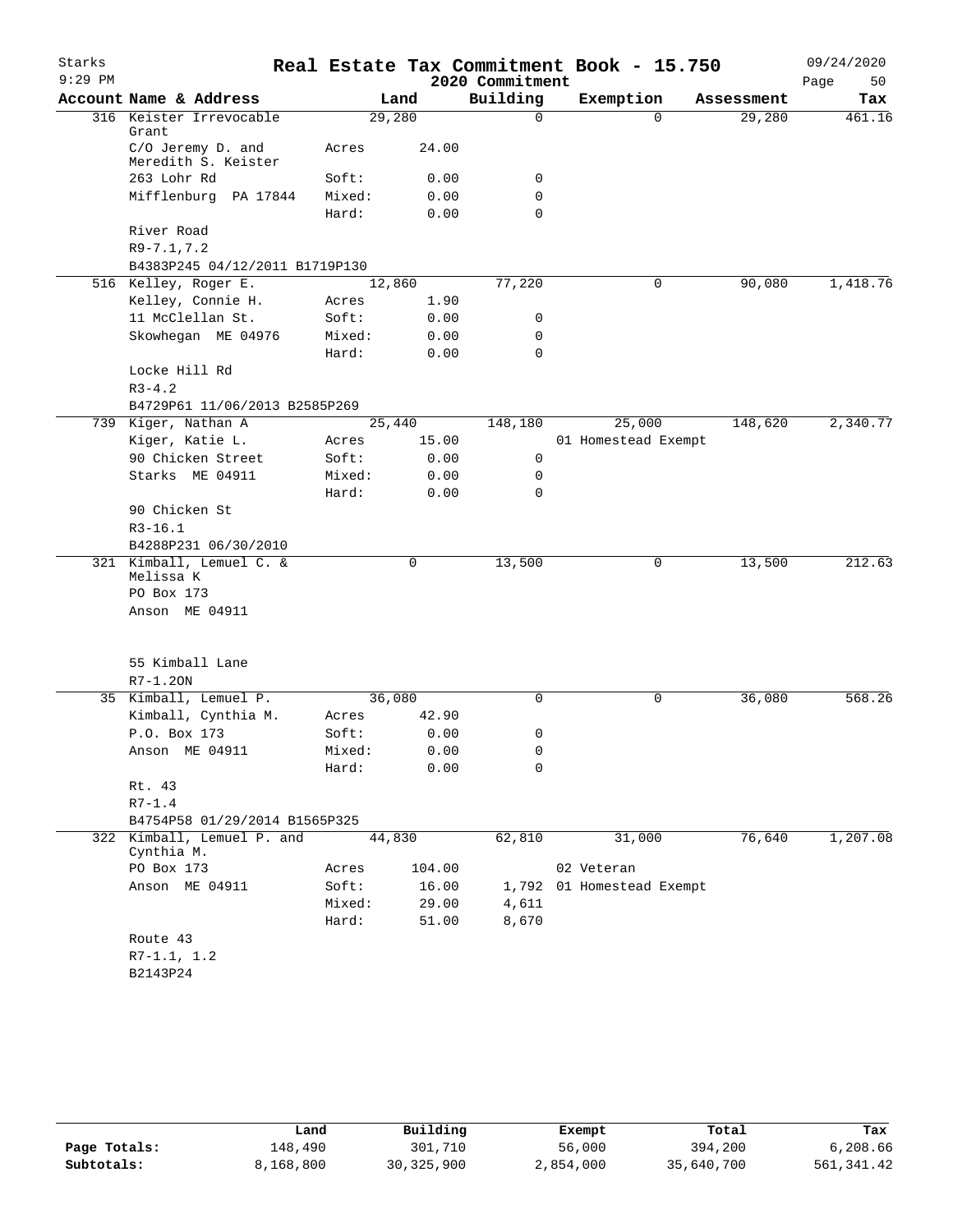Starks 9:29 PM

# Real Estate Tax Commitment Book - 15.750

2020 Commitment

09/24/2020

| Account Name & Address | | Land | Building | Exemption | Assessment | Tax |
|---|---|---|---|---|---|---|
| 316 Keister Irrevocable Grant | | 29,280 | 0 | 0 | 29,280 | 461.16 |
| C/O Jeremy D. and Meredith S. Keister | Acres | 24.00 | | | | |
| 263 Lohr Rd | Soft: | 0.00 | 0 | | | |
| Mifflenburg PA 17844 | Mixed: | 0.00 | 0 | | | |
| | Hard: | 0.00 | 0 | | | |
| River Road | | | | | | |
| R9-7.1,7.2 | | | | | | |
| B4383P245 04/12/2011 B1719P130 | | | | | | |
| 516 Kelley, Roger E. | | 12,860 | 77,220 | 0 | 90,080 | 1,418.76 |
| Kelley, Connie H. | Acres | 1.90 | | | | |
| 11 McClellan St. | Soft: | 0.00 | 0 | | | |
| Skowhegan ME 04976 | Mixed: | 0.00 | 0 | | | |
| | Hard: | 0.00 | 0 | | | |
| Locke Hill Rd | | | | | | |
| R3-4.2 | | | | | | |
| B4729P61 11/06/2013 B2585P269 | | | | | | |
| 739 Kiger, Nathan A | | 25,440 | 148,180 | 25,000 | 148,620 | 2,340.77 |
| Kiger, Katie L. | Acres | 15.00 | | 01 Homestead Exempt | | |
| 90 Chicken Street | Soft: | 0.00 | 0 | | | |
| Starks ME 04911 | Mixed: | 0.00 | 0 | | | |
| | Hard: | 0.00 | 0 | | | |
| 90 Chicken St | | | | | | |
| R3-16.1 | | | | | | |
| B4288P231 06/30/2010 | | | | | | |
| 321 Kimball, Lemuel C. & Melissa K | | 0 | 13,500 | 0 | 13,500 | 212.63 |
| PO Box 173 | | | | | | |
| Anson ME 04911 | | | | | | |
| 55 Kimball Lane | | | | | | |
| R7-1.2ON | | | | | | |
| 35 Kimball, Lemuel P. | | 36,080 | 0 | 0 | 36,080 | 568.26 |
| Kimball, Cynthia M. | Acres | 42.90 | | | | |
| P.O. Box 173 | Soft: | 0.00 | 0 | | | |
| Anson ME 04911 | Mixed: | 0.00 | 0 | | | |
| | Hard: | 0.00 | 0 | | | |
| Rt. 43 | | | | | | |
| R7-1.4 | | | | | | |
| B4754P58 01/29/2014 B1565P325 | | | | | | |
| 322 Kimball, Lemuel P. and Cynthia M. | | 44,830 | 62,810 | 31,000 | 76,640 | 1,207.08 |
| PO Box 173 | Acres | 104.00 | | 02 Veteran | | |
| Anson ME 04911 | Soft: | 16.00 | 1,792 | 01 Homestead Exempt | | |
| | Mixed: | 29.00 | 4,611 | | | |
| | Hard: | 51.00 | 8,670 | | | |
| Route 43 | | | | | | |
| R7-1.1, 1.2 | | | | | | |
| B2143P24 | | | | | | |

| | Land | Building | Exempt | Total | Tax |
|---|---|---|---|---|---|
| Page Totals: | 148,490 | 301,710 | 56,000 | 394,200 | 6,208.66 |
| Subtotals: | 8,168,800 | 30,325,900 | 2,854,000 | 35,640,700 | 561,341.42 |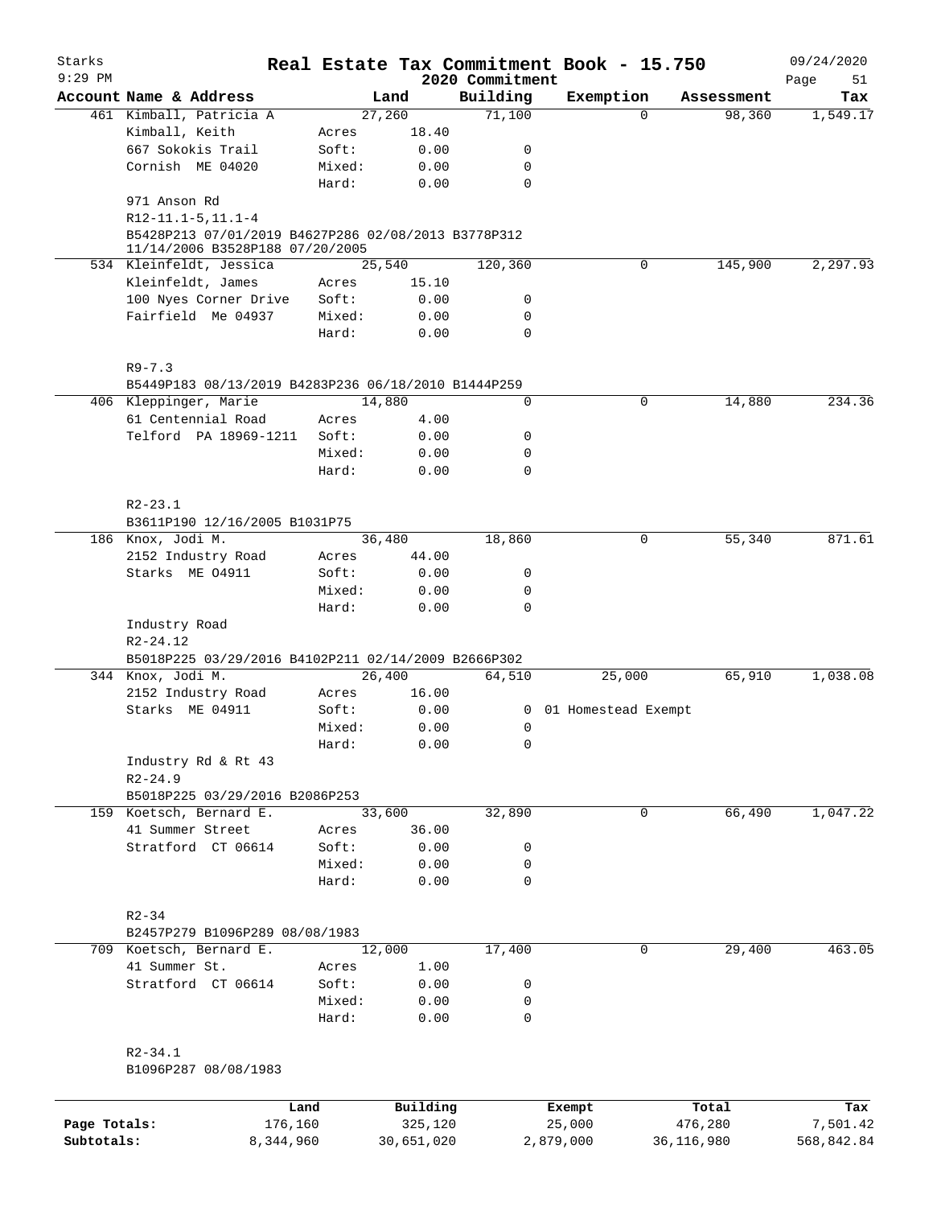# Real Estate Tax Commitment Book - 15.750

Starks 9:29 PM — 2020 Commitment — 09/24/2020

| Account Name & Address | | Land | Building | Exemption | Assessment | Tax |
|---|---|---|---|---|---|---|
| 461 Kimball, Patricia A | | 27,260 | 71,100 | 0 | 98,360 | 1,549.17 |
| Kimball, Keith | Acres | 18.40 | | | | |
| 667 Sokokis Trail | Soft: | 0.00 | 0 | | | |
| Cornish ME 04020 | Mixed: | 0.00 | 0 | | | |
| | Hard: | 0.00 | 0 | | | |
| 971 Anson Rd | | | | | | |
| R12-11.1-5,11.1-4 | | | | | | |
| B5428P213 07/01/2019 B4627P286 02/08/2013 B3778P312 11/14/2006 B3528P188 07/20/2005 | | | | | | |
| 534 Kleinfeldt, Jessica | | 25,540 | 120,360 | 0 | 145,900 | 2,297.93 |
| Kleinfeldt, James | Acres | 15.10 | | | | |
| 100 Nyes Corner Drive | Soft: | 0.00 | 0 | | | |
| Fairfield Me 04937 | Mixed: | 0.00 | 0 | | | |
| | Hard: | 0.00 | 0 | | | |
| R9-7.3 | | | | | | |
| B5449P183 08/13/2019 B4283P236 06/18/2010 B1444P259 | | | | | | |
| 406 Kleppinger, Marie | | 14,880 | 0 | 0 | 14,880 | 234.36 |
| 61 Centennial Road | Acres | 4.00 | | | | |
| Telford PA 18969-1211 | Soft: | 0.00 | 0 | | | |
| | Mixed: | 0.00 | 0 | | | |
| | Hard: | 0.00 | 0 | | | |
| R2-23.1 | | | | | | |
| B3611P190 12/16/2005 B1031P75 | | | | | | |
| 186 Knox, Jodi M. | | 36,480 | 18,860 | 0 | 55,340 | 871.61 |
| 2152 Industry Road | Acres | 44.00 | | | | |
| Starks ME O4911 | Soft: | 0.00 | 0 | | | |
| | Mixed: | 0.00 | 0 | | | |
| | Hard: | 0.00 | 0 | | | |
| Industry Road | | | | | | |
| R2-24.12 | | | | | | |
| B5018P225 03/29/2016 B4102P211 02/14/2009 B2666P302 | | | | | | |
| 344 Knox, Jodi M. | | 26,400 | 64,510 | 25,000 | 65,910 | 1,038.08 |
| 2152 Industry Road | Acres | 16.00 | | | | |
| Starks ME 04911 | Soft: | 0.00 | 0 | 01 Homestead Exempt | | |
| | Mixed: | 0.00 | 0 | | | |
| | Hard: | 0.00 | 0 | | | |
| Industry Rd & Rt 43 | | | | | | |
| R2-24.9 | | | | | | |
| B5018P225 03/29/2016 B2086P253 | | | | | | |
| 159 Koetsch, Bernard E. | | 33,600 | 32,890 | 0 | 66,490 | 1,047.22 |
| 41 Summer Street | Acres | 36.00 | | | | |
| Stratford CT 06614 | Soft: | 0.00 | 0 | | | |
| | Mixed: | 0.00 | 0 | | | |
| | Hard: | 0.00 | 0 | | | |
| R2-34 | | | | | | |
| B2457P279 B1096P289 08/08/1983 | | | | | | |
| 709 Koetsch, Bernard E. | | 12,000 | 17,400 | 0 | 29,400 | 463.05 |
| 41 Summer St. | Acres | 1.00 | | | | |
| Stratford CT 06614 | Soft: | 0.00 | 0 | | | |
| | Mixed: | 0.00 | 0 | | | |
| | Hard: | 0.00 | 0 | | | |
| R2-34.1 | | | | | | |
| B1096P287 08/08/1983 | | | | | | |

| | Land | Building | Exempt | Total | Tax |
|---|---|---|---|---|---|
| Page Totals: | 176,160 | 325,120 | 25,000 | 476,280 | 7,501.42 |
| Subtotals: | 8,344,960 | 30,651,020 | 2,879,000 | 36,116,980 | 568,842.84 |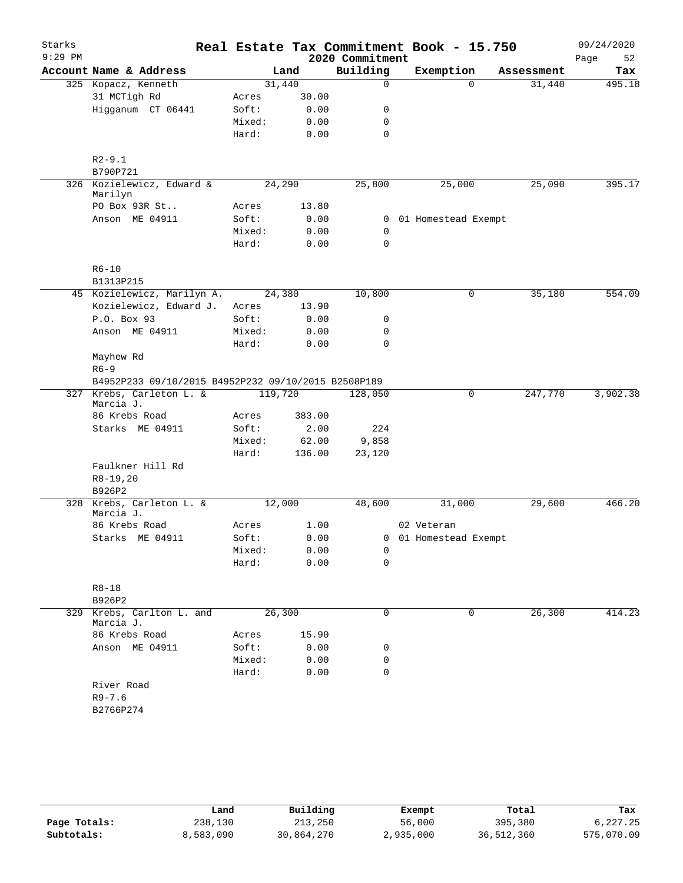# Real Estate Tax Commitment Book - 15.750

Starks
9:29 PM

2020 Commitment

09/24/2020

| Account | Name & Address | | Land | Building | Exemption | Assessment | Tax |
|---|---|---|---|---|---|---|---|
| 325 | Kopacz, Kenneth | | 31,440 | 0 | 0 | 31,440 | 495.18 |
| | 31 MCTigh Rd | Acres | 30.00 | | | | |
| | Higganum CT 06441 | Soft: | 0.00 | 0 | | | |
| | | Mixed: | 0.00 | 0 | | | |
| | | Hard: | 0.00 | 0 | | | |
| | R2-9.1 | | | | | | |
| | B790P721 | | | | | | |
| 326 | Kozielewicz, Edward & Marilyn | | 24,290 | 25,800 | 25,000 | 25,090 | 395.17 |
| | PO Box 93R St.. | Acres | 13.80 | | | | |
| | Anson ME 04911 | Soft: | 0.00 | 0 | 01 Homestead Exempt | | |
| | | Mixed: | 0.00 | 0 | | | |
| | | Hard: | 0.00 | 0 | | | |
| | R6-10 | | | | | | |
| | B1313P215 | | | | | | |
| 45 | Kozielewicz, Marilyn A. | | 24,380 | 10,800 | 0 | 35,180 | 554.09 |
| | Kozielewicz, Edward J. | Acres | 13.90 | | | | |
| | P.O. Box 93 | Soft: | 0.00 | 0 | | | |
| | Anson ME 04911 | Mixed: | 0.00 | 0 | | | |
| | | Hard: | 0.00 | 0 | | | |
| | Mayhew Rd | | | | | | |
| | R6-9 | | | | | | |
| | B4952P233 09/10/2015 B4952P232 09/10/2015 B2508P189 | | | | | | |
| 327 | Krebs, Carleton L. & Marcia J. | | 119,720 | 128,050 | 0 | 247,770 | 3,902.38 |
| | 86 Krebs Road | Acres | 383.00 | | | | |
| | Starks ME 04911 | Soft: | 2.00 | 224 | | | |
| | | Mixed: | 62.00 | 9,858 | | | |
| | | Hard: | 136.00 | 23,120 | | | |
| | Faulkner Hill Rd | | | | | | |
| | R8-19,20 | | | | | | |
| | B926P2 | | | | | | |
| 328 | Krebs, Carleton L. & Marcia J. | | 12,000 | 48,600 | 31,000 | 29,600 | 466.20 |
| | 86 Krebs Road | Acres | 1.00 | | 02 Veteran | | |
| | Starks ME 04911 | Soft: | 0.00 | 0 | 01 Homestead Exempt | | |
| | | Mixed: | 0.00 | 0 | | | |
| | | Hard: | 0.00 | 0 | | | |
| | R8-18 | | | | | | |
| | B926P2 | | | | | | |
| 329 | Krebs, Carlton L. and Marcia J. | | 26,300 | 0 | 0 | 26,300 | 414.23 |
| | 86 Krebs Road | Acres | 15.90 | | | | |
| | Anson ME O4911 | Soft: | 0.00 | 0 | | | |
| | | Mixed: | 0.00 | 0 | | | |
| | | Hard: | 0.00 | 0 | | | |
| | River Road | | | | | | |
| | R9-7.6 | | | | | | |
| | B2766P274 | | | | | | |

| | Land | Building | Exempt | Total | Tax |
|---|---|---|---|---|---|
| Page Totals: | 238,130 | 213,250 | 56,000 | 395,380 | 6,227.25 |
| Subtotals: | 8,583,090 | 30,864,270 | 2,935,000 | 36,512,360 | 575,070.09 |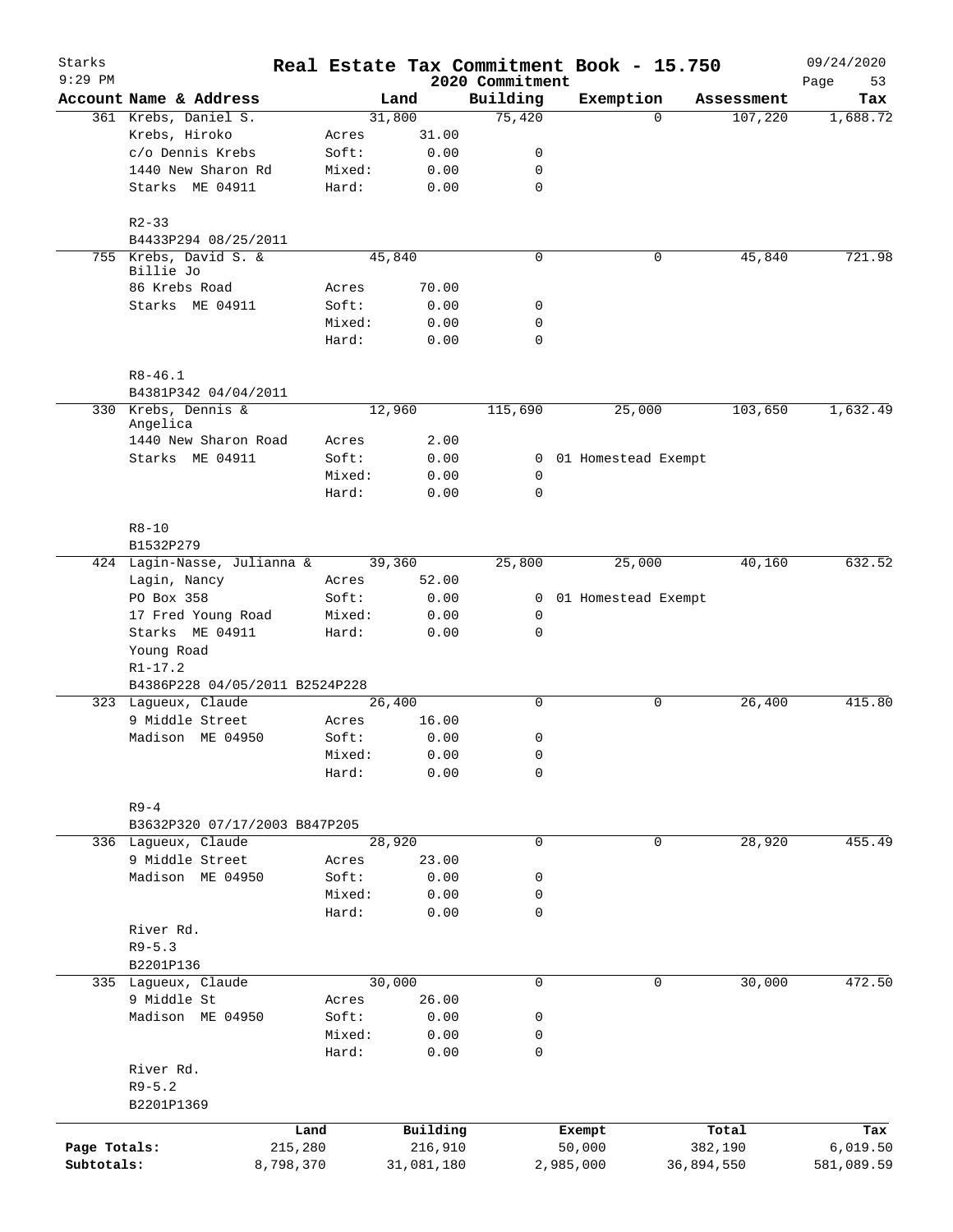# Real Estate Tax Commitment Book - 15.750

Starks
9:29 PM

2020 Commitment

09/24/2020

| Account Name & Address | | Land | Building | Exemption | Assessment | Tax |
|---|---|---|---|---|---|---|
| 361 Krebs, Daniel S. | | 31,800 | 75,420 | 0 | 107,220 | 1,688.72 |
| Krebs, Hiroko | Acres | 31.00 | | | | |
| c/o Dennis Krebs | Soft: | 0.00 | 0 | | | |
| 1440 New Sharon Rd | Mixed: | 0.00 | 0 | | | |
| Starks ME 04911 | Hard: | 0.00 | 0 | | | |
| R2-33 | | | | | | |
| B4433P294 08/25/2011 | | | | | | |
| 755 Krebs, David S. & Billie Jo | | 45,840 | 0 | 0 | 45,840 | 721.98 |
| 86 Krebs Road | Acres | 70.00 | | | | |
| Starks ME 04911 | Soft: | 0.00 | 0 | | | |
| | Mixed: | 0.00 | 0 | | | |
| | Hard: | 0.00 | 0 | | | |
| R8-46.1 | | | | | | |
| B4381P342 04/04/2011 | | | | | | |
| 330 Krebs, Dennis & Angelica | | 12,960 | 115,690 | 25,000 | 103,650 | 1,632.49 |
| 1440 New Sharon Road | Acres | 2.00 | | | | |
| Starks ME 04911 | Soft: | 0.00 | 0 | 01 Homestead Exempt | | |
| | Mixed: | 0.00 | 0 | | | |
| | Hard: | 0.00 | 0 | | | |
| R8-10 | | | | | | |
| B1532P279 | | | | | | |
| 424 Lagin-Nasse, Julianna & | | 39,360 | 25,800 | 25,000 | 40,160 | 632.52 |
| Lagin, Nancy | Acres | 52.00 | | | | |
| PO Box 358 | Soft: | 0.00 | 0 | 01 Homestead Exempt | | |
| 17 Fred Young Road | Mixed: | 0.00 | 0 | | | |
| Starks ME 04911 | Hard: | 0.00 | 0 | | | |
| Young Road | | | | | | |
| R1-17.2 | | | | | | |
| B4386P228 04/05/2011 B2524P228 | | | | | | |
| 323 Lagueux, Claude | | 26,400 | 0 | 0 | 26,400 | 415.80 |
| 9 Middle Street | Acres | 16.00 | | | | |
| Madison ME 04950 | Soft: | 0.00 | 0 | | | |
| | Mixed: | 0.00 | 0 | | | |
| | Hard: | 0.00 | 0 | | | |
| R9-4 | | | | | | |
| B3632P320 07/17/2003 B847P205 | | | | | | |
| 336 Lagueux, Claude | | 28,920 | 0 | 0 | 28,920 | 455.49 |
| 9 Middle Street | Acres | 23.00 | | | | |
| Madison ME 04950 | Soft: | 0.00 | 0 | | | |
| | Mixed: | 0.00 | 0 | | | |
| | Hard: | 0.00 | 0 | | | |
| River Rd. | | | | | | |
| R9-5.3 | | | | | | |
| B2201P136 | | | | | | |
| 335 Lagueux, Claude | | 30,000 | 0 | 0 | 30,000 | 472.50 |
| 9 Middle St | Acres | 26.00 | | | | |
| Madison ME 04950 | Soft: | 0.00 | 0 | | | |
| | Mixed: | 0.00 | 0 | | | |
| | Hard: | 0.00 | 0 | | | |
| River Rd. | | | | | | |
| R9-5.2 | | | | | | |
| B2201P1369 | | | | | | |

| | Land | Building | Exempt | Total | Tax |
|---|---|---|---|---|---|
| Page Totals: | 215,280 | 216,910 | 50,000 | 382,190 | 6,019.50 |
| Subtotals: | 8,798,370 | 31,081,180 | 2,985,000 | 36,894,550 | 581,089.59 |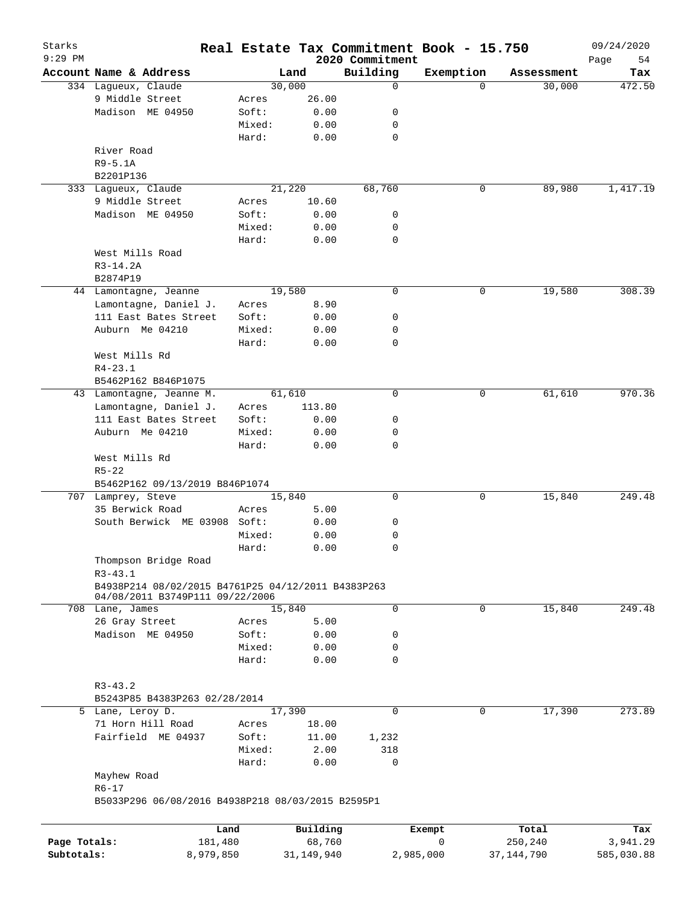# Starks — Real Estate Tax Commitment Book - 15.750

9:29 PM — 2020 Commitment — 09/24/2020

| Account | Name & Address | | Land | Building | Exemption | Assessment | Tax |
|---|---|---|---|---|---|---|---|
| 334 | Lagueux, Claude | | 30,000 | 0 | 0 | 30,000 | 472.50 |
| | 9 Middle Street | Acres | 26.00 | | | | |
| | Madison ME 04950 | Soft: | 0.00 | 0 | | | |
| | | Mixed: | 0.00 | 0 | | | |
| | | Hard: | 0.00 | 0 | | | |
| | River Road | | | | | | |
| | R9-5.1A | | | | | | |
| | B2201P136 | | | | | | |
| 333 | Lagueux, Claude | | 21,220 | 68,760 | 0 | 89,980 | 1,417.19 |
| | 9 Middle Street | Acres | 10.60 | | | | |
| | Madison ME 04950 | Soft: | 0.00 | 0 | | | |
| | | Mixed: | 0.00 | 0 | | | |
| | | Hard: | 0.00 | 0 | | | |
| | West Mills Road | | | | | | |
| | R3-14.2A | | | | | | |
| | B2874P19 | | | | | | |
| 44 | Lamontagne, Jeanne | | 19,580 | 0 | 0 | 19,580 | 308.39 |
| | Lamontagne, Daniel J. | Acres | 8.90 | | | | |
| | 111 East Bates Street | Soft: | 0.00 | 0 | | | |
| | Auburn Me 04210 | Mixed: | 0.00 | 0 | | | |
| | | Hard: | 0.00 | 0 | | | |
| | West Mills Rd | | | | | | |
| | R4-23.1 | | | | | | |
| | B5462P162 B846P1075 | | | | | | |
| 43 | Lamontagne, Jeanne M. | | 61,610 | 0 | 0 | 61,610 | 970.36 |
| | Lamontagne, Daniel J. | Acres | 113.80 | | | | |
| | 111 East Bates Street | Soft: | 0.00 | 0 | | | |
| | Auburn Me 04210 | Mixed: | 0.00 | 0 | | | |
| | | Hard: | 0.00 | 0 | | | |
| | West Mills Rd | | | | | | |
| | R5-22 | | | | | | |
| | B5462P162 09/13/2019 B846P1074 | | | | | | |
| 707 | Lamprey, Steve | | 15,840 | 0 | 0 | 15,840 | 249.48 |
| | 35 Berwick Road | Acres | 5.00 | | | | |
| | South Berwick ME 03908 | Soft: | 0.00 | 0 | | | |
| | | Mixed: | 0.00 | 0 | | | |
| | | Hard: | 0.00 | 0 | | | |
| | Thompson Bridge Road | | | | | | |
| | R3-43.1 | | | | | | |
| | B4938P214 08/02/2015 B4761P25 04/12/2011 B4383P263 04/08/2011 B3749P111 09/22/2006 | | | | | | |
| 708 | Lane, James | | 15,840 | 0 | 0 | 15,840 | 249.48 |
| | 26 Gray Street | Acres | 5.00 | | | | |
| | Madison ME 04950 | Soft: | 0.00 | 0 | | | |
| | | Mixed: | 0.00 | 0 | | | |
| | | Hard: | 0.00 | 0 | | | |
| | R3-43.2 | | | | | | |
| | B5243P85 B4383P263 02/28/2014 | | | | | | |
| 5 | Lane, Leroy D. | | 17,390 | 0 | 0 | 17,390 | 273.89 |
| | 71 Horn Hill Road | Acres | 18.00 | | | | |
| | Fairfield ME 04937 | Soft: | 11.00 | 1,232 | | | |
| | | Mixed: | 2.00 | 318 | | | |
| | | Hard: | 0.00 | 0 | | | |
| | Mayhew Road | | | | | | |
| | R6-17 | | | | | | |
| | B5033P296 06/08/2016 B4938P218 08/03/2015 B2595P1 | | | | | | |

| | Land | Building | Exempt | Total | Tax |
|---|---|---|---|---|---|
| Page Totals: | 181,480 | 68,760 | 0 | 250,240 | 3,941.29 |
| Subtotals: | 8,979,850 | 31,149,940 | 2,985,000 | 37,144,790 | 585,030.88 |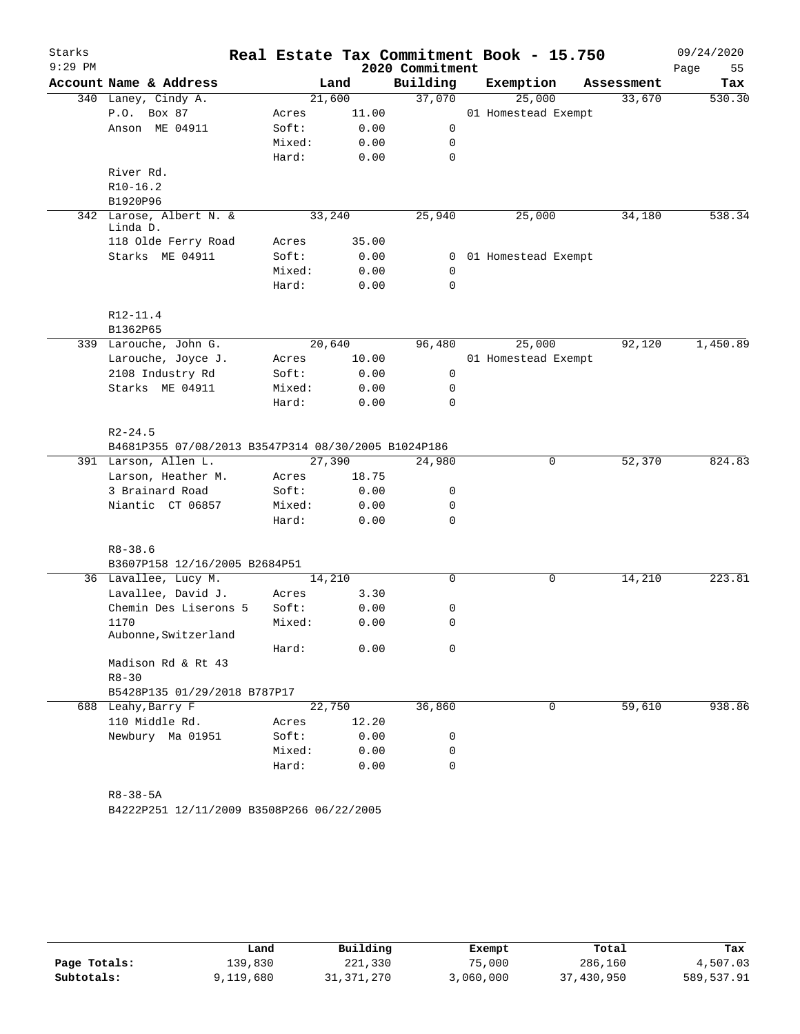# Real Estate Tax Commitment Book - 15.750

Starks 9:29 PM — 2020 Commitment — 09/24/2020

| Account | Name & Address | | Land | Building | Exemption | Assessment | Tax |
|---|---|---|---|---|---|---|---|
| 340 | Laney, Cindy A. | | 21,600 | 37,070 | 25,000 | 33,670 | 530.30 |
| | P.O. Box 87 | Acres | 11.00 | | 01 Homestead Exempt | | |
| | Anson ME 04911 | Soft: | 0.00 | 0 | | | |
| | | Mixed: | 0.00 | 0 | | | |
| | | Hard: | 0.00 | 0 | | | |
| | River Rd. | | | | | | |
| | R10-16.2 | | | | | | |
| | B1920P96 | | | | | | |
| 342 | Larose, Albert N. & Linda D. | | 33,240 | 25,940 | 25,000 | 34,180 | 538.34 |
| | 118 Olde Ferry Road | Acres | 35.00 | | | | |
| | Starks ME 04911 | Soft: | 0.00 | 0 | 01 Homestead Exempt | | |
| | | Mixed: | 0.00 | 0 | | | |
| | | Hard: | 0.00 | 0 | | | |
| | R12-11.4 | | | | | | |
| | B1362P65 | | | | | | |
| 339 | Larouche, John G. | | 20,640 | 96,480 | 25,000 | 92,120 | 1,450.89 |
| | Larouche, Joyce J. | Acres | 10.00 | | 01 Homestead Exempt | | |
| | 2108 Industry Rd | Soft: | 0.00 | 0 | | | |
| | Starks ME 04911 | Mixed: | 0.00 | 0 | | | |
| | | Hard: | 0.00 | 0 | | | |
| | R2-24.5 | | | | | | |
| | B4681P355 07/08/2013 B3547P314 08/30/2005 B1024P186 | | | | | | |
| 391 | Larson, Allen L. | | 27,390 | 24,980 | 0 | 52,370 | 824.83 |
| | Larson, Heather M. | Acres | 18.75 | | | | |
| | 3 Brainard Road | Soft: | 0.00 | 0 | | | |
| | Niantic CT 06857 | Mixed: | 0.00 | 0 | | | |
| | | Hard: | 0.00 | 0 | | | |
| | R8-38.6 | | | | | | |
| | B3607P158 12/16/2005 B2684P51 | | | | | | |
| 36 | Lavallee, Lucy M. | | 14,210 | 0 | 0 | 14,210 | 223.81 |
| | Lavallee, David J. | Acres | 3.30 | | | | |
| | Chemin Des Liserons 5 | Soft: | 0.00 | 0 | | | |
| | 1170 Aubonne,Switzerland | Mixed: | 0.00 | 0 | | | |
| | | Hard: | 0.00 | 0 | | | |
| | Madison Rd & Rt 43 | | | | | | |
| | R8-30 | | | | | | |
| | B5428P135 01/29/2018 B787P17 | | | | | | |
| 688 | Leahy,Barry F | | 22,750 | 36,860 | 0 | 59,610 | 938.86 |
| | 110 Middle Rd. | Acres | 12.20 | | | | |
| | Newbury Ma 01951 | Soft: | 0.00 | 0 | | | |
| | | Mixed: | 0.00 | 0 | | | |
| | | Hard: | 0.00 | 0 | | | |
| | R8-38-5A | | | | | | |
| | B4222P251 12/11/2009 B3508P266 06/22/2005 | | | | | | |

| | Land | Building | Exempt | Total | Tax |
|---|---|---|---|---|---|
| Page Totals: | 139,830 | 221,330 | 75,000 | 286,160 | 4,507.03 |
| Subtotals: | 9,119,680 | 31,371,270 | 3,060,000 | 37,430,950 | 589,537.91 |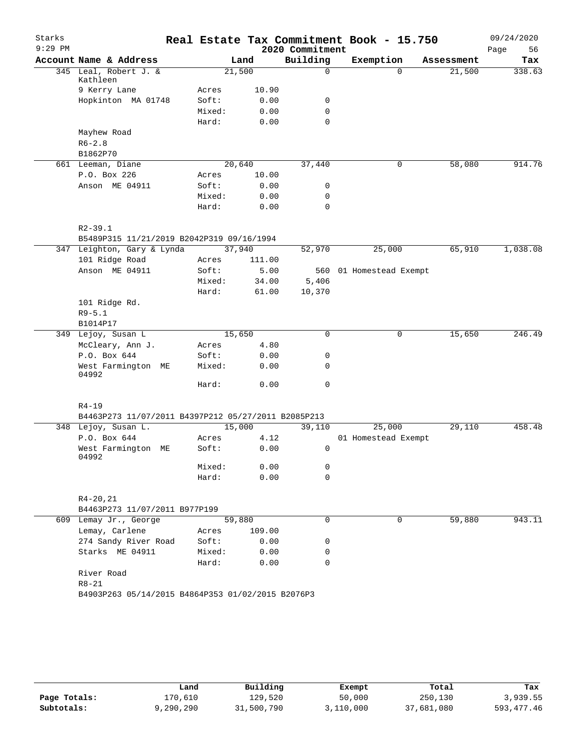Starks
9:29 PM

# Real Estate Tax Commitment Book - 15.750

2020 Commitment

09/24/2020

| Account | Name & Address | | Land | Building | Exemption | Assessment | Tax |
|---|---|---|---|---|---|---|---|
| 345 | Leal, Robert J. & Kathleen | | 21,500 | 0 | 0 | 21,500 | 338.63 |
| | 9 Kerry Lane | Acres | 10.90 | | | | |
| | Hopkinton MA 01748 | Soft: | 0.00 | 0 | | | |
| | | Mixed: | 0.00 | 0 | | | |
| | | Hard: | 0.00 | 0 | | | |
| | Mayhew Road | | | | | | |
| | R6-2.8 | | | | | | |
| | B1862P70 | | | | | | |
| 661 | Leeman, Diane | | 20,640 | 37,440 | 0 | 58,080 | 914.76 |
| | P.O. Box 226 | Acres | 10.00 | | | | |
| | Anson ME 04911 | Soft: | 0.00 | 0 | | | |
| | | Mixed: | 0.00 | 0 | | | |
| | | Hard: | 0.00 | 0 | | | |
| | R2-39.1 | | | | | | |
| | B5489P315 11/21/2019 B2042P319 09/16/1994 | | | | | | |
| 347 | Leighton, Gary & Lynda | | 37,940 | 52,970 | 25,000 | 65,910 | 1,038.08 |
| | 101 Ridge Road | Acres | 111.00 | | | | |
| | Anson ME 04911 | Soft: | 5.00 | 560 | 01 Homestead Exempt | | |
| | | Mixed: | 34.00 | 5,406 | | | |
| | | Hard: | 61.00 | 10,370 | | | |
| | 101 Ridge Rd. | | | | | | |
| | R9-5.1 | | | | | | |
| | B1014P17 | | | | | | |
| 349 | Lejoy, Susan L | | 15,650 | 0 | 0 | 15,650 | 246.49 |
| | McCleary, Ann J. | Acres | 4.80 | | | | |
| | P.O. Box 644 | Soft: | 0.00 | 0 | | | |
| | West Farmington ME 04992 | Mixed: | 0.00 | 0 | | | |
| | | Hard: | 0.00 | 0 | | | |
| | R4-19 | | | | | | |
| | B4463P273 11/07/2011 B4397P212 05/27/2011 B2085P213 | | | | | | |
| 348 | Lejoy, Susan L. | | 15,000 | 39,110 | 25,000 | 29,110 | 458.48 |
| | P.O. Box 644 | Acres | 4.12 | | 01 Homestead Exempt | | |
| | West Farmington ME 04992 | Soft: | 0.00 | 0 | | | |
| | | Mixed: | 0.00 | 0 | | | |
| | | Hard: | 0.00 | 0 | | | |
| | R4-20,21 | | | | | | |
| | B4463P273 11/07/2011 B977P199 | | | | | | |
| 609 | Lemay Jr., George | | 59,880 | 0 | 0 | 59,880 | 943.11 |
| | Lemay, Carlene | Acres | 109.00 | | | | |
| | 274 Sandy River Road | Soft: | 0.00 | 0 | | | |
| | Starks ME 04911 | Mixed: | 0.00 | 0 | | | |
| | | Hard: | 0.00 | 0 | | | |
| | River Road | | | | | | |
| | R8-21 | | | | | | |
| | B4903P263 05/14/2015 B4864P353 01/02/2015 B2076P3 | | | | | | |

| | Land | Building | Exempt | Total | Tax |
|---|---|---|---|---|---|
| Page Totals: | 170,610 | 129,520 | 50,000 | 250,130 | 3,939.55 |
| Subtotals: | 9,290,290 | 31,500,790 | 3,110,000 | 37,681,080 | 593,477.46 |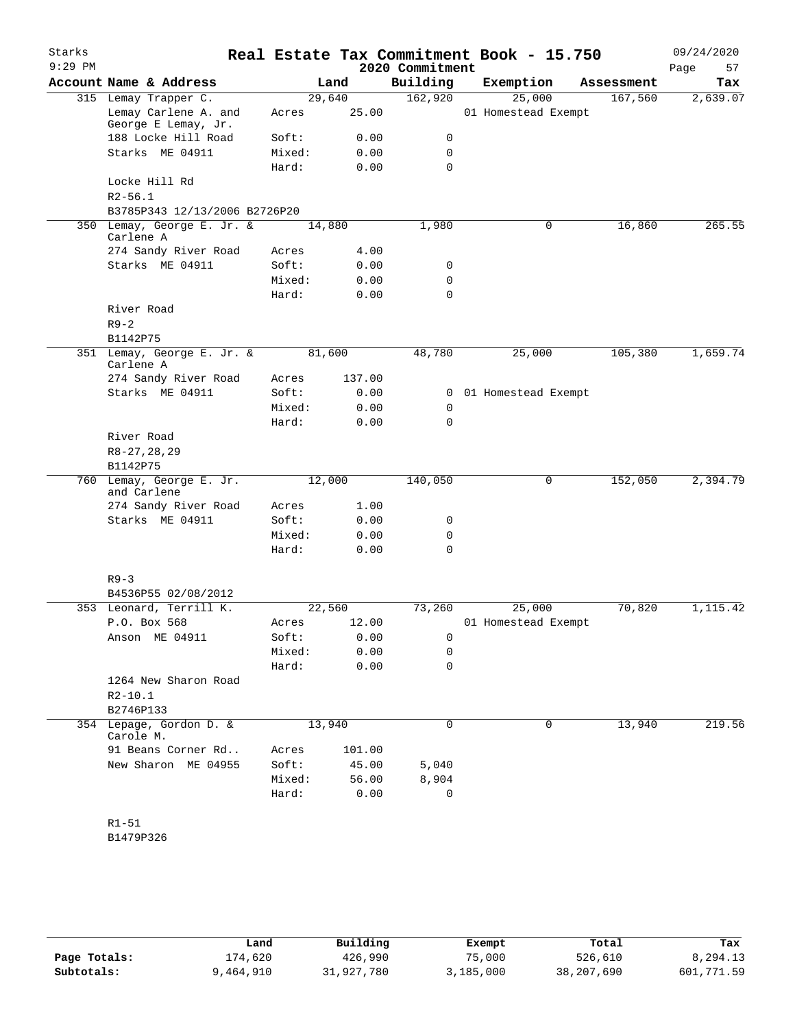# Real Estate Tax Commitment Book - 15.750

Starks
9:29 PM
2020 Commitment
09/24/2020

| Account Name & Address | Land | | Building | Exemption | Assessment | Tax |
|---|---|---|---|---|---|---|
| 315 Lemay Trapper C. | 29,640 | | 162,920 | 25,000 | 167,560 | 2,639.07 |
| Lemay Carlene A. and George E Lemay, Jr. | Acres | 25.00 | | 01 Homestead Exempt | | |
| 188 Locke Hill Road | Soft: | 0.00 | 0 | | | |
| Starks ME 04911 | Mixed: | 0.00 | 0 | | | |
| | Hard: | 0.00 | 0 | | | |
| Locke Hill Rd | | | | | | |
| R2-56.1 | | | | | | |
| B3785P343 12/13/2006 B2726P20 | | | | | | |
| 350 Lemay, George E. Jr. & Carlene A | 14,880 | | 1,980 | 0 | 16,860 | 265.55 |
| 274 Sandy River Road | Acres | 4.00 | | | | |
| Starks ME 04911 | Soft: | 0.00 | 0 | | | |
| | Mixed: | 0.00 | 0 | | | |
| | Hard: | 0.00 | 0 | | | |
| River Road | | | | | | |
| R9-2 | | | | | | |
| B1142P75 | | | | | | |
| 351 Lemay, George E. Jr. & Carlene A | 81,600 | | 48,780 | 25,000 | 105,380 | 1,659.74 |
| 274 Sandy River Road | Acres | 137.00 | | | | |
| Starks ME 04911 | Soft: | 0.00 | 0 | 01 Homestead Exempt | | |
| | Mixed: | 0.00 | 0 | | | |
| | Hard: | 0.00 | 0 | | | |
| River Road | | | | | | |
| R8-27,28,29 | | | | | | |
| B1142P75 | | | | | | |
| 760 Lemay, George E. Jr. and Carlene | 12,000 | | 140,050 | 0 | 152,050 | 2,394.79 |
| 274 Sandy River Road | Acres | 1.00 | | | | |
| Starks ME 04911 | Soft: | 0.00 | 0 | | | |
| | Mixed: | 0.00 | 0 | | | |
| | Hard: | 0.00 | 0 | | | |
| R9-3 | | | | | | |
| B4536P55 02/08/2012 | | | | | | |
| 353 Leonard, Terrill K. | 22,560 | | 73,260 | 25,000 | 70,820 | 1,115.42 |
| P.O. Box 568 | Acres | 12.00 | | 01 Homestead Exempt | | |
| Anson ME 04911 | Soft: | 0.00 | 0 | | | |
| | Mixed: | 0.00 | 0 | | | |
| | Hard: | 0.00 | 0 | | | |
| 1264 New Sharon Road | | | | | | |
| R2-10.1 | | | | | | |
| B2746P133 | | | | | | |
| 354 Lepage, Gordon D. & Carole M. | 13,940 | | 0 | 0 | 13,940 | 219.56 |
| 91 Beans Corner Rd.. | Acres | 101.00 | | | | |
| New Sharon ME 04955 | Soft: | 45.00 | 5,040 | | | |
| | Mixed: | 56.00 | 8,904 | | | |
| | Hard: | 0.00 | 0 | | | |
| R1-51 | | | | | | |
| B1479P326 | | | | | | |

| | Land | Building | Exempt | Total | Tax |
|---|---|---|---|---|---|
| Page Totals: | 174,620 | 426,990 | 75,000 | 526,610 | 8,294.13 |
| Subtotals: | 9,464,910 | 31,927,780 | 3,185,000 | 38,207,690 | 601,771.59 |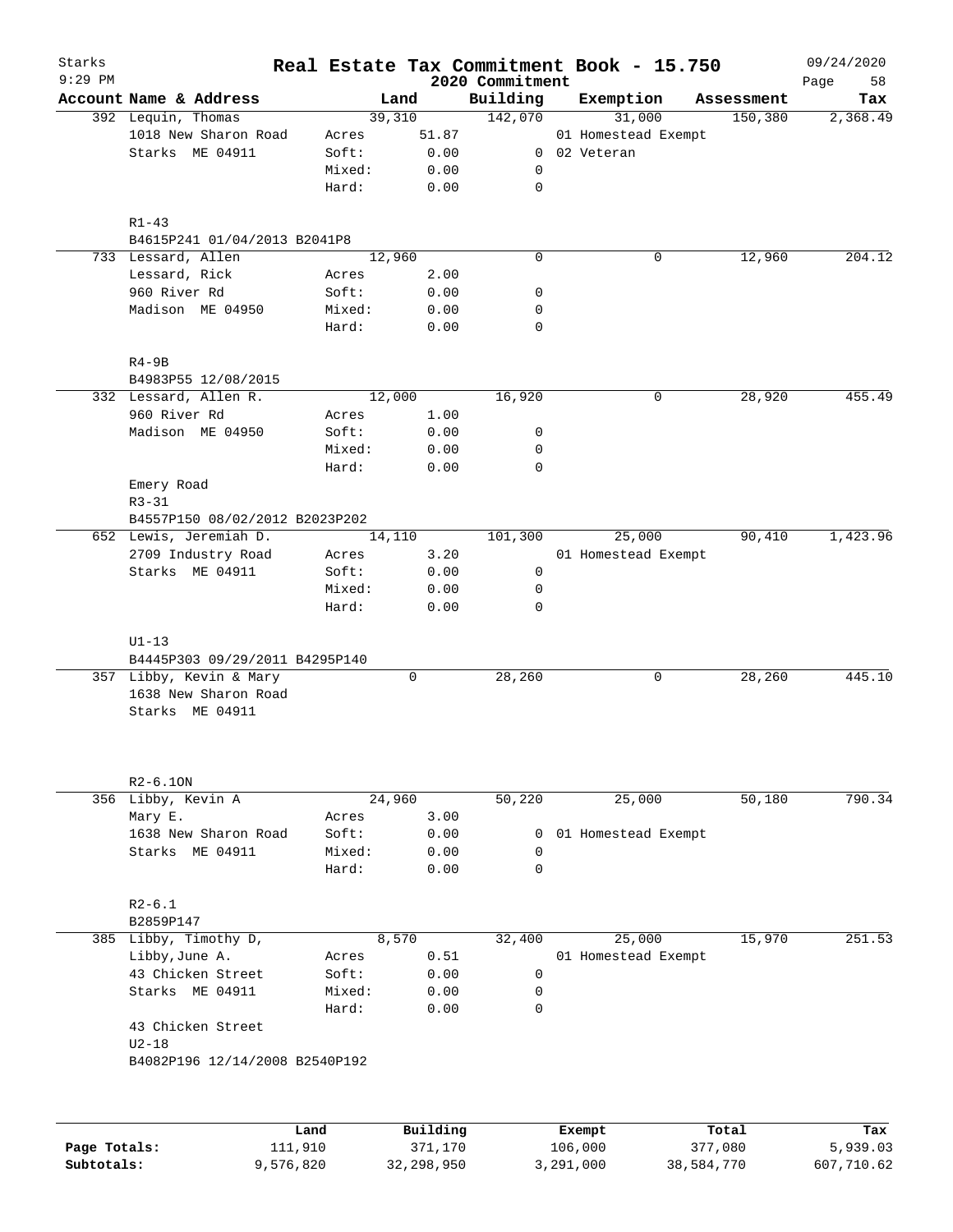Starks
9:29 PM

# Real Estate Tax Commitment Book - 15.750

2020 Commitment

09/24/2020

| Account Name & Address | | Land | Building | Exemption | Assessment | Tax |
|---|---|---|---|---|---|---|
| 392 Lequin, Thomas | | 39,310 | 142,070 | 31,000 | 150,380 | 2,368.49 |
| 1018 New Sharon Road | Acres | 51.87 | | 01 Homestead Exempt | | |
| Starks ME 04911 | Soft: | 0.00 | 0 | 02 Veteran | | |
| | Mixed: | 0.00 | 0 | | | |
| | Hard: | 0.00 | 0 | | | |
| R1-43 | | | | | | |
| B4615P241 01/04/2013 B2041P8 | | | | | | |
| 733 Lessard, Allen | | 12,960 | 0 | 0 | 12,960 | 204.12 |
| Lessard, Rick | Acres | 2.00 | | | | |
| 960 River Rd | Soft: | 0.00 | 0 | | | |
| Madison ME 04950 | Mixed: | 0.00 | 0 | | | |
| | Hard: | 0.00 | 0 | | | |
| R4-9B | | | | | | |
| B4983P55 12/08/2015 | | | | | | |
| 332 Lessard, Allen R. | | 12,000 | 16,920 | 0 | 28,920 | 455.49 |
| 960 River Rd | Acres | 1.00 | | | | |
| Madison ME 04950 | Soft: | 0.00 | 0 | | | |
| | Mixed: | 0.00 | 0 | | | |
| | Hard: | 0.00 | 0 | | | |
| Emery Road | | | | | | |
| R3-31 | | | | | | |
| B4557P150 08/02/2012 B2023P202 | | | | | | |
| 652 Lewis, Jeremiah D. | | 14,110 | 101,300 | 25,000 | 90,410 | 1,423.96 |
| 2709 Industry Road | Acres | 3.20 | | 01 Homestead Exempt | | |
| Starks ME 04911 | Soft: | 0.00 | 0 | | | |
| | Mixed: | 0.00 | 0 | | | |
| | Hard: | 0.00 | 0 | | | |
| U1-13 | | | | | | |
| B4445P303 09/29/2011 B4295P140 | | | | | | |
| 357 Libby, Kevin & Mary | | 0 | 28,260 | 0 | 28,260 | 445.10 |
| 1638 New Sharon Road | | | | | | |
| Starks ME 04911 | | | | | | |
| R2-6.1ON | | | | | | |
| 356 Libby, Kevin A | | 24,960 | 50,220 | 25,000 | 50,180 | 790.34 |
| Mary E. | Acres | 3.00 | | | | |
| 1638 New Sharon Road | Soft: | 0.00 | 0 | 01 Homestead Exempt | | |
| Starks ME 04911 | Mixed: | 0.00 | 0 | | | |
| | Hard: | 0.00 | 0 | | | |
| R2-6.1 | | | | | | |
| B2859P147 | | | | | | |
| 385 Libby, Timothy D, | | 8,570 | 32,400 | 25,000 | 15,970 | 251.53 |
| Libby,June A. | Acres | 0.51 | | 01 Homestead Exempt | | |
| 43 Chicken Street | Soft: | 0.00 | 0 | | | |
| Starks ME 04911 | Mixed: | 0.00 | 0 | | | |
| | Hard: | 0.00 | 0 | | | |
| 43 Chicken Street | | | | | | |
| U2-18 | | | | | | |
| B4082P196 12/14/2008 B2540P192 | | | | | | |

| | Land | Building | Exempt | Total | Tax |
|---|---|---|---|---|---|
| Page Totals: | 111,910 | 371,170 | 106,000 | 377,080 | 5,939.03 |
| Subtotals: | 9,576,820 | 32,298,950 | 3,291,000 | 38,584,770 | 607,710.62 |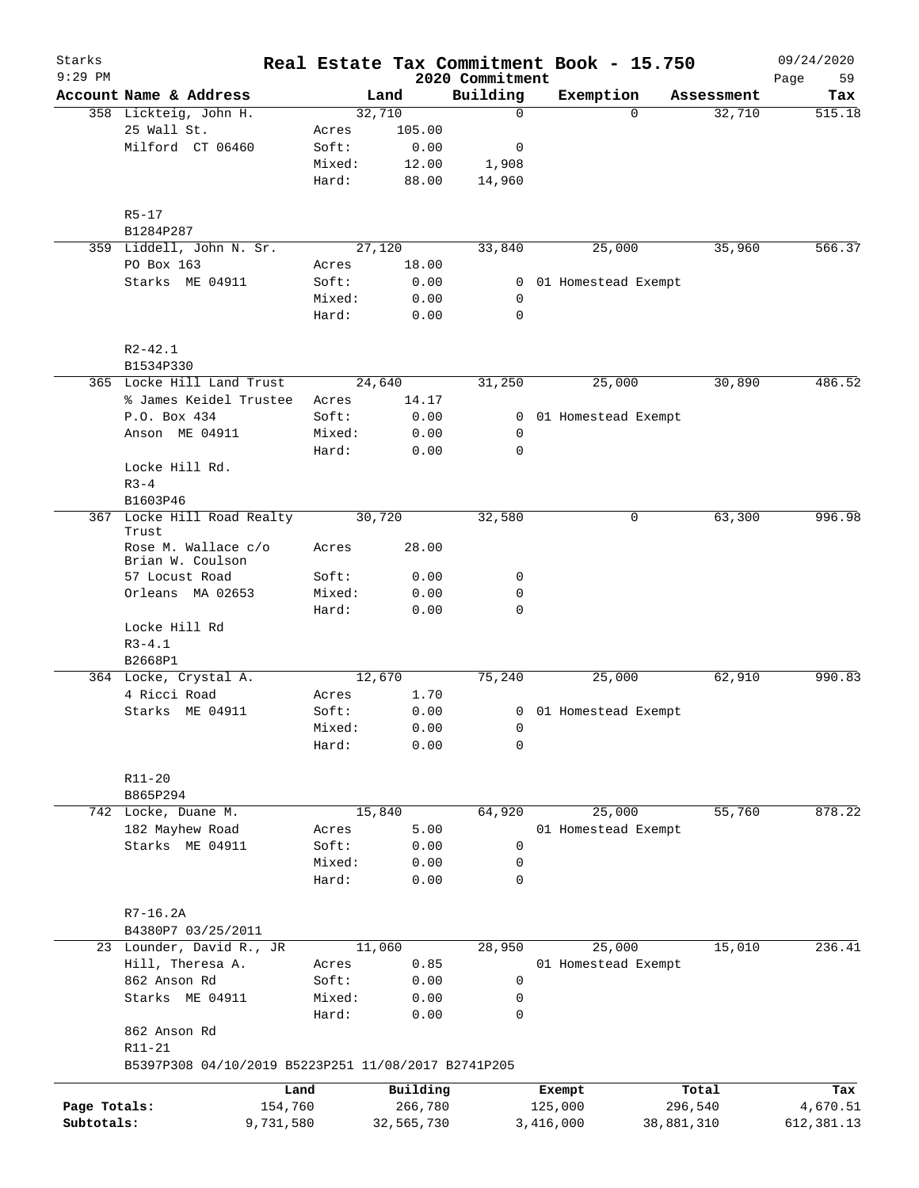# Real Estate Tax Commitment Book - 15.750

Starks 9:29 PM — 2020 Commitment — 09/24/2020

| Account Name & Address | Land | | Building | Exemption | Assessment | Tax |
|---|---|---|---|---|---|---|
| 358 Lickteig, John H. | 32,710 | | 0 | 0 | 32,710 | 515.18 |
| 25 Wall St. | Acres | 105.00 | | | | |
| Milford CT 06460 | Soft: | 0.00 | 0 | | | |
| | Mixed: | 12.00 | 1,908 | | | |
| | Hard: | 88.00 | 14,960 | | | |
| R5-17 | | | | | | |
| B1284P287 | | | | | | |
| 359 Liddell, John N. Sr. | 27,120 | | 33,840 | 25,000 | 35,960 | 566.37 |
| PO Box 163 | Acres | 18.00 | | | | |
| Starks ME 04911 | Soft: | 0.00 | 0 | 01 Homestead Exempt | | |
| | Mixed: | 0.00 | 0 | | | |
| | Hard: | 0.00 | 0 | | | |
| R2-42.1 | | | | | | |
| B1534P330 | | | | | | |
| 365 Locke Hill Land Trust | 24,640 | | 31,250 | 25,000 | 30,890 | 486.52 |
| % James Keidel Trustee | Acres | 14.17 | | | | |
| P.O. Box 434 | Soft: | 0.00 | 0 | 01 Homestead Exempt | | |
| Anson ME 04911 | Mixed: | 0.00 | 0 | | | |
| | Hard: | 0.00 | 0 | | | |
| Locke Hill Rd. | | | | | | |
| R3-4 | | | | | | |
| B1603P46 | | | | | | |
| 367 Locke Hill Road Realty Trust | 30,720 | | 32,580 | 0 | 63,300 | 996.98 |
| Rose M. Wallace c/o Brian W. Coulson | Acres | 28.00 | | | | |
| 57 Locust Road | Soft: | 0.00 | 0 | | | |
| Orleans MA 02653 | Mixed: | 0.00 | 0 | | | |
| | Hard: | 0.00 | 0 | | | |
| Locke Hill Rd | | | | | | |
| R3-4.1 | | | | | | |
| B2668P1 | | | | | | |
| 364 Locke, Crystal A. | 12,670 | | 75,240 | 25,000 | 62,910 | 990.83 |
| 4 Ricci Road | Acres | 1.70 | | | | |
| Starks ME 04911 | Soft: | 0.00 | 0 | 01 Homestead Exempt | | |
| | Mixed: | 0.00 | 0 | | | |
| | Hard: | 0.00 | 0 | | | |
| R11-20 | | | | | | |
| B865P294 | | | | | | |
| 742 Locke, Duane M. | 15,840 | | 64,920 | 25,000 | 55,760 | 878.22 |
| 182 Mayhew Road | Acres | 5.00 | | 01 Homestead Exempt | | |
| Starks ME 04911 | Soft: | 0.00 | 0 | | | |
| | Mixed: | 0.00 | 0 | | | |
| | Hard: | 0.00 | 0 | | | |
| R7-16.2A | | | | | | |
| B4380P7 03/25/2011 | | | | | | |
| 23 Lounder, David R., JR | 11,060 | | 28,950 | 25,000 | 15,010 | 236.41 |
| Hill, Theresa A. | Acres | 0.85 | | 01 Homestead Exempt | | |
| 862 Anson Rd | Soft: | 0.00 | 0 | | | |
| Starks ME 04911 | Mixed: | 0.00 | 0 | | | |
| | Hard: | 0.00 | 0 | | | |
| 862 Anson Rd | | | | | | |
| R11-21 | | | | | | |
| B5397P308 04/10/2019 B5223P251 11/08/2017 B2741P205 | | | | | | |

| | Land | Building | Exempt | Total | Tax |
|---|---|---|---|---|---|
| Page Totals: | 154,760 | 266,780 | 125,000 | 296,540 | 4,670.51 |
| Subtotals: | 9,731,580 | 32,565,730 | 3,416,000 | 38,881,310 | 612,381.13 |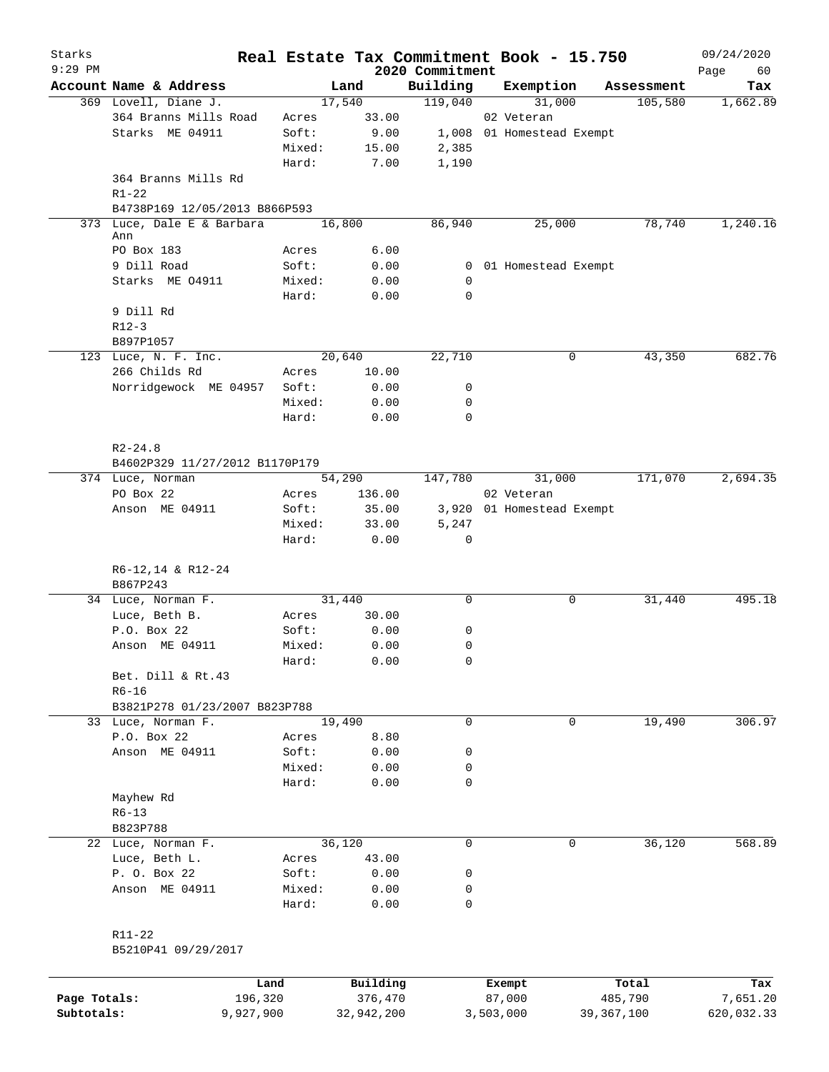Starks 9:29 PM

# Real Estate Tax Commitment Book - 15.750

2020 Commitment

09/24/2020

| Account | Name & Address | | Land | Building | Exemption | Assessment | Tax |
|---|---|---|---|---|---|---|---|
| 369 | Lovell, Diane J. | | 17,540 | 119,040 | 31,000 | 105,580 | 1,662.89 |
| | 364 Branns Mills Road | Acres | 33.00 | | 02 Veteran | | |
| | Starks ME 04911 | Soft: | 9.00 | 1,008 | 01 Homestead Exempt | | |
| | | Mixed: | 15.00 | 2,385 | | | |
| | | Hard: | 7.00 | 1,190 | | | |
| | 364 Branns Mills Rd | | | | | | |
| | R1-22 | | | | | | |
| | B4738P169 12/05/2013 B866P593 | | | | | | |
| 373 | Luce, Dale E & Barbara Ann | | 16,800 | 86,940 | 25,000 | 78,740 | 1,240.16 |
| | PO Box 183 | Acres | 6.00 | | | | |
| | 9 Dill Road | Soft: | 0.00 | 0 | 01 Homestead Exempt | | |
| | Starks ME O4911 | Mixed: | 0.00 | 0 | | | |
| | | Hard: | 0.00 | 0 | | | |
| | 9 Dill Rd | | | | | | |
| | R12-3 | | | | | | |
| | B897P1057 | | | | | | |
| 123 | Luce, N. F. Inc. | | 20,640 | 22,710 | 0 | 43,350 | 682.76 |
| | 266 Childs Rd | Acres | 10.00 | | | | |
| | Norridgewock ME 04957 | Soft: | 0.00 | 0 | | | |
| | | Mixed: | 0.00 | 0 | | | |
| | | Hard: | 0.00 | 0 | | | |
| | R2-24.8 | | | | | | |
| | B4602P329 11/27/2012 B1170P179 | | | | | | |
| 374 | Luce, Norman | | 54,290 | 147,780 | 31,000 | 171,070 | 2,694.35 |
| | PO Box 22 | Acres | 136.00 | | 02 Veteran | | |
| | Anson ME 04911 | Soft: | 35.00 | 3,920 | 01 Homestead Exempt | | |
| | | Mixed: | 33.00 | 5,247 | | | |
| | | Hard: | 0.00 | 0 | | | |
| | R6-12,14 & R12-24 | | | | | | |
| | B867P243 | | | | | | |
| 34 | Luce, Norman F. | | 31,440 | 0 | 0 | 31,440 | 495.18 |
| | Luce, Beth B. | Acres | 30.00 | | | | |
| | P.O. Box 22 | Soft: | 0.00 | 0 | | | |
| | Anson ME 04911 | Mixed: | 0.00 | 0 | | | |
| | | Hard: | 0.00 | 0 | | | |
| | Bet. Dill & Rt.43 | | | | | | |
| | R6-16 | | | | | | |
| | B3821P278 01/23/2007 B823P788 | | | | | | |
| 33 | Luce, Norman F. | | 19,490 | 0 | 0 | 19,490 | 306.97 |
| | P.O. Box 22 | Acres | 8.80 | | | | |
| | Anson ME 04911 | Soft: | 0.00 | 0 | | | |
| | | Mixed: | 0.00 | 0 | | | |
| | | Hard: | 0.00 | 0 | | | |
| | Mayhew Rd | | | | | | |
| | R6-13 | | | | | | |
| | B823P788 | | | | | | |
| 22 | Luce, Norman F. | | 36,120 | 0 | 0 | 36,120 | 568.89 |
| | Luce, Beth L. | Acres | 43.00 | | | | |
| | P. O. Box 22 | Soft: | 0.00 | 0 | | | |
| | Anson ME 04911 | Mixed: | 0.00 | 0 | | | |
| | | Hard: | 0.00 | 0 | | | |
| | R11-22 | | | | | | |
| | B5210P41 09/29/2017 | | | | | | |

| | Land | Building | Exempt | Total | Tax |
|---|---|---|---|---|---|
| Page Totals: | 196,320 | 376,470 | 87,000 | 485,790 | 7,651.20 |
| Subtotals: | 9,927,900 | 32,942,200 | 3,503,000 | 39,367,100 | 620,032.33 |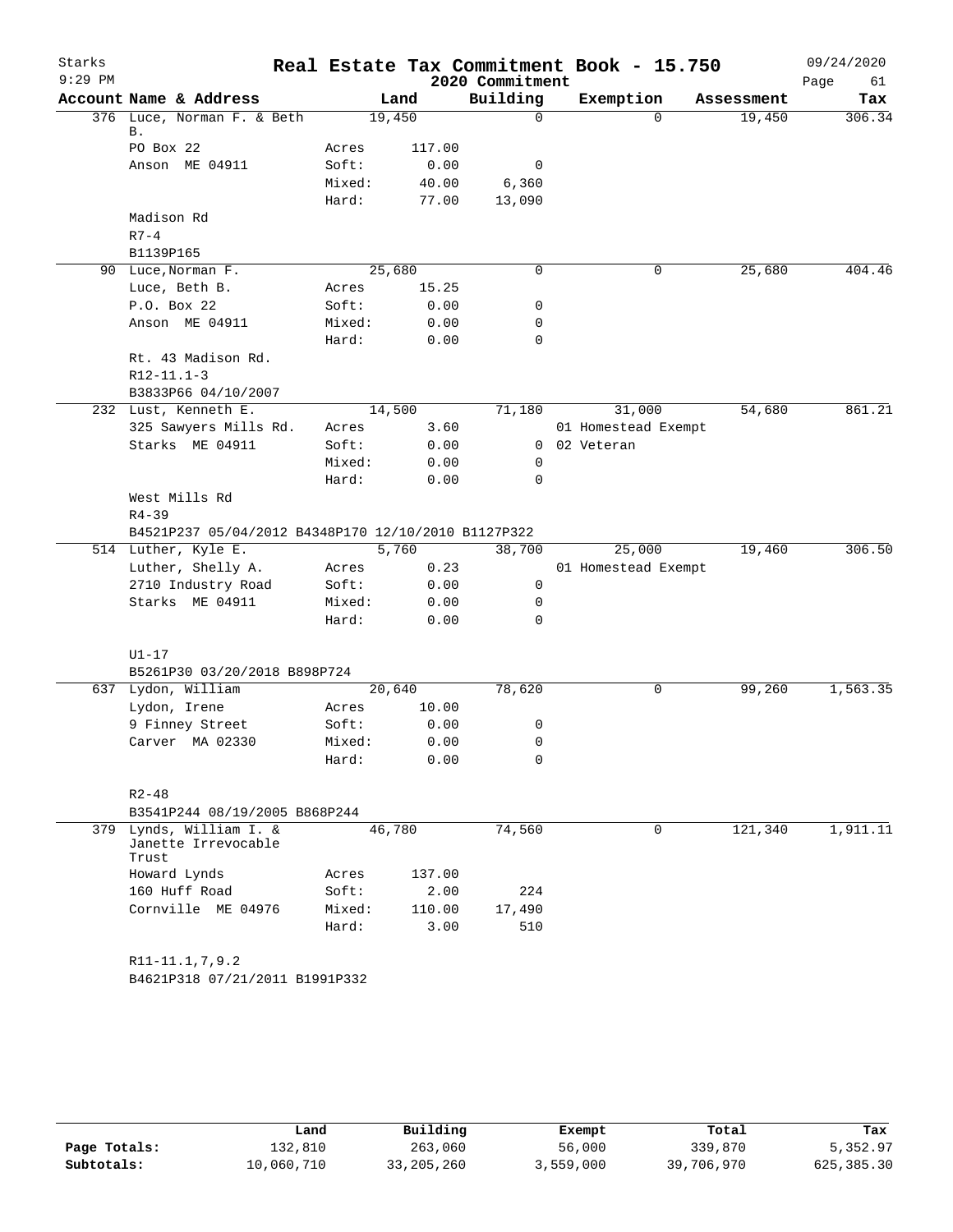# Real Estate Tax Commitment Book - 15.750

Starks
9:29 PM

2020 Commitment

09/24/2020

| Account Name & Address | | Land | Building | Exemption | Assessment | Tax |
|---|---|---|---|---|---|---|
| 376 Luce, Norman F. & Beth B. | | 19,450 | 0 | 0 | 19,450 | 306.34 |
| PO Box 22 | Acres | 117.00 | | | | |
| Anson ME 04911 | Soft: | 0.00 | 0 | | | |
| | Mixed: | 40.00 | 6,360 | | | |
| | Hard: | 77.00 | 13,090 | | | |
| Madison Rd | | | | | | |
| R7-4 | | | | | | |
| B1139P165 | | | | | | |
| 90 Luce,Norman F. | | 25,680 | 0 | 0 | 25,680 | 404.46 |
| Luce, Beth B. | Acres | 15.25 | | | | |
| P.O. Box 22 | Soft: | 0.00 | 0 | | | |
| Anson ME 04911 | Mixed: | 0.00 | 0 | | | |
| | Hard: | 0.00 | 0 | | | |
| Rt. 43 Madison Rd. | | | | | | |
| R12-11.1-3 | | | | | | |
| B3833P66 04/10/2007 | | | | | | |
| 232 Lust, Kenneth E. | | 14,500 | 71,180 | 31,000 | 54,680 | 861.21 |
| 325 Sawyers Mills Rd. | Acres | 3.60 | | 01 Homestead Exempt | | |
| Starks ME 04911 | Soft: | 0.00 | 0 | 02 Veteran | | |
| | Mixed: | 0.00 | 0 | | | |
| | Hard: | 0.00 | 0 | | | |
| West Mills Rd | | | | | | |
| R4-39 | | | | | | |
| B4521P237 05/04/2012 B4348P170 12/10/2010 B1127P322 | | | | | | |
| 514 Luther, Kyle E. | | 5,760 | 38,700 | 25,000 | 19,460 | 306.50 |
| Luther, Shelly A. | Acres | 0.23 | | 01 Homestead Exempt | | |
| 2710 Industry Road | Soft: | 0.00 | 0 | | | |
| Starks ME 04911 | Mixed: | 0.00 | 0 | | | |
| | Hard: | 0.00 | 0 | | | |
| U1-17 | | | | | | |
| B5261P30 03/20/2018 B898P724 | | | | | | |
| 637 Lydon, William | | 20,640 | 78,620 | 0 | 99,260 | 1,563.35 |
| Lydon, Irene | Acres | 10.00 | | | | |
| 9 Finney Street | Soft: | 0.00 | 0 | | | |
| Carver MA 02330 | Mixed: | 0.00 | 0 | | | |
| | Hard: | 0.00 | 0 | | | |
| R2-48 | | | | | | |
| B3541P244 08/19/2005 B868P244 | | | | | | |
| 379 Lynds, William I. & Janette Irrevocable Trust | | 46,780 | 74,560 | 0 | 121,340 | 1,911.11 |
| Howard Lynds | Acres | 137.00 | | | | |
| 160 Huff Road | Soft: | 2.00 | 224 | | | |
| Cornville ME 04976 | Mixed: | 110.00 | 17,490 | | | |
| | Hard: | 3.00 | 510 | | | |
| R11-11.1,7,9.2 | | | | | | |
| B4621P318 07/21/2011 B1991P332 | | | | | | |

| | Land | Building | Exempt | Total | Tax |
|---|---|---|---|---|---|
| Page Totals: | 132,810 | 263,060 | 56,000 | 339,870 | 5,352.97 |
| Subtotals: | 10,060,710 | 33,205,260 | 3,559,000 | 39,706,970 | 625,385.30 |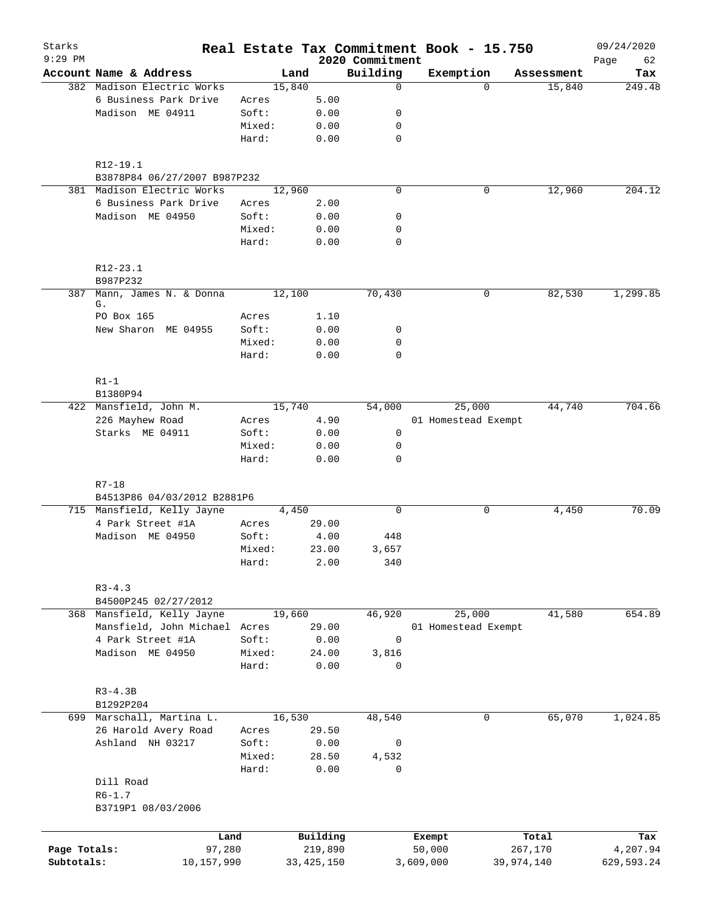# Real Estate Tax Commitment Book - 15.750

Starks
9:29 PM

2020 Commitment

09/24/2020

| Account Name & Address | Land | | Building | Exemption | Assessment | Tax |
|---|---|---|---|---|---|---|
| 382 Madison Electric Works | 15,840 | | 0 | 0 | 15,840 | 249.48 |
| 6 Business Park Drive | Acres | 5.00 | | | | |
| Madison ME 04911 | Soft: | 0.00 | 0 | | | |
| | Mixed: | 0.00 | 0 | | | |
| | Hard: | 0.00 | 0 | | | |
| R12-19.1 | | | | | | |
| B3878P84 06/27/2007 B987P232 | | | | | | |
| 381 Madison Electric Works | 12,960 | | 0 | 0 | 12,960 | 204.12 |
| 6 Business Park Drive | Acres | 2.00 | | | | |
| Madison ME 04950 | Soft: | 0.00 | 0 | | | |
| | Mixed: | 0.00 | 0 | | | |
| | Hard: | 0.00 | 0 | | | |
| R12-23.1 | | | | | | |
| B987P232 | | | | | | |
| 387 Mann, James N. & Donna G. | 12,100 | | 70,430 | 0 | 82,530 | 1,299.85 |
| PO Box 165 | Acres | 1.10 | | | | |
| New Sharon ME 04955 | Soft: | 0.00 | 0 | | | |
| | Mixed: | 0.00 | 0 | | | |
| | Hard: | 0.00 | 0 | | | |
| R1-1 | | | | | | |
| B1380P94 | | | | | | |
| 422 Mansfield, John M. | 15,740 | | 54,000 | 25,000 | 44,740 | 704.66 |
| 226 Mayhew Road | Acres | 4.90 | | 01 Homestead Exempt | | |
| Starks ME 04911 | Soft: | 0.00 | 0 | | | |
| | Mixed: | 0.00 | 0 | | | |
| | Hard: | 0.00 | 0 | | | |
| R7-18 | | | | | | |
| B4513P86 04/03/2012 B2881P6 | | | | | | |
| 715 Mansfield, Kelly Jayne | 4,450 | | 0 | 0 | 4,450 | 70.09 |
| 4 Park Street #1A | Acres | 29.00 | | | | |
| Madison ME 04950 | Soft: | 4.00 | 448 | | | |
| | Mixed: | 23.00 | 3,657 | | | |
| | Hard: | 2.00 | 340 | | | |
| R3-4.3 | | | | | | |
| B4500P245 02/27/2012 | | | | | | |
| 368 Mansfield, Kelly Jayne | 19,660 | | 46,920 | 25,000 | 41,580 | 654.89 |
| Mansfield, John Michael | Acres | 29.00 | | 01 Homestead Exempt | | |
| 4 Park Street #1A | Soft: | 0.00 | 0 | | | |
| Madison ME 04950 | Mixed: | 24.00 | 3,816 | | | |
| | Hard: | 0.00 | 0 | | | |
| R3-4.3B | | | | | | |
| B1292P204 | | | | | | |
| 699 Marschall, Martina L. | 16,530 | | 48,540 | 0 | 65,070 | 1,024.85 |
| 26 Harold Avery Road | Acres | 29.50 | | | | |
| Ashland NH 03217 | Soft: | 0.00 | 0 | | | |
| | Mixed: | 28.50 | 4,532 | | | |
| | Hard: | 0.00 | 0 | | | |
| Dill Road | | | | | | |
| R6-1.7 | | | | | | |
| B3719P1 08/03/2006 | | | | | | |

| | Land | Building | Exempt | Total | Tax |
|---|---|---|---|---|---|
| Page Totals: | 97,280 | 219,890 | 50,000 | 267,170 | 4,207.94 |
| Subtotals: | 10,157,990 | 33,425,150 | 3,609,000 | 39,974,140 | 629,593.24 |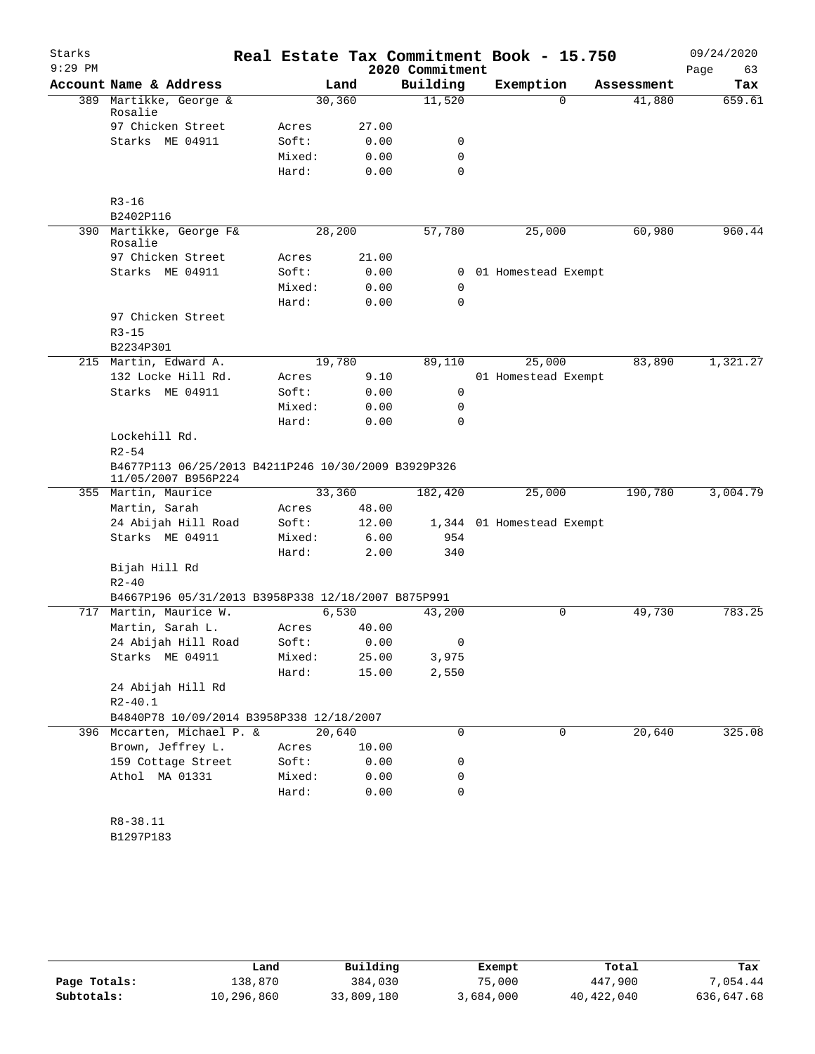# Real Estate Tax Commitment Book - 15.750

Starks
9:29 PM

2020 Commitment

09/24/2020

| Account | Name & Address | Land | | Building | Exemption | Assessment | Tax |
|---|---|---|---|---|---|---|---|
| 389 | Martikke, George & Rosalie | 30,360 | | 11,520 | 0 | 41,880 | 659.61 |
| | 97 Chicken Street | Acres | 27.00 | | | | |
| | Starks ME 04911 | Soft: | 0.00 | 0 | | | |
| | | Mixed: | 0.00 | 0 | | | |
| | | Hard: | 0.00 | 0 | | | |
| | R3-16 | | | | | | |
| | B2402P116 | | | | | | |
| 390 | Martikke, George F& Rosalie | 28,200 | | 57,780 | 25,000 | 60,980 | 960.44 |
| | 97 Chicken Street | Acres | 21.00 | | | | |
| | Starks ME 04911 | Soft: | 0.00 | 0 | 01 Homestead Exempt | | |
| | | Mixed: | 0.00 | 0 | | | |
| | | Hard: | 0.00 | 0 | | | |
| | 97 Chicken Street | | | | | | |
| | R3-15 | | | | | | |
| | B2234P301 | | | | | | |
| 215 | Martin, Edward A. | 19,780 | | 89,110 | 25,000 | 83,890 | 1,321.27 |
| | 132 Locke Hill Rd. | Acres | 9.10 | | 01 Homestead Exempt | | |
| | Starks ME 04911 | Soft: | 0.00 | 0 | | | |
| | | Mixed: | 0.00 | 0 | | | |
| | | Hard: | 0.00 | 0 | | | |
| | Lockehill Rd. | | | | | | |
| | R2-54 | | | | | | |
| | B4677P113 06/25/2013 B4211P246 10/30/2009 B3929P326 11/05/2007 B956P224 | | | | | | |
| 355 | Martin, Maurice | 33,360 | | 182,420 | 25,000 | 190,780 | 3,004.79 |
| | Martin, Sarah | Acres | 48.00 | | | | |
| | 24 Abijah Hill Road | Soft: | 12.00 | 1,344 | 01 Homestead Exempt | | |
| | Starks ME 04911 | Mixed: | 6.00 | 954 | | | |
| | | Hard: | 2.00 | 340 | | | |
| | Bijah Hill Rd | | | | | | |
| | R2-40 | | | | | | |
| | B4667P196 05/31/2013 B3958P338 12/18/2007 B875P991 | | | | | | |
| 717 | Martin, Maurice W. | 6,530 | | 43,200 | 0 | 49,730 | 783.25 |
| | Martin, Sarah L. | Acres | 40.00 | | | | |
| | 24 Abijah Hill Road | Soft: | 0.00 | 0 | | | |
| | Starks ME 04911 | Mixed: | 25.00 | 3,975 | | | |
| | | Hard: | 15.00 | 2,550 | | | |
| | 24 Abijah Hill Rd | | | | | | |
| | R2-40.1 | | | | | | |
| | B4840P78 10/09/2014 B3958P338 12/18/2007 | | | | | | |
| 396 | Mccarten, Michael P. & | 20,640 | | 0 | 0 | 20,640 | 325.08 |
| | Brown, Jeffrey L. | Acres | 10.00 | | | | |
| | 159 Cottage Street | Soft: | 0.00 | 0 | | | |
| | Athol MA 01331 | Mixed: | 0.00 | 0 | | | |
| | | Hard: | 0.00 | 0 | | | |
| | R8-38.11 | | | | | | |
| | B1297P183 | | | | | | |

| | Land | Building | Exempt | Total | Tax |
|---|---|---|---|---|---|
| Page Totals: | 138,870 | 384,030 | 75,000 | 447,900 | 7,054.44 |
| Subtotals: | 10,296,860 | 33,809,180 | 3,684,000 | 40,422,040 | 636,647.68 |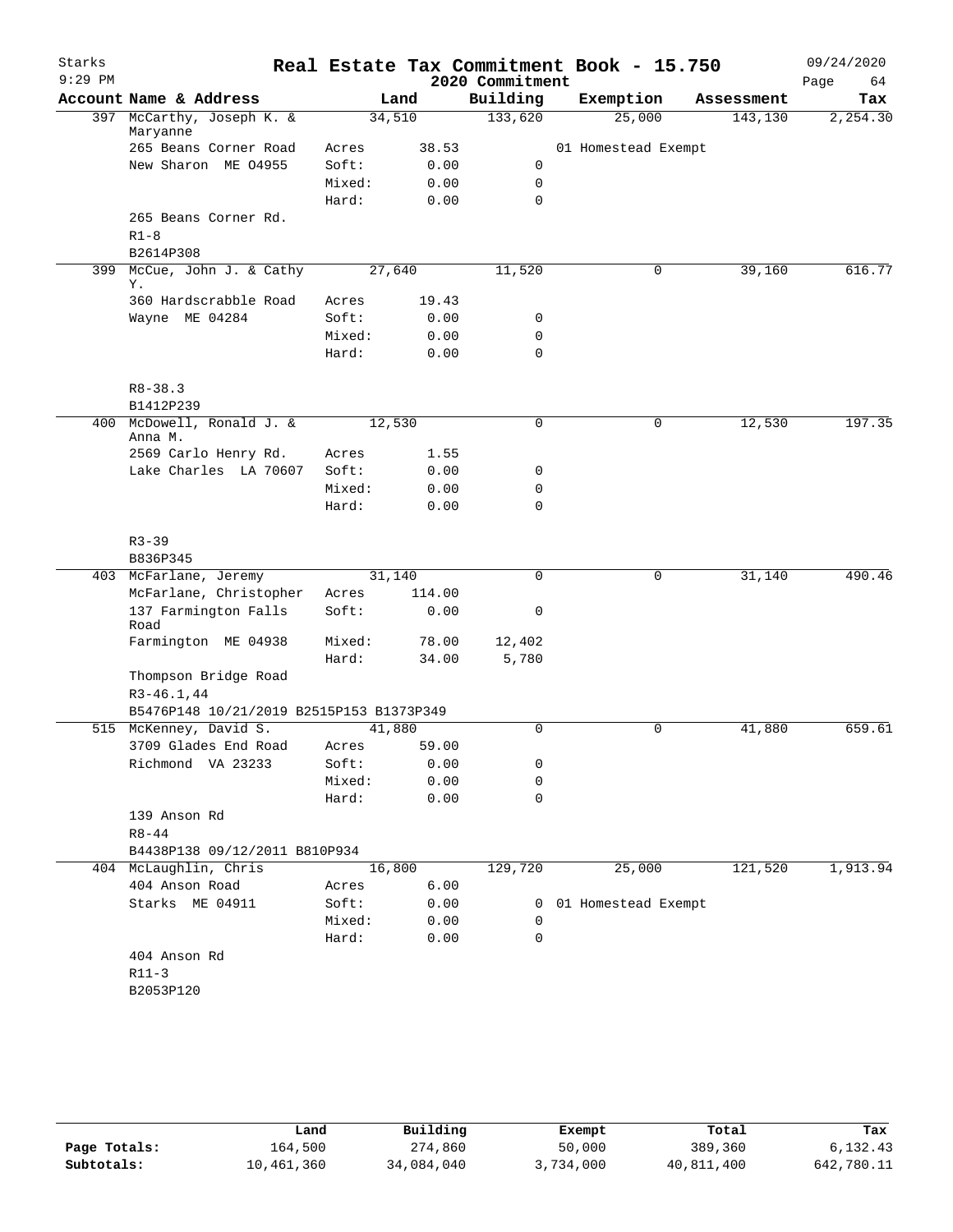Starks 9:29 PM

# Real Estate Tax Commitment Book - 15.750

2020 Commitment

09/24/2020

| Account | Name & Address | Land | | Building | Exemption | Assessment | Tax |
|---|---|---|---|---|---|---|---|
| 397 | McCarthy, Joseph K. & Maryanne | 34,510 | | 133,620 | 25,000 | 143,130 | 2,254.30 |
| | 265 Beans Corner Road | Acres | 38.53 | | 01 Homestead Exempt | | |
| | New Sharon ME 04955 | Soft: | 0.00 | 0 | | | |
| | | Mixed: | 0.00 | 0 | | | |
| | | Hard: | 0.00 | 0 | | | |
| | 265 Beans Corner Rd. | | | | | | |
| | R1-8 | | | | | | |
| | B2614P308 | | | | | | |
| 399 | McCue, John J. & Cathy Y. | 27,640 | | 11,520 | 0 | 39,160 | 616.77 |
| | 360 Hardscrabble Road | Acres | 19.43 | | | | |
| | Wayne ME 04284 | Soft: | 0.00 | 0 | | | |
| | | Mixed: | 0.00 | 0 | | | |
| | | Hard: | 0.00 | 0 | | | |
| | R8-38.3 | | | | | | |
| | B1412P239 | | | | | | |
| 400 | McDowell, Ronald J. & Anna M. | 12,530 | | 0 | 0 | 12,530 | 197.35 |
| | 2569 Carlo Henry Rd. | Acres | 1.55 | | | | |
| | Lake Charles LA 70607 | Soft: | 0.00 | 0 | | | |
| | | Mixed: | 0.00 | 0 | | | |
| | | Hard: | 0.00 | 0 | | | |
| | R3-39 | | | | | | |
| | B836P345 | | | | | | |
| 403 | McFarlane, Jeremy | 31,140 | | 0 | 0 | 31,140 | 490.46 |
| | McFarlane, Christopher | Acres | 114.00 | | | | |
| | 137 Farmington Falls Road | Soft: | 0.00 | 0 | | | |
| | Farmington ME 04938 | Mixed: | 78.00 | 12,402 | | | |
| | | Hard: | 34.00 | 5,780 | | | |
| | Thompson Bridge Road | | | | | | |
| | R3-46.1,44 | | | | | | |
| | B5476P148 10/21/2019 B2515P153 B1373P349 | | | | | | |
| 515 | McKenney, David S. | 41,880 | | 0 | 0 | 41,880 | 659.61 |
| | 3709 Glades End Road | Acres | 59.00 | | | | |
| | Richmond VA 23233 | Soft: | 0.00 | 0 | | | |
| | | Mixed: | 0.00 | 0 | | | |
| | | Hard: | 0.00 | 0 | | | |
| | 139 Anson Rd | | | | | | |
| | R8-44 | | | | | | |
| | B4438P138 09/12/2011 B810P934 | | | | | | |
| 404 | McLaughlin, Chris | 16,800 | | 129,720 | 25,000 | 121,520 | 1,913.94 |
| | 404 Anson Road | Acres | 6.00 | | | | |
| | Starks ME 04911 | Soft: | 0.00 | 0 | 01 Homestead Exempt | | |
| | | Mixed: | 0.00 | 0 | | | |
| | | Hard: | 0.00 | 0 | | | |
| | 404 Anson Rd | | | | | | |
| | R11-3 | | | | | | |
| | B2053P120 | | | | | | |

| | Land | Building | Exempt | Total | Tax |
|---|---|---|---|---|---|
| Page Totals: | 164,500 | 274,860 | 50,000 | 389,360 | 6,132.43 |
| Subtotals: | 10,461,360 | 34,084,040 | 3,734,000 | 40,811,400 | 642,780.11 |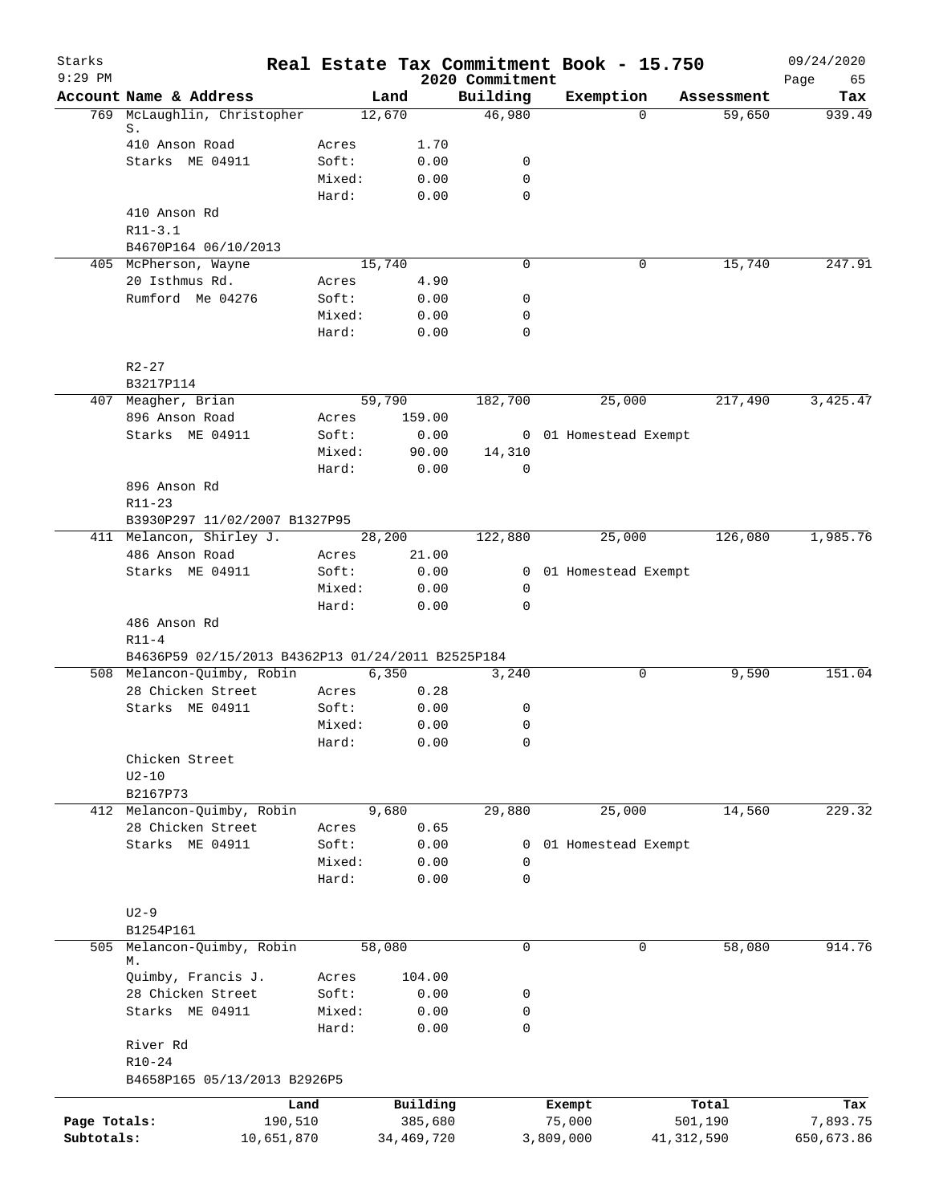# Real Estate Tax Commitment Book - 15.750

Starks
9:29 PM

2020 Commitment

09/24/2020

| Account | Name & Address | Land | Building | Exemption | Assessment | Tax |
|---|---|---|---|---|---|---|
| 769 | McLaughlin, Christopher S. | 12,670 | 46,980 | 0 | 59,650 | 939.49 |
| | 410 Anson Road | Acres 1.70 | | | | |
| | Starks ME 04911 | Soft: 0.00 | 0 | | | |
| | | Mixed: 0.00 | 0 | | | |
| | | Hard: 0.00 | 0 | | | |
| | 410 Anson Rd | | | | | |
| | R11-3.1 | | | | | |
| | B4670P164 06/10/2013 | | | | | |
| 405 | McPherson, Wayne | 15,740 | 0 | 0 | 15,740 | 247.91 |
| | 20 Isthmus Rd. | Acres 4.90 | | | | |
| | Rumford Me 04276 | Soft: 0.00 | 0 | | | |
| | | Mixed: 0.00 | 0 | | | |
| | | Hard: 0.00 | 0 | | | |
| | R2-27 | | | | | |
| | B3217P114 | | | | | |
| 407 | Meagher, Brian | 59,790 | 182,700 | 25,000 | 217,490 | 3,425.47 |
| | 896 Anson Road | Acres 159.00 | | | | |
| | Starks ME 04911 | Soft: 0.00 | 0 | 01 Homestead Exempt | | |
| | | Mixed: 90.00 | 14,310 | | | |
| | | Hard: 0.00 | 0 | | | |
| | 896 Anson Rd | | | | | |
| | R11-23 | | | | | |
| | B3930P297 11/02/2007 B1327P95 | | | | | |
| 411 | Melancon, Shirley J. | 28,200 | 122,880 | 25,000 | 126,080 | 1,985.76 |
| | 486 Anson Road | Acres 21.00 | | | | |
| | Starks ME 04911 | Soft: 0.00 | 0 | 01 Homestead Exempt | | |
| | | Mixed: 0.00 | 0 | | | |
| | | Hard: 0.00 | 0 | | | |
| | 486 Anson Rd | | | | | |
| | R11-4 | | | | | |
| | B4636P59 02/15/2013 B4362P13 01/24/2011 B2525P184 | | | | | |
| 508 | Melancon-Quimby, Robin | 6,350 | 3,240 | 0 | 9,590 | 151.04 |
| | 28 Chicken Street | Acres 0.28 | | | | |
| | Starks ME 04911 | Soft: 0.00 | 0 | | | |
| | | Mixed: 0.00 | 0 | | | |
| | | Hard: 0.00 | 0 | | | |
| | Chicken Street | | | | | |
| | U2-10 | | | | | |
| | B2167P73 | | | | | |
| 412 | Melancon-Quimby, Robin | 9,680 | 29,880 | 25,000 | 14,560 | 229.32 |
| | 28 Chicken Street | Acres 0.65 | | | | |
| | Starks ME 04911 | Soft: 0.00 | 0 | 01 Homestead Exempt | | |
| | | Mixed: 0.00 | 0 | | | |
| | | Hard: 0.00 | 0 | | | |
| | U2-9 | | | | | |
| | B1254P161 | | | | | |
| 505 | Melancon-Quimby, Robin M. | 58,080 | 0 | 0 | 58,080 | 914.76 |
| | Quimby, Francis J. | Acres 104.00 | | | | |
| | 28 Chicken Street | Soft: 0.00 | 0 | | | |
| | Starks ME 04911 | Mixed: 0.00 | 0 | | | |
| | | Hard: 0.00 | 0 | | | |
| | River Rd | | | | | |
| | R10-24 | | | | | |
| | B4658P165 05/13/2013 B2926P5 | | | | | |

| | Land | Building | Exempt | Total | Tax |
|---|---|---|---|---|---|
| Page Totals: | 190,510 | 385,680 | 75,000 | 501,190 | 7,893.75 |
| Subtotals: | 10,651,870 | 34,469,720 | 3,809,000 | 41,312,590 | 650,673.86 |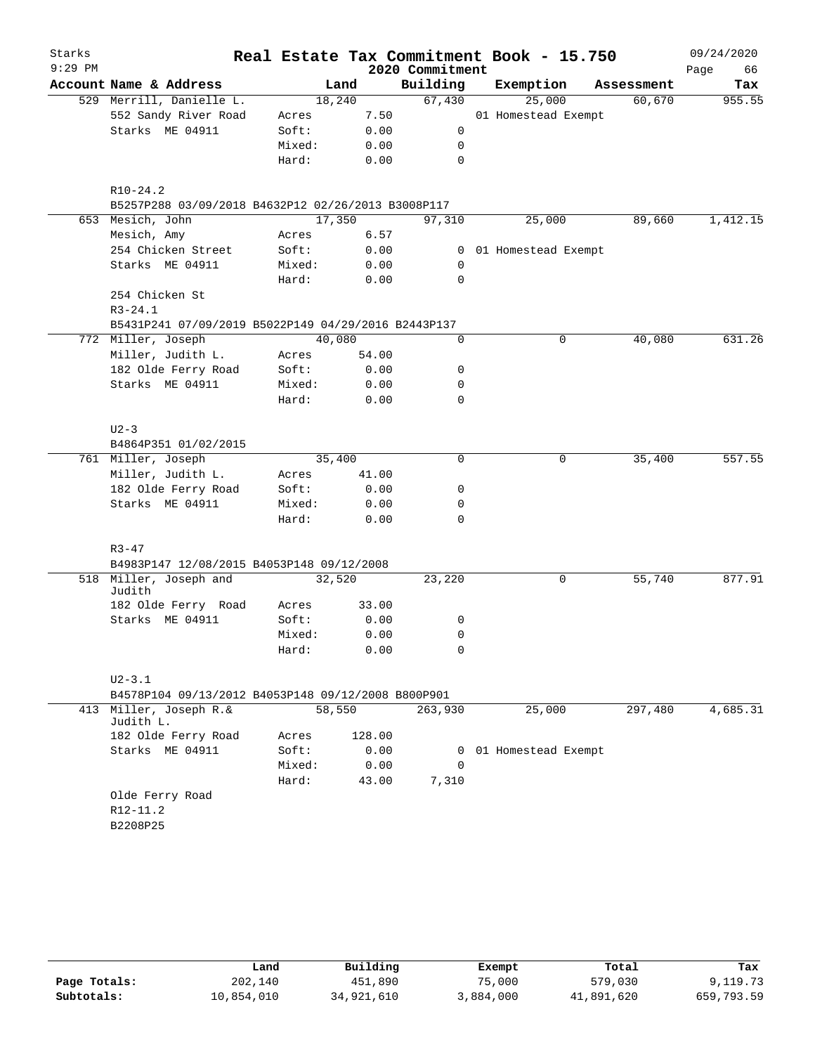# Real Estate Tax Commitment Book - 15.750

Starks
9:29 PM
2020 Commitment
09/24/2020

| Account Name & Address | Land | | Building | Exemption | Assessment | Tax |
|---|---|---|---|---|---|---|
| 529 Merrill, Danielle L. | 18,240 | | 67,430 | 25,000 | 60,670 | 955.55 |
| 552 Sandy River Road | Acres | 7.50 | | 01 Homestead Exempt | | |
| Starks ME 04911 | Soft: | 0.00 | 0 | | | |
| | Mixed: | 0.00 | 0 | | | |
| | Hard: | 0.00 | 0 | | | |
| R10-24.2 | | | | | | |
| B5257P288 03/09/2018 B4632P12 02/26/2013 B3008P117 | | | | | | |
| 653 Mesich, John | 17,350 | | 97,310 | 25,000 | 89,660 | 1,412.15 |
| Mesich, Amy | Acres | 6.57 | | | | |
| 254 Chicken Street | Soft: | 0.00 | 0 | 01 Homestead Exempt | | |
| Starks ME 04911 | Mixed: | 0.00 | 0 | | | |
| | Hard: | 0.00 | 0 | | | |
| 254 Chicken St | | | | | | |
| R3-24.1 | | | | | | |
| B5431P241 07/09/2019 B5022P149 04/29/2016 B2443P137 | | | | | | |
| 772 Miller, Joseph | 40,080 | | 0 | 0 | 40,080 | 631.26 |
| Miller, Judith L. | Acres | 54.00 | | | | |
| 182 Olde Ferry Road | Soft: | 0.00 | 0 | | | |
| Starks ME 04911 | Mixed: | 0.00 | 0 | | | |
| | Hard: | 0.00 | 0 | | | |
| U2-3 | | | | | | |
| B4864P351 01/02/2015 | | | | | | |
| 761 Miller, Joseph | 35,400 | | 0 | 0 | 35,400 | 557.55 |
| Miller, Judith L. | Acres | 41.00 | | | | |
| 182 Olde Ferry Road | Soft: | 0.00 | 0 | | | |
| Starks ME 04911 | Mixed: | 0.00 | 0 | | | |
| | Hard: | 0.00 | 0 | | | |
| R3-47 | | | | | | |
| B4983P147 12/08/2015 B4053P148 09/12/2008 | | | | | | |
| 518 Miller, Joseph and Judith | 32,520 | | 23,220 | 0 | 55,740 | 877.91 |
| 182 Olde Ferry Road | Acres | 33.00 | | | | |
| Starks ME 04911 | Soft: | 0.00 | 0 | | | |
| | Mixed: | 0.00 | 0 | | | |
| | Hard: | 0.00 | 0 | | | |
| U2-3.1 | | | | | | |
| B4578P104 09/13/2012 B4053P148 09/12/2008 B800P901 | | | | | | |
| 413 Miller, Joseph R.& Judith L. | 58,550 | | 263,930 | 25,000 | 297,480 | 4,685.31 |
| 182 Olde Ferry Road | Acres | 128.00 | | | | |
| Starks ME 04911 | Soft: | 0.00 | 0 | 01 Homestead Exempt | | |
| | Mixed: | 0.00 | 0 | | | |
| | Hard: | 43.00 | 7,310 | | | |
| Olde Ferry Road | | | | | | |
| R12-11.2 | | | | | | |
| B2208P25 | | | | | | |

| | Land | Building | Exempt | Total | Tax |
|---|---|---|---|---|---|
| Page Totals: | 202,140 | 451,890 | 75,000 | 579,030 | 9,119.73 |
| Subtotals: | 10,854,010 | 34,921,610 | 3,884,000 | 41,891,620 | 659,793.59 |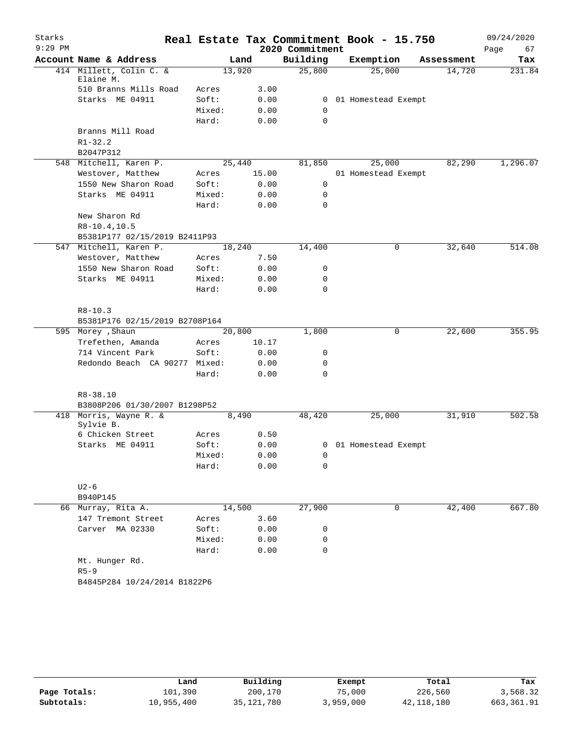# Real Estate Tax Commitment Book - 15.750

Starks — 9:29 PM — 2020 Commitment — 09/24/2020

| Account Name & Address | | Land | Building | Exemption | Assessment | Tax |
|---|---|---|---|---|---|---|
| 414 Millett, Colin C. & Elaine M. | | 13,920 | 25,800 | 25,000 | 14,720 | 231.84 |
| 510 Branns Mills Road | Acres | 3.00 | | | | |
| Starks ME 04911 | Soft: | 0.00 | 0 | 01 Homestead Exempt | | |
| | Mixed: | 0.00 | 0 | | | |
| | Hard: | 0.00 | 0 | | | |
| Branns Mill Road | | | | | | |
| R1-32.2 | | | | | | |
| B2047P312 | | | | | | |
| 548 Mitchell, Karen P. | | 25,440 | 81,850 | 25,000 | 82,290 | 1,296.07 |
| Westover, Matthew | Acres | 15.00 | | 01 Homestead Exempt | | |
| 1550 New Sharon Road | Soft: | 0.00 | 0 | | | |
| Starks ME 04911 | Mixed: | 0.00 | 0 | | | |
| | Hard: | 0.00 | 0 | | | |
| New Sharon Rd | | | | | | |
| R8-10.4,10.5 | | | | | | |
| B5381P177 02/15/2019 B2411P93 | | | | | | |
| 547 Mitchell, Karen P. | | 18,240 | 14,400 | 0 | 32,640 | 514.08 |
| Westover, Matthew | Acres | 7.50 | | | | |
| 1550 New Sharon Road | Soft: | 0.00 | 0 | | | |
| Starks ME 04911 | Mixed: | 0.00 | 0 | | | |
| | Hard: | 0.00 | 0 | | | |
| R8-10.3 | | | | | | |
| B5381P176 02/15/2019 B2708P164 | | | | | | |
| 595 Morey ,Shaun | | 20,800 | 1,800 | 0 | 22,600 | 355.95 |
| Trefethen, Amanda | Acres | 10.17 | | | | |
| 714 Vincent Park | Soft: | 0.00 | 0 | | | |
| Redondo Beach CA 90277 | Mixed: | 0.00 | 0 | | | |
| | Hard: | 0.00 | 0 | | | |
| R8-38.10 | | | | | | |
| B3808P206 01/30/2007 B1298P52 | | | | | | |
| 418 Morris, Wayne R. & Sylvie B. | | 8,490 | 48,420 | 25,000 | 31,910 | 502.58 |
| 6 Chicken Street | Acres | 0.50 | | | | |
| Starks ME 04911 | Soft: | 0.00 | 0 | 01 Homestead Exempt | | |
| | Mixed: | 0.00 | 0 | | | |
| | Hard: | 0.00 | 0 | | | |
| U2-6 | | | | | | |
| B940P145 | | | | | | |
| 66 Murray, Rita A. | | 14,500 | 27,900 | 0 | 42,400 | 667.80 |
| 147 Tremont Street | Acres | 3.60 | | | | |
| Carver MA 02330 | Soft: | 0.00 | 0 | | | |
| | Mixed: | 0.00 | 0 | | | |
| | Hard: | 0.00 | 0 | | | |
| Mt. Hunger Rd. | | | | | | |
| R5-9 | | | | | | |
| B4845P284 10/24/2014 B1822P6 | | | | | | |

| | Land | Building | Exempt | Total | Tax |
|---|---|---|---|---|---|
| Page Totals: | 101,390 | 200,170 | 75,000 | 226,560 | 3,568.32 |
| Subtotals: | 10,955,400 | 35,121,780 | 3,959,000 | 42,118,180 | 663,361.91 |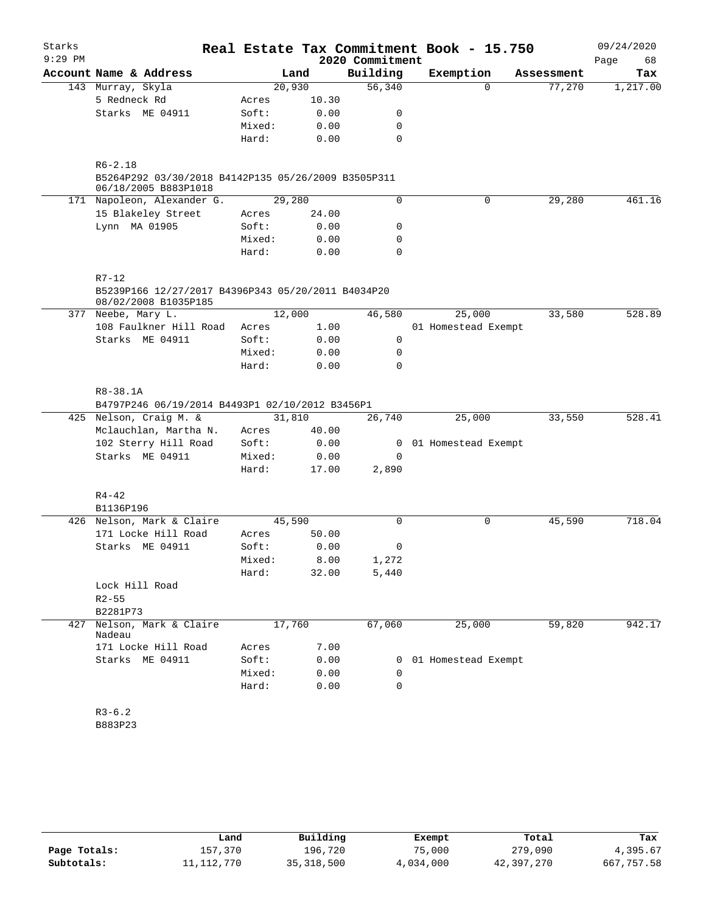# Starks — Real Estate Tax Commitment Book - 15.750

2020 Commitment

9:29 PM — 09/24/2020

| Account | Name & Address | | Land | Building | Exemption | Assessment | Tax |
|---|---|---|---|---|---|---|---|
| 143 | Murray, Skyla | | 20,930 | 56,340 | 0 | 77,270 | 1,217.00 |
| | 5 Redneck Rd | Acres | 10.30 | | | | |
| | Starks ME 04911 | Soft: | 0.00 | 0 | | | |
| | | Mixed: | 0.00 | 0 | | | |
| | | Hard: | 0.00 | 0 | | | |
| | R6-2.18 | | | | | | |
| | B5264P292 03/30/2018 B4142P135 05/26/2009 B3505P311 06/18/2005 B883P1018 | | | | | | |
| 171 | Napoleon, Alexander G. | | 29,280 | 0 | 0 | 29,280 | 461.16 |
| | 15 Blakeley Street | Acres | 24.00 | | | | |
| | Lynn MA 01905 | Soft: | 0.00 | 0 | | | |
| | | Mixed: | 0.00 | 0 | | | |
| | | Hard: | 0.00 | 0 | | | |
| | R7-12 | | | | | | |
| | B5239P166 12/27/2017 B4396P343 05/20/2011 B4034P20 08/02/2008 B1035P185 | | | | | | |
| 377 | Neebe, Mary L. | | 12,000 | 46,580 | 25,000 | 33,580 | 528.89 |
| | 108 Faulkner Hill Road | Acres | 1.00 | | 01 Homestead Exempt | | |
| | Starks ME 04911 | Soft: | 0.00 | 0 | | | |
| | | Mixed: | 0.00 | 0 | | | |
| | | Hard: | 0.00 | 0 | | | |
| | R8-38.1A | | | | | | |
| | B4797P246 06/19/2014 B4493P1 02/10/2012 B3456P1 | | | | | | |
| 425 | Nelson, Craig M. & | | 31,810 | 26,740 | 25,000 | 33,550 | 528.41 |
| | Mclauchlan, Martha N. | Acres | 40.00 | | | | |
| | 102 Sterry Hill Road | Soft: | 0.00 | 0 | 01 Homestead Exempt | | |
| | Starks ME 04911 | Mixed: | 0.00 | 0 | | | |
| | | Hard: | 17.00 | 2,890 | | | |
| | R4-42 | | | | | | |
| | B1136P196 | | | | | | |
| 426 | Nelson, Mark & Claire | | 45,590 | 0 | 0 | 45,590 | 718.04 |
| | 171 Locke Hill Road | Acres | 50.00 | | | | |
| | Starks ME 04911 | Soft: | 0.00 | 0 | | | |
| | | Mixed: | 8.00 | 1,272 | | | |
| | | Hard: | 32.00 | 5,440 | | | |
| | Lock Hill Road | | | | | | |
| | R2-55 | | | | | | |
| | B2281P73 | | | | | | |
| 427 | Nelson, Mark & Claire Nadeau | | 17,760 | 67,060 | 25,000 | 59,820 | 942.17 |
| | 171 Locke Hill Road | Acres | 7.00 | | | | |
| | Starks ME 04911 | Soft: | 0.00 | 0 | 01 Homestead Exempt | | |
| | | Mixed: | 0.00 | 0 | | | |
| | | Hard: | 0.00 | 0 | | | |
| | R3-6.2 | | | | | | |
| | B883P23 | | | | | | |

| | Land | Building | Exempt | Total | Tax |
|---|---|---|---|---|---|
| Page Totals: | 157,370 | 196,720 | 75,000 | 279,090 | 4,395.67 |
| Subtotals: | 11,112,770 | 35,318,500 | 4,034,000 | 42,397,270 | 667,757.58 |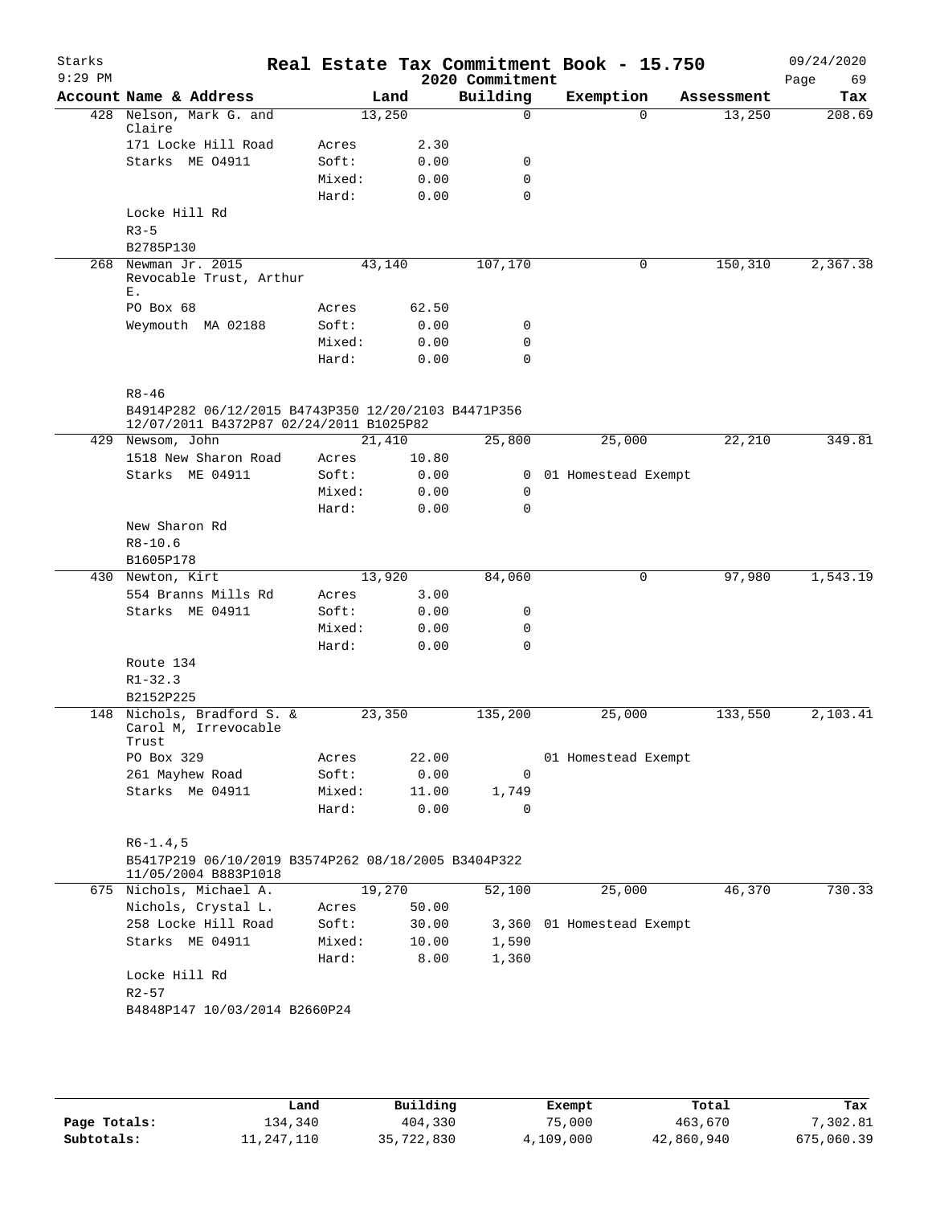# Real Estate Tax Commitment Book - 15.750

Starks
9:29 PM

2020 Commitment

09/24/2020

| Account Name & Address | | Land | Building | Exemption | Assessment | Tax |
|---|---|---|---|---|---|---|
| 428 Nelson, Mark G. and Claire | | 13,250 | 0 | 0 | 13,250 | 208.69 |
| 171 Locke Hill Road | Acres | 2.30 | | | | |
| Starks ME 04911 | Soft: | 0.00 | 0 | | | |
| | Mixed: | 0.00 | 0 | | | |
| | Hard: | 0.00 | 0 | | | |
| Locke Hill Rd | | | | | | |
| R3-5 | | | | | | |
| B2785P130 | | | | | | |
| 268 Newman Jr. 2015 Revocable Trust, Arthur E. | | 43,140 | 107,170 | 0 | 150,310 | 2,367.38 |
| PO Box 68 | Acres | 62.50 | | | | |
| Weymouth MA 02188 | Soft: | 0.00 | 0 | | | |
| | Mixed: | 0.00 | 0 | | | |
| | Hard: | 0.00 | 0 | | | |
| R8-46 | | | | | | |
| B4914P282 06/12/2015 B4743P350 12/20/2103 B4471P356 12/07/2011 B4372P87 02/24/2011 B1025P82 | | | | | | |
| 429 Newsom, John | | 21,410 | 25,800 | 25,000 | 22,210 | 349.81 |
| 1518 New Sharon Road | Acres | 10.80 | | | | |
| Starks ME 04911 | Soft: | 0.00 | 0 | 01 Homestead Exempt | | |
| | Mixed: | 0.00 | 0 | | | |
| | Hard: | 0.00 | 0 | | | |
| New Sharon Rd | | | | | | |
| R8-10.6 | | | | | | |
| B1605P178 | | | | | | |
| 430 Newton, Kirt | | 13,920 | 84,060 | 0 | 97,980 | 1,543.19 |
| 554 Branns Mills Rd | Acres | 3.00 | | | | |
| Starks ME 04911 | Soft: | 0.00 | 0 | | | |
| | Mixed: | 0.00 | 0 | | | |
| | Hard: | 0.00 | 0 | | | |
| Route 134 | | | | | | |
| R1-32.3 | | | | | | |
| B2152P225 | | | | | | |
| 148 Nichols, Bradford S. & Carol M, Irrevocable Trust | | 23,350 | 135,200 | 25,000 | 133,550 | 2,103.41 |
| PO Box 329 | Acres | 22.00 | | 01 Homestead Exempt | | |
| 261 Mayhew Road | Soft: | 0.00 | 0 | | | |
| Starks Me 04911 | Mixed: | 11.00 | 1,749 | | | |
| | Hard: | 0.00 | 0 | | | |
| R6-1.4,5 | | | | | | |
| B5417P219 06/10/2019 B3574P262 08/18/2005 B3404P322 11/05/2004 B883P1018 | | | | | | |
| 675 Nichols, Michael A. | | 19,270 | 52,100 | 25,000 | 46,370 | 730.33 |
| Nichols, Crystal L. | Acres | 50.00 | | | | |
| 258 Locke Hill Road | Soft: | 30.00 | 3,360 | 01 Homestead Exempt | | |
| Starks ME 04911 | Mixed: | 10.00 | 1,590 | | | |
| | Hard: | 8.00 | 1,360 | | | |
| Locke Hill Rd | | | | | | |
| R2-57 | | | | | | |
| B4848P147 10/03/2014 B2660P24 | | | | | | |

| | Land | Building | Exempt | Total | Tax |
|---|---|---|---|---|---|
| Page Totals: | 134,340 | 404,330 | 75,000 | 463,670 | 7,302.81 |
| Subtotals: | 11,247,110 | 35,722,830 | 4,109,000 | 42,860,940 | 675,060.39 |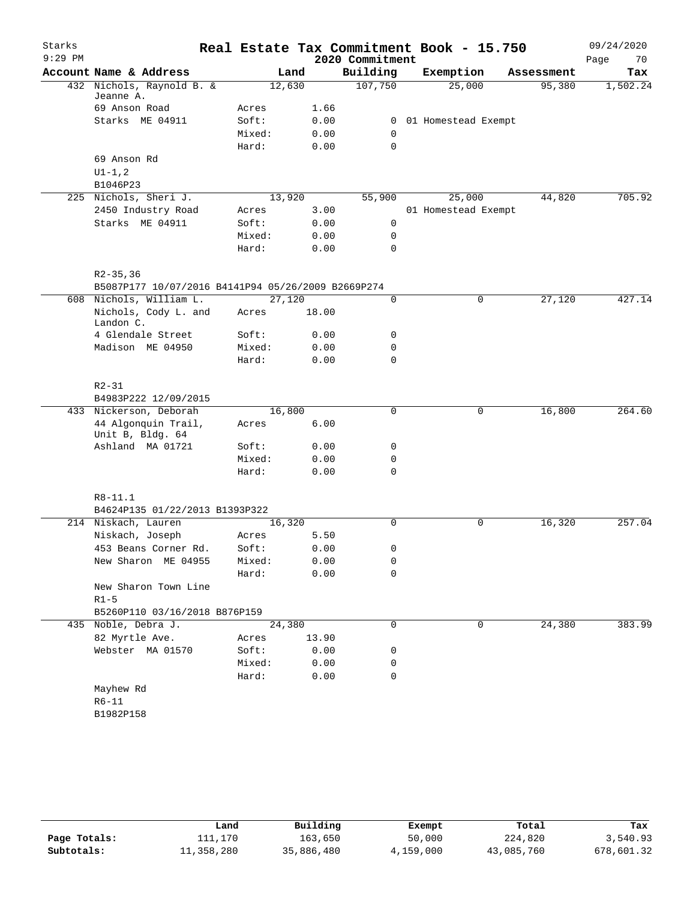Starks 9:29 PM

# Real Estate Tax Commitment Book - 15.750

2020 Commitment

09/24/2020

| Account | Name & Address | Land | | Building | Exemption | Assessment | Tax |
|---|---|---|---|---|---|---|---|
| 432 | Nichols, Raynold B. & Jeanne A. | 12,630 | | 107,750 | 25,000 | 95,380 | 1,502.24 |
| | 69 Anson Road | Acres | 1.66 | | | | |
| | Starks ME 04911 | Soft: | 0.00 | 0 | 01 Homestead Exempt | | |
| | | Mixed: | 0.00 | 0 | | | |
| | | Hard: | 0.00 | 0 | | | |
| | 69 Anson Rd | | | | | | |
| | U1-1,2 | | | | | | |
| | B1046P23 | | | | | | |
| 225 | Nichols, Sheri J. | 13,920 | | 55,900 | 25,000 | 44,820 | 705.92 |
| | 2450 Industry Road | Acres | 3.00 | | 01 Homestead Exempt | | |
| | Starks ME 04911 | Soft: | 0.00 | 0 | | | |
| | | Mixed: | 0.00 | 0 | | | |
| | | Hard: | 0.00 | 0 | | | |
| | R2-35,36 | | | | | | |
| | B5087P177 10/07/2016 B4141P94 05/26/2009 B2669P274 | | | | | | |
| 608 | Nichols, William L. | 27,120 | | 0 | 0 | 27,120 | 427.14 |
| | Nichols, Cody L. and Landon C. | Acres | 18.00 | | | | |
| | 4 Glendale Street | Soft: | 0.00 | 0 | | | |
| | Madison ME 04950 | Mixed: | 0.00 | 0 | | | |
| | | Hard: | 0.00 | 0 | | | |
| | R2-31 | | | | | | |
| | B4983P222 12/09/2015 | | | | | | |
| 433 | Nickerson, Deborah | 16,800 | | 0 | 0 | 16,800 | 264.60 |
| | 44 Algonquin Trail, Unit B, Bldg. 64 | Acres | 6.00 | | | | |
| | Ashland MA 01721 | Soft: | 0.00 | 0 | | | |
| | | Mixed: | 0.00 | 0 | | | |
| | | Hard: | 0.00 | 0 | | | |
| | R8-11.1 | | | | | | |
| | B4624P135 01/22/2013 B1393P322 | | | | | | |
| 214 | Niskach, Lauren | 16,320 | | 0 | 0 | 16,320 | 257.04 |
| | Niskach, Joseph | Acres | 5.50 | | | | |
| | 453 Beans Corner Rd. | Soft: | 0.00 | 0 | | | |
| | New Sharon ME 04955 | Mixed: | 0.00 | 0 | | | |
| | | Hard: | 0.00 | 0 | | | |
| | New Sharon Town Line | | | | | | |
| | R1-5 | | | | | | |
| | B5260P110 03/16/2018 B876P159 | | | | | | |
| 435 | Noble, Debra J. | 24,380 | | 0 | 0 | 24,380 | 383.99 |
| | 82 Myrtle Ave. | Acres | 13.90 | | | | |
| | Webster MA 01570 | Soft: | 0.00 | 0 | | | |
| | | Mixed: | 0.00 | 0 | | | |
| | | Hard: | 0.00 | 0 | | | |
| | Mayhew Rd | | | | | | |
| | R6-11 | | | | | | |
| | B1982P158 | | | | | | |

| | Land | Building | Exempt | Total | Tax |
|---|---|---|---|---|---|
| Page Totals: | 111,170 | 163,650 | 50,000 | 224,820 | 3,540.93 |
| Subtotals: | 11,358,280 | 35,886,480 | 4,159,000 | 43,085,760 | 678,601.32 |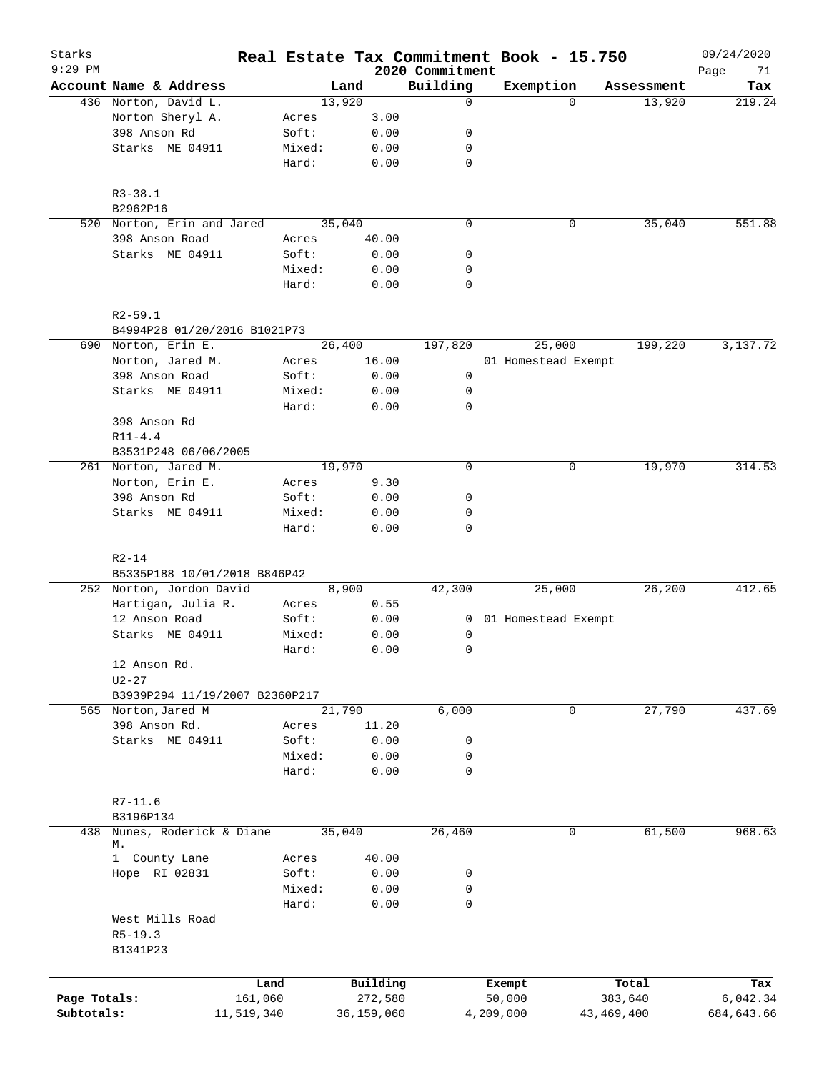# Real Estate Tax Commitment Book - 15.750

Starks 9:29 PM — 2020 Commitment — 09/24/2020

| Account | Name & Address | | Land | Building | Exemption | Assessment | Tax |
|---|---|---|---|---|---|---|---|
| 436 | Norton, David L. | | 13,920 | 0 | 0 | 13,920 | 219.24 |
| | Norton Sheryl A. | Acres | 3.00 | | | | |
| | 398 Anson Rd | Soft: | 0.00 | 0 | | | |
| | Starks ME 04911 | Mixed: | 0.00 | 0 | | | |
| | | Hard: | 0.00 | 0 | | | |
| | R3-38.1 | | | | | | |
| | B2962P16 | | | | | | |
| 520 | Norton, Erin and Jared | | 35,040 | 0 | 0 | 35,040 | 551.88 |
| | 398 Anson Road | Acres | 40.00 | | | | |
| | Starks ME 04911 | Soft: | 0.00 | 0 | | | |
| | | Mixed: | 0.00 | 0 | | | |
| | | Hard: | 0.00 | 0 | | | |
| | R2-59.1 | | | | | | |
| | B4994P28 01/20/2016 B1021P73 | | | | | | |
| 690 | Norton, Erin E. | | 26,400 | 197,820 | 25,000 | 199,220 | 3,137.72 |
| | Norton, Jared M. | Acres | 16.00 | | 01 Homestead Exempt | | |
| | 398 Anson Road | Soft: | 0.00 | 0 | | | |
| | Starks ME 04911 | Mixed: | 0.00 | 0 | | | |
| | | Hard: | 0.00 | 0 | | | |
| | 398 Anson Rd | | | | | | |
| | R11-4.4 | | | | | | |
| | B3531P248 06/06/2005 | | | | | | |
| 261 | Norton, Jared M. | | 19,970 | 0 | 0 | 19,970 | 314.53 |
| | Norton, Erin E. | Acres | 9.30 | | | | |
| | 398 Anson Rd | Soft: | 0.00 | 0 | | | |
| | Starks ME 04911 | Mixed: | 0.00 | 0 | | | |
| | | Hard: | 0.00 | 0 | | | |
| | R2-14 | | | | | | |
| | B5335P188 10/01/2018 B846P42 | | | | | | |
| 252 | Norton, Jordon David | | 8,900 | 42,300 | 25,000 | 26,200 | 412.65 |
| | Hartigan, Julia R. | Acres | 0.55 | | | | |
| | 12 Anson Road | Soft: | 0.00 | 0 | 01 Homestead Exempt | | |
| | Starks ME 04911 | Mixed: | 0.00 | 0 | | | |
| | | Hard: | 0.00 | 0 | | | |
| | 12 Anson Rd. | | | | | | |
| | U2-27 | | | | | | |
| | B3939P294 11/19/2007 B2360P217 | | | | | | |
| 565 | Norton,Jared M | | 21,790 | 6,000 | 0 | 27,790 | 437.69 |
| | 398 Anson Rd. | Acres | 11.20 | | | | |
| | Starks ME 04911 | Soft: | 0.00 | 0 | | | |
| | | Mixed: | 0.00 | 0 | | | |
| | | Hard: | 0.00 | 0 | | | |
| | R7-11.6 | | | | | | |
| | B3196P134 | | | | | | |
| 438 | Nunes, Roderick & Diane M. | | 35,040 | 26,460 | 0 | 61,500 | 968.63 |
| | 1 County Lane | Acres | 40.00 | | | | |
| | Hope RI 02831 | Soft: | 0.00 | 0 | | | |
| | | Mixed: | 0.00 | 0 | | | |
| | | Hard: | 0.00 | 0 | | | |
| | West Mills Road | | | | | | |
| | R5-19.3 | | | | | | |
| | B1341P23 | | | | | | |

| | Land | Building | Exempt | Total | Tax |
|---|---|---|---|---|---|
| Page Totals: | 161,060 | 272,580 | 50,000 | 383,640 | 6,042.34 |
| Subtotals: | 11,519,340 | 36,159,060 | 4,209,000 | 43,469,400 | 684,643.66 |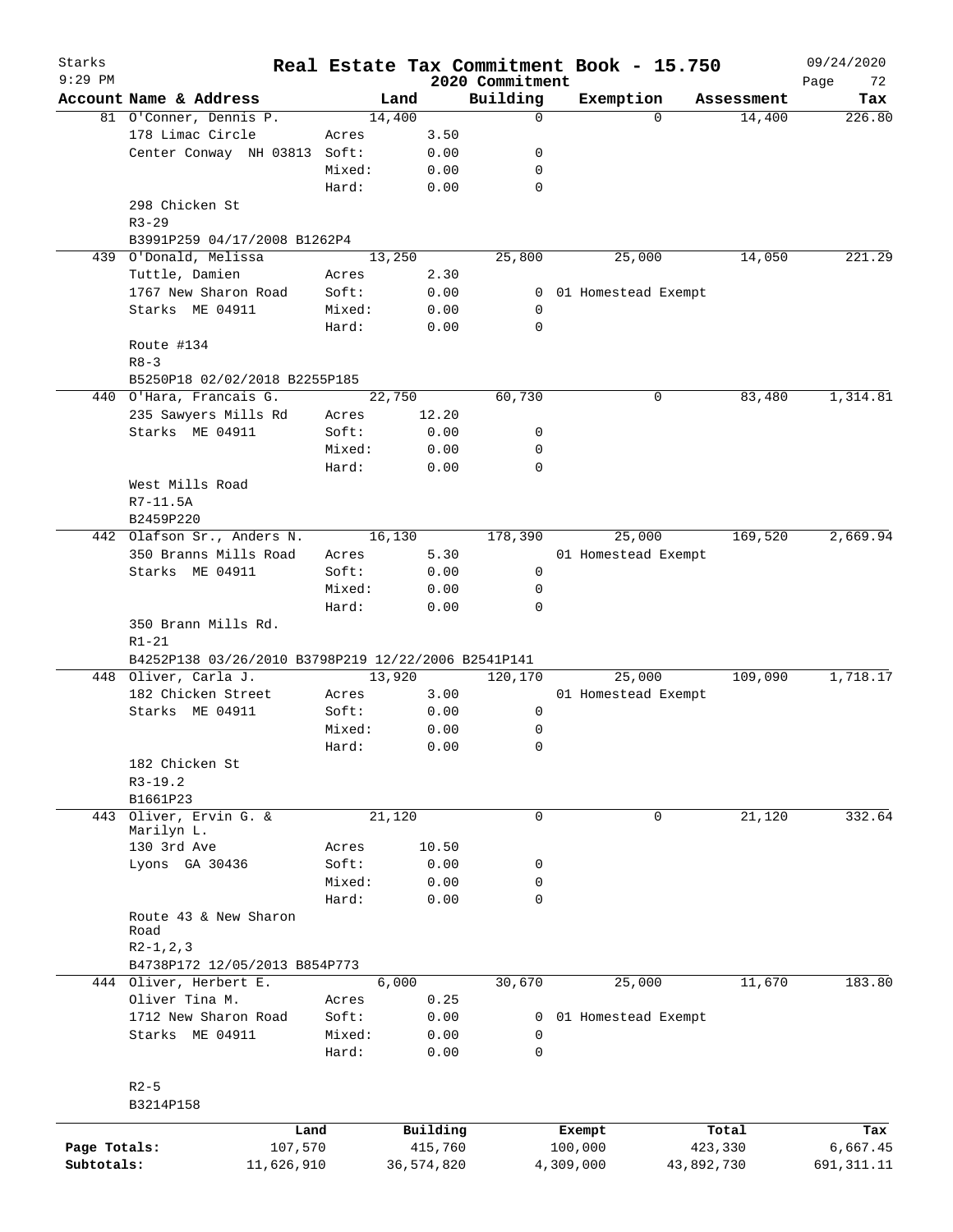# Real Estate Tax Commitment Book - 15.750

Starks 9:29 PM — 2020 Commitment — 09/24/2020

| Account Name & Address | | Land | Building | Exemption | Assessment | Tax |
|---|---|---|---|---|---|---|
| 81 O'Conner, Dennis P. | | 14,400 | 0 | 0 | 14,400 | 226.80 |
| 178 Limac Circle | Acres | 3.50 | | | | |
| Center Conway NH 03813 | Soft: | 0.00 | 0 | | | |
| | Mixed: | 0.00 | 0 | | | |
| | Hard: | 0.00 | 0 | | | |
| 298 Chicken St | | | | | | |
| R3-29 | | | | | | |
| B3991P259 04/17/2008 B1262P4 | | | | | | |
| 439 O'Donald, Melissa | | 13,250 | 25,800 | 25,000 | 14,050 | 221.29 |
| Tuttle, Damien | Acres | 2.30 | | | | |
| 1767 New Sharon Road | Soft: | 0.00 | 0 | 01 Homestead Exempt | | |
| Starks ME 04911 | Mixed: | 0.00 | 0 | | | |
| | Hard: | 0.00 | 0 | | | |
| Route #134 | | | | | | |
| R8-3 | | | | | | |
| B5250P18 02/02/2018 B2255P185 | | | | | | |
| 440 O'Hara, Francais G. | | 22,750 | 60,730 | 0 | 83,480 | 1,314.81 |
| 235 Sawyers Mills Rd | Acres | 12.20 | | | | |
| Starks ME 04911 | Soft: | 0.00 | 0 | | | |
| | Mixed: | 0.00 | 0 | | | |
| | Hard: | 0.00 | 0 | | | |
| West Mills Road | | | | | | |
| R7-11.5A | | | | | | |
| B2459P220 | | | | | | |
| 442 Olafson Sr., Anders N. | | 16,130 | 178,390 | 25,000 | 169,520 | 2,669.94 |
| 350 Branns Mills Road | Acres | 5.30 | | 01 Homestead Exempt | | |
| Starks ME 04911 | Soft: | 0.00 | 0 | | | |
| | Mixed: | 0.00 | 0 | | | |
| | Hard: | 0.00 | 0 | | | |
| 350 Brann Mills Rd. | | | | | | |
| R1-21 | | | | | | |
| B4252P138 03/26/2010 B3798P219 12/22/2006 B2541P141 | | | | | | |
| 448 Oliver, Carla J. | | 13,920 | 120,170 | 25,000 | 109,090 | 1,718.17 |
| 182 Chicken Street | Acres | 3.00 | | 01 Homestead Exempt | | |
| Starks ME 04911 | Soft: | 0.00 | 0 | | | |
| | Mixed: | 0.00 | 0 | | | |
| | Hard: | 0.00 | 0 | | | |
| 182 Chicken St | | | | | | |
| R3-19.2 | | | | | | |
| B1661P23 | | | | | | |
| 443 Oliver, Ervin G. & Marilyn L. | | 21,120 | 0 | 0 | 21,120 | 332.64 |
| 130 3rd Ave | Acres | 10.50 | | | | |
| Lyons GA 30436 | Soft: | 0.00 | 0 | | | |
| | Mixed: | 0.00 | 0 | | | |
| | Hard: | 0.00 | 0 | | | |
| Route 43 & New Sharon Road | | | | | | |
| R2-1,2,3 | | | | | | |
| B4738P172 12/05/2013 B854P773 | | | | | | |
| 444 Oliver, Herbert E. | | 6,000 | 30,670 | 25,000 | 11,670 | 183.80 |
| Oliver Tina M. | Acres | 0.25 | | | | |
| 1712 New Sharon Road | Soft: | 0.00 | 0 | 01 Homestead Exempt | | |
| Starks ME 04911 | Mixed: | 0.00 | 0 | | | |
| | Hard: | 0.00 | 0 | | | |
| R2-5 | | | | | | |
| B3214P158 | | | | | | |

| | Land | Building | Exempt | Total | Tax |
|---|---|---|---|---|---|
| Page Totals: | 107,570 | 415,760 | 100,000 | 423,330 | 6,667.45 |
| Subtotals: | 11,626,910 | 36,574,820 | 4,309,000 | 43,892,730 | 691,311.11 |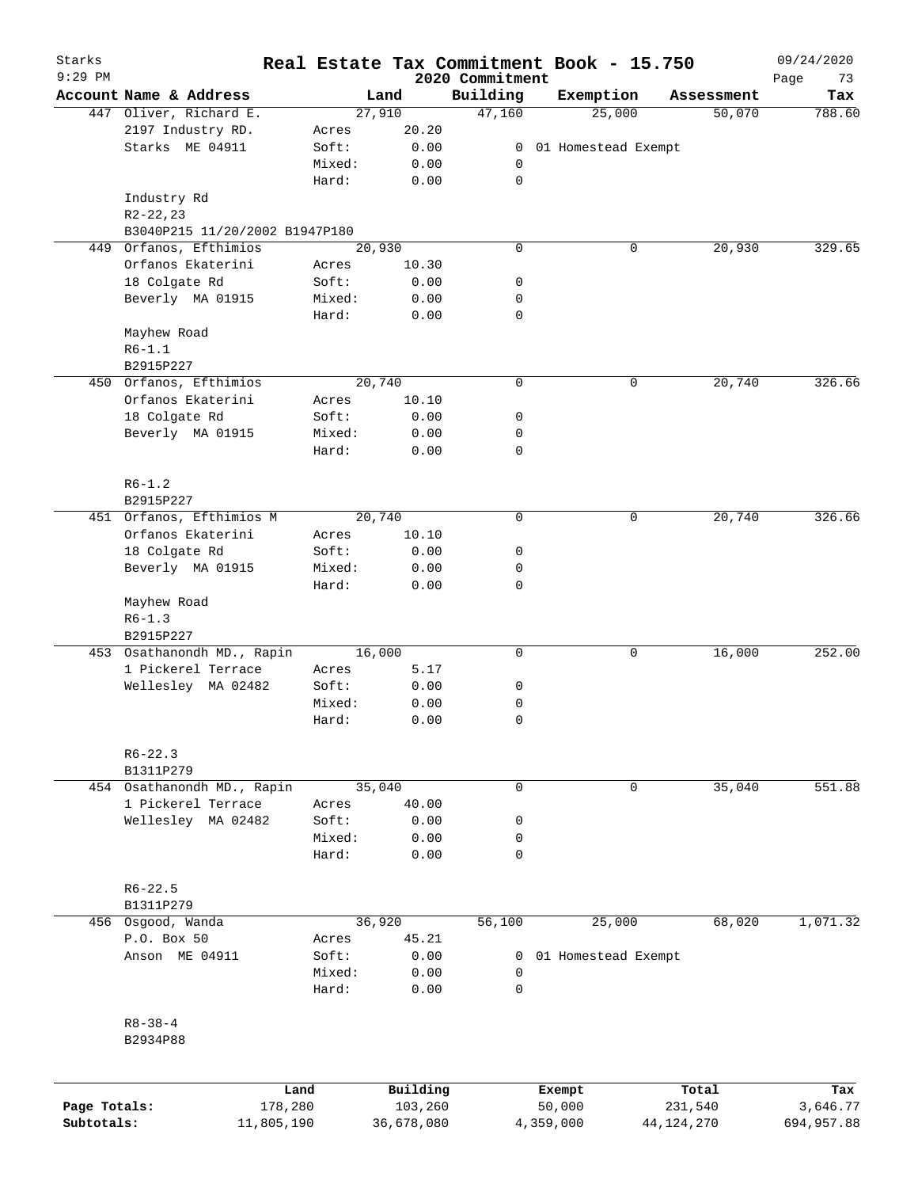# Starks Real Estate Tax Commitment Book - 15.750

9:29 PM — 2020 Commitment — 09/24/2020 — Page 73

| Account | Name & Address | Land | | Building | Exemption | Assessment | Tax |
|---|---|---|---|---|---|---|---|
| 447 | Oliver, Richard E. | 27,910 | | 47,160 | 25,000 | 50,070 | 788.60 |
| | 2197 Industry RD. | Acres | 20.20 | | | | |
| | Starks ME 04911 | Soft: | 0.00 | 0 | 01 Homestead Exempt | | |
| | | Mixed: | 0.00 | 0 | | | |
| | | Hard: | 0.00 | 0 | | | |
| | Industry Rd | | | | | | |
| | R2-22,23 | | | | | | |
| | B3040P215 11/20/2002 B1947P180 | | | | | | |
| 449 | Orfanos, Efthimios | 20,930 | | 0 | 0 | 20,930 | 329.65 |
| | Orfanos Ekaterini | Acres | 10.30 | | | | |
| | 18 Colgate Rd | Soft: | 0.00 | 0 | | | |
| | Beverly MA 01915 | Mixed: | 0.00 | 0 | | | |
| | | Hard: | 0.00 | 0 | | | |
| | Mayhew Road | | | | | | |
| | R6-1.1 | | | | | | |
| | B2915P227 | | | | | | |
| 450 | Orfanos, Efthimios | 20,740 | | 0 | 0 | 20,740 | 326.66 |
| | Orfanos Ekaterini | Acres | 10.10 | | | | |
| | 18 Colgate Rd | Soft: | 0.00 | 0 | | | |
| | Beverly MA 01915 | Mixed: | 0.00 | 0 | | | |
| | | Hard: | 0.00 | 0 | | | |
| | R6-1.2 | | | | | | |
| | B2915P227 | | | | | | |
| 451 | Orfanos, Efthimios M | 20,740 | | 0 | 0 | 20,740 | 326.66 |
| | Orfanos Ekaterini | Acres | 10.10 | | | | |
| | 18 Colgate Rd | Soft: | 0.00 | 0 | | | |
| | Beverly MA 01915 | Mixed: | 0.00 | 0 | | | |
| | | Hard: | 0.00 | 0 | | | |
| | Mayhew Road | | | | | | |
| | R6-1.3 | | | | | | |
| | B2915P227 | | | | | | |
| 453 | Osathanondh MD., Rapin | 16,000 | | 0 | 0 | 16,000 | 252.00 |
| | 1 Pickerel Terrace | Acres | 5.17 | | | | |
| | Wellesley MA 02482 | Soft: | 0.00 | 0 | | | |
| | | Mixed: | 0.00 | 0 | | | |
| | | Hard: | 0.00 | 0 | | | |
| | R6-22.3 | | | | | | |
| | B1311P279 | | | | | | |
| 454 | Osathanondh MD., Rapin | 35,040 | | 0 | 0 | 35,040 | 551.88 |
| | 1 Pickerel Terrace | Acres | 40.00 | | | | |
| | Wellesley MA 02482 | Soft: | 0.00 | 0 | | | |
| | | Mixed: | 0.00 | 0 | | | |
| | | Hard: | 0.00 | 0 | | | |
| | R6-22.5 | | | | | | |
| | B1311P279 | | | | | | |
| 456 | Osgood, Wanda | 36,920 | | 56,100 | 25,000 | 68,020 | 1,071.32 |
| | P.O. Box 50 | Acres | 45.21 | | | | |
| | Anson ME 04911 | Soft: | 0.00 | 0 | 01 Homestead Exempt | | |
| | | Mixed: | 0.00 | 0 | | | |
| | | Hard: | 0.00 | 0 | | | |
| | R8-38-4 | | | | | | |
| | B2934P88 | | | | | | |

| | Land | Building | Exempt | Total | Tax |
|---|---|---|---|---|---|
| Page Totals: | 178,280 | 103,260 | 50,000 | 231,540 | 3,646.77 |
| Subtotals: | 11,805,190 | 36,678,080 | 4,359,000 | 44,124,270 | 694,957.88 |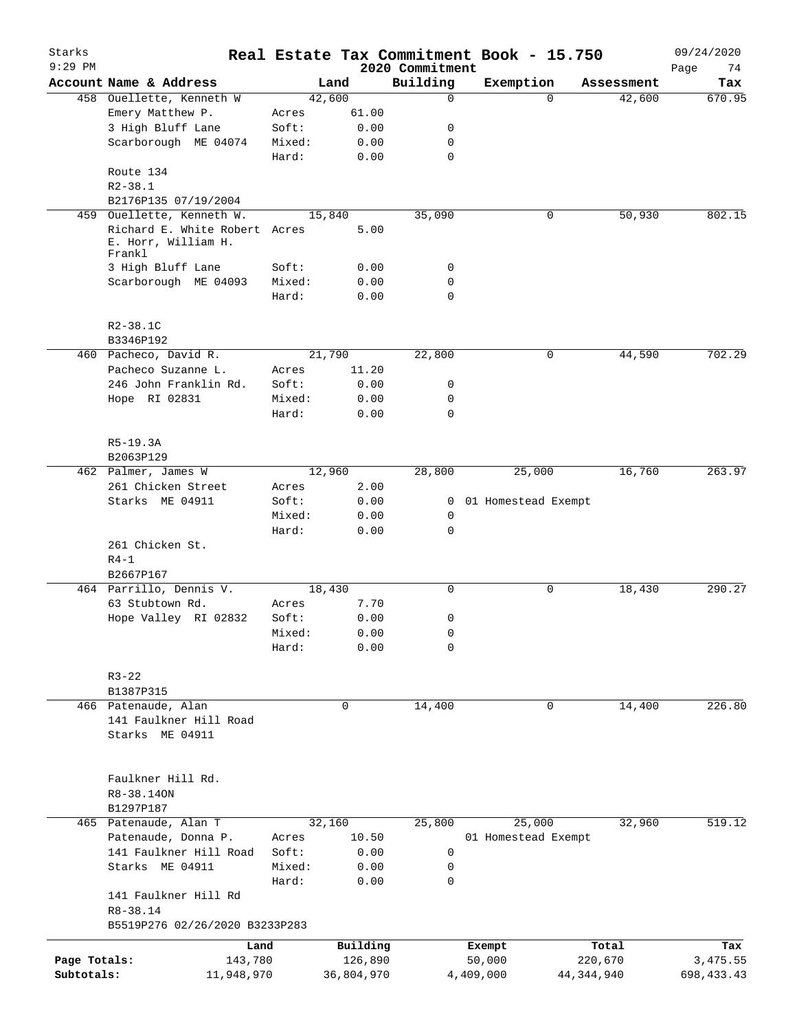# Real Estate Tax Commitment Book - 15.750

Starks
9:29 PM
2020 Commitment
09/24/2020

| Account Name & Address | Land | | Building | Exemption | Assessment | Tax |
|---|---|---|---|---|---|---|
| 458 Ouellette, Kenneth W | 42,600 | | 0 | 0 | 42,600 | 670.95 |
| Emery Matthew P. | Acres | 61.00 | | | | |
| 3 High Bluff Lane | Soft: | 0.00 | 0 | | | |
| Scarborough ME 04074 | Mixed: | 0.00 | 0 | | | |
| | Hard: | 0.00 | 0 | | | |
| Route 134 | | | | | | |
| R2-38.1 | | | | | | |
| B2176P135 07/19/2004 | | | | | | |
| 459 Ouellette, Kenneth W. | 15,840 | | 35,090 | 0 | 50,930 | 802.15 |
| Richard E. White Robert E. Horr, William H. Frankl | Acres | 5.00 | | | | |
| 3 High Bluff Lane | Soft: | 0.00 | 0 | | | |
| Scarborough ME 04093 | Mixed: | 0.00 | 0 | | | |
| | Hard: | 0.00 | 0 | | | |
| R2-38.1C | | | | | | |
| B3346P192 | | | | | | |
| 460 Pacheco, David R. | 21,790 | | 22,800 | 0 | 44,590 | 702.29 |
| Pacheco Suzanne L. | Acres | 11.20 | | | | |
| 246 John Franklin Rd. | Soft: | 0.00 | 0 | | | |
| Hope RI 02831 | Mixed: | 0.00 | 0 | | | |
| | Hard: | 0.00 | 0 | | | |
| R5-19.3A | | | | | | |
| B2063P129 | | | | | | |
| 462 Palmer, James W | 12,960 | | 28,800 | 25,000 | 16,760 | 263.97 |
| 261 Chicken Street | Acres | 2.00 | | | | |
| Starks ME 04911 | Soft: | 0.00 | 0 | 01 Homestead Exempt | | |
| | Mixed: | 0.00 | 0 | | | |
| | Hard: | 0.00 | 0 | | | |
| 261 Chicken St. | | | | | | |
| R4-1 | | | | | | |
| B2667P167 | | | | | | |
| 464 Parrillo, Dennis V. | 18,430 | | 0 | 0 | 18,430 | 290.27 |
| 63 Stubtown Rd. | Acres | 7.70 | | | | |
| Hope Valley RI 02832 | Soft: | 0.00 | 0 | | | |
| | Mixed: | 0.00 | 0 | | | |
| | Hard: | 0.00 | 0 | | | |
| R3-22 | | | | | | |
| B1387P315 | | | | | | |
| 466 Patenaude, Alan | 0 | | 14,400 | 0 | 14,400 | 226.80 |
| 141 Faulkner Hill Road | | | | | | |
| Starks ME 04911 | | | | | | |
| Faulkner Hill Rd. | | | | | | |
| R8-38.14ON | | | | | | |
| B1297P187 | | | | | | |
| 465 Patenaude, Alan T | 32,160 | | 25,800 | 25,000 | 32,960 | 519.12 |
| Patenaude, Donna P. | Acres | 10.50 | | 01 Homestead Exempt | | |
| 141 Faulkner Hill Road | Soft: | 0.00 | 0 | | | |
| Starks ME 04911 | Mixed: | 0.00 | 0 | | | |
| | Hard: | 0.00 | 0 | | | |
| 141 Faulkner Hill Rd | | | | | | |
| R8-38.14 | | | | | | |
| B5519P276 02/26/2020 B3233P283 | | | | | | |

| | Land | Building | Exempt | Total | Tax |
|---|---|---|---|---|---|
| Page Totals: | 143,780 | 126,890 | 50,000 | 220,670 | 3,475.55 |
| Subtotals: | 11,948,970 | 36,804,970 | 4,409,000 | 44,344,940 | 698,433.43 |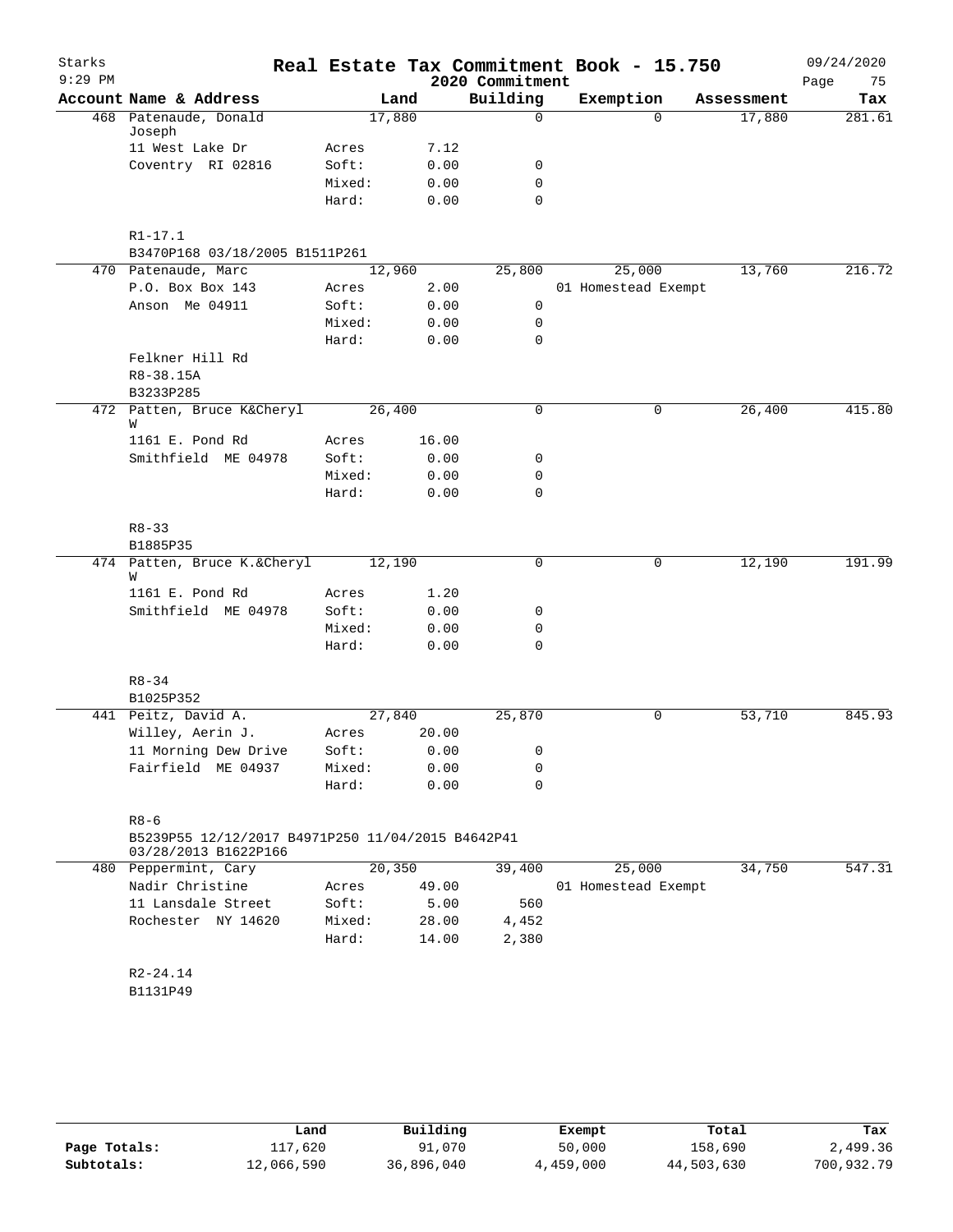Starks
9:29 PM

# Real Estate Tax Commitment Book - 15.750

2020 Commitment

09/24/2020

| Account | Name & Address | Land | | Building | Exemption | Assessment | Tax |
|---|---|---|---|---|---|---|---|
| 468 | Patenaude, Donald Joseph | 17,880 | | 0 | 0 | 17,880 | 281.61 |
| | 11 West Lake Dr | Acres | 7.12 | | | | |
| | Coventry RI 02816 | Soft: | 0.00 | 0 | | | |
| | | Mixed: | 0.00 | 0 | | | |
| | | Hard: | 0.00 | 0 | | | |
| | R1-17.1 | | | | | | |
| | B3470P168 03/18/2005 B1511P261 | | | | | | |
| 470 | Patenaude, Marc | 12,960 | | 25,800 | 25,000 | 13,760 | 216.72 |
| | P.O. Box Box 143 | Acres | 2.00 | | 01 Homestead Exempt | | |
| | Anson Me 04911 | Soft: | 0.00 | 0 | | | |
| | | Mixed: | 0.00 | 0 | | | |
| | | Hard: | 0.00 | 0 | | | |
| | Felkner Hill Rd | | | | | | |
| | R8-38.15A | | | | | | |
| | B3233P285 | | | | | | |
| 472 | Patten, Bruce K&Cheryl W | 26,400 | | 0 | 0 | 26,400 | 415.80 |
| | 1161 E. Pond Rd | Acres | 16.00 | | | | |
| | Smithfield ME 04978 | Soft: | 0.00 | 0 | | | |
| | | Mixed: | 0.00 | 0 | | | |
| | | Hard: | 0.00 | 0 | | | |
| | R8-33 | | | | | | |
| | B1885P35 | | | | | | |
| 474 | Patten, Bruce K.&Cheryl W | 12,190 | | 0 | 0 | 12,190 | 191.99 |
| | 1161 E. Pond Rd | Acres | 1.20 | | | | |
| | Smithfield ME 04978 | Soft: | 0.00 | 0 | | | |
| | | Mixed: | 0.00 | 0 | | | |
| | | Hard: | 0.00 | 0 | | | |
| | R8-34 | | | | | | |
| | B1025P352 | | | | | | |
| 441 | Peitz, David A. | 27,840 | | 25,870 | 0 | 53,710 | 845.93 |
| | Willey, Aerin J. | Acres | 20.00 | | | | |
| | 11 Morning Dew Drive | Soft: | 0.00 | 0 | | | |
| | Fairfield ME 04937 | Mixed: | 0.00 | 0 | | | |
| | | Hard: | 0.00 | 0 | | | |
| | R8-6 | | | | | | |
| | B5239P55 12/12/2017 B4971P250 11/04/2015 B4642P41 03/28/2013 B1622P166 | | | | | | |
| 480 | Peppermint, Cary | 20,350 | | 39,400 | 25,000 | 34,750 | 547.31 |
| | Nadir Christine | Acres | 49.00 | | 01 Homestead Exempt | | |
| | 11 Lansdale Street | Soft: | 5.00 | 560 | | | |
| | Rochester NY 14620 | Mixed: | 28.00 | 4,452 | | | |
| | | Hard: | 14.00 | 2,380 | | | |
| | R2-24.14 | | | | | | |
| | B1131P49 | | | | | | |

| | Land | Building | Exempt | Total | Tax |
|---|---|---|---|---|---|
| Page Totals: | 117,620 | 91,070 | 50,000 | 158,690 | 2,499.36 |
| Subtotals: | 12,066,590 | 36,896,040 | 4,459,000 | 44,503,630 | 700,932.79 |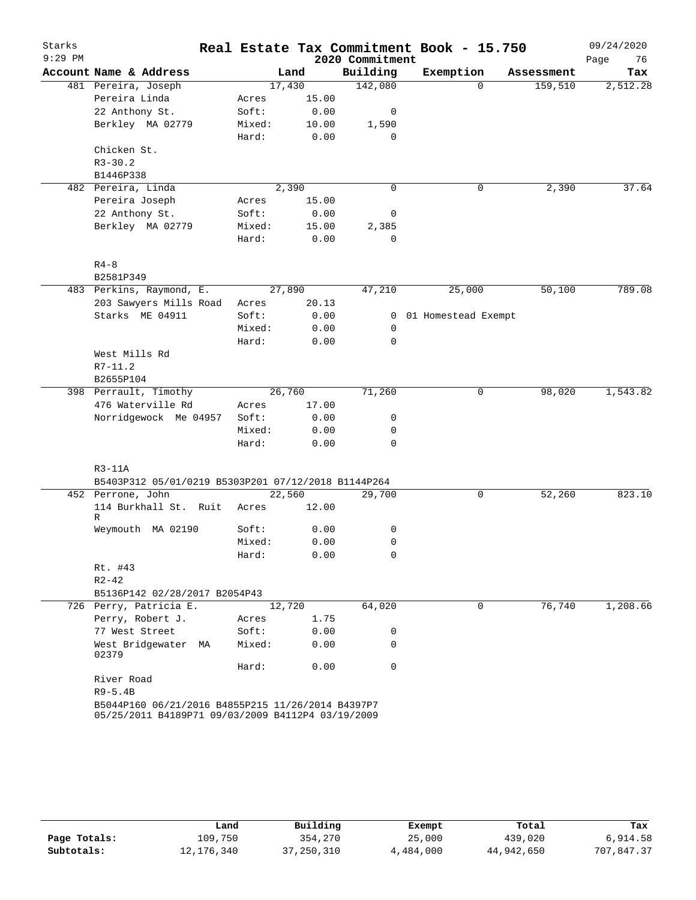# Real Estate Tax Commitment Book - 15.750

Starks
9:29 PM

2020 Commitment

09/24/2020

| Account Name & Address | | Land | Building | Exemption | Assessment | Tax |
|---|---|---|---|---|---|---|
| 481 Pereira, Joseph | | 17,430 | 142,080 | 0 | 159,510 | 2,512.28 |
| Pereira Linda | Acres | 15.00 | | | | |
| 22 Anthony St. | Soft: | 0.00 | 0 | | | |
| Berkley MA 02779 | Mixed: | 10.00 | 1,590 | | | |
| | Hard: | 0.00 | 0 | | | |
| Chicken St. | | | | | | |
| R3-30.2 | | | | | | |
| B1446P338 | | | | | | |
| 482 Pereira, Linda | | 2,390 | 0 | 0 | 2,390 | 37.64 |
| Pereira Joseph | Acres | 15.00 | | | | |
| 22 Anthony St. | Soft: | 0.00 | 0 | | | |
| Berkley MA 02779 | Mixed: | 15.00 | 2,385 | | | |
| | Hard: | 0.00 | 0 | | | |
| R4-8 | | | | | | |
| B2581P349 | | | | | | |
| 483 Perkins, Raymond, E. | | 27,890 | 47,210 | 25,000 | 50,100 | 789.08 |
| 203 Sawyers Mills Road | Acres | 20.13 | | | | |
| Starks ME 04911 | Soft: | 0.00 | 0 | 01 Homestead Exempt | | |
| | Mixed: | 0.00 | 0 | | | |
| | Hard: | 0.00 | 0 | | | |
| West Mills Rd | | | | | | |
| R7-11.2 | | | | | | |
| B2655P104 | | | | | | |
| 398 Perrault, Timothy | | 26,760 | 71,260 | 0 | 98,020 | 1,543.82 |
| 476 Waterville Rd | Acres | 17.00 | | | | |
| Norridgewock Me 04957 | Soft: | 0.00 | 0 | | | |
| | Mixed: | 0.00 | 0 | | | |
| | Hard: | 0.00 | 0 | | | |
| R3-11A | | | | | | |
| B5403P312 05/01/0219 B5303P201 07/12/2018 B1144P264 | | | | | | |
| 452 Perrone, John | | 22,560 | 29,700 | 0 | 52,260 | 823.10 |
| 114 Burkhall St. Ruit R | Acres | 12.00 | | | | |
| Weymouth MA 02190 | Soft: | 0.00 | 0 | | | |
| | Mixed: | 0.00 | 0 | | | |
| | Hard: | 0.00 | 0 | | | |
| Rt. #43 | | | | | | |
| R2-42 | | | | | | |
| B5136P142 02/28/2017 B2054P43 | | | | | | |
| 726 Perry, Patricia E. | | 12,720 | 64,020 | 0 | 76,740 | 1,208.66 |
| Perry, Robert J. | Acres | 1.75 | | | | |
| 77 West Street | Soft: | 0.00 | 0 | | | |
| West Bridgewater MA 02379 | Mixed: | 0.00 | 0 | | | |
| | Hard: | 0.00 | 0 | | | |
| River Road | | | | | | |
| R9-5.4B | | | | | | |
| B5044P160 06/21/2016 B4855P215 11/26/2014 B4397P7 05/25/2011 B4189P71 09/03/2009 B4112P4 03/19/2009 | | | | | | |

| | Land | Building | Exempt | Total | Tax |
|---|---|---|---|---|---|
| Page Totals: | 109,750 | 354,270 | 25,000 | 439,020 | 6,914.58 |
| Subtotals: | 12,176,340 | 37,250,310 | 4,484,000 | 44,942,650 | 707,847.37 |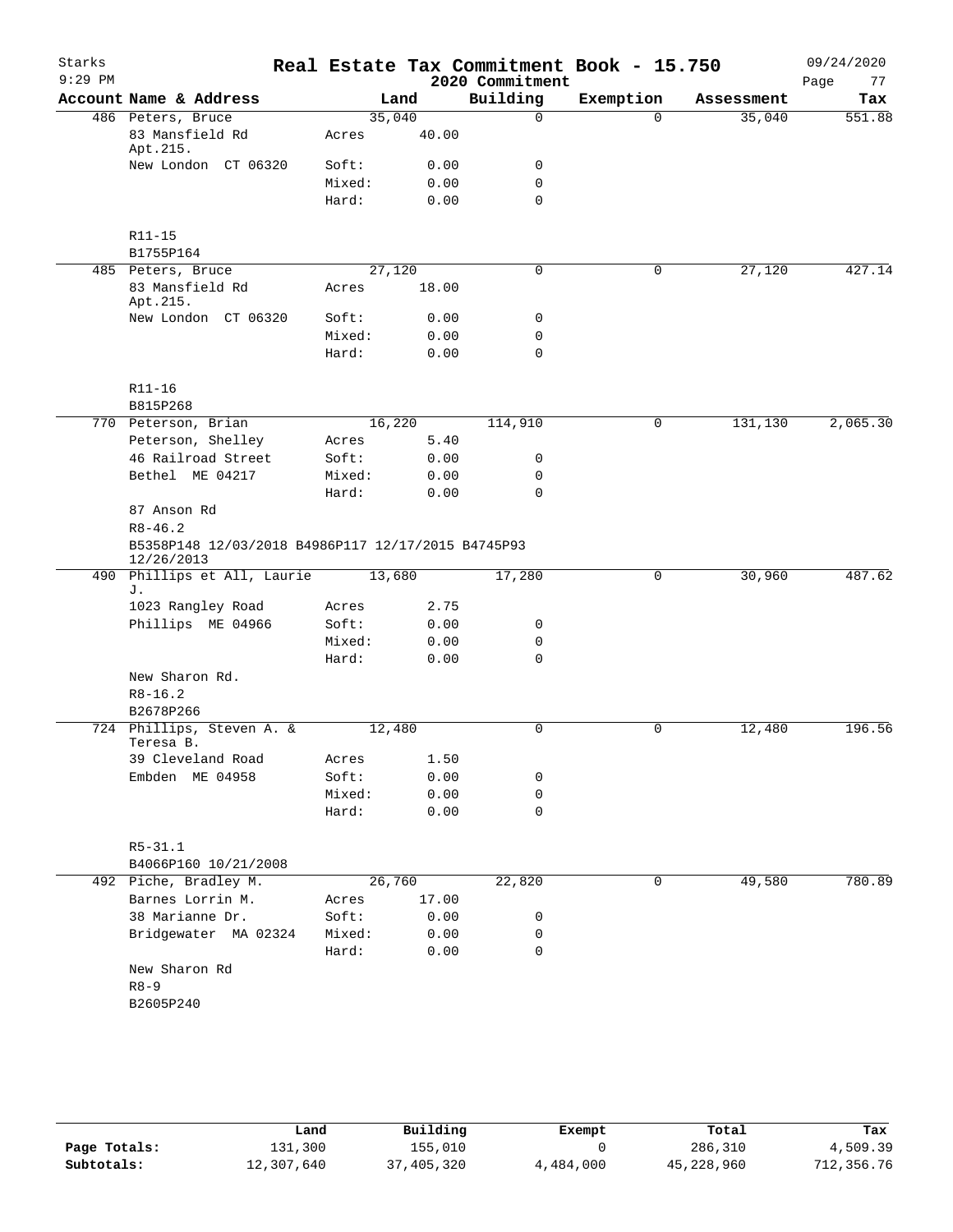Starks
9:29 PM

# Real Estate Tax Commitment Book - 15.750

2020 Commitment

09/24/2020

| Account | Name & Address | | Land | Building | Exemption | Assessment | Tax |
|---|---|---|---|---|---|---|---|
| 486 | Peters, Bruce | | 35,040 | 0 | 0 | 35,040 | 551.88 |
| | 83 Mansfield Rd Apt.215. | Acres | 40.00 | | | | |
| | New London CT 06320 | Soft: | 0.00 | 0 | | | |
| | | Mixed: | 0.00 | 0 | | | |
| | | Hard: | 0.00 | 0 | | | |
| | R11-15 | | | | | | |
| | B1755P164 | | | | | | |
| 485 | Peters, Bruce | | 27,120 | 0 | 0 | 27,120 | 427.14 |
| | 83 Mansfield Rd Apt.215. | Acres | 18.00 | | | | |
| | New London CT 06320 | Soft: | 0.00 | 0 | | | |
| | | Mixed: | 0.00 | 0 | | | |
| | | Hard: | 0.00 | 0 | | | |
| | R11-16 | | | | | | |
| | B815P268 | | | | | | |
| 770 | Peterson, Brian | | 16,220 | 114,910 | 0 | 131,130 | 2,065.30 |
| | Peterson, Shelley | Acres | 5.40 | | | | |
| | 46 Railroad Street | Soft: | 0.00 | 0 | | | |
| | Bethel ME 04217 | Mixed: | 0.00 | 0 | | | |
| | | Hard: | 0.00 | 0 | | | |
| | 87 Anson Rd | | | | | | |
| | R8-46.2 | | | | | | |
| | B5358P148 12/03/2018 B4986P117 12/17/2015 B4745P93 12/26/2013 | | | | | | |
| 490 | Phillips et All, Laurie J. | | 13,680 | 17,280 | 0 | 30,960 | 487.62 |
| | 1023 Rangley Road | Acres | 2.75 | | | | |
| | Phillips ME 04966 | Soft: | 0.00 | 0 | | | |
| | | Mixed: | 0.00 | 0 | | | |
| | | Hard: | 0.00 | 0 | | | |
| | New Sharon Rd. | | | | | | |
| | R8-16.2 | | | | | | |
| | B2678P266 | | | | | | |
| 724 | Phillips, Steven A. & Teresa B. | | 12,480 | 0 | 0 | 12,480 | 196.56 |
| | 39 Cleveland Road | Acres | 1.50 | | | | |
| | Embden ME 04958 | Soft: | 0.00 | 0 | | | |
| | | Mixed: | 0.00 | 0 | | | |
| | | Hard: | 0.00 | 0 | | | |
| | R5-31.1 | | | | | | |
| | B4066P160 10/21/2008 | | | | | | |
| 492 | Piche, Bradley M. | | 26,760 | 22,820 | 0 | 49,580 | 780.89 |
| | Barnes Lorrin M. | Acres | 17.00 | | | | |
| | 38 Marianne Dr. | Soft: | 0.00 | 0 | | | |
| | Bridgewater MA 02324 | Mixed: | 0.00 | 0 | | | |
| | | Hard: | 0.00 | 0 | | | |
| | New Sharon Rd | | | | | | |
| | R8-9 | | | | | | |
| | B2605P240 | | | | | | |

| | Land | Building | Exempt | Total | Tax |
|---|---|---|---|---|---|
| Page Totals: | 131,300 | 155,010 | 0 | 286,310 | 4,509.39 |
| Subtotals: | 12,307,640 | 37,405,320 | 4,484,000 | 45,228,960 | 712,356.76 |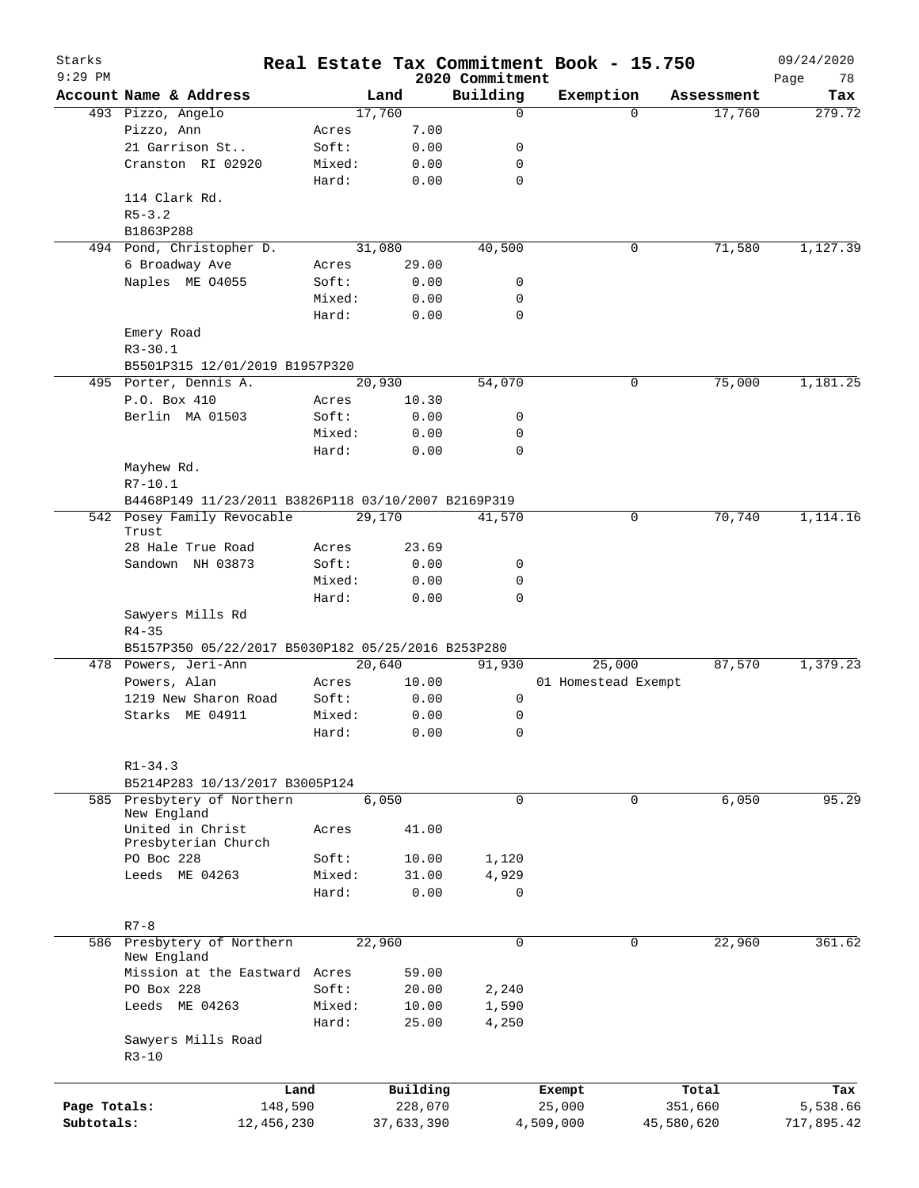# Starks — Real Estate Tax Commitment Book - 15.750 — 2020 Commitment

9:29 PM — 09/24/2020

| Account | Name & Address | | Land | Building | Exemption | Assessment | Tax |
|---|---|---|---|---|---|---|---|
| 493 | Pizzo, Angelo | | 17,760 | 0 | 0 | 17,760 | 279.72 |
| | Pizzo, Ann | Acres | 7.00 | | | | |
| | 21 Garrison St.. | Soft: | 0.00 | 0 | | | |
| | Cranston RI 02920 | Mixed: | 0.00 | 0 | | | |
| | | Hard: | 0.00 | 0 | | | |
| | 114 Clark Rd. | | | | | | |
| | R5-3.2 | | | | | | |
| | B1863P288 | | | | | | |
| 494 | Pond, Christopher D. | | 31,080 | 40,500 | 0 | 71,580 | 1,127.39 |
| | 6 Broadway Ave | Acres | 29.00 | | | | |
| | Naples ME 04055 | Soft: | 0.00 | 0 | | | |
| | | Mixed: | 0.00 | 0 | | | |
| | | Hard: | 0.00 | 0 | | | |
| | Emery Road | | | | | | |
| | R3-30.1 | | | | | | |
| | B5501P315 12/01/2019 B1957P320 | | | | | | |
| 495 | Porter, Dennis A. | | 20,930 | 54,070 | 0 | 75,000 | 1,181.25 |
| | P.O. Box 410 | Acres | 10.30 | | | | |
| | Berlin MA 01503 | Soft: | 0.00 | 0 | | | |
| | | Mixed: | 0.00 | 0 | | | |
| | | Hard: | 0.00 | 0 | | | |
| | Mayhew Rd. | | | | | | |
| | R7-10.1 | | | | | | |
| | B4468P149 11/23/2011 B3826P118 03/10/2007 B2169P319 | | | | | | |
| 542 | Posey Family Revocable Trust | | 29,170 | 41,570 | 0 | 70,740 | 1,114.16 |
| | 28 Hale True Road | Acres | 23.69 | | | | |
| | Sandown NH 03873 | Soft: | 0.00 | 0 | | | |
| | | Mixed: | 0.00 | 0 | | | |
| | | Hard: | 0.00 | 0 | | | |
| | Sawyers Mills Rd | | | | | | |
| | R4-35 | | | | | | |
| | B5157P350 05/22/2017 B5030P182 05/25/2016 B253P280 | | | | | | |
| 478 | Powers, Jeri-Ann | | 20,640 | 91,930 | 25,000 | 87,570 | 1,379.23 |
| | Powers, Alan | Acres | 10.00 | | 01 Homestead Exempt | | |
| | 1219 New Sharon Road | Soft: | 0.00 | 0 | | | |
| | Starks ME 04911 | Mixed: | 0.00 | 0 | | | |
| | | Hard: | 0.00 | 0 | | | |
| | R1-34.3 | | | | | | |
| | B5214P283 10/13/2017 B3005P124 | | | | | | |
| 585 | Presbytery of Northern New England | | 6,050 | 0 | 0 | 6,050 | 95.29 |
| | United in Christ Presbyterian Church | Acres | 41.00 | | | | |
| | PO Boc 228 | Soft: | 10.00 | 1,120 | | | |
| | Leeds ME 04263 | Mixed: | 31.00 | 4,929 | | | |
| | | Hard: | 0.00 | 0 | | | |
| | R7-8 | | | | | | |
| 586 | Presbytery of Northern New England | | 22,960 | 0 | 0 | 22,960 | 361.62 |
| | Mission at the Eastward | Acres | 59.00 | | | | |
| | PO Box 228 | Soft: | 20.00 | 2,240 | | | |
| | Leeds ME 04263 | Mixed: | 10.00 | 1,590 | | | |
| | | Hard: | 25.00 | 4,250 | | | |
| | Sawyers Mills Road | | | | | | |
| | R3-10 | | | | | | |

| | Land | Building | Exempt | Total | Tax |
|---|---|---|---|---|---|
| Page Totals: | 148,590 | 228,070 | 25,000 | 351,660 | 5,538.66 |
| Subtotals: | 12,456,230 | 37,633,390 | 4,509,000 | 45,580,620 | 717,895.42 |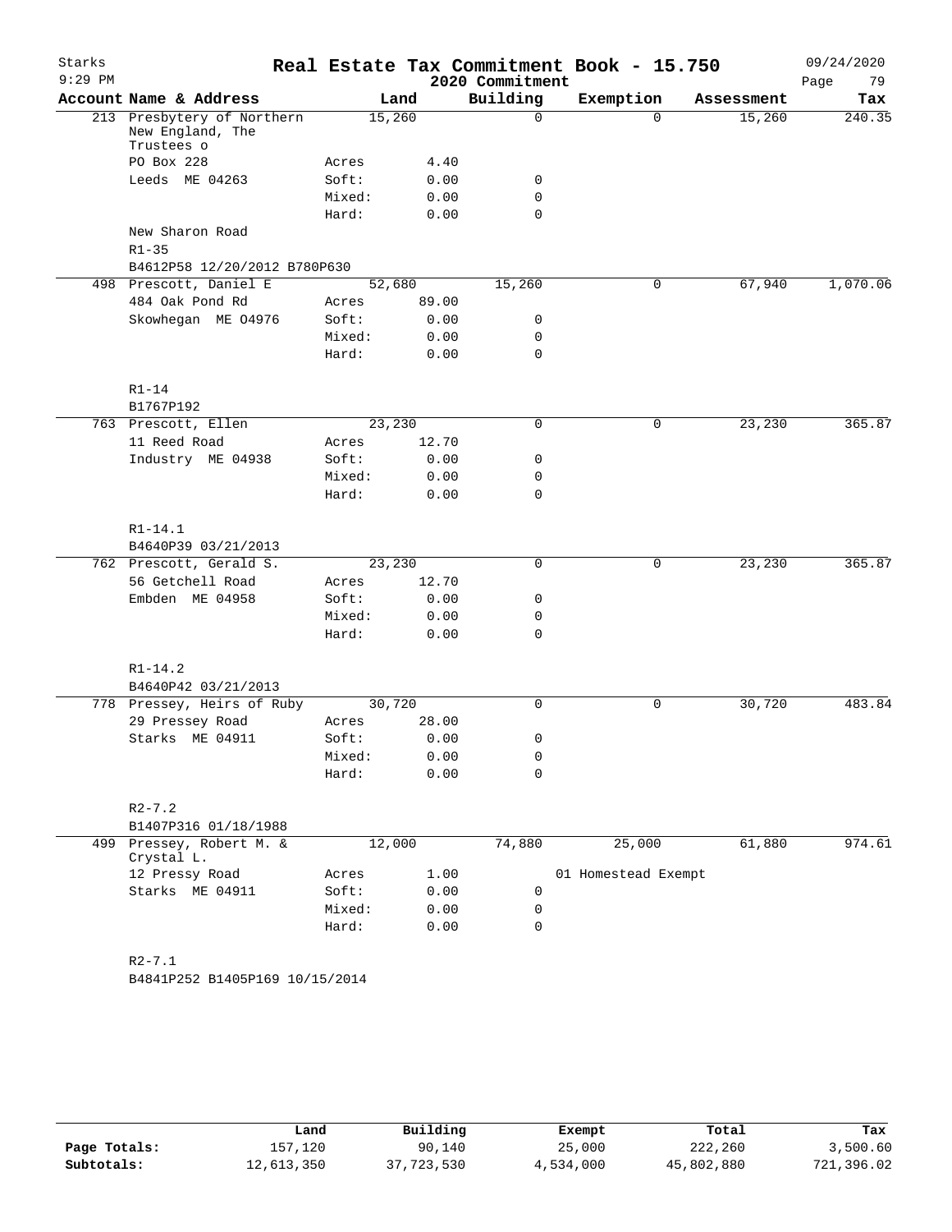# Real Estate Tax Commitment Book - 15.750

Starks 9:29 PM — 2020 Commitment — 09/24/2020

| Account | Name & Address | | Land | Building | Exemption | Assessment | Tax |
|---|---|---|---|---|---|---|---|
| 213 | Presbytery of Northern New England, The Trustees o | | 15,260 | 0 | 0 | 15,260 | 240.35 |
| | PO Box 228 | Acres | 4.40 | | | | |
| | Leeds ME 04263 | Soft: | 0.00 | 0 | | | |
| | | Mixed: | 0.00 | 0 | | | |
| | | Hard: | 0.00 | 0 | | | |
| | New Sharon Road | | | | | | |
| | R1-35 | | | | | | |
| | B4612P58 12/20/2012 B780P630 | | | | | | |
| 498 | Prescott, Daniel E | | 52,680 | 15,260 | 0 | 67,940 | 1,070.06 |
| | 484 Oak Pond Rd | Acres | 89.00 | | | | |
| | Skowhegan ME O4976 | Soft: | 0.00 | 0 | | | |
| | | Mixed: | 0.00 | 0 | | | |
| | | Hard: | 0.00 | 0 | | | |
| | R1-14 | | | | | | |
| | B1767P192 | | | | | | |
| 763 | Prescott, Ellen | | 23,230 | 0 | 0 | 23,230 | 365.87 |
| | 11 Reed Road | Acres | 12.70 | | | | |
| | Industry ME 04938 | Soft: | 0.00 | 0 | | | |
| | | Mixed: | 0.00 | 0 | | | |
| | | Hard: | 0.00 | 0 | | | |
| | R1-14.1 | | | | | | |
| | B4640P39 03/21/2013 | | | | | | |
| 762 | Prescott, Gerald S. | | 23,230 | 0 | 0 | 23,230 | 365.87 |
| | 56 Getchell Road | Acres | 12.70 | | | | |
| | Embden ME 04958 | Soft: | 0.00 | 0 | | | |
| | | Mixed: | 0.00 | 0 | | | |
| | | Hard: | 0.00 | 0 | | | |
| | R1-14.2 | | | | | | |
| | B4640P42 03/21/2013 | | | | | | |
| 778 | Pressey, Heirs of Ruby | | 30,720 | 0 | 0 | 30,720 | 483.84 |
| | 29 Pressey Road | Acres | 28.00 | | | | |
| | Starks ME 04911 | Soft: | 0.00 | 0 | | | |
| | | Mixed: | 0.00 | 0 | | | |
| | | Hard: | 0.00 | 0 | | | |
| | R2-7.2 | | | | | | |
| | B1407P316 01/18/1988 | | | | | | |
| 499 | Pressey, Robert M. & Crystal L. | | 12,000 | 74,880 | 25,000 | 61,880 | 974.61 |
| | 12 Pressy Road | Acres | 1.00 | | 01 Homestead Exempt | | |
| | Starks ME 04911 | Soft: | 0.00 | 0 | | | |
| | | Mixed: | 0.00 | 0 | | | |
| | | Hard: | 0.00 | 0 | | | |
| | R2-7.1 | | | | | | |
| | B4841P252 B1405P169 10/15/2014 | | | | | | |

| | Land | Building | Exempt | Total | Tax |
|---|---|---|---|---|---|
| Page Totals: | 157,120 | 90,140 | 25,000 | 222,260 | 3,500.60 |
| Subtotals: | 12,613,350 | 37,723,530 | 4,534,000 | 45,802,880 | 721,396.02 |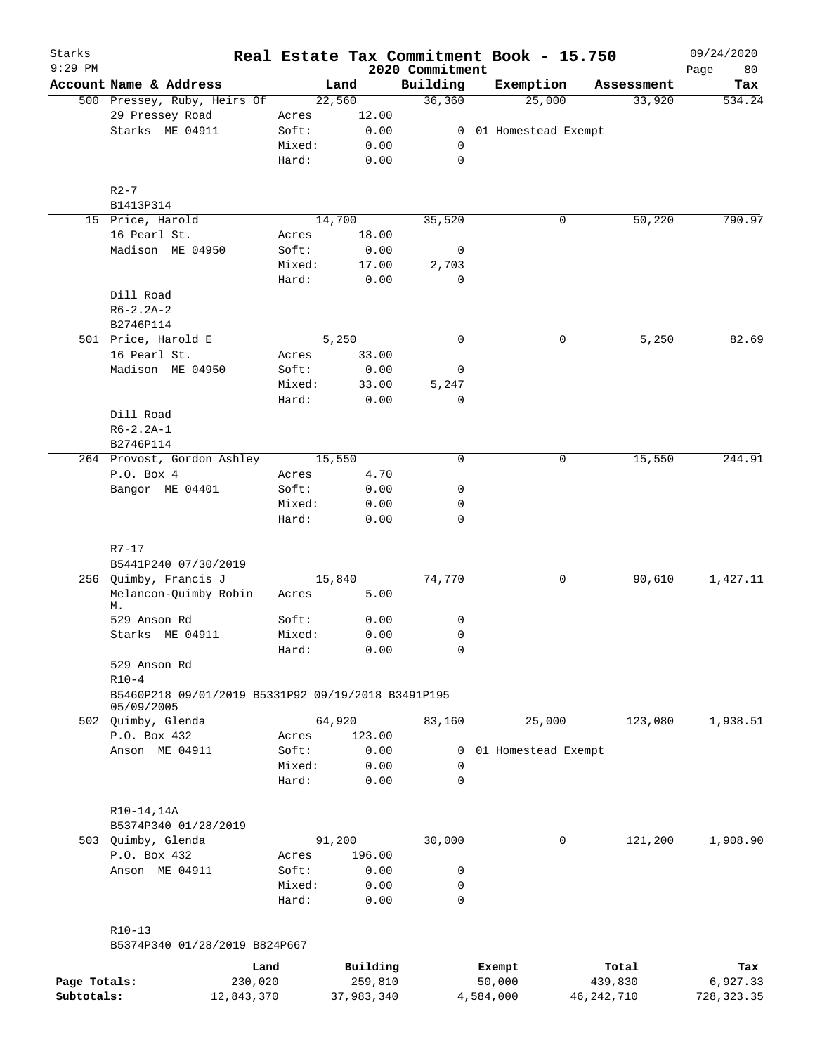# Real Estate Tax Commitment Book - 15.750

Starks
9:29 PM

2020 Commitment

09/24/2020

| Account Name & Address | Land | | Building | Exemption | Assessment | Tax |
|---|---|---|---|---|---|---|
| 500 Pressey, Ruby, Heirs Of | | 22,560 | 36,360 | 25,000 | 33,920 | 534.24 |
| 29 Pressey Road | Acres | 12.00 | | | | |
| Starks ME 04911 | Soft: | 0.00 | 0 | 01 Homestead Exempt | | |
| | Mixed: | 0.00 | 0 | | | |
| | Hard: | 0.00 | 0 | | | |
| R2-7 | | | | | | |
| B1413P314 | | | | | | |
| 15 Price, Harold | | 14,700 | 35,520 | 0 | 50,220 | 790.97 |
| 16 Pearl St. | Acres | 18.00 | | | | |
| Madison ME 04950 | Soft: | 0.00 | 0 | | | |
| | Mixed: | 17.00 | 2,703 | | | |
| | Hard: | 0.00 | 0 | | | |
| Dill Road | | | | | | |
| R6-2.2A-2 | | | | | | |
| B2746P114 | | | | | | |
| 501 Price, Harold E | | 5,250 | 0 | 0 | 5,250 | 82.69 |
| 16 Pearl St. | Acres | 33.00 | | | | |
| Madison ME 04950 | Soft: | 0.00 | 0 | | | |
| | Mixed: | 33.00 | 5,247 | | | |
| | Hard: | 0.00 | 0 | | | |
| Dill Road | | | | | | |
| R6-2.2A-1 | | | | | | |
| B2746P114 | | | | | | |
| 264 Provost, Gordon Ashley | | 15,550 | 0 | 0 | 15,550 | 244.91 |
| P.O. Box 4 | Acres | 4.70 | | | | |
| Bangor ME 04401 | Soft: | 0.00 | 0 | | | |
| | Mixed: | 0.00 | 0 | | | |
| | Hard: | 0.00 | 0 | | | |
| R7-17 | | | | | | |
| B5441P240 07/30/2019 | | | | | | |
| 256 Quimby, Francis J | | 15,840 | 74,770 | 0 | 90,610 | 1,427.11 |
| Melancon-Quimby Robin M. | Acres | 5.00 | | | | |
| 529 Anson Rd | Soft: | 0.00 | 0 | | | |
| Starks ME 04911 | Mixed: | 0.00 | 0 | | | |
| | Hard: | 0.00 | 0 | | | |
| 529 Anson Rd | | | | | | |
| R10-4 | | | | | | |
| B5460P218 09/01/2019 B5331P92 09/19/2018 B3491P195 05/09/2005 | | | | | | |
| 502 Quimby, Glenda | | 64,920 | 83,160 | 25,000 | 123,080 | 1,938.51 |
| P.O. Box 432 | Acres | 123.00 | | | | |
| Anson ME 04911 | Soft: | 0.00 | 0 | 01 Homestead Exempt | | |
| | Mixed: | 0.00 | 0 | | | |
| | Hard: | 0.00 | 0 | | | |
| R10-14,14A | | | | | | |
| B5374P340 01/28/2019 | | | | | | |
| 503 Quimby, Glenda | | 91,200 | 30,000 | 0 | 121,200 | 1,908.90 |
| P.O. Box 432 | Acres | 196.00 | | | | |
| Anson ME 04911 | Soft: | 0.00 | 0 | | | |
| | Mixed: | 0.00 | 0 | | | |
| | Hard: | 0.00 | 0 | | | |
| R10-13 | | | | | | |
| B5374P340 01/28/2019 B824P667 | | | | | | |

| | Land | Building | Exempt | Total | Tax |
|---|---|---|---|---|---|
| Page Totals: | 230,020 | 259,810 | 50,000 | 439,830 | 6,927.33 |
| Subtotals: | 12,843,370 | 37,983,340 | 4,584,000 | 46,242,710 | 728,323.35 |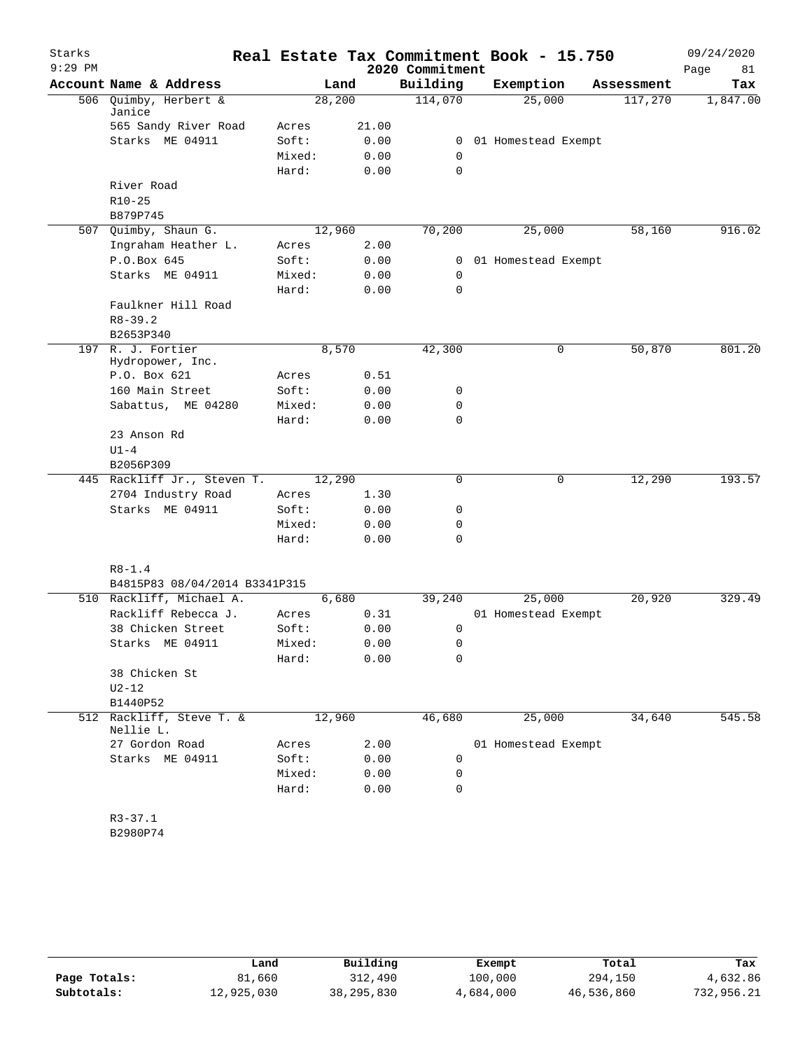# Real Estate Tax Commitment Book - 15.750

Starks
9:29 PM

2020 Commitment

09/24/2020

| Account | Name & Address | | Land | Building | Exemption | Assessment | Tax |
|---|---|---|---|---|---|---|---|
| 506 | Quimby, Herbert & Janice | | 28,200 | 114,070 | 25,000 | 117,270 | 1,847.00 |
| | 565 Sandy River Road | Acres | 21.00 | | | | |
| | Starks ME 04911 | Soft: | 0.00 | 0 | 01 Homestead Exempt | | |
| | | Mixed: | 0.00 | 0 | | | |
| | | Hard: | 0.00 | 0 | | | |
| | River Road | | | | | | |
| | R10-25 | | | | | | |
| | B879P745 | | | | | | |
| 507 | Quimby, Shaun G. | | 12,960 | 70,200 | 25,000 | 58,160 | 916.02 |
| | Ingraham Heather L. | Acres | 2.00 | | | | |
| | P.O.Box 645 | Soft: | 0.00 | 0 | 01 Homestead Exempt | | |
| | Starks ME 04911 | Mixed: | 0.00 | 0 | | | |
| | | Hard: | 0.00 | 0 | | | |
| | Faulkner Hill Road | | | | | | |
| | R8-39.2 | | | | | | |
| | B2653P340 | | | | | | |
| 197 | R. J. Fortier Hydropower, Inc. | | 8,570 | 42,300 | 0 | 50,870 | 801.20 |
| | P.O. Box 621 | Acres | 0.51 | | | | |
| | 160 Main Street | Soft: | 0.00 | 0 | | | |
| | Sabattus, ME 04280 | Mixed: | 0.00 | 0 | | | |
| | | Hard: | 0.00 | 0 | | | |
| | 23 Anson Rd | | | | | | |
| | U1-4 | | | | | | |
| | B2056P309 | | | | | | |
| 445 | Rackliff Jr., Steven T. | | 12,290 | 0 | 0 | 12,290 | 193.57 |
| | 2704 Industry Road | Acres | 1.30 | | | | |
| | Starks ME 04911 | Soft: | 0.00 | 0 | | | |
| | | Mixed: | 0.00 | 0 | | | |
| | | Hard: | 0.00 | 0 | | | |
| | R8-1.4 | | | | | | |
| | B4815P83 08/04/2014 B3341P315 | | | | | | |
| 510 | Rackliff, Michael A. | | 6,680 | 39,240 | 25,000 | 20,920 | 329.49 |
| | Rackliff Rebecca J. | Acres | 0.31 | | 01 Homestead Exempt | | |
| | 38 Chicken Street | Soft: | 0.00 | 0 | | | |
| | Starks ME 04911 | Mixed: | 0.00 | 0 | | | |
| | | Hard: | 0.00 | 0 | | | |
| | 38 Chicken St | | | | | | |
| | U2-12 | | | | | | |
| | B1440P52 | | | | | | |
| 512 | Rackliff, Steve T. & Nellie L. | | 12,960 | 46,680 | 25,000 | 34,640 | 545.58 |
| | 27 Gordon Road | Acres | 2.00 | | 01 Homestead Exempt | | |
| | Starks ME 04911 | Soft: | 0.00 | 0 | | | |
| | | Mixed: | 0.00 | 0 | | | |
| | | Hard: | 0.00 | 0 | | | |
| | R3-37.1 | | | | | | |
| | B2980P74 | | | | | | |

| | Land | Building | Exempt | Total | Tax |
|---|---|---|---|---|---|
| Page Totals: | 81,660 | 312,490 | 100,000 | 294,150 | 4,632.86 |
| Subtotals: | 12,925,030 | 38,295,830 | 4,684,000 | 46,536,860 | 732,956.21 |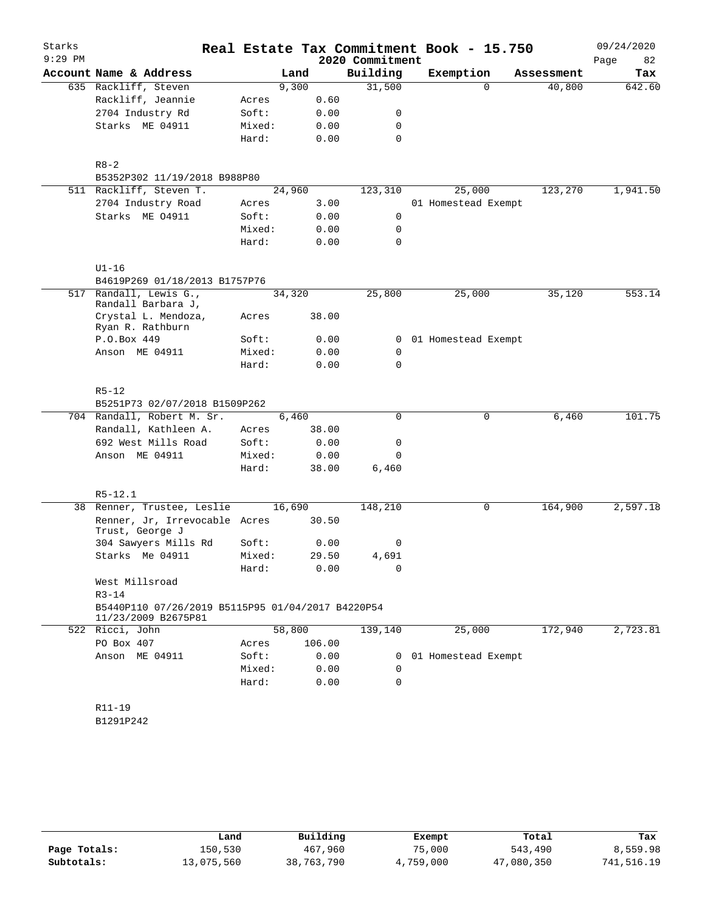Starks 9:29 PM

# Real Estate Tax Commitment Book - 15.750

2020 Commitment

09/24/2020 Page 82

| Account | Name & Address | | Land | Building | Exemption | Assessment | Tax |
|---|---|---|---|---|---|---|---|
| 635 | Rackliff, Steven | | 9,300 | 31,500 | 0 | 40,800 | 642.60 |
| | Rackliff, Jeannie | Acres | 0.60 | | | | |
| | 2704 Industry Rd | Soft: | 0.00 | 0 | | | |
| | Starks ME 04911 | Mixed: | 0.00 | 0 | | | |
| | | Hard: | 0.00 | 0 | | | |
| | R8-2 | | | | | | |
| | B5352P302 11/19/2018 B988P80 | | | | | | |
| 511 | Rackliff, Steven T. | | 24,960 | 123,310 | 25,000 | 123,270 | 1,941.50 |
| | 2704 Industry Road | Acres | 3.00 | | 01 Homestead Exempt | | |
| | Starks ME 04911 | Soft: | 0.00 | 0 | | | |
| | | Mixed: | 0.00 | 0 | | | |
| | | Hard: | 0.00 | 0 | | | |
| | U1-16 | | | | | | |
| | B4619P269 01/18/2013 B1757P76 | | | | | | |
| 517 | Randall, Lewis G., Randall Barbara J, | | 34,320 | 25,800 | 25,000 | 35,120 | 553.14 |
| | Crystal L. Mendoza, Ryan R. Rathburn | Acres | 38.00 | | | | |
| | P.O.Box 449 | Soft: | 0.00 | 0 | 01 Homestead Exempt | | |
| | Anson ME 04911 | Mixed: | 0.00 | 0 | | | |
| | | Hard: | 0.00 | 0 | | | |
| | R5-12 | | | | | | |
| | B5251P73 02/07/2018 B1509P262 | | | | | | |
| 704 | Randall, Robert M. Sr. | | 6,460 | 0 | 0 | 6,460 | 101.75 |
| | Randall, Kathleen A. | Acres | 38.00 | | | | |
| | 692 West Mills Road | Soft: | 0.00 | 0 | | | |
| | Anson ME 04911 | Mixed: | 0.00 | 0 | | | |
| | | Hard: | 38.00 | 6,460 | | | |
| | R5-12.1 | | | | | | |
| 38 | Renner, Trustee, Leslie | | 16,690 | 148,210 | 0 | 164,900 | 2,597.18 |
| | Renner, Jr, Irrevocable Trust, George J | Acres | 30.50 | | | | |
| | 304 Sawyers Mills Rd | Soft: | 0.00 | 0 | | | |
| | Starks Me 04911 | Mixed: | 29.50 | 4,691 | | | |
| | | Hard: | 0.00 | 0 | | | |
| | West Millsroad | | | | | | |
| | R3-14 | | | | | | |
| | B5440P110 07/26/2019 B5115P95 01/04/2017 B4220P54 11/23/2009 B2675P81 | | | | | | |
| 522 | Ricci, John | | 58,800 | 139,140 | 25,000 | 172,940 | 2,723.81 |
| | PO Box 407 | Acres | 106.00 | | | | |
| | Anson ME 04911 | Soft: | 0.00 | 0 | 01 Homestead Exempt | | |
| | | Mixed: | 0.00 | 0 | | | |
| | | Hard: | 0.00 | 0 | | | |
| | R11-19 | | | | | | |
| | B1291P242 | | | | | | |

| | Land | Building | Exempt | Total | Tax |
|---|---|---|---|---|---|
| Page Totals: | 150,530 | 467,960 | 75,000 | 543,490 | 8,559.98 |
| Subtotals: | 13,075,560 | 38,763,790 | 4,759,000 | 47,080,350 | 741,516.19 |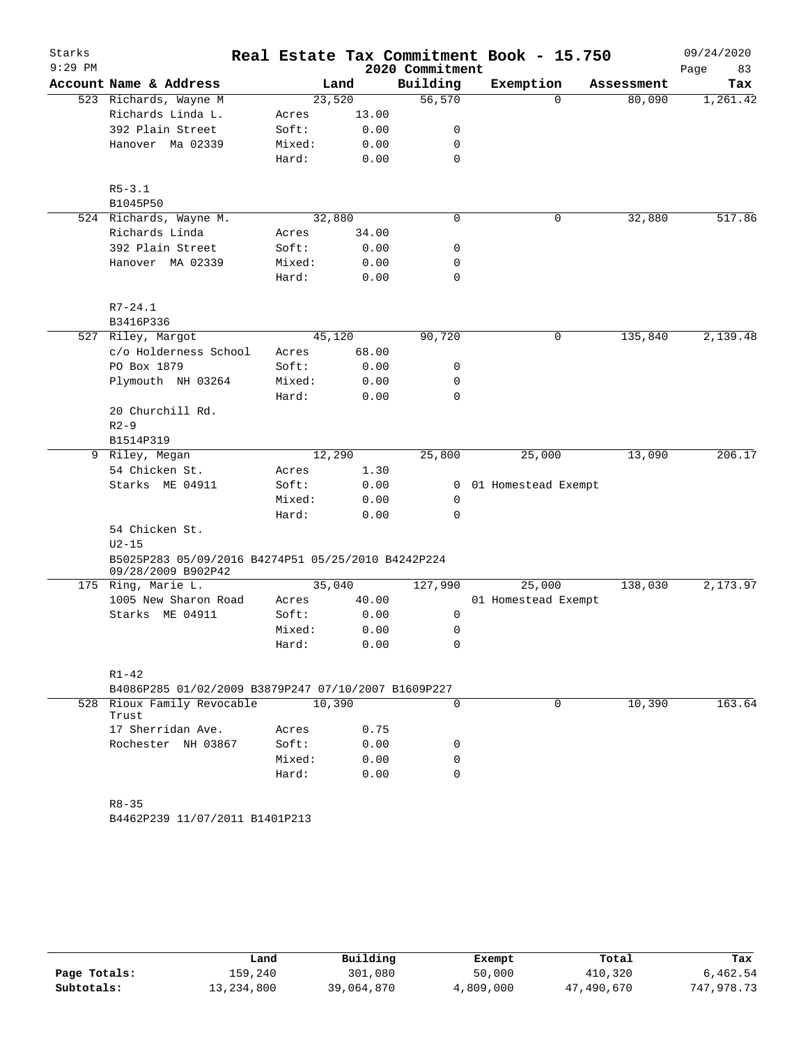Starks 9:29 PM

# Real Estate Tax Commitment Book - 15.750

2020 Commitment

09/24/2020

| Account Name & Address | | Land | Building | Exemption | Assessment | Tax |
|---|---|---|---|---|---|---|
| 523 Richards, Wayne M | | 23,520 | 56,570 | 0 | 80,090 | 1,261.42 |
| Richards Linda L. | Acres | 13.00 | | | | |
| 392 Plain Street | Soft: | 0.00 | 0 | | | |
| Hanover Ma 02339 | Mixed: | 0.00 | 0 | | | |
| | Hard: | 0.00 | 0 | | | |
| R5-3.1 | | | | | | |
| B1045P50 | | | | | | |
| 524 Richards, Wayne M. | | 32,880 | 0 | 0 | 32,880 | 517.86 |
| Richards Linda | Acres | 34.00 | | | | |
| 392 Plain Street | Soft: | 0.00 | 0 | | | |
| Hanover MA 02339 | Mixed: | 0.00 | 0 | | | |
| | Hard: | 0.00 | 0 | | | |
| R7-24.1 | | | | | | |
| B3416P336 | | | | | | |
| 527 Riley, Margot | | 45,120 | 90,720 | 0 | 135,840 | 2,139.48 |
| c/o Holderness School | Acres | 68.00 | | | | |
| PO Box 1879 | Soft: | 0.00 | 0 | | | |
| Plymouth NH 03264 | Mixed: | 0.00 | 0 | | | |
| | Hard: | 0.00 | 0 | | | |
| 20 Churchill Rd. | | | | | | |
| R2-9 | | | | | | |
| B1514P319 | | | | | | |
| 9 Riley, Megan | | 12,290 | 25,800 | 25,000 | 13,090 | 206.17 |
| 54 Chicken St. | Acres | 1.30 | | | | |
| Starks ME 04911 | Soft: | 0.00 | 0 | 01 Homestead Exempt | | |
| | Mixed: | 0.00 | 0 | | | |
| | Hard: | 0.00 | 0 | | | |
| 54 Chicken St. | | | | | | |
| U2-15 | | | | | | |
| B5025P283 05/09/2016 B4274P51 05/25/2010 B4242P224 09/28/2009 B902P42 | | | | | | |
| 175 Ring, Marie L. | | 35,040 | 127,990 | 25,000 | 138,030 | 2,173.97 |
| 1005 New Sharon Road | Acres | 40.00 | | 01 Homestead Exempt | | |
| Starks ME 04911 | Soft: | 0.00 | 0 | | | |
| | Mixed: | 0.00 | 0 | | | |
| | Hard: | 0.00 | 0 | | | |
| R1-42 | | | | | | |
| B4086P285 01/02/2009 B3879P247 07/10/2007 B1609P227 | | | | | | |
| 528 Rioux Family Revocable Trust | | 10,390 | 0 | 0 | 10,390 | 163.64 |
| 17 Sherridan Ave. | Acres | 0.75 | | | | |
| Rochester NH 03867 | Soft: | 0.00 | 0 | | | |
| | Mixed: | 0.00 | 0 | | | |
| | Hard: | 0.00 | 0 | | | |
| R8-35 | | | | | | |
| B4462P239 11/07/2011 B1401P213 | | | | | | |

| | Land | Building | Exempt | Total | Tax |
|---|---|---|---|---|---|
| Page Totals: | 159,240 | 301,080 | 50,000 | 410,320 | 6,462.54 |
| Subtotals: | 13,234,800 | 39,064,870 | 4,809,000 | 47,490,670 | 747,978.73 |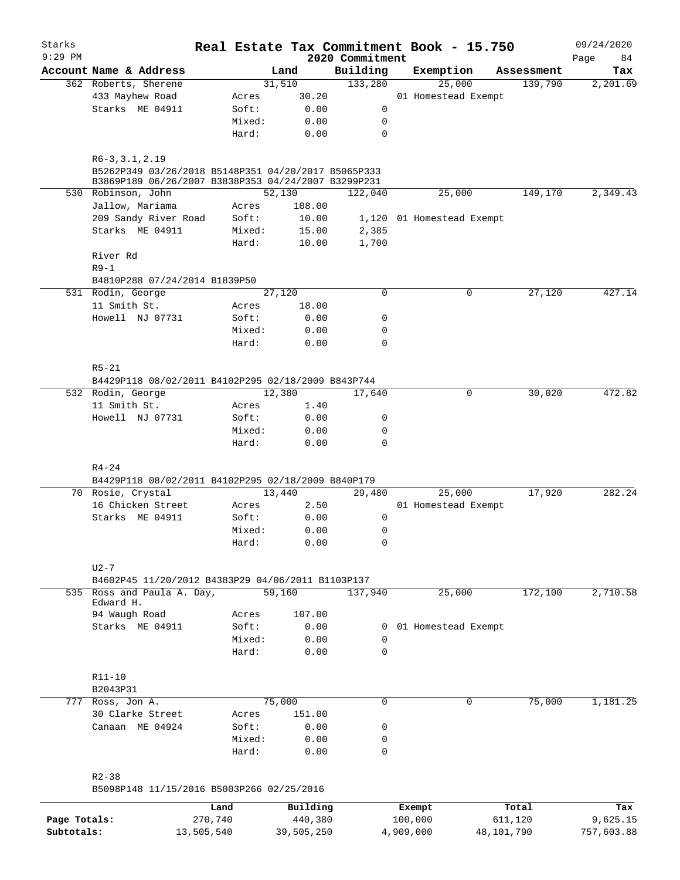# Real Estate Tax Commitment Book - 15.750

Starks
9:29 PM

2020 Commitment

09/24/2020

| Account | Name & Address | | Land | Building | Exemption | Assessment | Tax |
|---|---|---|---|---|---|---|---|
| 362 | Roberts, Sherene | | 31,510 | 133,280 | 25,000 | 139,790 | 2,201.69 |
| | 433 Mayhew Road | Acres | 30.20 | | 01 Homestead Exempt | | |
| | Starks ME 04911 | Soft: | 0.00 | 0 | | | |
| | | Mixed: | 0.00 | 0 | | | |
| | | Hard: | 0.00 | 0 | | | |
| | R6-3,3.1,2.19 | | | | | | |
| | B5262P349 03/26/2018 B5148P351 04/20/2017 B5065P333 B3869P189 06/26/2007 B3838P353 04/24/2007 B3299P231 | | | | | | |
| 530 | Robinson, John | | 52,130 | 122,040 | 25,000 | 149,170 | 2,349.43 |
| | Jallow, Mariama | Acres | 108.00 | | | | |
| | 209 Sandy River Road | Soft: | 10.00 | 1,120 | 01 Homestead Exempt | | |
| | Starks ME 04911 | Mixed: | 15.00 | 2,385 | | | |
| | | Hard: | 10.00 | 1,700 | | | |
| | River Rd | | | | | | |
| | R9-1 | | | | | | |
| | B4810P288 07/24/2014 B1839P50 | | | | | | |
| 531 | Rodin, George | | 27,120 | 0 | 0 | 27,120 | 427.14 |
| | 11 Smith St. | Acres | 18.00 | | | | |
| | Howell NJ 07731 | Soft: | 0.00 | 0 | | | |
| | | Mixed: | 0.00 | 0 | | | |
| | | Hard: | 0.00 | 0 | | | |
| | R5-21 | | | | | | |
| | B4429P118 08/02/2011 B4102P295 02/18/2009 B843P744 | | | | | | |
| 532 | Rodin, George | | 12,380 | 17,640 | 0 | 30,020 | 472.82 |
| | 11 Smith St. | Acres | 1.40 | | | | |
| | Howell NJ 07731 | Soft: | 0.00 | 0 | | | |
| | | Mixed: | 0.00 | 0 | | | |
| | | Hard: | 0.00 | 0 | | | |
| | R4-24 | | | | | | |
| | B4429P118 08/02/2011 B4102P295 02/18/2009 B840P179 | | | | | | |
| 70 | Rosie, Crystal | | 13,440 | 29,480 | 25,000 | 17,920 | 282.24 |
| | 16 Chicken Street | Acres | 2.50 | | 01 Homestead Exempt | | |
| | Starks ME 04911 | Soft: | 0.00 | 0 | | | |
| | | Mixed: | 0.00 | 0 | | | |
| | | Hard: | 0.00 | 0 | | | |
| | U2-7 | | | | | | |
| | B4602P45 11/20/2012 B4383P29 04/06/2011 B1103P137 | | | | | | |
| 535 | Ross and Paula A. Day, Edward H. | | 59,160 | 137,940 | 25,000 | 172,100 | 2,710.58 |
| | 94 Waugh Road | Acres | 107.00 | | | | |
| | Starks ME 04911 | Soft: | 0.00 | 0 | 01 Homestead Exempt | | |
| | | Mixed: | 0.00 | 0 | | | |
| | | Hard: | 0.00 | 0 | | | |
| | R11-10 | | | | | | |
| | B2043P31 | | | | | | |
| 777 | Ross, Jon A. | | 75,000 | 0 | 0 | 75,000 | 1,181.25 |
| | 30 Clarke Street | Acres | 151.00 | | | | |
| | Canaan ME 04924 | Soft: | 0.00 | 0 | | | |
| | | Mixed: | 0.00 | 0 | | | |
| | | Hard: | 0.00 | 0 | | | |
| | R2-38 | | | | | | |
| | B5098P148 11/15/2016 B5003P266 02/25/2016 | | | | | | |

| | Land | Building | Exempt | Total | Tax |
|---|---|---|---|---|---|
| Page Totals: | 270,740 | 440,380 | 100,000 | 611,120 | 9,625.15 |
| Subtotals: | 13,505,540 | 39,505,250 | 4,909,000 | 48,101,790 | 757,603.88 |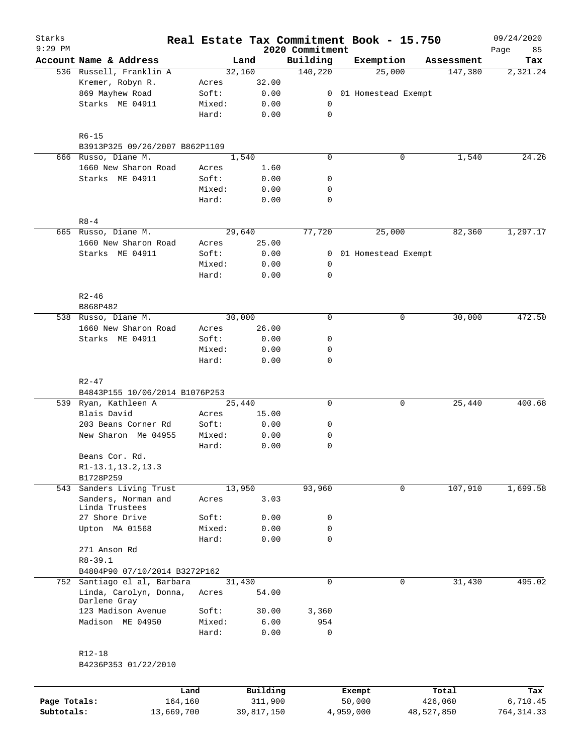# Starks Real Estate Tax Commitment Book - 15.750

2020 Commitment

09/24/2020 9:29 PM

| Account | Name & Address | | Land | Building | Exemption | Assessment | Tax |
|---|---|---|---|---|---|---|---|
| 536 | Russell, Franklin A | | 32,160 | 140,220 | 25,000 | 147,380 | 2,321.24 |
| | Kremer, Robyn R. | Acres | 32.00 | | | | |
| | 869 Mayhew Road | Soft: | 0.00 | 0 | 01 Homestead Exempt | | |
| | Starks ME 04911 | Mixed: | 0.00 | 0 | | | |
| | | Hard: | 0.00 | 0 | | | |
| | R6-15 | | | | | | |
| | B3913P325 09/26/2007 B862P1109 | | | | | | |
| 666 | Russo, Diane M. | | 1,540 | 0 | 0 | 1,540 | 24.26 |
| | 1660 New Sharon Road | Acres | 1.60 | | | | |
| | Starks ME 04911 | Soft: | 0.00 | 0 | | | |
| | | Mixed: | 0.00 | 0 | | | |
| | | Hard: | 0.00 | 0 | | | |
| | R8-4 | | | | | | |
| 665 | Russo, Diane M. | | 29,640 | 77,720 | 25,000 | 82,360 | 1,297.17 |
| | 1660 New Sharon Road | Acres | 25.00 | | | | |
| | Starks ME 04911 | Soft: | 0.00 | 0 | 01 Homestead Exempt | | |
| | | Mixed: | 0.00 | 0 | | | |
| | | Hard: | 0.00 | 0 | | | |
| | R2-46 | | | | | | |
| | B868P482 | | | | | | |
| 538 | Russo, Diane M. | | 30,000 | 0 | 0 | 30,000 | 472.50 |
| | 1660 New Sharon Road | Acres | 26.00 | | | | |
| | Starks ME 04911 | Soft: | 0.00 | 0 | | | |
| | | Mixed: | 0.00 | 0 | | | |
| | | Hard: | 0.00 | 0 | | | |
| | R2-47 | | | | | | |
| | B4843P155 10/06/2014 B1076P253 | | | | | | |
| 539 | Ryan, Kathleen A | | 25,440 | 0 | 0 | 25,440 | 400.68 |
| | Blais David | Acres | 15.00 | | | | |
| | 203 Beans Corner Rd | Soft: | 0.00 | 0 | | | |
| | New Sharon Me 04955 | Mixed: | 0.00 | 0 | | | |
| | | Hard: | 0.00 | 0 | | | |
| | Beans Cor. Rd. | | | | | | |
| | R1-13.1,13.2,13.3 | | | | | | |
| | B1728P259 | | | | | | |
| 543 | Sanders Living Trust | | 13,950 | 93,960 | 0 | 107,910 | 1,699.58 |
| | Sanders, Norman and Linda Trustees | Acres | 3.03 | | | | |
| | 27 Shore Drive | Soft: | 0.00 | 0 | | | |
| | Upton MA 01568 | Mixed: | 0.00 | 0 | | | |
| | | Hard: | 0.00 | 0 | | | |
| | 271 Anson Rd | | | | | | |
| | R8-39.1 | | | | | | |
| | B4804P90 07/10/2014 B3272P162 | | | | | | |
| 752 | Santiago el al, Barbara | | 31,430 | 0 | 0 | 31,430 | 495.02 |
| | Linda, Carolyn, Donna, Darlene Gray | Acres | 54.00 | | | | |
| | 123 Madison Avenue | Soft: | 30.00 | 3,360 | | | |
| | Madison ME 04950 | Mixed: | 6.00 | 954 | | | |
| | | Hard: | 0.00 | 0 | | | |
| | R12-18 | | | | | | |
| | B4236P353 01/22/2010 | | | | | | |

| | Land | Building | Exempt | Total | Tax |
|---|---|---|---|---|---|
| Page Totals: | 164,160 | 311,900 | 50,000 | 426,060 | 6,710.45 |
| Subtotals: | 13,669,700 | 39,817,150 | 4,959,000 | 48,527,850 | 764,314.33 |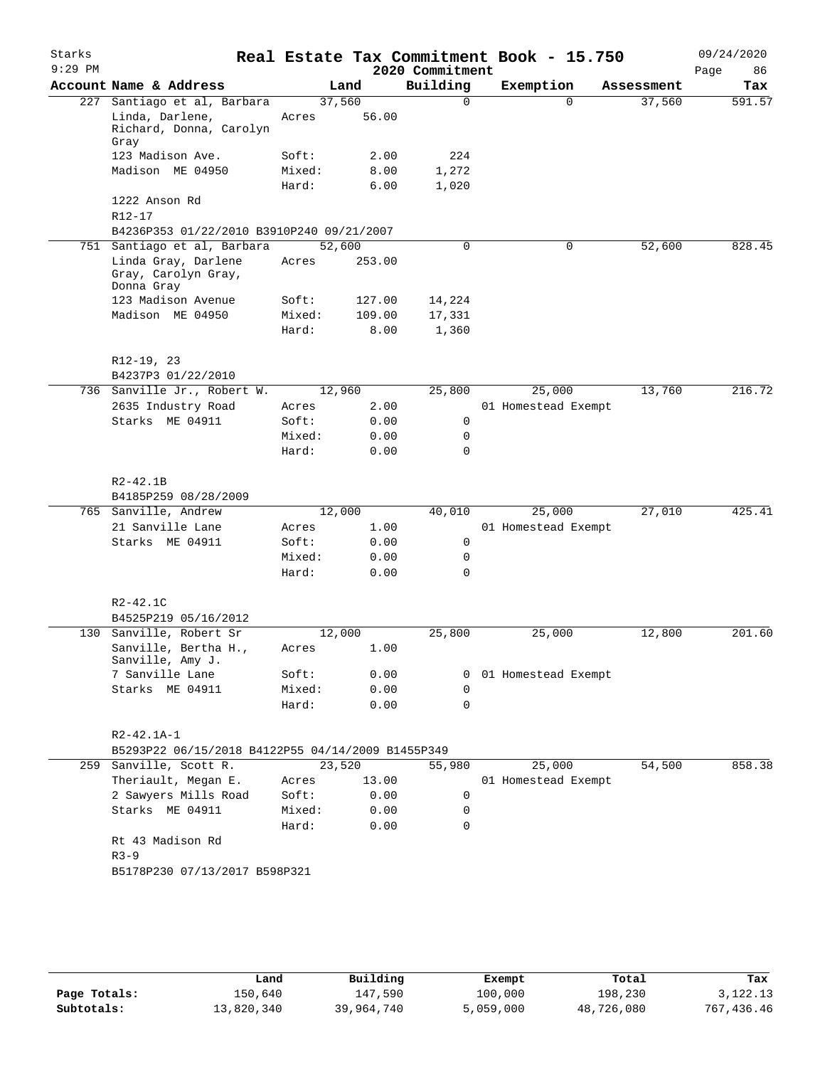Starks
9:29 PM

# Real Estate Tax Commitment Book - 15.750

2020 Commitment

09/24/2020

| Account | Name & Address | | Land | Building | Exemption | Assessment | Tax |
|---|---|---|---|---|---|---|---|
| 227 | Santiago et al, Barbara | | 37,560 | 0 | 0 | 37,560 | 591.57 |
| | Linda, Darlene, Richard, Donna, Carolyn Gray | Acres | 56.00 | | | | |
| | 123 Madison Ave. | Soft: | 2.00 | 224 | | | |
| | Madison ME 04950 | Mixed: | 8.00 | 1,272 | | | |
| | | Hard: | 6.00 | 1,020 | | | |
| | 1222 Anson Rd | | | | | | |
| | R12-17 | | | | | | |
| | B4236P353 01/22/2010 B3910P240 09/21/2007 | | | | | | |
| 751 | Santiago et al, Barbara | | 52,600 | 0 | 0 | 52,600 | 828.45 |
| | Linda Gray, Darlene Gray, Carolyn Gray, Donna Gray | Acres | 253.00 | | | | |
| | 123 Madison Avenue | Soft: | 127.00 | 14,224 | | | |
| | Madison ME 04950 | Mixed: | 109.00 | 17,331 | | | |
| | | Hard: | 8.00 | 1,360 | | | |
| | R12-19, 23 | | | | | | |
| | B4237P3 01/22/2010 | | | | | | |
| 736 | Sanville Jr., Robert W. | | 12,960 | 25,800 | 25,000 | 13,760 | 216.72 |
| | 2635 Industry Road | Acres | 2.00 | | 01 Homestead Exempt | | |
| | Starks ME 04911 | Soft: | 0.00 | 0 | | | |
| | | Mixed: | 0.00 | 0 | | | |
| | | Hard: | 0.00 | 0 | | | |
| | R2-42.1B | | | | | | |
| | B4185P259 08/28/2009 | | | | | | |
| 765 | Sanville, Andrew | | 12,000 | 40,010 | 25,000 | 27,010 | 425.41 |
| | 21 Sanville Lane | Acres | 1.00 | | 01 Homestead Exempt | | |
| | Starks ME 04911 | Soft: | 0.00 | 0 | | | |
| | | Mixed: | 0.00 | 0 | | | |
| | | Hard: | 0.00 | 0 | | | |
| | R2-42.1C | | | | | | |
| | B4525P219 05/16/2012 | | | | | | |
| 130 | Sanville, Robert Sr | | 12,000 | 25,800 | 25,000 | 12,800 | 201.60 |
| | Sanville, Bertha H., Sanville, Amy J. | Acres | 1.00 | | | | |
| | 7 Sanville Lane | Soft: | 0.00 | 0 | 01 Homestead Exempt | | |
| | Starks ME 04911 | Mixed: | 0.00 | 0 | | | |
| | | Hard: | 0.00 | 0 | | | |
| | R2-42.1A-1 | | | | | | |
| | B5293P22 06/15/2018 B4122P55 04/14/2009 B1455P349 | | | | | | |
| 259 | Sanville, Scott R. | | 23,520 | 55,980 | 25,000 | 54,500 | 858.38 |
| | Theriault, Megan E. | Acres | 13.00 | | 01 Homestead Exempt | | |
| | 2 Sawyers Mills Road | Soft: | 0.00 | 0 | | | |
| | Starks ME 04911 | Mixed: | 0.00 | 0 | | | |
| | | Hard: | 0.00 | 0 | | | |
| | Rt 43 Madison Rd | | | | | | |
| | R3-9 | | | | | | |
| | B5178P230 07/13/2017 B598P321 | | | | | | |

| | Land | Building | Exempt | Total | Tax |
|---|---|---|---|---|---|
| Page Totals: | 150,640 | 147,590 | 100,000 | 198,230 | 3,122.13 |
| Subtotals: | 13,820,340 | 39,964,740 | 5,059,000 | 48,726,080 | 767,436.46 |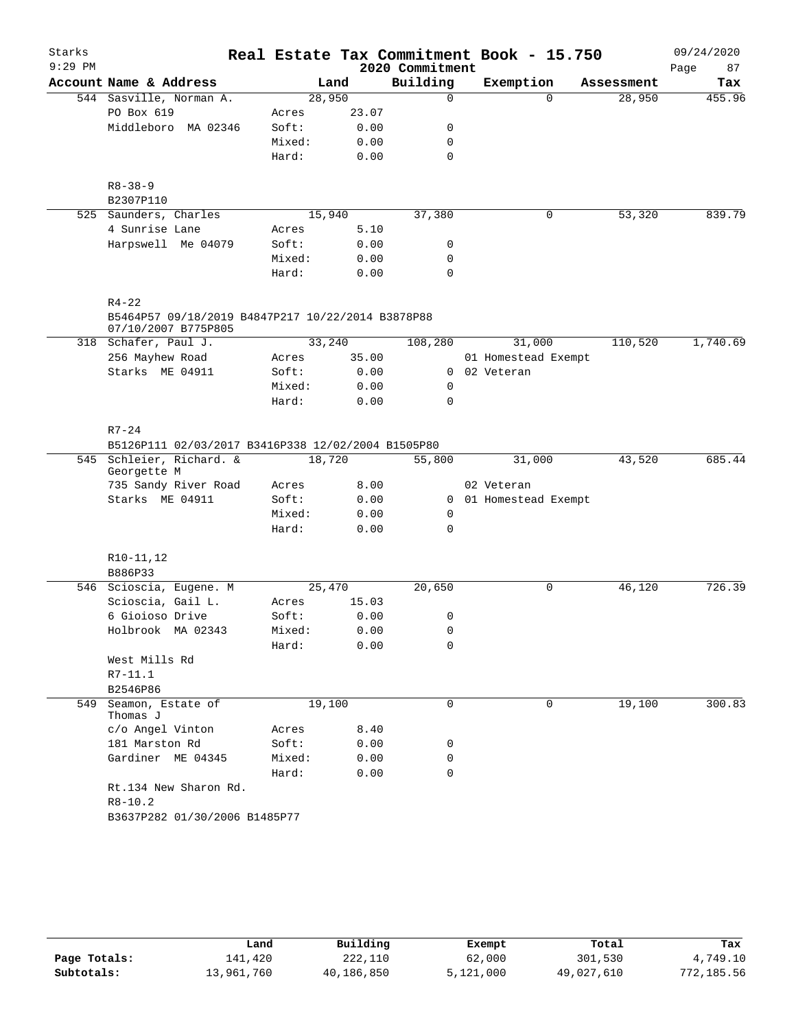# Real Estate Tax Commitment Book - 15.750

Starks
9:29 PM

2020 Commitment

09/24/2020

| Account Name & Address | | Land | Building | Exemption | Assessment | Tax |
|---|---|---|---|---|---|---|
| 544 Sasville, Norman A. | | 28,950 | 0 | 0 | 28,950 | 455.96 |
| PO Box 619 | Acres | 23.07 | | | | |
| Middleboro MA 02346 | Soft: | 0.00 | 0 | | | |
| | Mixed: | 0.00 | 0 | | | |
| | Hard: | 0.00 | 0 | | | |
| R8-38-9 | | | | | | |
| B2307P110 | | | | | | |
| 525 Saunders, Charles | | 15,940 | 37,380 | 0 | 53,320 | 839.79 |
| 4 Sunrise Lane | Acres | 5.10 | | | | |
| Harpswell Me 04079 | Soft: | 0.00 | 0 | | | |
| | Mixed: | 0.00 | 0 | | | |
| | Hard: | 0.00 | 0 | | | |
| R4-22 | | | | | | |
| B5464P57 09/18/2019 B4847P217 10/22/2014 B3878P88 07/10/2007 B775P805 | | | | | | |
| 318 Schafer, Paul J. | | 33,240 | 108,280 | 31,000 | 110,520 | 1,740.69 |
| 256 Mayhew Road | Acres | 35.00 | | 01 Homestead Exempt | | |
| Starks ME 04911 | Soft: | 0.00 | 0 | 02 Veteran | | |
| | Mixed: | 0.00 | 0 | | | |
| | Hard: | 0.00 | 0 | | | |
| R7-24 | | | | | | |
| B5126P111 02/03/2017 B3416P338 12/02/2004 B1505P80 | | | | | | |
| 545 Schleier, Richard. & Georgette M | | 18,720 | 55,800 | 31,000 | 43,520 | 685.44 |
| 735 Sandy River Road | Acres | 8.00 | | 02 Veteran | | |
| Starks ME 04911 | Soft: | 0.00 | 0 | 01 Homestead Exempt | | |
| | Mixed: | 0.00 | 0 | | | |
| | Hard: | 0.00 | 0 | | | |
| R10-11,12 | | | | | | |
| B886P33 | | | | | | |
| 546 Scioscia, Eugene. M | | 25,470 | 20,650 | 0 | 46,120 | 726.39 |
| Scioscia, Gail L. | Acres | 15.03 | | | | |
| 6 Gioioso Drive | Soft: | 0.00 | 0 | | | |
| Holbrook MA 02343 | Mixed: | 0.00 | 0 | | | |
| | Hard: | 0.00 | 0 | | | |
| West Mills Rd | | | | | | |
| R7-11.1 | | | | | | |
| B2546P86 | | | | | | |
| 549 Seamon, Estate of Thomas J | | 19,100 | 0 | 0 | 19,100 | 300.83 |
| c/o Angel Vinton | Acres | 8.40 | | | | |
| 181 Marston Rd | Soft: | 0.00 | 0 | | | |
| Gardiner ME 04345 | Mixed: | 0.00 | 0 | | | |
| | Hard: | 0.00 | 0 | | | |
| Rt.134 New Sharon Rd. | | | | | | |
| R8-10.2 | | | | | | |
| B3637P282 01/30/2006 B1485P77 | | | | | | |

| | Land | Building | Exempt | Total | Tax |
|---|---|---|---|---|---|
| Page Totals: | 141,420 | 222,110 | 62,000 | 301,530 | 4,749.10 |
| Subtotals: | 13,961,760 | 40,186,850 | 5,121,000 | 49,027,610 | 772,185.56 |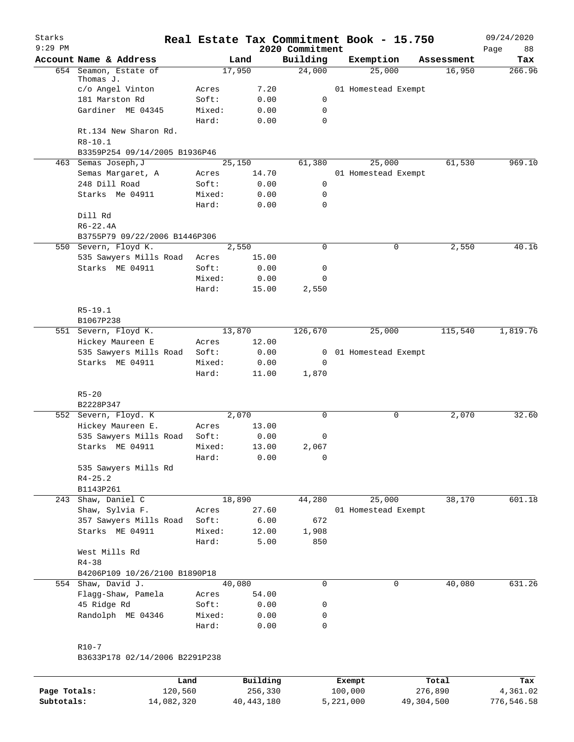# Real Estate Tax Commitment Book - 15.750

Starks
9:29 PM

2020 Commitment

09/24/2020

| Account | Name & Address | | Land | Building | Exemption | Assessment | Tax |
|---|---|---|---|---|---|---|---|
| 654 | Seamon, Estate of Thomas J. | | 17,950 | 24,000 | 25,000 | 16,950 | 266.96 |
| | c/o Angel Vinton | Acres | 7.20 | | 01 Homestead Exempt | | |
| | 181 Marston Rd | Soft: | 0.00 | 0 | | | |
| | Gardiner ME 04345 | Mixed: | 0.00 | 0 | | | |
| | | Hard: | 0.00 | 0 | | | |
| | Rt.134 New Sharon Rd. | | | | | | |
| | R8-10.1 | | | | | | |
| | B3359P254 09/14/2005 B1936P46 | | | | | | |
| 463 | Semas Joseph,J | | 25,150 | 61,380 | 25,000 | 61,530 | 969.10 |
| | Semas Margaret, A | Acres | 14.70 | | 01 Homestead Exempt | | |
| | 248 Dill Road | Soft: | 0.00 | 0 | | | |
| | Starks Me 04911 | Mixed: | 0.00 | 0 | | | |
| | | Hard: | 0.00 | 0 | | | |
| | Dill Rd | | | | | | |
| | R6-22.4A | | | | | | |
| | B3755P79 09/22/2006 B1446P306 | | | | | | |
| 550 | Severn, Floyd K. | | 2,550 | 0 | 0 | 2,550 | 40.16 |
| | 535 Sawyers Mills Road | Acres | 15.00 | | | | |
| | Starks ME 04911 | Soft: | 0.00 | 0 | | | |
| | | Mixed: | 0.00 | 0 | | | |
| | | Hard: | 15.00 | 2,550 | | | |
| | R5-19.1 | | | | | | |
| | B1067P238 | | | | | | |
| 551 | Severn, Floyd K. | | 13,870 | 126,670 | 25,000 | 115,540 | 1,819.76 |
| | Hickey Maureen E | Acres | 12.00 | | | | |
| | 535 Sawyers Mills Road | Soft: | 0.00 | 0 | 01 Homestead Exempt | | |
| | Starks ME 04911 | Mixed: | 0.00 | 0 | | | |
| | | Hard: | 11.00 | 1,870 | | | |
| | R5-20 | | | | | | |
| | B2228P347 | | | | | | |
| 552 | Severn, Floyd. K | | 2,070 | 0 | 0 | 2,070 | 32.60 |
| | Hickey Maureen E. | Acres | 13.00 | | | | |
| | 535 Sawyers Mills Road | Soft: | 0.00 | 0 | | | |
| | Starks ME 04911 | Mixed: | 13.00 | 2,067 | | | |
| | | Hard: | 0.00 | 0 | | | |
| | 535 Sawyers Mills Rd | | | | | | |
| | R4-25.2 | | | | | | |
| | B1143P261 | | | | | | |
| 243 | Shaw, Daniel C | | 18,890 | 44,280 | 25,000 | 38,170 | 601.18 |
| | Shaw, Sylvia F. | Acres | 27.60 | | 01 Homestead Exempt | | |
| | 357 Sawyers Mills Road | Soft: | 6.00 | 672 | | | |
| | Starks ME 04911 | Mixed: | 12.00 | 1,908 | | | |
| | | Hard: | 5.00 | 850 | | | |
| | West Mills Rd | | | | | | |
| | R4-38 | | | | | | |
| | B4206P109 10/26/2100 B1890P18 | | | | | | |
| 554 | Shaw, David J. | | 40,080 | 0 | 0 | 40,080 | 631.26 |
| | Flagg-Shaw, Pamela | Acres | 54.00 | | | | |
| | 45 Ridge Rd | Soft: | 0.00 | 0 | | | |
| | Randolph ME 04346 | Mixed: | 0.00 | 0 | | | |
| | | Hard: | 0.00 | 0 | | | |
| | R10-7 | | | | | | |
| | B3633P178 02/14/2006 B2291P238 | | | | | | |

| | Land | Building | Exempt | Total | Tax |
|---|---|---|---|---|---|
| Page Totals: | 120,560 | 256,330 | 100,000 | 276,890 | 4,361.02 |
| Subtotals: | 14,082,320 | 40,443,180 | 5,221,000 | 49,304,500 | 776,546.58 |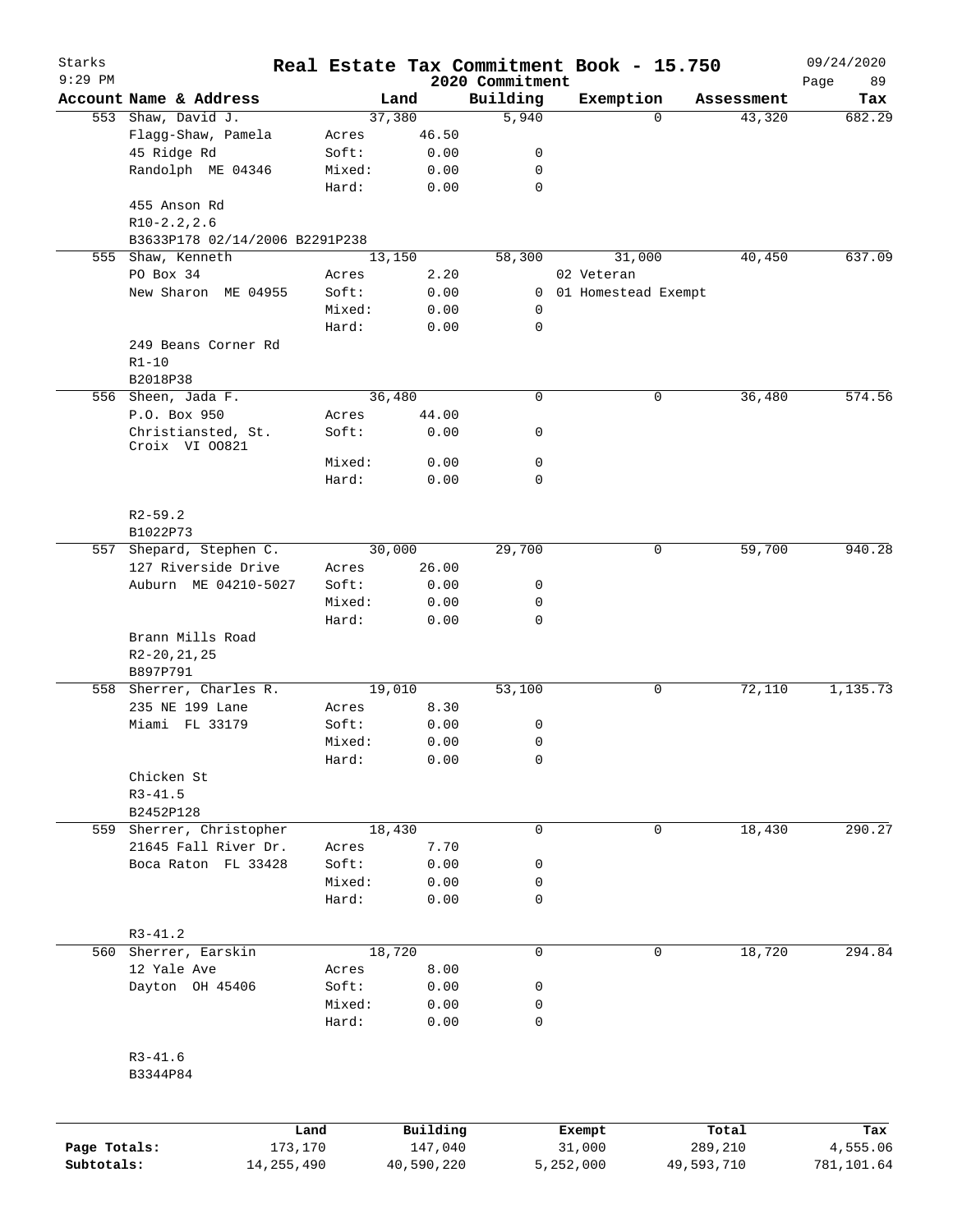Starks
9:29 PM

# Real Estate Tax Commitment Book - 15.750

2020 Commitment

09/24/2020

| Account Name & Address | | Land | Building | Exemption | Assessment | Tax |
|---|---|---|---|---|---|---|
| 553 Shaw, David J. | | 37,380 | 5,940 | 0 | 43,320 | 682.29 |
| Flagg-Shaw, Pamela | Acres | 46.50 | | | | |
| 45 Ridge Rd | Soft: | 0.00 | 0 | | | |
| Randolph ME 04346 | Mixed: | 0.00 | 0 | | | |
| | Hard: | 0.00 | 0 | | | |
| 455 Anson Rd | | | | | | |
| R10-2.2,2.6 | | | | | | |
| B3633P178 02/14/2006 B2291P238 | | | | | | |
| 555 Shaw, Kenneth | | 13,150 | 58,300 | 31,000 | 40,450 | 637.09 |
| PO Box 34 | Acres | 2.20 | | 02 Veteran | | |
| New Sharon ME 04955 | Soft: | 0.00 | 0 | 01 Homestead Exempt | | |
| | Mixed: | 0.00 | 0 | | | |
| | Hard: | 0.00 | 0 | | | |
| 249 Beans Corner Rd | | | | | | |
| R1-10 | | | | | | |
| B2018P38 | | | | | | |
| 556 Sheen, Jada F. | | 36,480 | 0 | 0 | 36,480 | 574.56 |
| P.O. Box 950 | Acres | 44.00 | | | | |
| Christiansted, St. Croix VI 00821 | Soft: | 0.00 | 0 | | | |
| | Mixed: | 0.00 | 0 | | | |
| | Hard: | 0.00 | 0 | | | |
| R2-59.2 | | | | | | |
| B1022P73 | | | | | | |
| 557 Shepard, Stephen C. | | 30,000 | 29,700 | 0 | 59,700 | 940.28 |
| 127 Riverside Drive | Acres | 26.00 | | | | |
| Auburn ME 04210-5027 | Soft: | 0.00 | 0 | | | |
| | Mixed: | 0.00 | 0 | | | |
| | Hard: | 0.00 | 0 | | | |
| Brann Mills Road | | | | | | |
| R2-20,21,25 | | | | | | |
| B897P791 | | | | | | |
| 558 Sherrer, Charles R. | | 19,010 | 53,100 | 0 | 72,110 | 1,135.73 |
| 235 NE 199 Lane | Acres | 8.30 | | | | |
| Miami FL 33179 | Soft: | 0.00 | 0 | | | |
| | Mixed: | 0.00 | 0 | | | |
| | Hard: | 0.00 | 0 | | | |
| Chicken St | | | | | | |
| R3-41.5 | | | | | | |
| B2452P128 | | | | | | |
| 559 Sherrer, Christopher | | 18,430 | 0 | 0 | 18,430 | 290.27 |
| 21645 Fall River Dr. | Acres | 7.70 | | | | |
| Boca Raton FL 33428 | Soft: | 0.00 | 0 | | | |
| | Mixed: | 0.00 | 0 | | | |
| | Hard: | 0.00 | 0 | | | |
| R3-41.2 | | | | | | |
| 560 Sherrer, Earskin | | 18,720 | 0 | 0 | 18,720 | 294.84 |
| 12 Yale Ave | Acres | 8.00 | | | | |
| Dayton OH 45406 | Soft: | 0.00 | 0 | | | |
| | Mixed: | 0.00 | 0 | | | |
| | Hard: | 0.00 | 0 | | | |
| R3-41.6 | | | | | | |
| B3344P84 | | | | | | |

| | Land | Building | Exempt | Total | Tax |
|---|---|---|---|---|---|
| Page Totals: | 173,170 | 147,040 | 31,000 | 289,210 | 4,555.06 |
| Subtotals: | 14,255,490 | 40,590,220 | 5,252,000 | 49,593,710 | 781,101.64 |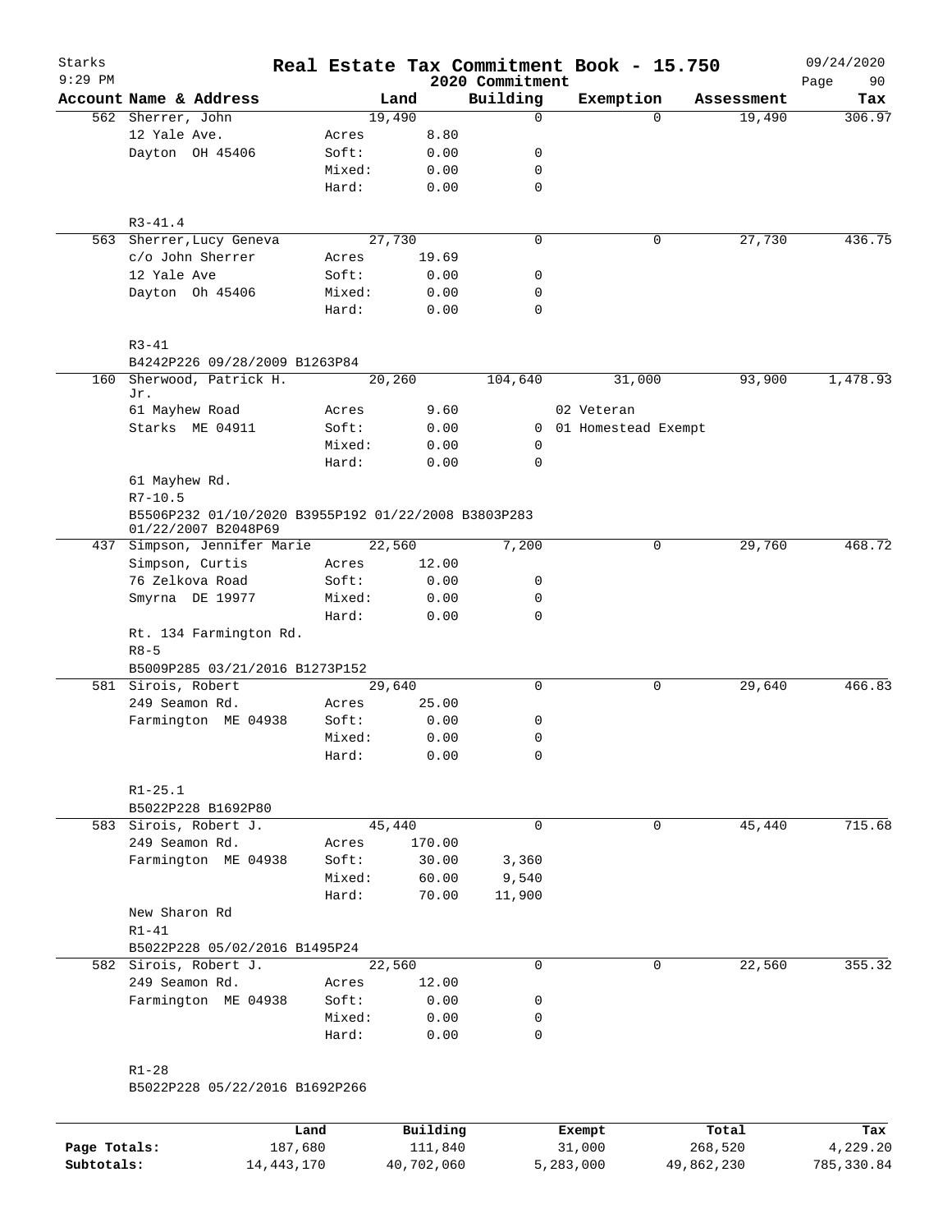# Real Estate Tax Commitment Book - 15.750

Starks
9:29 PM
2020 Commitment
09/24/2020

| Account Name & Address | | Land | Building | Exemption | Assessment | Tax |
|---|---|---|---|---|---|---|
| 562 Sherrer, John | | 19,490 | 0 | 0 | 19,490 | 306.97 |
| 12 Yale Ave. | Acres | 8.80 | | | | |
| Dayton OH 45406 | Soft: | 0.00 | 0 | | | |
| | Mixed: | 0.00 | 0 | | | |
| | Hard: | 0.00 | 0 | | | |
| R3-41.4 | | | | | | |
| 563 Sherrer, Lucy Geneva | | 27,730 | 0 | 0 | 27,730 | 436.75 |
| c/o John Sherrer | Acres | 19.69 | | | | |
| 12 Yale Ave | Soft: | 0.00 | 0 | | | |
| Dayton Oh 45406 | Mixed: | 0.00 | 0 | | | |
| | Hard: | 0.00 | 0 | | | |
| R3-41 | | | | | | |
| B4242P226 09/28/2009 B1263P84 | | | | | | |
| 160 Sherwood, Patrick H. Jr. | | 20,260 | 104,640 | 31,000 | 93,900 | 1,478.93 |
| 61 Mayhew Road | Acres | 9.60 | | 02 Veteran | | |
| Starks ME 04911 | Soft: | 0.00 | 0 | 01 Homestead Exempt | | |
| | Mixed: | 0.00 | 0 | | | |
| | Hard: | 0.00 | 0 | | | |
| 61 Mayhew Rd. | | | | | | |
| R7-10.5 | | | | | | |
| B5506P232 01/10/2020 B3955P192 01/22/2008 B3803P283 01/22/2007 B2048P69 | | | | | | |
| 437 Simpson, Jennifer Marie | | 22,560 | 7,200 | 0 | 29,760 | 468.72 |
| Simpson, Curtis | Acres | 12.00 | | | | |
| 76 Zelkova Road | Soft: | 0.00 | 0 | | | |
| Smyrna DE 19977 | Mixed: | 0.00 | 0 | | | |
| | Hard: | 0.00 | 0 | | | |
| Rt. 134 Farmington Rd. | | | | | | |
| R8-5 | | | | | | |
| B5009P285 03/21/2016 B1273P152 | | | | | | |
| 581 Sirois, Robert | | 29,640 | 0 | 0 | 29,640 | 466.83 |
| 249 Seamon Rd. | Acres | 25.00 | | | | |
| Farmington ME 04938 | Soft: | 0.00 | 0 | | | |
| | Mixed: | 0.00 | 0 | | | |
| | Hard: | 0.00 | 0 | | | |
| R1-25.1 | | | | | | |
| B5022P228 B1692P80 | | | | | | |
| 583 Sirois, Robert J. | | 45,440 | 0 | 0 | 45,440 | 715.68 |
| 249 Seamon Rd. | Acres | 170.00 | | | | |
| Farmington ME 04938 | Soft: | 30.00 | 3,360 | | | |
| | Mixed: | 60.00 | 9,540 | | | |
| | Hard: | 70.00 | 11,900 | | | |
| New Sharon Rd | | | | | | |
| R1-41 | | | | | | |
| B5022P228 05/02/2016 B1495P24 | | | | | | |
| 582 Sirois, Robert J. | | 22,560 | 0 | 0 | 22,560 | 355.32 |
| 249 Seamon Rd. | Acres | 12.00 | | | | |
| Farmington ME 04938 | Soft: | 0.00 | 0 | | | |
| | Mixed: | 0.00 | 0 | | | |
| | Hard: | 0.00 | 0 | | | |
| R1-28 | | | | | | |
| B5022P228 05/22/2016 B1692P266 | | | | | | |

| | Land | Building | Exempt | Total | Tax |
|---|---|---|---|---|---|
| Page Totals: | 187,680 | 111,840 | 31,000 | 268,520 | 4,229.20 |
| Subtotals: | 14,443,170 | 40,702,060 | 5,283,000 | 49,862,230 | 785,330.84 |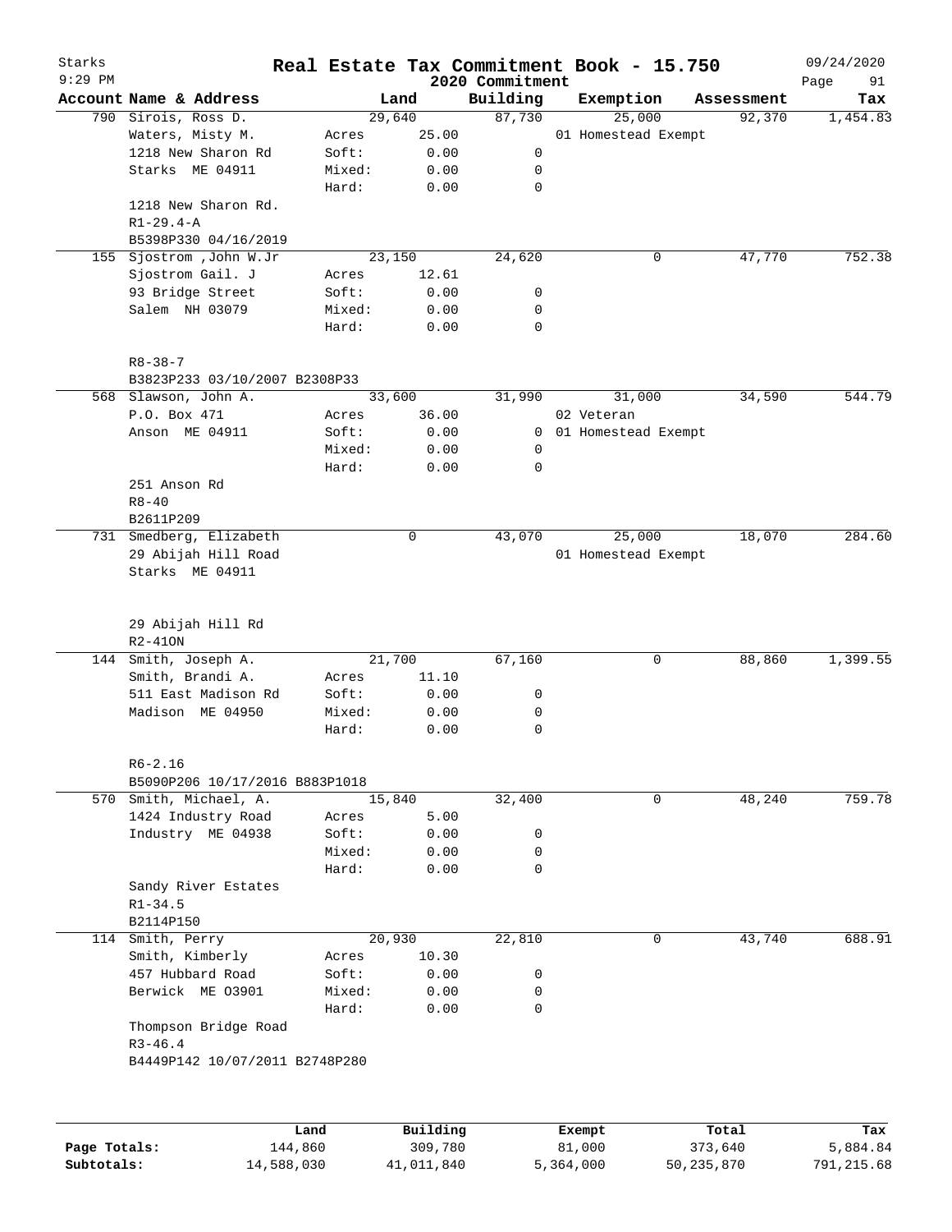# Real Estate Tax Commitment Book - 15.750

Starks
9:29 PM

2020 Commitment

09/24/2020

| Account | Name & Address | Land | | Building | Exemption | Assessment | Tax |
|---|---|---|---|---|---|---|---|
| 790 | Sirois, Ross D. | | 29,640 | 87,730 | 25,000 | 92,370 | 1,454.83 |
| | Waters, Misty M. | Acres | 25.00 | | 01 Homestead Exempt | | |
| | 1218 New Sharon Rd | Soft: | 0.00 | 0 | | | |
| | Starks ME 04911 | Mixed: | 0.00 | 0 | | | |
| | | Hard: | 0.00 | 0 | | | |
| | 1218 New Sharon Rd. | | | | | | |
| | R1-29.4-A | | | | | | |
| | B5398P330 04/16/2019 | | | | | | |
| 155 | Sjostrom ,John W.Jr | | 23,150 | 24,620 | 0 | 47,770 | 752.38 |
| | Sjostrom Gail. J | Acres | 12.61 | | | | |
| | 93 Bridge Street | Soft: | 0.00 | 0 | | | |
| | Salem NH 03079 | Mixed: | 0.00 | 0 | | | |
| | | Hard: | 0.00 | 0 | | | |
| | R8-38-7 | | | | | | |
| | B3823P233 03/10/2007 B2308P33 | | | | | | |
| 568 | Slawson, John A. | | 33,600 | 31,990 | 31,000 | 34,590 | 544.79 |
| | P.O. Box 471 | Acres | 36.00 | | 02 Veteran | | |
| | Anson ME 04911 | Soft: | 0.00 | 0 | 01 Homestead Exempt | | |
| | | Mixed: | 0.00 | 0 | | | |
| | | Hard: | 0.00 | 0 | | | |
| | 251 Anson Rd | | | | | | |
| | R8-40 | | | | | | |
| | B2611P209 | | | | | | |
| 731 | Smedberg, Elizabeth | | 0 | 43,070 | 25,000 | 18,070 | 284.60 |
| | 29 Abijah Hill Road | | | | 01 Homestead Exempt | | |
| | Starks ME 04911 | | | | | | |
| | 29 Abijah Hill Rd | | | | | | |
| | R2-41ON | | | | | | |
| 144 | Smith, Joseph A. | | 21,700 | 67,160 | 0 | 88,860 | 1,399.55 |
| | Smith, Brandi A. | Acres | 11.10 | | | | |
| | 511 East Madison Rd | Soft: | 0.00 | 0 | | | |
| | Madison ME 04950 | Mixed: | 0.00 | 0 | | | |
| | | Hard: | 0.00 | 0 | | | |
| | R6-2.16 | | | | | | |
| | B5090P206 10/17/2016 B883P1018 | | | | | | |
| 570 | Smith, Michael, A. | | 15,840 | 32,400 | 0 | 48,240 | 759.78 |
| | 1424 Industry Road | Acres | 5.00 | | | | |
| | Industry ME 04938 | Soft: | 0.00 | 0 | | | |
| | | Mixed: | 0.00 | 0 | | | |
| | | Hard: | 0.00 | 0 | | | |
| | Sandy River Estates | | | | | | |
| | R1-34.5 | | | | | | |
| | B2114P150 | | | | | | |
| 114 | Smith, Perry | | 20,930 | 22,810 | 0 | 43,740 | 688.91 |
| | Smith, Kimberly | Acres | 10.30 | | | | |
| | 457 Hubbard Road | Soft: | 0.00 | 0 | | | |
| | Berwick ME 03901 | Mixed: | 0.00 | 0 | | | |
| | | Hard: | 0.00 | 0 | | | |
| | Thompson Bridge Road | | | | | | |
| | R3-46.4 | | | | | | |
| | B4449P142 10/07/2011 B2748P280 | | | | | | |

| | Land | Building | Exempt | Total | Tax |
|---|---|---|---|---|---|
| Page Totals: | 144,860 | 309,780 | 81,000 | 373,640 | 5,884.84 |
| Subtotals: | 14,588,030 | 41,011,840 | 5,364,000 | 50,235,870 | 791,215.68 |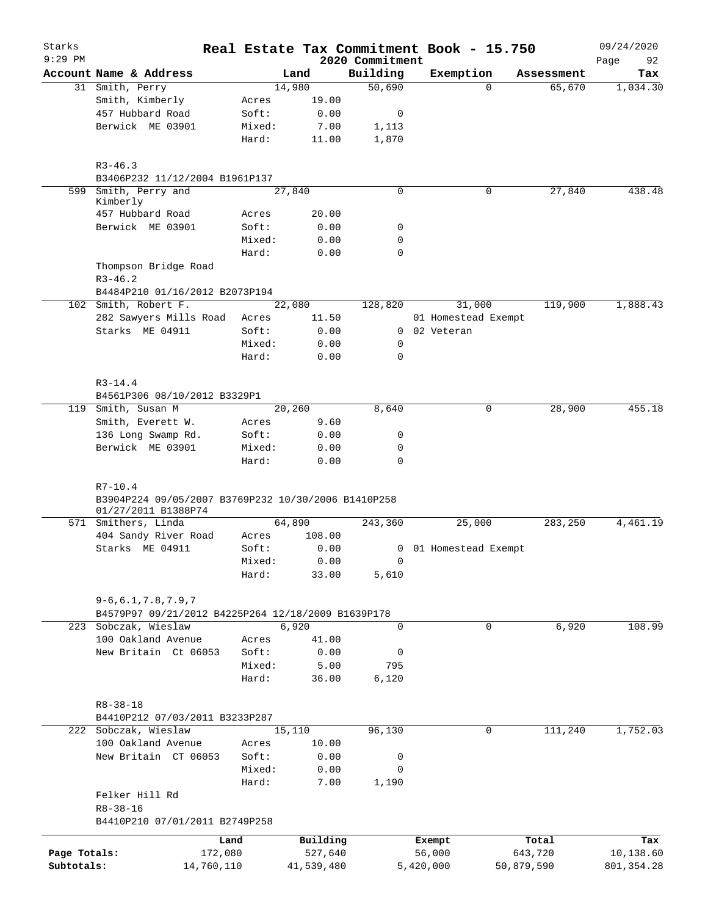Starks 9:29 PM

# Real Estate Tax Commitment Book - 15.750

2020 Commitment

09/24/2020

| Account | Name & Address | | Land | Building | Exemption | Assessment | Tax |
|---|---|---|---|---|---|---|---|
| 31 | Smith, Perry | | 14,980 | 50,690 | 0 | 65,670 | 1,034.30 |
| | Smith, Kimberly | Acres | 19.00 | | | | |
| | 457 Hubbard Road | Soft: | 0.00 | 0 | | | |
| | Berwick ME 03901 | Mixed: | 7.00 | 1,113 | | | |
| | | Hard: | 11.00 | 1,870 | | | |
| | R3-46.3 | | | | | | |
| | B3406P232 11/12/2004 B1961P137 | | | | | | |
| 599 | Smith, Perry and Kimberly | | 27,840 | 0 | 0 | 27,840 | 438.48 |
| | 457 Hubbard Road | Acres | 20.00 | | | | |
| | Berwick ME 03901 | Soft: | 0.00 | 0 | | | |
| | | Mixed: | 0.00 | 0 | | | |
| | | Hard: | 0.00 | 0 | | | |
| | Thompson Bridge Road | | | | | | |
| | R3-46.2 | | | | | | |
| | B4484P210 01/16/2012 B2073P194 | | | | | | |
| 102 | Smith, Robert F. | | 22,080 | 128,820 | 31,000 | 119,900 | 1,888.43 |
| | 282 Sawyers Mills Road | Acres | 11.50 | | 01 Homestead Exempt | | |
| | Starks ME 04911 | Soft: | 0.00 | 0 | 02 Veteran | | |
| | | Mixed: | 0.00 | 0 | | | |
| | | Hard: | 0.00 | 0 | | | |
| | R3-14.4 | | | | | | |
| | B4561P306 08/10/2012 B3329P1 | | | | | | |
| 119 | Smith, Susan M | | 20,260 | 8,640 | 0 | 28,900 | 455.18 |
| | Smith, Everett W. | Acres | 9.60 | | | | |
| | 136 Long Swamp Rd. | Soft: | 0.00 | 0 | | | |
| | Berwick ME 03901 | Mixed: | 0.00 | 0 | | | |
| | | Hard: | 0.00 | 0 | | | |
| | R7-10.4 | | | | | | |
| | B3904P224 09/05/2007 B3769P232 10/30/2006 B1410P258 01/27/2011 B1388P74 | | | | | | |
| 571 | Smithers, Linda | | 64,890 | 243,360 | 25,000 | 283,250 | 4,461.19 |
| | 404 Sandy River Road | Acres | 108.00 | | | | |
| | Starks ME 04911 | Soft: | 0.00 | 0 | 01 Homestead Exempt | | |
| | | Mixed: | 0.00 | 0 | | | |
| | | Hard: | 33.00 | 5,610 | | | |
| | 9-6,6.1,7.8,7.9,7 | | | | | | |
| | B4579P97 09/21/2012 B4225P264 12/18/2009 B1639P178 | | | | | | |
| 223 | Sobczak, Wieslaw | | 6,920 | 0 | 0 | 6,920 | 108.99 |
| | 100 Oakland Avenue | Acres | 41.00 | | | | |
| | New Britain Ct 06053 | Soft: | 0.00 | 0 | | | |
| | | Mixed: | 5.00 | 795 | | | |
| | | Hard: | 36.00 | 6,120 | | | |
| | R8-38-18 | | | | | | |
| | B4410P212 07/03/2011 B3233P287 | | | | | | |
| 222 | Sobczak, Wieslaw | | 15,110 | 96,130 | 0 | 111,240 | 1,752.03 |
| | 100 Oakland Avenue | Acres | 10.00 | | | | |
| | New Britain CT 06053 | Soft: | 0.00 | 0 | | | |
| | | Mixed: | 0.00 | 0 | | | |
| | | Hard: | 7.00 | 1,190 | | | |
| | Felker Hill Rd | | | | | | |
| | R8-38-16 | | | | | | |
| | B4410P210 07/01/2011 B2749P258 | | | | | | |

| | Land | Building | Exempt | Total | Tax |
|---|---|---|---|---|---|
| Page Totals: | 172,080 | 527,640 | 56,000 | 643,720 | 10,138.60 |
| Subtotals: | 14,760,110 | 41,539,480 | 5,420,000 | 50,879,590 | 801,354.28 |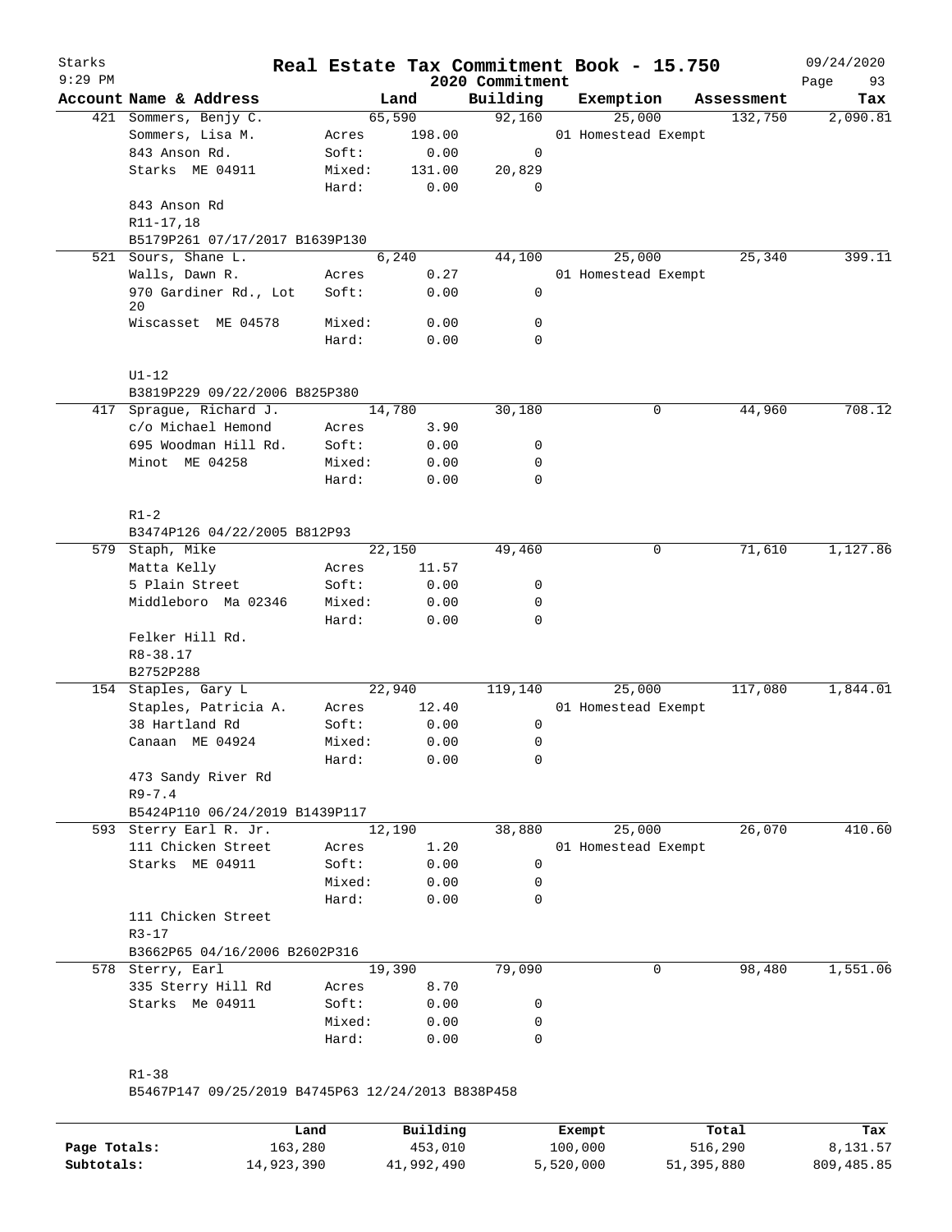# Real Estate Tax Commitment Book - 15.750

Starks
9:29 PM
2020 Commitment
09/24/2020

| Account | Name & Address | | Land | Building | Exemption | Assessment | Tax |
|---|---|---|---|---|---|---|---|
| 421 | Sommers, Benjy C. | | 65,590 | 92,160 | 25,000 | 132,750 | 2,090.81 |
| | Sommers, Lisa M. | Acres | 198.00 | | 01 Homestead Exempt | | |
| | 843 Anson Rd. | Soft: | 0.00 | 0 | | | |
| | Starks ME 04911 | Mixed: | 131.00 | 20,829 | | | |
| | | Hard: | 0.00 | 0 | | | |
| | 843 Anson Rd | | | | | | |
| | R11-17,18 | | | | | | |
| | B5179P261 07/17/2017 B1639P130 | | | | | | |
| 521 | Sours, Shane L. | | 6,240 | 44,100 | 25,000 | 25,340 | 399.11 |
| | Walls, Dawn R. | Acres | 0.27 | | 01 Homestead Exempt | | |
| | 970 Gardiner Rd., Lot 20 | Soft: | 0.00 | 0 | | | |
| | Wiscasset ME 04578 | Mixed: | 0.00 | 0 | | | |
| | | Hard: | 0.00 | 0 | | | |
| | U1-12 | | | | | | |
| | B3819P229 09/22/2006 B825P380 | | | | | | |
| 417 | Sprague, Richard J. | | 14,780 | 30,180 | 0 | 44,960 | 708.12 |
| | c/o Michael Hemond | Acres | 3.90 | | | | |
| | 695 Woodman Hill Rd. | Soft: | 0.00 | 0 | | | |
| | Minot ME 04258 | Mixed: | 0.00 | 0 | | | |
| | | Hard: | 0.00 | 0 | | | |
| | R1-2 | | | | | | |
| | B3474P126 04/22/2005 B812P93 | | | | | | |
| 579 | Staph, Mike | | 22,150 | 49,460 | 0 | 71,610 | 1,127.86 |
| | Matta Kelly | Acres | 11.57 | | | | |
| | 5 Plain Street | Soft: | 0.00 | 0 | | | |
| | Middleboro Ma 02346 | Mixed: | 0.00 | 0 | | | |
| | | Hard: | 0.00 | 0 | | | |
| | Felker Hill Rd. | | | | | | |
| | R8-38.17 | | | | | | |
| | B2752P288 | | | | | | |
| 154 | Staples, Gary L | | 22,940 | 119,140 | 25,000 | 117,080 | 1,844.01 |
| | Staples, Patricia A. | Acres | 12.40 | | 01 Homestead Exempt | | |
| | 38 Hartland Rd | Soft: | 0.00 | 0 | | | |
| | Canaan ME 04924 | Mixed: | 0.00 | 0 | | | |
| | | Hard: | 0.00 | 0 | | | |
| | 473 Sandy River Rd | | | | | | |
| | R9-7.4 | | | | | | |
| | B5424P110 06/24/2019 B1439P117 | | | | | | |
| 593 | Sterry Earl R. Jr. | | 12,190 | 38,880 | 25,000 | 26,070 | 410.60 |
| | 111 Chicken Street | Acres | 1.20 | | 01 Homestead Exempt | | |
| | Starks ME 04911 | Soft: | 0.00 | 0 | | | |
| | | Mixed: | 0.00 | 0 | | | |
| | | Hard: | 0.00 | 0 | | | |
| | 111 Chicken Street | | | | | | |
| | R3-17 | | | | | | |
| | B3662P65 04/16/2006 B2602P316 | | | | | | |
| 578 | Sterry, Earl | | 19,390 | 79,090 | 0 | 98,480 | 1,551.06 |
| | 335 Sterry Hill Rd | Acres | 8.70 | | | | |
| | Starks Me 04911 | Soft: | 0.00 | 0 | | | |
| | | Mixed: | 0.00 | 0 | | | |
| | | Hard: | 0.00 | 0 | | | |
| | R1-38 | | | | | | |
| | B5467P147 09/25/2019 B4745P63 12/24/2013 B838P458 | | | | | | |

| | Land | Building | Exempt | Total | Tax |
|---|---|---|---|---|---|
| Page Totals: | 163,280 | 453,010 | 100,000 | 516,290 | 8,131.57 |
| Subtotals: | 14,923,390 | 41,992,490 | 5,520,000 | 51,395,880 | 809,485.85 |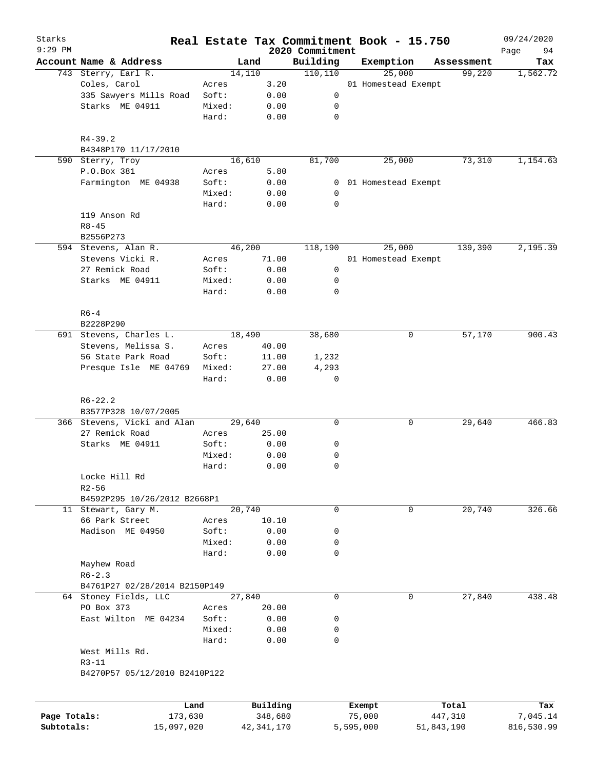# Starks

**Real Estate Tax Commitment Book - 15.750**

2020 Commitment

09/24/2020

9:29 PM

| Account | Name & Address | | Land | Building | Exemption | Assessment | Tax |
|---|---|---|---|---|---|---|---|
| 743 | Sterry, Earl R. | | 14,110 | 110,110 | 25,000 | 99,220 | 1,562.72 |
| | Coles, Carol | Acres | 3.20 | | 01 Homestead Exempt | | |
| | 335 Sawyers Mills Road | Soft: | 0.00 | 0 | | | |
| | Starks ME 04911 | Mixed: | 0.00 | 0 | | | |
| | | Hard: | 0.00 | 0 | | | |
| | R4-39.2 | | | | | | |
| | B4348P170 11/17/2010 | | | | | | |
| 590 | Sterry, Troy | | 16,610 | 81,700 | 25,000 | 73,310 | 1,154.63 |
| | P.O.Box 381 | Acres | 5.80 | | | | |
| | Farmington ME 04938 | Soft: | 0.00 | 0 | 01 Homestead Exempt | | |
| | | Mixed: | 0.00 | 0 | | | |
| | | Hard: | 0.00 | 0 | | | |
| | 119 Anson Rd | | | | | | |
| | R8-45 | | | | | | |
| | B2556P273 | | | | | | |
| 594 | Stevens, Alan R. | | 46,200 | 118,190 | 25,000 | 139,390 | 2,195.39 |
| | Stevens Vicki R. | Acres | 71.00 | | 01 Homestead Exempt | | |
| | 27 Remick Road | Soft: | 0.00 | 0 | | | |
| | Starks ME 04911 | Mixed: | 0.00 | 0 | | | |
| | | Hard: | 0.00 | 0 | | | |
| | R6-4 | | | | | | |
| | B2228P290 | | | | | | |
| 691 | Stevens, Charles L. | | 18,490 | 38,680 | 0 | 57,170 | 900.43 |
| | Stevens, Melissa S. | Acres | 40.00 | | | | |
| | 56 State Park Road | Soft: | 11.00 | 1,232 | | | |
| | Presque Isle ME 04769 | Mixed: | 27.00 | 4,293 | | | |
| | | Hard: | 0.00 | 0 | | | |
| | R6-22.2 | | | | | | |
| | B3577P328 10/07/2005 | | | | | | |
| 366 | Stevens, Vicki and Alan | | 29,640 | 0 | 0 | 29,640 | 466.83 |
| | 27 Remick Road | Acres | 25.00 | | | | |
| | Starks ME 04911 | Soft: | 0.00 | 0 | | | |
| | | Mixed: | 0.00 | 0 | | | |
| | | Hard: | 0.00 | 0 | | | |
| | Locke Hill Rd | | | | | | |
| | R2-56 | | | | | | |
| | B4592P295 10/26/2012 B2668P1 | | | | | | |
| 11 | Stewart, Gary M. | | 20,740 | 0 | 0 | 20,740 | 326.66 |
| | 66 Park Street | Acres | 10.10 | | | | |
| | Madison ME 04950 | Soft: | 0.00 | 0 | | | |
| | | Mixed: | 0.00 | 0 | | | |
| | | Hard: | 0.00 | 0 | | | |
| | Mayhew Road | | | | | | |
| | R6-2.3 | | | | | | |
| | B4761P27 02/28/2014 B2150P149 | | | | | | |
| 64 | Stoney Fields, LLC | | 27,840 | 0 | 0 | 27,840 | 438.48 |
| | PO Box 373 | Acres | 20.00 | | | | |
| | East Wilton ME 04234 | Soft: | 0.00 | 0 | | | |
| | | Mixed: | 0.00 | 0 | | | |
| | | Hard: | 0.00 | 0 | | | |
| | West Mills Rd. | | | | | | |
| | R3-11 | | | | | | |
| | B4270P57 05/12/2010 B2410P122 | | | | | | |

| | Land | Building | Exempt | Total | Tax |
|---|---|---|---|---|---|
| Page Totals: | 173,630 | 348,680 | 75,000 | 447,310 | 7,045.14 |
| Subtotals: | 15,097,020 | 42,341,170 | 5,595,000 | 51,843,190 | 816,530.99 |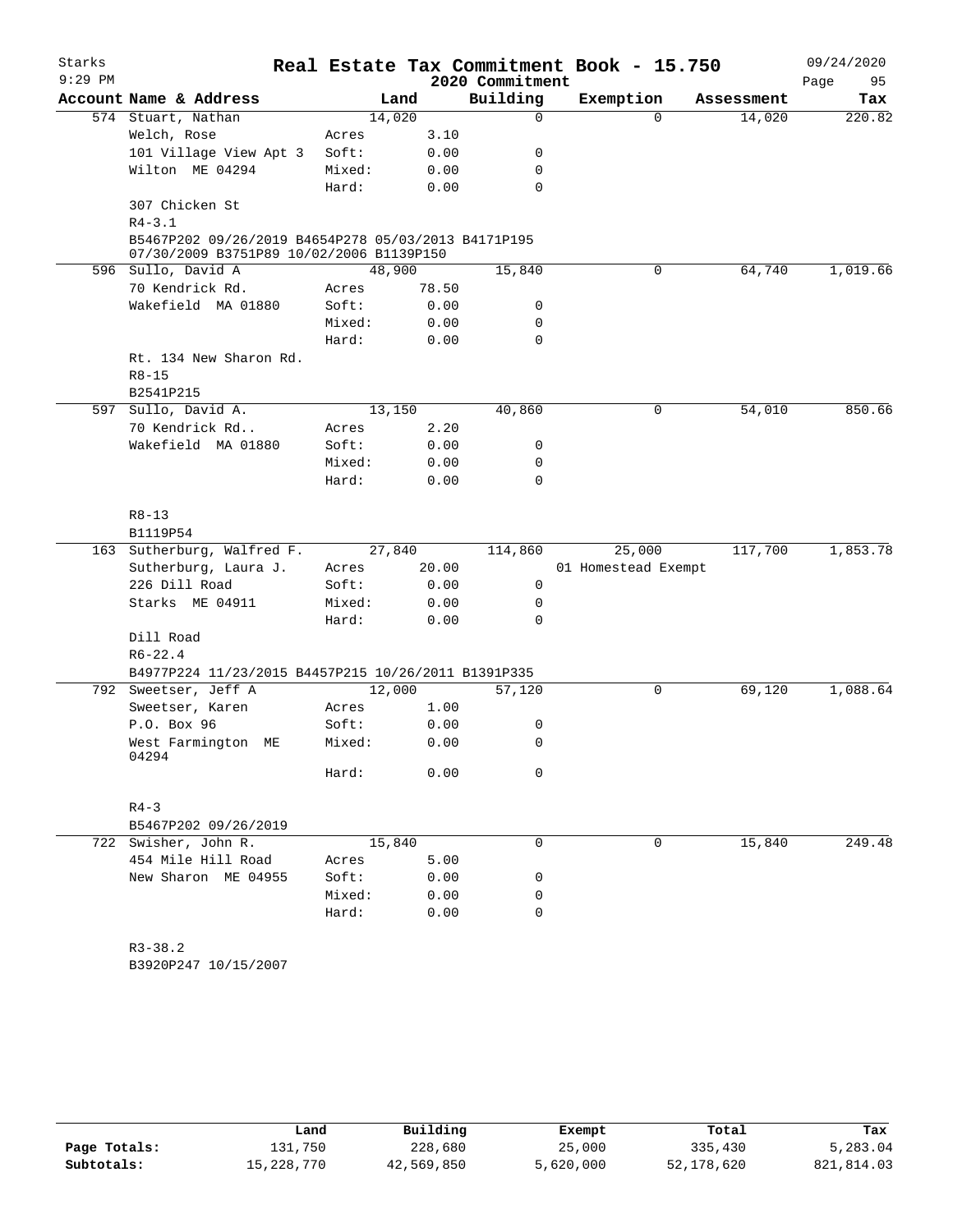Starks 9:29 PM

# Real Estate Tax Commitment Book - 15.750

2020 Commitment

09/24/2020

| Account | Name & Address | | Land | Building | Exemption | Assessment | Tax |
|---|---|---|---|---|---|---|---|
| 574 | Stuart, Nathan | | 14,020 | 0 | 0 | 14,020 | 220.82 |
| | Welch, Rose | Acres | 3.10 | | | | |
| | 101 Village View Apt 3 | Soft: | 0.00 | 0 | | | |
| | Wilton ME 04294 | Mixed: | 0.00 | 0 | | | |
| | | Hard: | 0.00 | 0 | | | |
| | 307 Chicken St | | | | | | |
| | R4-3.1 | | | | | | |
| | B5467P202 09/26/2019 B4654P278 05/03/2013 B4171P195 07/30/2009 B3751P89 10/02/2006 B1139P150 | | | | | | |
| 596 | Sullo, David A | | 48,900 | 15,840 | 0 | 64,740 | 1,019.66 |
| | 70 Kendrick Rd. | Acres | 78.50 | | | | |
| | Wakefield MA 01880 | Soft: | 0.00 | 0 | | | |
| | | Mixed: | 0.00 | 0 | | | |
| | | Hard: | 0.00 | 0 | | | |
| | Rt. 134 New Sharon Rd. | | | | | | |
| | R8-15 | | | | | | |
| | B2541P215 | | | | | | |
| 597 | Sullo, David A. | | 13,150 | 40,860 | 0 | 54,010 | 850.66 |
| | 70 Kendrick Rd.. | Acres | 2.20 | | | | |
| | Wakefield MA 01880 | Soft: | 0.00 | 0 | | | |
| | | Mixed: | 0.00 | 0 | | | |
| | | Hard: | 0.00 | 0 | | | |
| | R8-13 | | | | | | |
| | B1119P54 | | | | | | |
| 163 | Sutherburg, Walfred F. | | 27,840 | 114,860 | 25,000 | 117,700 | 1,853.78 |
| | Sutherburg, Laura J. | Acres | 20.00 | | 01 Homestead Exempt | | |
| | 226 Dill Road | Soft: | 0.00 | 0 | | | |
| | Starks ME 04911 | Mixed: | 0.00 | 0 | | | |
| | | Hard: | 0.00 | 0 | | | |
| | Dill Road | | | | | | |
| | R6-22.4 | | | | | | |
| | B4977P224 11/23/2015 B4457P215 10/26/2011 B1391P335 | | | | | | |
| 792 | Sweetser, Jeff A | | 12,000 | 57,120 | 0 | 69,120 | 1,088.64 |
| | Sweetser, Karen | Acres | 1.00 | | | | |
| | P.O. Box 96 | Soft: | 0.00 | 0 | | | |
| | West Farmington ME 04294 | Mixed: | 0.00 | 0 | | | |
| | | Hard: | 0.00 | 0 | | | |
| | R4-3 | | | | | | |
| | B5467P202 09/26/2019 | | | | | | |
| 722 | Swisher, John R. | | 15,840 | 0 | 0 | 15,840 | 249.48 |
| | 454 Mile Hill Road | Acres | 5.00 | | | | |
| | New Sharon ME 04955 | Soft: | 0.00 | 0 | | | |
| | | Mixed: | 0.00 | 0 | | | |
| | | Hard: | 0.00 | 0 | | | |
| | R3-38.2 | | | | | | |
| | B3920P247 10/15/2007 | | | | | | |

| | Land | Building | Exempt | Total | Tax |
|---|---|---|---|---|---|
| Page Totals: | 131,750 | 228,680 | 25,000 | 335,430 | 5,283.04 |
| Subtotals: | 15,228,770 | 42,569,850 | 5,620,000 | 52,178,620 | 821,814.03 |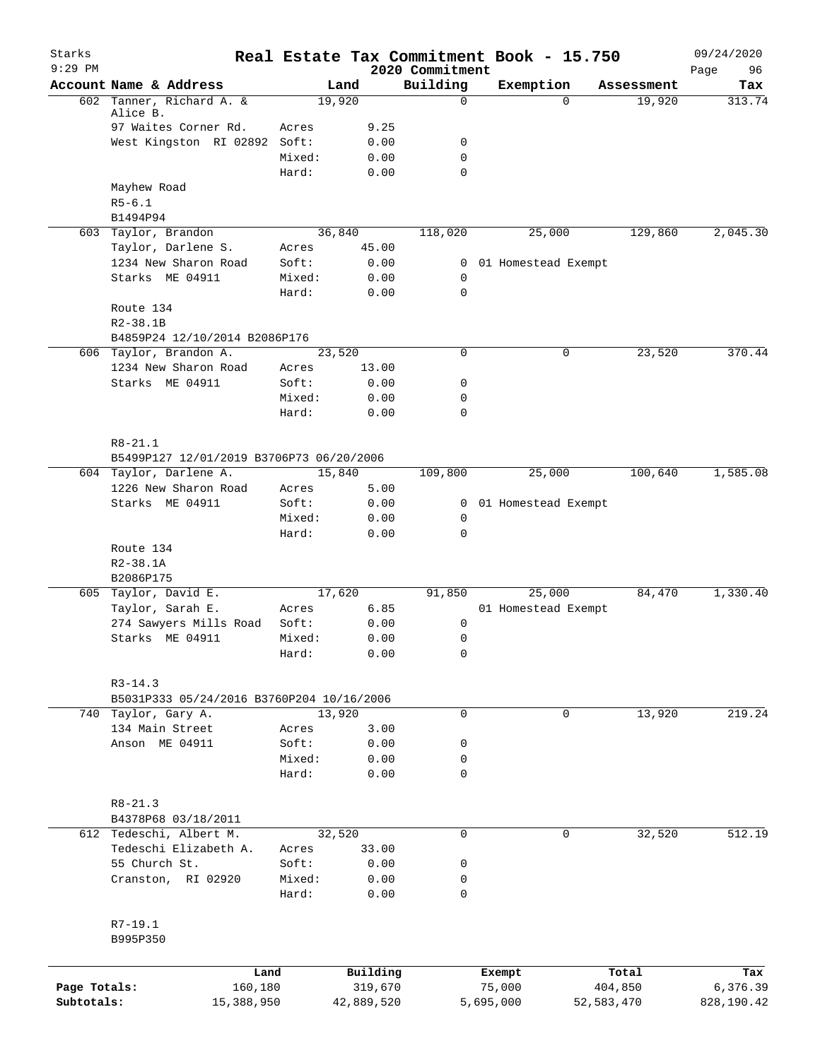# Starks — Real Estate Tax Commitment Book - 15.750

9:29 PM — 2020 Commitment — 09/24/2020

| Account | Name & Address | | Land | Building | Exemption | Assessment | Tax |
|---|---|---|---|---|---|---|---|
| 602 | Tanner, Richard A. & Alice B. | | 19,920 | 0 | 0 | 19,920 | 313.74 |
| | 97 Waites Corner Rd. | Acres | 9.25 | | | | |
| | West Kingston RI 02892 | Soft: | 0.00 | 0 | | | |
| | | Mixed: | 0.00 | 0 | | | |
| | | Hard: | 0.00 | 0 | | | |
| | Mayhew Road | | | | | | |
| | R5-6.1 | | | | | | |
| | B1494P94 | | | | | | |
| 603 | Taylor, Brandon | | 36,840 | 118,020 | 25,000 | 129,860 | 2,045.30 |
| | Taylor, Darlene S. | Acres | 45.00 | | | | |
| | 1234 New Sharon Road | Soft: | 0.00 | 0 | 01 Homestead Exempt | | |
| | Starks ME 04911 | Mixed: | 0.00 | 0 | | | |
| | | Hard: | 0.00 | 0 | | | |
| | Route 134 | | | | | | |
| | R2-38.1B | | | | | | |
| | B4859P24 12/10/2014 B2086P176 | | | | | | |
| 606 | Taylor, Brandon A. | | 23,520 | 0 | 0 | 23,520 | 370.44 |
| | 1234 New Sharon Road | Acres | 13.00 | | | | |
| | Starks ME 04911 | Soft: | 0.00 | 0 | | | |
| | | Mixed: | 0.00 | 0 | | | |
| | | Hard: | 0.00 | 0 | | | |
| | R8-21.1 | | | | | | |
| | B5499P127 12/01/2019 B3706P73 06/20/2006 | | | | | | |
| 604 | Taylor, Darlene A. | | 15,840 | 109,800 | 25,000 | 100,640 | 1,585.08 |
| | 1226 New Sharon Road | Acres | 5.00 | | | | |
| | Starks ME 04911 | Soft: | 0.00 | 0 | 01 Homestead Exempt | | |
| | | Mixed: | 0.00 | 0 | | | |
| | | Hard: | 0.00 | 0 | | | |
| | Route 134 | | | | | | |
| | R2-38.1A | | | | | | |
| | B2086P175 | | | | | | |
| 605 | Taylor, David E. | | 17,620 | 91,850 | 25,000 | 84,470 | 1,330.40 |
| | Taylor, Sarah E. | Acres | 6.85 | | 01 Homestead Exempt | | |
| | 274 Sawyers Mills Road | Soft: | 0.00 | 0 | | | |
| | Starks ME 04911 | Mixed: | 0.00 | 0 | | | |
| | | Hard: | 0.00 | 0 | | | |
| | R3-14.3 | | | | | | |
| | B5031P333 05/24/2016 B3760P204 10/16/2006 | | | | | | |
| 740 | Taylor, Gary A. | | 13,920 | 0 | 0 | 13,920 | 219.24 |
| | 134 Main Street | Acres | 3.00 | | | | |
| | Anson ME 04911 | Soft: | 0.00 | 0 | | | |
| | | Mixed: | 0.00 | 0 | | | |
| | | Hard: | 0.00 | 0 | | | |
| | R8-21.3 | | | | | | |
| | B4378P68 03/18/2011 | | | | | | |
| 612 | Tedeschi, Albert M. | | 32,520 | 0 | 0 | 32,520 | 512.19 |
| | Tedeschi Elizabeth A. | Acres | 33.00 | | | | |
| | 55 Church St. | Soft: | 0.00 | 0 | | | |
| | Cranston, RI 02920 | Mixed: | 0.00 | 0 | | | |
| | | Hard: | 0.00 | 0 | | | |
| | R7-19.1 | | | | | | |
| | B995P350 | | | | | | |

| | Land | Building | Exempt | Total | Tax |
|---|---|---|---|---|---|
| Page Totals: | 160,180 | 319,670 | 75,000 | 404,850 | 6,376.39 |
| Subtotals: | 15,388,950 | 42,889,520 | 5,695,000 | 52,583,470 | 828,190.42 |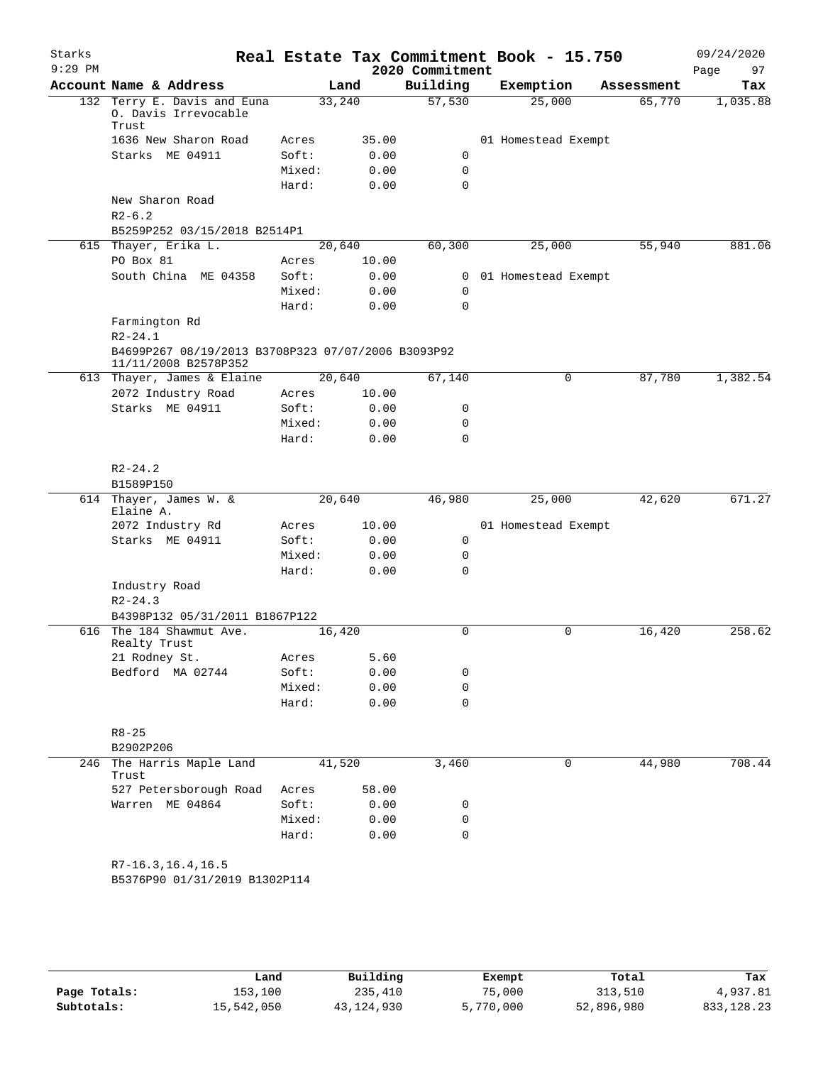# Real Estate Tax Commitment Book - 15.750

Starks
9:29 PM

2020 Commitment

09/24/2020

| Account Name & Address | Land | | Building | Exemption | Assessment | Tax |
|---|---|---|---|---|---|---|
| 132 Terry E. Davis and Euna O. Davis Irrevocable Trust | 33,240 | | 57,530 | 25,000 | 65,770 | 1,035.88 |
| 1636 New Sharon Road | Acres | 35.00 | | 01 Homestead Exempt | | |
| Starks ME 04911 | Soft: | 0.00 | 0 | | | |
| | Mixed: | 0.00 | 0 | | | |
| | Hard: | 0.00 | 0 | | | |
| New Sharon Road | | | | | | |
| R2-6.2 | | | | | | |
| B5259P252 03/15/2018 B2514P1 | | | | | | |
| 615 Thayer, Erika L. | 20,640 | | 60,300 | 25,000 | 55,940 | 881.06 |
| PO Box 81 | Acres | 10.00 | | | | |
| South China ME 04358 | Soft: | 0.00 | 0 | 01 Homestead Exempt | | |
| | Mixed: | 0.00 | 0 | | | |
| | Hard: | 0.00 | 0 | | | |
| Farmington Rd | | | | | | |
| R2-24.1 | | | | | | |
| B4699P267 08/19/2013 B3708P323 07/07/2006 B3093P92 11/11/2008 B2578P352 | | | | | | |
| 613 Thayer, James & Elaine | 20,640 | | 67,140 | 0 | 87,780 | 1,382.54 |
| 2072 Industry Road | Acres | 10.00 | | | | |
| Starks ME 04911 | Soft: | 0.00 | 0 | | | |
| | Mixed: | 0.00 | 0 | | | |
| | Hard: | 0.00 | 0 | | | |
| R2-24.2 | | | | | | |
| B1589P150 | | | | | | |
| 614 Thayer, James W. & Elaine A. | 20,640 | | 46,980 | 25,000 | 42,620 | 671.27 |
| 2072 Industry Rd | Acres | 10.00 | | 01 Homestead Exempt | | |
| Starks ME 04911 | Soft: | 0.00 | 0 | | | |
| | Mixed: | 0.00 | 0 | | | |
| | Hard: | 0.00 | 0 | | | |
| Industry Road | | | | | | |
| R2-24.3 | | | | | | |
| B4398P132 05/31/2011 B1867P122 | | | | | | |
| 616 The 184 Shawmut Ave. Realty Trust | 16,420 | | 0 | 0 | 16,420 | 258.62 |
| 21 Rodney St. | Acres | 5.60 | | | | |
| Bedford MA 02744 | Soft: | 0.00 | 0 | | | |
| | Mixed: | 0.00 | 0 | | | |
| | Hard: | 0.00 | 0 | | | |
| R8-25 | | | | | | |
| B2902P206 | | | | | | |
| 246 The Harris Maple Land Trust | 41,520 | | 3,460 | 0 | 44,980 | 708.44 |
| 527 Petersborough Road | Acres | 58.00 | | | | |
| Warren ME 04864 | Soft: | 0.00 | 0 | | | |
| | Mixed: | 0.00 | 0 | | | |
| | Hard: | 0.00 | 0 | | | |
| R7-16.3,16.4,16.5 | | | | | | |
| B5376P90 01/31/2019 B1302P114 | | | | | | |

| | Land | Building | Exempt | Total | Tax |
|---|---|---|---|---|---|
| Page Totals: | 153,100 | 235,410 | 75,000 | 313,510 | 4,937.81 |
| Subtotals: | 15,542,050 | 43,124,930 | 5,770,000 | 52,896,980 | 833,128.23 |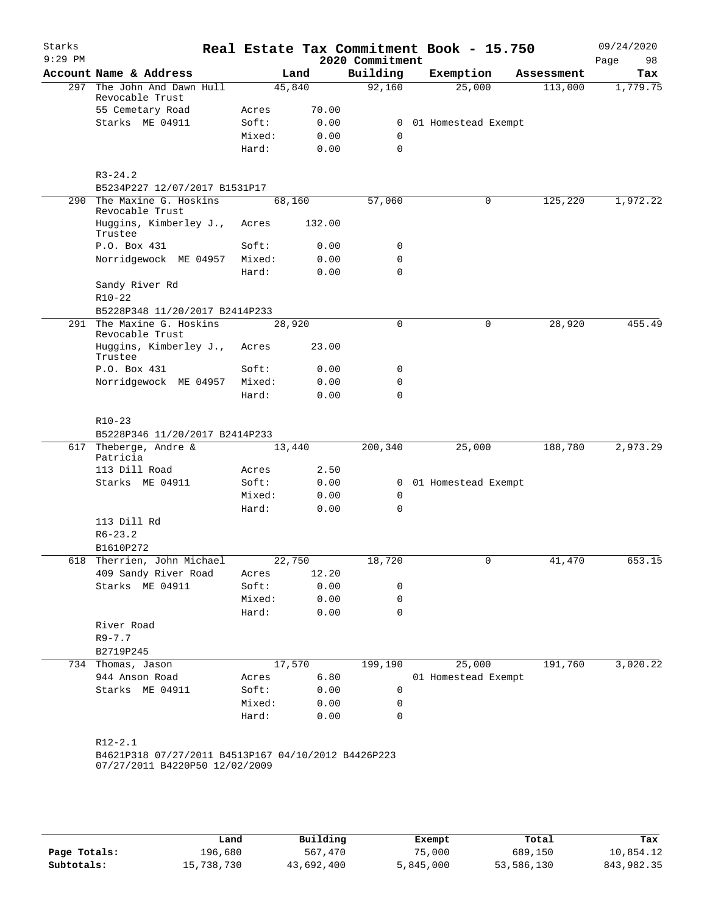# Real Estate Tax Commitment Book - 15.750

Starks
9:29 PM

2020 Commitment

09/24/2020

| Account Name & Address | | Land | Building | Exemption | Assessment | Tax |
|---|---|---|---|---|---|---|
| 297 The John And Dawn Hull Revocable Trust | | 45,840 | 92,160 | 25,000 | 113,000 | 1,779.75 |
| 55 Cemetary Road | Acres | 70.00 | | | | |
| Starks ME 04911 | Soft: | 0.00 | 0 | 01 Homestead Exempt | | |
| | Mixed: | 0.00 | 0 | | | |
| | Hard: | 0.00 | 0 | | | |
| R3-24.2 | | | | | | |
| B5234P227 12/07/2017 B1531P17 | | | | | | |
| 290 The Maxine G. Hoskins Revocable Trust | | 68,160 | 57,060 | 0 | 125,220 | 1,972.22 |
| Huggins, Kimberley J., Trustee | Acres | 132.00 | | | | |
| P.O. Box 431 | Soft: | 0.00 | 0 | | | |
| Norridgewock ME 04957 | Mixed: | 0.00 | 0 | | | |
| | Hard: | 0.00 | 0 | | | |
| Sandy River Rd | | | | | | |
| R10-22 | | | | | | |
| B5228P348 11/20/2017 B2414P233 | | | | | | |
| 291 The Maxine G. Hoskins Revocable Trust | | 28,920 | 0 | 0 | 28,920 | 455.49 |
| Huggins, Kimberley J., Trustee | Acres | 23.00 | | | | |
| P.O. Box 431 | Soft: | 0.00 | 0 | | | |
| Norridgewock ME 04957 | Mixed: | 0.00 | 0 | | | |
| | Hard: | 0.00 | 0 | | | |
| R10-23 | | | | | | |
| B5228P346 11/20/2017 B2414P233 | | | | | | |
| 617 Theberge, Andre & Patricia | | 13,440 | 200,340 | 25,000 | 188,780 | 2,973.29 |
| 113 Dill Road | Acres | 2.50 | | | | |
| Starks ME 04911 | Soft: | 0.00 | 0 | 01 Homestead Exempt | | |
| | Mixed: | 0.00 | 0 | | | |
| | Hard: | 0.00 | 0 | | | |
| 113 Dill Rd | | | | | | |
| R6-23.2 | | | | | | |
| B1610P272 | | | | | | |
| 618 Therrien, John Michael | | 22,750 | 18,720 | 0 | 41,470 | 653.15 |
| 409 Sandy River Road | Acres | 12.20 | | | | |
| Starks ME 04911 | Soft: | 0.00 | 0 | | | |
| | Mixed: | 0.00 | 0 | | | |
| | Hard: | 0.00 | 0 | | | |
| River Road | | | | | | |
| R9-7.7 | | | | | | |
| B2719P245 | | | | | | |
| 734 Thomas, Jason | | 17,570 | 199,190 | 25,000 | 191,760 | 3,020.22 |
| 944 Anson Road | Acres | 6.80 | | 01 Homestead Exempt | | |
| Starks ME 04911 | Soft: | 0.00 | 0 | | | |
| | Mixed: | 0.00 | 0 | | | |
| | Hard: | 0.00 | 0 | | | |
| R12-2.1 | | | | | | |
| B4621P318 07/27/2011 B4513P167 04/10/2012 B4426P223 07/27/2011 B4220P50 12/02/2009 | | | | | | |

| | Land | Building | Exempt | Total | Tax |
|---|---|---|---|---|---|
| Page Totals: | 196,680 | 567,470 | 75,000 | 689,150 | 10,854.12 |
| Subtotals: | 15,738,730 | 43,692,400 | 5,845,000 | 53,586,130 | 843,982.35 |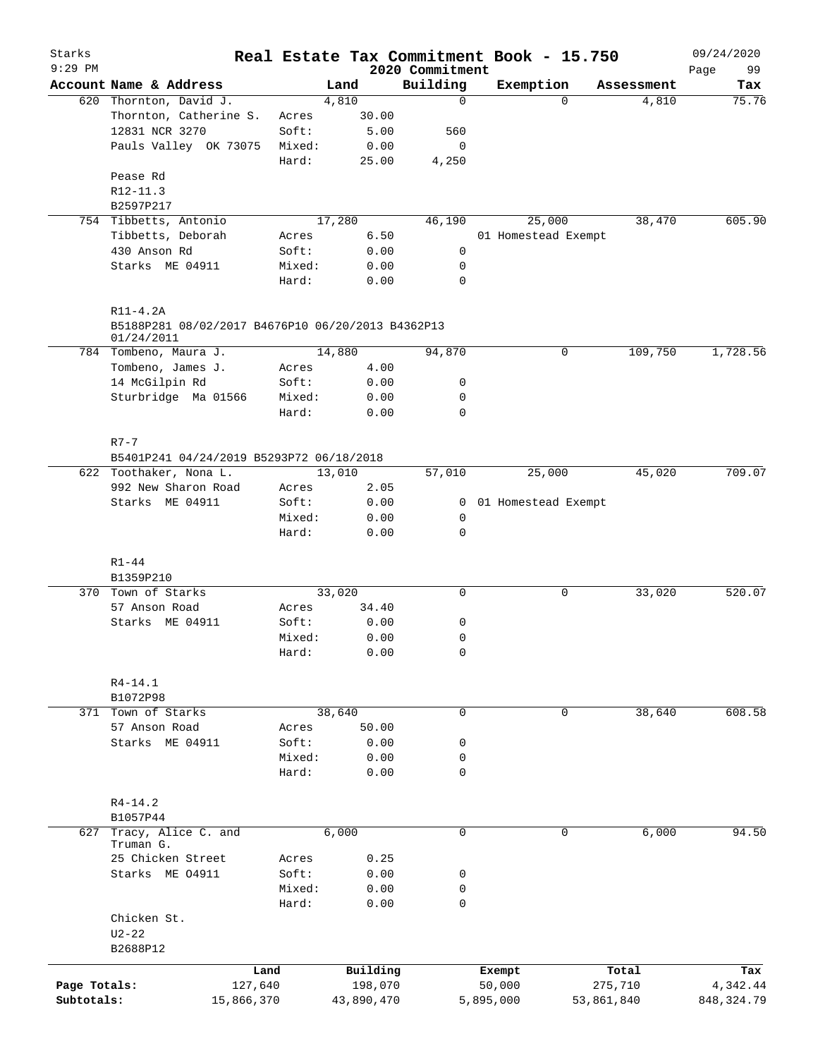# Real Estate Tax Commitment Book - 15.750

Starks
9:29 PM

2020 Commitment

09/24/2020

| Account | Name & Address | | Land | Building | Exemption | Assessment | Tax |
|---|---|---|---|---|---|---|---|
| 620 | Thornton, David J. | | 4,810 | 0 | 0 | 4,810 | 75.76 |
| | Thornton, Catherine S. | Acres | 30.00 | | | | |
| | 12831 NCR 3270 | Soft: | 5.00 | 560 | | | |
| | Pauls Valley OK 73075 | Mixed: | 0.00 | 0 | | | |
| | | Hard: | 25.00 | 4,250 | | | |
| | Pease Rd | | | | | | |
| | R12-11.3 | | | | | | |
| | B2597P217 | | | | | | |
| 754 | Tibbetts, Antonio | | 17,280 | 46,190 | 25,000 | 38,470 | 605.90 |
| | Tibbetts, Deborah | Acres | 6.50 | | 01 Homestead Exempt | | |
| | 430 Anson Rd | Soft: | 0.00 | 0 | | | |
| | Starks ME 04911 | Mixed: | 0.00 | 0 | | | |
| | | Hard: | 0.00 | 0 | | | |
| | R11-4.2A | | | | | | |
| | B5188P281 08/02/2017 B4676P10 06/20/2013 B4362P13 01/24/2011 | | | | | | |
| 784 | Tombeno, Maura J. | | 14,880 | 94,870 | 0 | 109,750 | 1,728.56 |
| | Tombeno, James J. | Acres | 4.00 | | | | |
| | 14 McGilpin Rd | Soft: | 0.00 | 0 | | | |
| | Sturbridge Ma 01566 | Mixed: | 0.00 | 0 | | | |
| | | Hard: | 0.00 | 0 | | | |
| | R7-7 | | | | | | |
| | B5401P241 04/24/2019 B5293P72 06/18/2018 | | | | | | |
| 622 | Toothaker, Nona L. | | 13,010 | 57,010 | 25,000 | 45,020 | 709.07 |
| | 992 New Sharon Road | Acres | 2.05 | | | | |
| | Starks ME 04911 | Soft: | 0.00 | 0 | 01 Homestead Exempt | | |
| | | Mixed: | 0.00 | 0 | | | |
| | | Hard: | 0.00 | 0 | | | |
| | R1-44 | | | | | | |
| | B1359P210 | | | | | | |
| 370 | Town of Starks | | 33,020 | 0 | 0 | 33,020 | 520.07 |
| | 57 Anson Road | Acres | 34.40 | | | | |
| | Starks ME 04911 | Soft: | 0.00 | 0 | | | |
| | | Mixed: | 0.00 | 0 | | | |
| | | Hard: | 0.00 | 0 | | | |
| | R4-14.1 | | | | | | |
| | B1072P98 | | | | | | |
| 371 | Town of Starks | | 38,640 | 0 | 0 | 38,640 | 608.58 |
| | 57 Anson Road | Acres | 50.00 | | | | |
| | Starks ME 04911 | Soft: | 0.00 | 0 | | | |
| | | Mixed: | 0.00 | 0 | | | |
| | | Hard: | 0.00 | 0 | | | |
| | R4-14.2 | | | | | | |
| | B1057P44 | | | | | | |
| 627 | Tracy, Alice C. and Truman G. | | 6,000 | 0 | 0 | 6,000 | 94.50 |
| | 25 Chicken Street | Acres | 0.25 | | | | |
| | Starks ME O4911 | Soft: | 0.00 | 0 | | | |
| | | Mixed: | 0.00 | 0 | | | |
| | | Hard: | 0.00 | 0 | | | |
| | Chicken St. | | | | | | |
| | U2-22 | | | | | | |
| | B2688P12 | | | | | | |

| | Land | Building | Exempt | Total | Tax |
|---|---|---|---|---|---|
| Page Totals: | 127,640 | 198,070 | 50,000 | 275,710 | 4,342.44 |
| Subtotals: | 15,866,370 | 43,890,470 | 5,895,000 | 53,861,840 | 848,324.79 |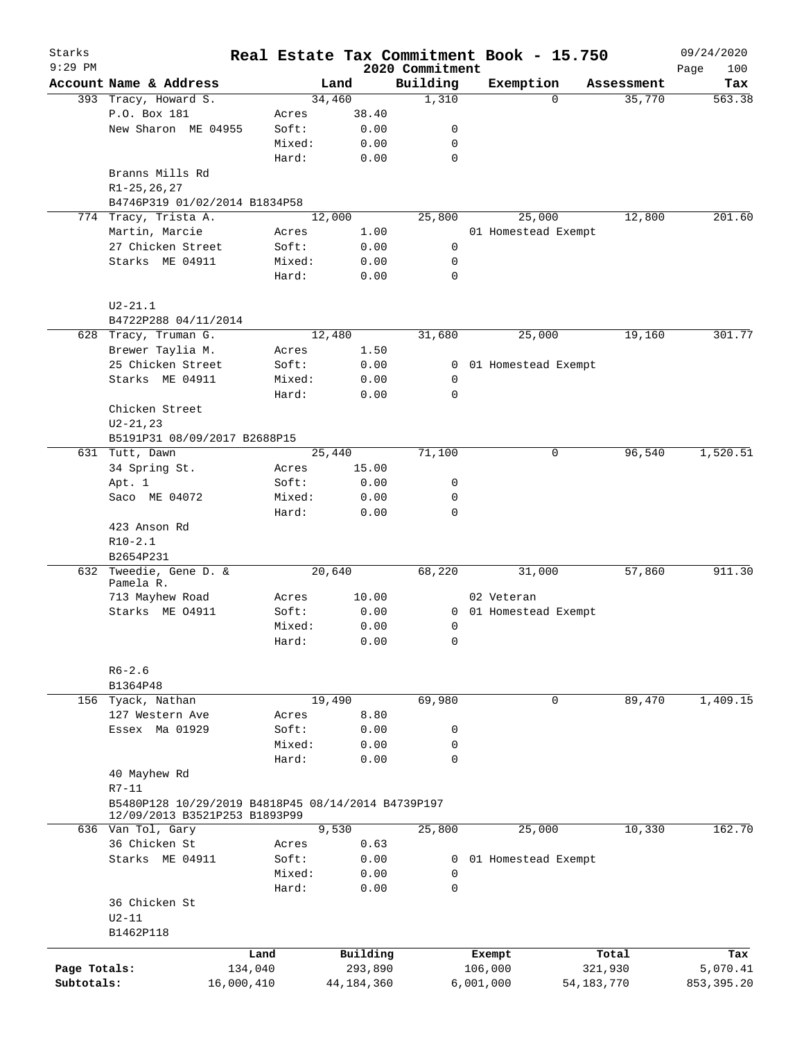Starks
9:29 PM

# Real Estate Tax Commitment Book - 15.750

2020 Commitment

09/24/2020

| Account | Name & Address | | Land | Building | Exemption | Assessment | Tax |
|---|---|---|---|---|---|---|---|
| 393 | Tracy, Howard S. | | 34,460 | 1,310 | 0 | 35,770 | 563.38 |
| | P.O. Box 181 | Acres | 38.40 | | | | |
| | New Sharon ME 04955 | Soft: | 0.00 | 0 | | | |
| | | Mixed: | 0.00 | 0 | | | |
| | | Hard: | 0.00 | 0 | | | |
| | Branns Mills Rd | | | | | | |
| | R1-25,26,27 | | | | | | |
| | B4746P319 01/02/2014 B1834P58 | | | | | | |
| 774 | Tracy, Trista A. | | 12,000 | 25,800 | 25,000 | 12,800 | 201.60 |
| | Martin, Marcie | Acres | 1.00 | | 01 Homestead Exempt | | |
| | 27 Chicken Street | Soft: | 0.00 | 0 | | | |
| | Starks ME 04911 | Mixed: | 0.00 | 0 | | | |
| | | Hard: | 0.00 | 0 | | | |
| | U2-21.1 | | | | | | |
| | B4722P288 04/11/2014 | | | | | | |
| 628 | Tracy, Truman G. | | 12,480 | 31,680 | 25,000 | 19,160 | 301.77 |
| | Brewer Taylia M. | Acres | 1.50 | | | | |
| | 25 Chicken Street | Soft: | 0.00 | 0 | 01 Homestead Exempt | | |
| | Starks ME 04911 | Mixed: | 0.00 | 0 | | | |
| | | Hard: | 0.00 | 0 | | | |
| | Chicken Street | | | | | | |
| | U2-21,23 | | | | | | |
| | B5191P31 08/09/2017 B2688P15 | | | | | | |
| 631 | Tutt, Dawn | | 25,440 | 71,100 | 0 | 96,540 | 1,520.51 |
| | 34 Spring St. | Acres | 15.00 | | | | |
| | Apt. 1 | Soft: | 0.00 | 0 | | | |
| | Saco ME 04072 | Mixed: | 0.00 | 0 | | | |
| | | Hard: | 0.00 | 0 | | | |
| | 423 Anson Rd | | | | | | |
| | R10-2.1 | | | | | | |
| | B2654P231 | | | | | | |
| 632 | Tweedie, Gene D. & Pamela R. | | 20,640 | 68,220 | 31,000 | 57,860 | 911.30 |
| | 713 Mayhew Road | Acres | 10.00 | | 02 Veteran | | |
| | Starks ME O4911 | Soft: | 0.00 | 0 | 01 Homestead Exempt | | |
| | | Mixed: | 0.00 | 0 | | | |
| | | Hard: | 0.00 | 0 | | | |
| | R6-2.6 | | | | | | |
| | B1364P48 | | | | | | |
| 156 | Tyack, Nathan | | 19,490 | 69,980 | 0 | 89,470 | 1,409.15 |
| | 127 Western Ave | Acres | 8.80 | | | | |
| | Essex Ma 01929 | Soft: | 0.00 | 0 | | | |
| | | Mixed: | 0.00 | 0 | | | |
| | | Hard: | 0.00 | 0 | | | |
| | 40 Mayhew Rd | | | | | | |
| | R7-11 | | | | | | |
| | B5480P128 10/29/2019 B4818P45 08/14/2014 B4739P197 12/09/2013 B3521P253 B1893P99 | | | | | | |
| 636 | Van Tol, Gary | | 9,530 | 25,800 | 25,000 | 10,330 | 162.70 |
| | 36 Chicken St | Acres | 0.63 | | | | |
| | Starks ME 04911 | Soft: | 0.00 | 0 | 01 Homestead Exempt | | |
| | | Mixed: | 0.00 | 0 | | | |
| | | Hard: | 0.00 | 0 | | | |
| | 36 Chicken St | | | | | | |
| | U2-11 | | | | | | |
| | B1462P118 | | | | | | |

| | Land | Building | Exempt | Total | Tax |
|---|---|---|---|---|---|
| Page Totals: | 134,040 | 293,890 | 106,000 | 321,930 | 5,070.41 |
| Subtotals: | 16,000,410 | 44,184,360 | 6,001,000 | 54,183,770 | 853,395.20 |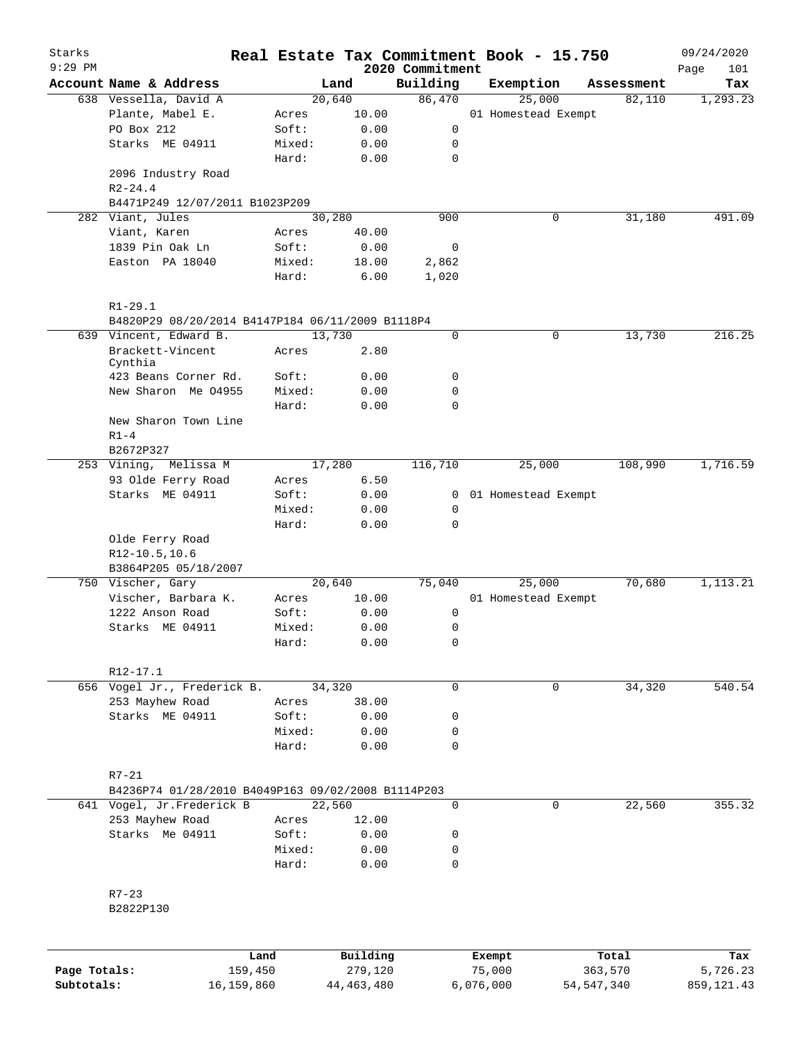# Real Estate Tax Commitment Book - 15.750

Starks
9:29 PM

2020 Commitment

09/24/2020

| Account Name & Address | | Land | Building | Exemption | Assessment | Tax |
|---|---|---|---|---|---|---|
| 638 Vessella, David A | | 20,640 | 86,470 | 25,000 | 82,110 | 1,293.23 |
| Plante, Mabel E. | Acres | 10.00 | | 01 Homestead Exempt | | |
| PO Box 212 | Soft: | 0.00 | 0 | | | |
| Starks ME 04911 | Mixed: | 0.00 | 0 | | | |
| | Hard: | 0.00 | 0 | | | |
| 2096 Industry Road | | | | | | |
| R2-24.4 | | | | | | |
| B4471P249 12/07/2011 B1023P209 | | | | | | |
| 282 Viant, Jules | | 30,280 | 900 | 0 | 31,180 | 491.09 |
| Viant, Karen | Acres | 40.00 | | | | |
| 1839 Pin Oak Ln | Soft: | 0.00 | 0 | | | |
| Easton PA 18040 | Mixed: | 18.00 | 2,862 | | | |
| | Hard: | 6.00 | 1,020 | | | |
| R1-29.1 | | | | | | |
| B4820P29 08/20/2014 B4147P184 06/11/2009 B1118P4 | | | | | | |
| 639 Vincent, Edward B. | | 13,730 | 0 | 0 | 13,730 | 216.25 |
| Brackett-Vincent Cynthia | Acres | 2.80 | | | | |
| 423 Beans Corner Rd. | Soft: | 0.00 | 0 | | | |
| New Sharon Me 04955 | Mixed: | 0.00 | 0 | | | |
| | Hard: | 0.00 | 0 | | | |
| New Sharon Town Line | | | | | | |
| R1-4 | | | | | | |
| B2672P327 | | | | | | |
| 253 Vining, Melissa M | | 17,280 | 116,710 | 25,000 | 108,990 | 1,716.59 |
| 93 Olde Ferry Road | Acres | 6.50 | | | | |
| Starks ME 04911 | Soft: | 0.00 | 0 | 01 Homestead Exempt | | |
| | Mixed: | 0.00 | 0 | | | |
| | Hard: | 0.00 | 0 | | | |
| Olde Ferry Road | | | | | | |
| R12-10.5,10.6 | | | | | | |
| B3864P205 05/18/2007 | | | | | | |
| 750 Vischer, Gary | | 20,640 | 75,040 | 25,000 | 70,680 | 1,113.21 |
| Vischer, Barbara K. | Acres | 10.00 | | 01 Homestead Exempt | | |
| 1222 Anson Road | Soft: | 0.00 | 0 | | | |
| Starks ME 04911 | Mixed: | 0.00 | 0 | | | |
| | Hard: | 0.00 | 0 | | | |
| R12-17.1 | | | | | | |
| 656 Vogel Jr., Frederick B. | | 34,320 | 0 | 0 | 34,320 | 540.54 |
| 253 Mayhew Road | Acres | 38.00 | | | | |
| Starks ME 04911 | Soft: | 0.00 | 0 | | | |
| | Mixed: | 0.00 | 0 | | | |
| | Hard: | 0.00 | 0 | | | |
| R7-21 | | | | | | |
| B4236P74 01/28/2010 B4049P163 09/02/2008 B1114P203 | | | | | | |
| 641 Vogel, Jr.Frederick B | | 22,560 | 0 | 0 | 22,560 | 355.32 |
| 253 Mayhew Road | Acres | 12.00 | | | | |
| Starks Me 04911 | Soft: | 0.00 | 0 | | | |
| | Mixed: | 0.00 | 0 | | | |
| | Hard: | 0.00 | 0 | | | |
| R7-23 | | | | | | |
| B2822P130 | | | | | | |

| | Land | Building | Exempt | Total | Tax |
|---|---|---|---|---|---|
| Page Totals: | 159,450 | 279,120 | 75,000 | 363,570 | 5,726.23 |
| Subtotals: | 16,159,860 | 44,463,480 | 6,076,000 | 54,547,340 | 859,121.43 |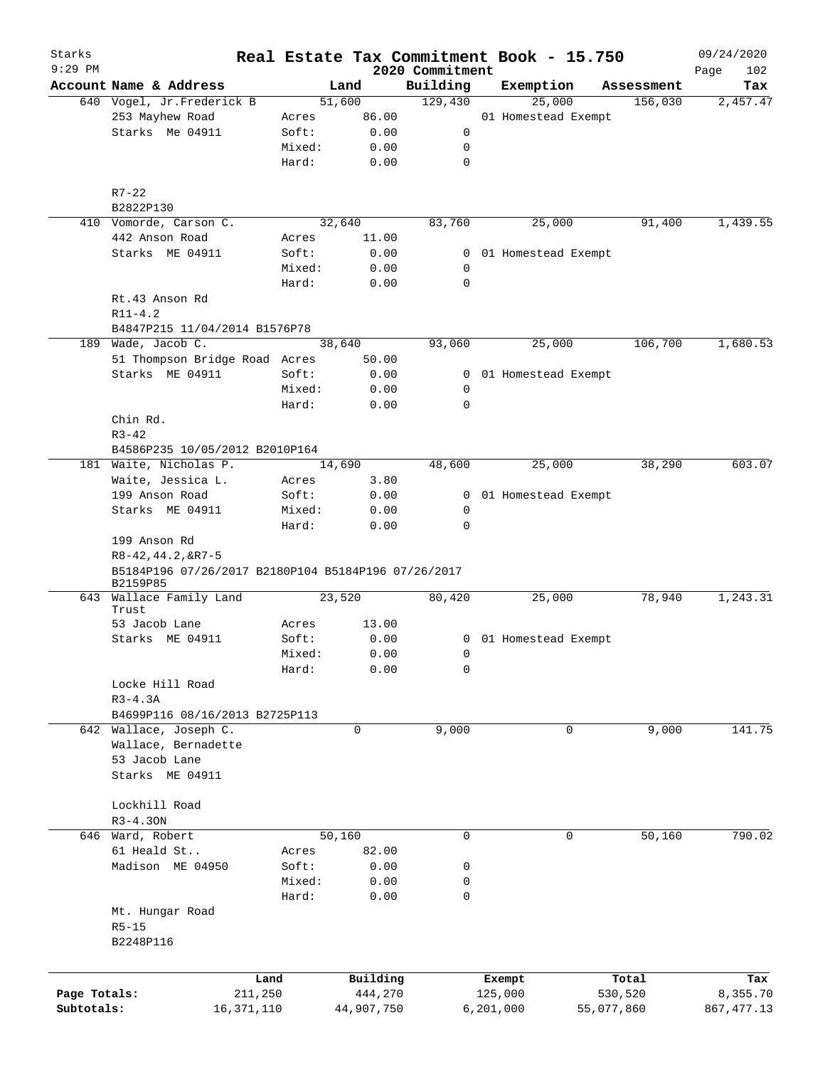# Real Estate Tax Commitment Book - 15.750

Starks
9:29 PM

2020 Commitment

09/24/2020
Page 102

| Account Name & Address | | Land | Building | Exemption | Assessment | Tax |
|---|---|---|---|---|---|---|
| 640 Vogel, Jr.Frederick B | | 51,600 | 129,430 | 25,000 | 156,030 | 2,457.47 |
| 253 Mayhew Road | Acres | 86.00 | | 01 Homestead Exempt | | |
| Starks Me 04911 | Soft: | 0.00 | 0 | | | |
| | Mixed: | 0.00 | 0 | | | |
| | Hard: | 0.00 | 0 | | | |
| R7-22 | | | | | | |
| B2822P130 | | | | | | |
| 410 Vomorde, Carson C. | | 32,640 | 83,760 | 25,000 | 91,400 | 1,439.55 |
| 442 Anson Road | Acres | 11.00 | | | | |
| Starks ME 04911 | Soft: | 0.00 | 0 | 01 Homestead Exempt | | |
| | Mixed: | 0.00 | 0 | | | |
| | Hard: | 0.00 | 0 | | | |
| Rt.43 Anson Rd | | | | | | |
| R11-4.2 | | | | | | |
| B4847P215 11/04/2014 B1576P78 | | | | | | |
| 189 Wade, Jacob C. | | 38,640 | 93,060 | 25,000 | 106,700 | 1,680.53 |
| 51 Thompson Bridge Road | Acres | 50.00 | | | | |
| Starks ME 04911 | Soft: | 0.00 | 0 | 01 Homestead Exempt | | |
| | Mixed: | 0.00 | 0 | | | |
| | Hard: | 0.00 | 0 | | | |
| Chin Rd. | | | | | | |
| R3-42 | | | | | | |
| B4586P235 10/05/2012 B2010P164 | | | | | | |
| 181 Waite, Nicholas P. | | 14,690 | 48,600 | 25,000 | 38,290 | 603.07 |
| Waite, Jessica L. | Acres | 3.80 | | | | |
| 199 Anson Road | Soft: | 0.00 | 0 | 01 Homestead Exempt | | |
| Starks ME 04911 | Mixed: | 0.00 | 0 | | | |
| | Hard: | 0.00 | 0 | | | |
| 199 Anson Rd | | | | | | |
| R8-42,44.2,&R7-5 | | | | | | |
| B5184P196 07/26/2017 B2180P104 B5184P196 07/26/2017 B2159P85 | | | | | | |
| 643 Wallace Family Land Trust | | 23,520 | 80,420 | 25,000 | 78,940 | 1,243.31 |
| 53 Jacob Lane | Acres | 13.00 | | | | |
| Starks ME 04911 | Soft: | 0.00 | 0 | 01 Homestead Exempt | | |
| | Mixed: | 0.00 | 0 | | | |
| | Hard: | 0.00 | 0 | | | |
| Locke Hill Road | | | | | | |
| R3-4.3A | | | | | | |
| B4699P116 08/16/2013 B2725P113 | | | | | | |
| 642 Wallace, Joseph C. | | 0 | 9,000 | 0 | 9,000 | 141.75 |
| Wallace, Bernadette | | | | | | |
| 53 Jacob Lane | | | | | | |
| Starks ME 04911 | | | | | | |
| Lockhill Road | | | | | | |
| R3-4.3ON | | | | | | |
| 646 Ward, Robert | | 50,160 | 0 | 0 | 50,160 | 790.02 |
| 61 Heald St.. | Acres | 82.00 | | | | |
| Madison ME 04950 | Soft: | 0.00 | 0 | | | |
| | Mixed: | 0.00 | 0 | | | |
| | Hard: | 0.00 | 0 | | | |
| Mt. Hungar Road | | | | | | |
| R5-15 | | | | | | |
| B2248P116 | | | | | | |

| | Land | Building | Exempt | Total | Tax |
|---|---|---|---|---|---|
| Page Totals: | 211,250 | 444,270 | 125,000 | 530,520 | 8,355.70 |
| Subtotals: | 16,371,110 | 44,907,750 | 6,201,000 | 55,077,860 | 867,477.13 |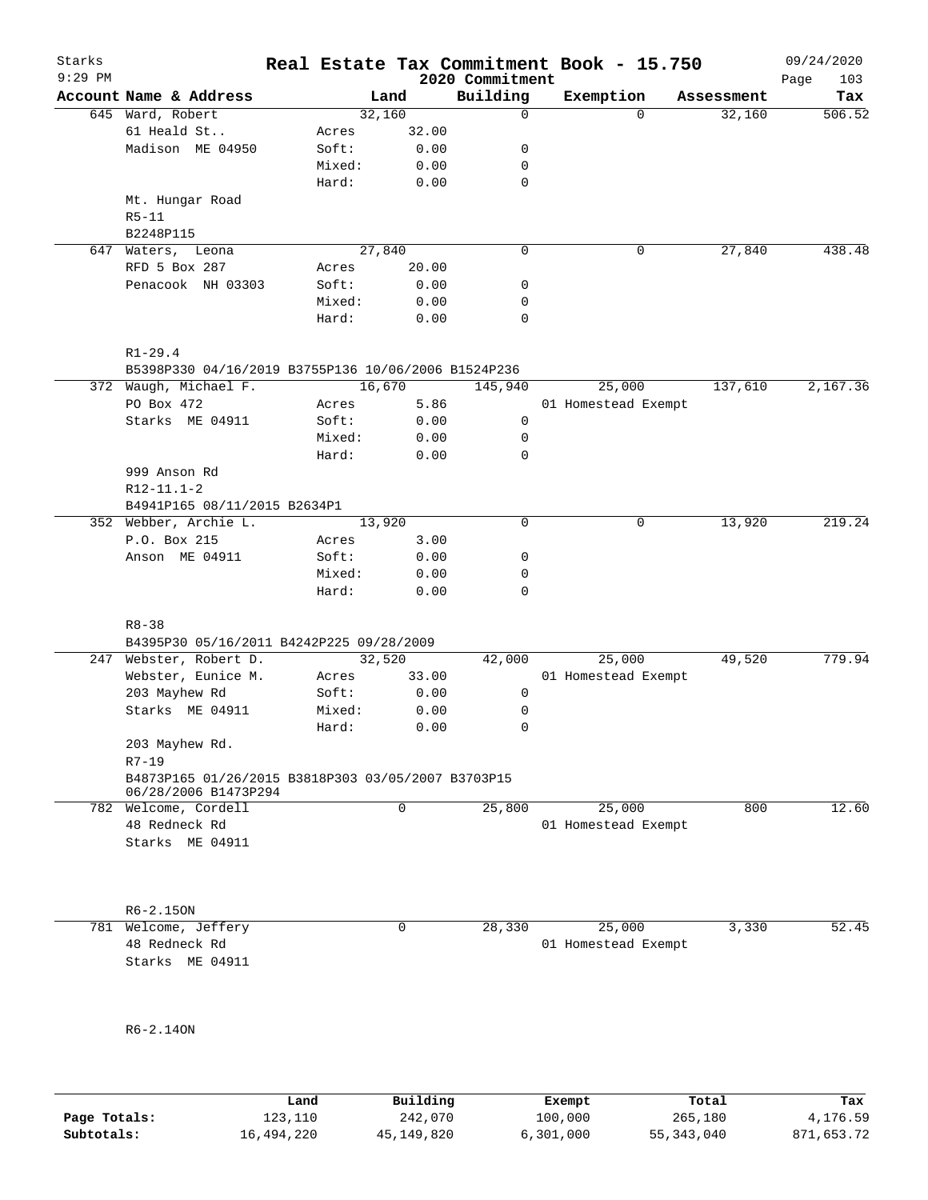Starks 9:29 PM

# Real Estate Tax Commitment Book - 15.750

2020 Commitment

09/24/2020 Page 103

| Account Name & Address | Land | | Building | Exemption | Assessment | Tax |
|---|---|---|---|---|---|---|
| 645 Ward, Robert | | 32,160 | 0 | 0 | 32,160 | 506.52 |
| 61 Heald St.. | Acres | 32.00 | | | | |
| Madison ME 04950 | Soft: | 0.00 | 0 | | | |
| | Mixed: | 0.00 | 0 | | | |
| | Hard: | 0.00 | 0 | | | |
| Mt. Hungar Road | | | | | | |
| R5-11 | | | | | | |
| B2248P115 | | | | | | |
| 647 Waters, Leona | | 27,840 | 0 | 0 | 27,840 | 438.48 |
| RFD 5 Box 287 | Acres | 20.00 | | | | |
| Penacook NH 03303 | Soft: | 0.00 | 0 | | | |
| | Mixed: | 0.00 | 0 | | | |
| | Hard: | 0.00 | 0 | | | |
| R1-29.4 | | | | | | |
| B5398P330 04/16/2019 B3755P136 10/06/2006 B1524P236 | | | | | | |
| 372 Waugh, Michael F. | | 16,670 | 145,940 | 25,000 | 137,610 | 2,167.36 |
| PO Box 472 | Acres | 5.86 | | 01 Homestead Exempt | | |
| Starks ME 04911 | Soft: | 0.00 | 0 | | | |
| | Mixed: | 0.00 | 0 | | | |
| | Hard: | 0.00 | 0 | | | |
| 999 Anson Rd | | | | | | |
| R12-11.1-2 | | | | | | |
| B4941P165 08/11/2015 B2634P1 | | | | | | |
| 352 Webber, Archie L. | | 13,920 | 0 | 0 | 13,920 | 219.24 |
| P.O. Box 215 | Acres | 3.00 | | | | |
| Anson ME 04911 | Soft: | 0.00 | 0 | | | |
| | Mixed: | 0.00 | 0 | | | |
| | Hard: | 0.00 | 0 | | | |
| R8-38 | | | | | | |
| B4395P30 05/16/2011 B4242P225 09/28/2009 | | | | | | |
| 247 Webster, Robert D. | | 32,520 | 42,000 | 25,000 | 49,520 | 779.94 |
| Webster, Eunice M. | Acres | 33.00 | | 01 Homestead Exempt | | |
| 203 Mayhew Rd | Soft: | 0.00 | 0 | | | |
| Starks ME 04911 | Mixed: | 0.00 | 0 | | | |
| | Hard: | 0.00 | 0 | | | |
| 203 Mayhew Rd. | | | | | | |
| R7-19 | | | | | | |
| B4873P165 01/26/2015 B3818P303 03/05/2007 B3703P15 06/28/2006 B1473P294 | | | | | | |
| 782 Welcome, Cordell | | 0 | 25,800 | 25,000 | 800 | 12.60 |
| 48 Redneck Rd | | | | 01 Homestead Exempt | | |
| Starks ME 04911 | | | | | | |
| R6-2.15ON | | | | | | |
| 781 Welcome, Jeffery | | 0 | 28,330 | 25,000 | 3,330 | 52.45 |
| 48 Redneck Rd | | | | 01 Homestead Exempt | | |
| Starks ME 04911 | | | | | | |
| R6-2.14ON | | | | | | |

| | Land | Building | Exempt | Total | Tax |
|---|---|---|---|---|---|
| Page Totals: | 123,110 | 242,070 | 100,000 | 265,180 | 4,176.59 |
| Subtotals: | 16,494,220 | 45,149,820 | 6,301,000 | 55,343,040 | 871,653.72 |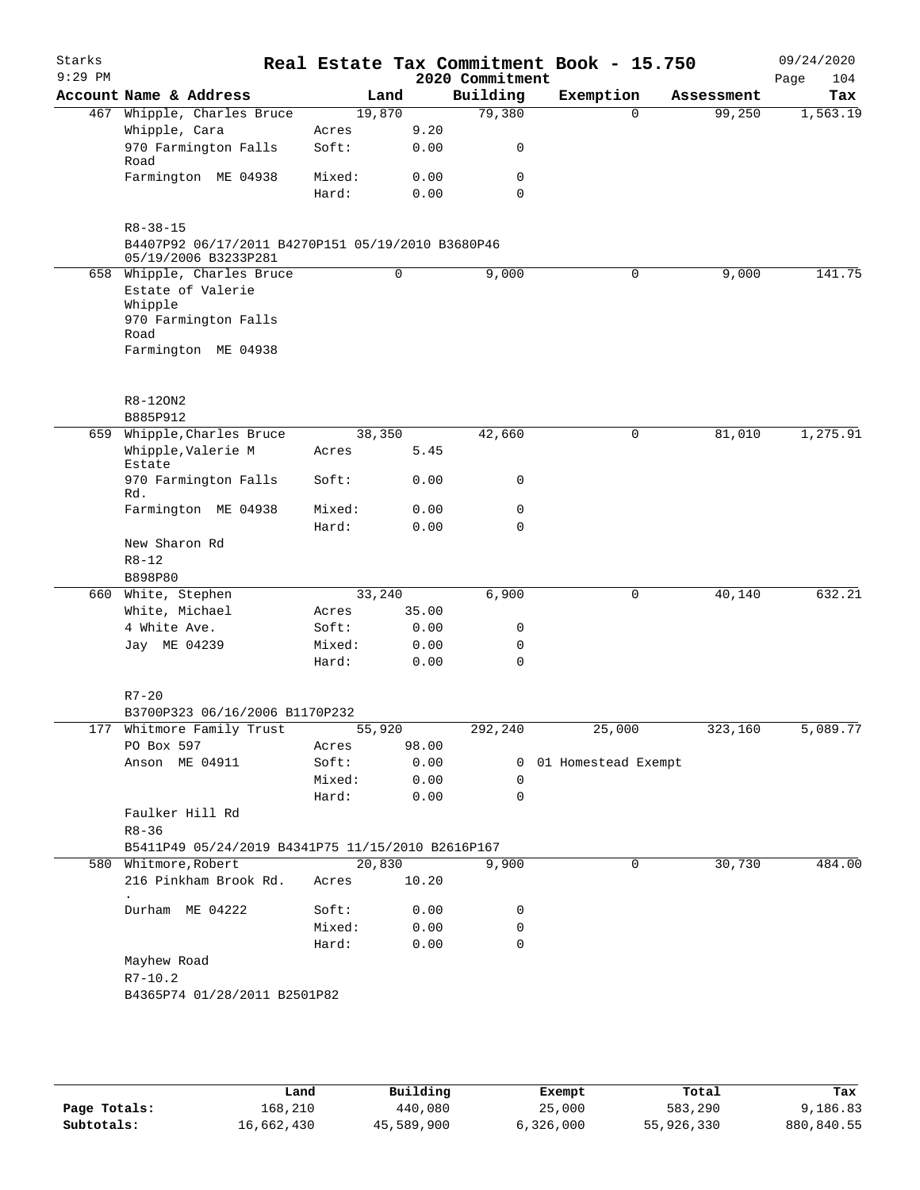# Starks — Real Estate Tax Commitment Book - 15.750 — 2020 Commitment

9:29 PM — 09/24/2020

| Account Name & Address | | Land | Building | Exemption | Assessment | Tax |
|---|---|---|---|---|---|---|
| 467 Whipple, Charles Bruce | | 19,870 | 79,380 | 0 | 99,250 | 1,563.19 |
| Whipple, Cara | Acres | 9.20 | | | | |
| 970 Farmington Falls Road | Soft: | 0.00 | 0 | | | |
| Farmington ME 04938 | Mixed: | 0.00 | 0 | | | |
| | Hard: | 0.00 | 0 | | | |
| R8-38-15 | | | | | | |
| B4407P92 06/17/2011 B4270P151 05/19/2010 B3680P46 05/19/2006 B3233P281 | | | | | | |
| 658 Whipple, Charles Bruce | | 0 | 9,000 | 0 | 9,000 | 141.75 |
| Estate of Valerie Whipple | | | | | | |
| 970 Farmington Falls Road | | | | | | |
| Farmington ME 04938 | | | | | | |
| R8-12ON2 | | | | | | |
| B885P912 | | | | | | |
| 659 Whipple,Charles Bruce | | 38,350 | 42,660 | 0 | 81,010 | 1,275.91 |
| Whipple,Valerie M Estate | Acres | 5.45 | | | | |
| 970 Farmington Falls Rd. | Soft: | 0.00 | 0 | | | |
| Farmington ME 04938 | Mixed: | 0.00 | 0 | | | |
| | Hard: | 0.00 | 0 | | | |
| New Sharon Rd | | | | | | |
| R8-12 | | | | | | |
| B898P80 | | | | | | |
| 660 White, Stephen | | 33,240 | 6,900 | 0 | 40,140 | 632.21 |
| White, Michael | Acres | 35.00 | | | | |
| 4 White Ave. | Soft: | 0.00 | 0 | | | |
| Jay ME 04239 | Mixed: | 0.00 | 0 | | | |
| | Hard: | 0.00 | 0 | | | |
| R7-20 | | | | | | |
| B3700P323 06/16/2006 B1170P232 | | | | | | |
| 177 Whitmore Family Trust | | 55,920 | 292,240 | 25,000 | 323,160 | 5,089.77 |
| PO Box 597 | Acres | 98.00 | | | | |
| Anson ME 04911 | Soft: | 0.00 | 0 | 01 Homestead Exempt | | |
| | Mixed: | 0.00 | 0 | | | |
| | Hard: | 0.00 | 0 | | | |
| Faulker Hill Rd | | | | | | |
| R8-36 | | | | | | |
| B5411P49 05/24/2019 B4341P75 11/15/2010 B2616P167 | | | | | | |
| 580 Whitmore,Robert | | 20,830 | 9,900 | 0 | 30,730 | 484.00 |
| 216 Pinkham Brook Rd. . | Acres | 10.20 | | | | |
| Durham ME 04222 | Soft: | 0.00 | 0 | | | |
| | Mixed: | 0.00 | 0 | | | |
| | Hard: | 0.00 | 0 | | | |
| Mayhew Road | | | | | | |
| R7-10.2 | | | | | | |
| B4365P74 01/28/2011 B2501P82 | | | | | | |

| | Land | Building | Exempt | Total | Tax |
|---|---|---|---|---|---|
| Page Totals: | 168,210 | 440,080 | 25,000 | 583,290 | 9,186.83 |
| Subtotals: | 16,662,430 | 45,589,900 | 6,326,000 | 55,926,330 | 880,840.55 |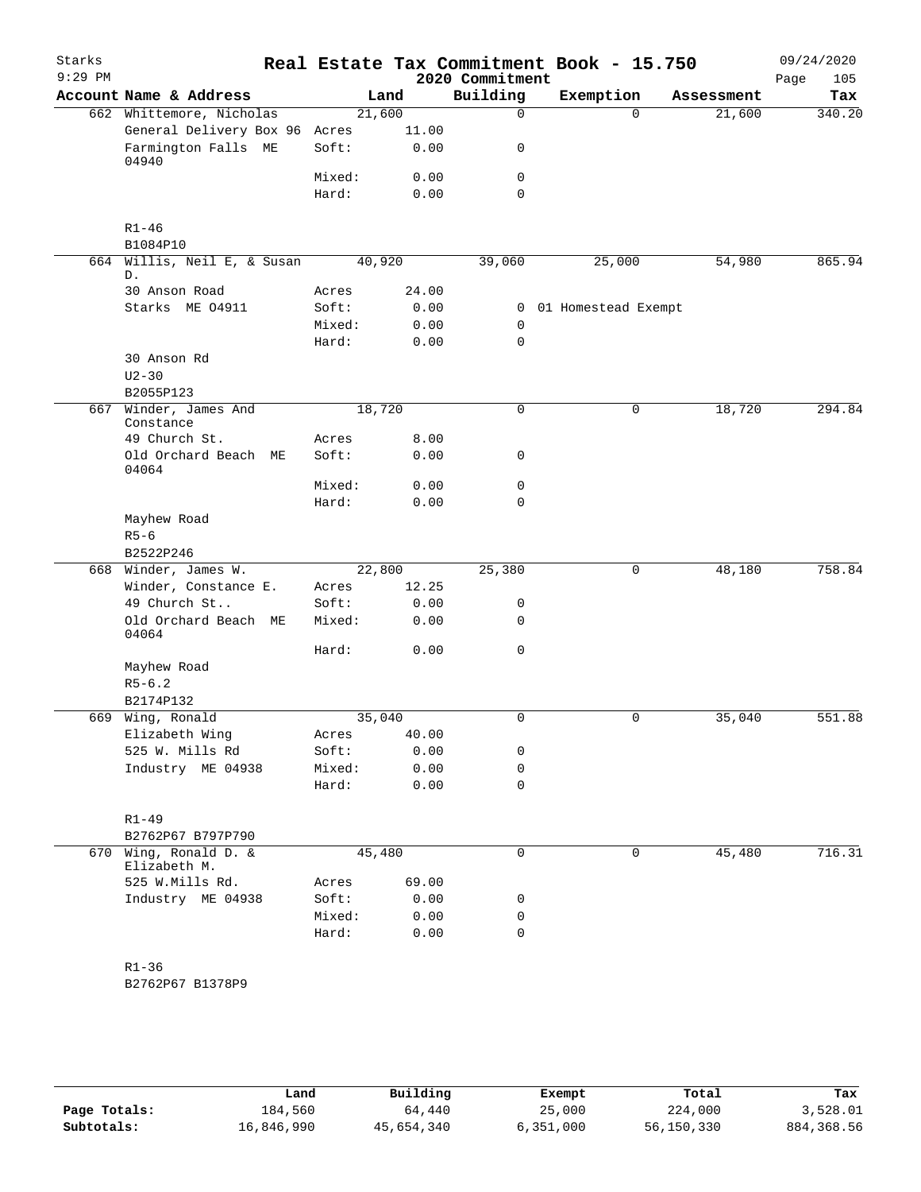# Real Estate Tax Commitment Book - 15.750

Starks
9:29 PM

2020 Commitment

09/24/2020

| Account Name & Address | | Land | Building | Exemption | Assessment | Tax |
|---|---|---|---|---|---|---|
| 662 Whittemore, Nicholas | | 21,600 | 0 | 0 | 21,600 | 340.20 |
| General Delivery Box 96 | Acres | 11.00 | | | | |
| Farmington Falls ME 04940 | Soft: | 0.00 | 0 | | | |
| | Mixed: | 0.00 | 0 | | | |
| | Hard: | 0.00 | 0 | | | |
| R1-46 | | | | | | |
| B1084P10 | | | | | | |
| 664 Willis, Neil E, & Susan D. | | 40,920 | 39,060 | 25,000 | 54,980 | 865.94 |
| 30 Anson Road | Acres | 24.00 | | | | |
| Starks ME 04911 | Soft: | 0.00 | 0 | 01 Homestead Exempt | | |
| | Mixed: | 0.00 | 0 | | | |
| | Hard: | 0.00 | 0 | | | |
| 30 Anson Rd | | | | | | |
| U2-30 | | | | | | |
| B2055P123 | | | | | | |
| 667 Winder, James And Constance | | 18,720 | 0 | 0 | 18,720 | 294.84 |
| 49 Church St. | Acres | 8.00 | | | | |
| Old Orchard Beach ME 04064 | Soft: | 0.00 | 0 | | | |
| | Mixed: | 0.00 | 0 | | | |
| | Hard: | 0.00 | 0 | | | |
| Mayhew Road | | | | | | |
| R5-6 | | | | | | |
| B2522P246 | | | | | | |
| 668 Winder, James W. | | 22,800 | 25,380 | 0 | 48,180 | 758.84 |
| Winder, Constance E. | Acres | 12.25 | | | | |
| 49 Church St.. | Soft: | 0.00 | 0 | | | |
| Old Orchard Beach ME 04064 | Mixed: | 0.00 | 0 | | | |
| | Hard: | 0.00 | 0 | | | |
| Mayhew Road | | | | | | |
| R5-6.2 | | | | | | |
| B2174P132 | | | | | | |
| 669 Wing, Ronald | | 35,040 | 0 | 0 | 35,040 | 551.88 |
| Elizabeth Wing | Acres | 40.00 | | | | |
| 525 W. Mills Rd | Soft: | 0.00 | 0 | | | |
| Industry ME 04938 | Mixed: | 0.00 | 0 | | | |
| | Hard: | 0.00 | 0 | | | |
| R1-49 | | | | | | |
| B2762P67 B797P790 | | | | | | |
| 670 Wing, Ronald D. & Elizabeth M. | | 45,480 | 0 | 0 | 45,480 | 716.31 |
| 525 W.Mills Rd. | Acres | 69.00 | | | | |
| Industry ME 04938 | Soft: | 0.00 | 0 | | | |
| | Mixed: | 0.00 | 0 | | | |
| | Hard: | 0.00 | 0 | | | |
| R1-36 | | | | | | |
| B2762P67 B1378P9 | | | | | | |

| | Land | Building | Exempt | Total | Tax |
|---|---|---|---|---|---|
| Page Totals: | 184,560 | 64,440 | 25,000 | 224,000 | 3,528.01 |
| Subtotals: | 16,846,990 | 45,654,340 | 6,351,000 | 56,150,330 | 884,368.56 |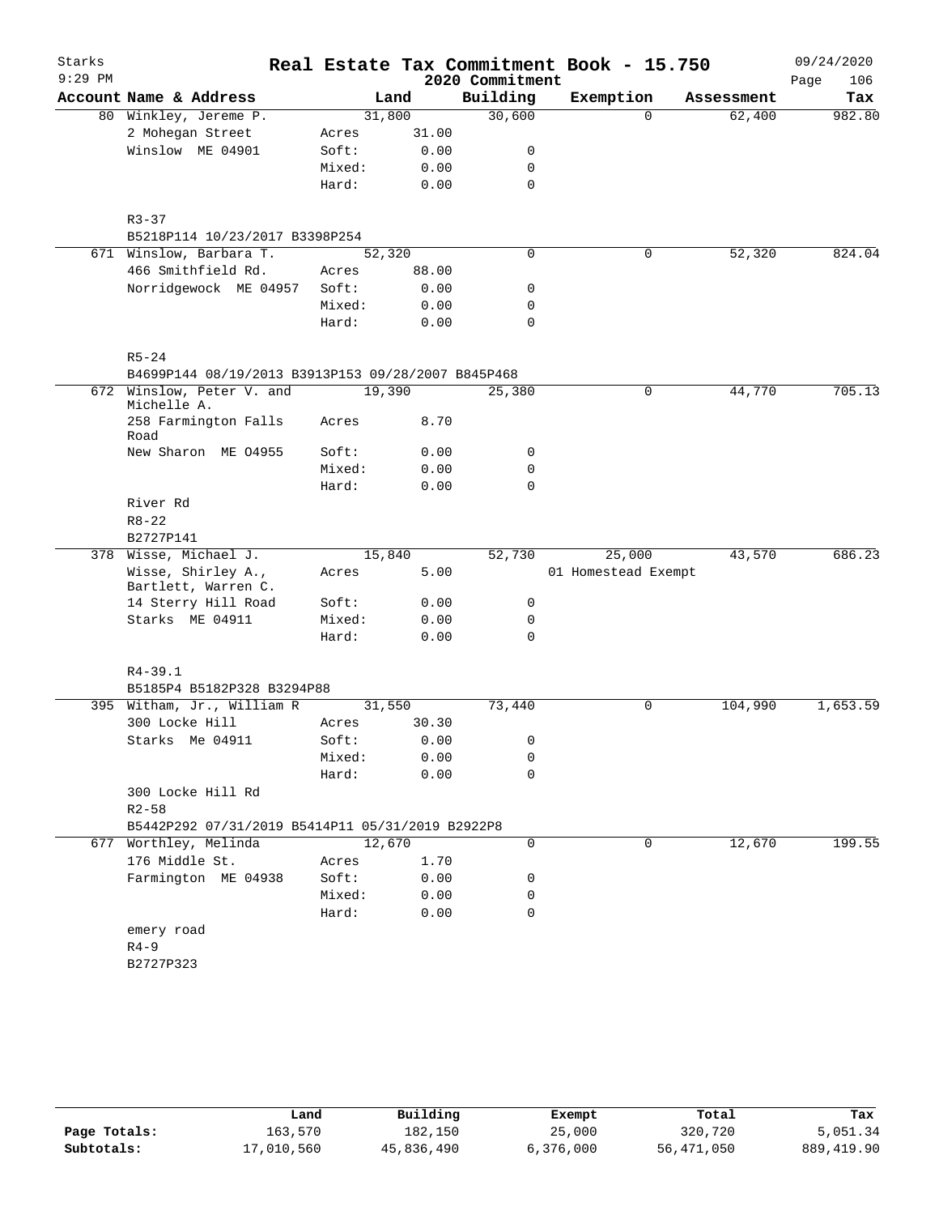# Starks — Real Estate Tax Commitment Book - 15.750

2020 Commitment

9:29 PM — 09/24/2020

| Account Name & Address | | Land | Building | Exemption | Assessment | Tax |
|---|---|---|---|---|---|---|
| 80 Winkley, Jereme P. | | 31,800 | 30,600 | 0 | 62,400 | 982.80 |
| 2 Mohegan Street | Acres | 31.00 | | | | |
| Winslow ME 04901 | Soft: | 0.00 | 0 | | | |
| | Mixed: | 0.00 | 0 | | | |
| | Hard: | 0.00 | 0 | | | |
| R3-37 | | | | | | |
| B5218P114 10/23/2017 B3398P254 | | | | | | |
| 671 Winslow, Barbara T. | | 52,320 | 0 | 0 | 52,320 | 824.04 |
| 466 Smithfield Rd. | Acres | 88.00 | | | | |
| Norridgewock ME 04957 | Soft: | 0.00 | 0 | | | |
| | Mixed: | 0.00 | 0 | | | |
| | Hard: | 0.00 | 0 | | | |
| R5-24 | | | | | | |
| B4699P144 08/19/2013 B3913P153 09/28/2007 B845P468 | | | | | | |
| 672 Winslow, Peter V. and Michelle A. | | 19,390 | 25,380 | 0 | 44,770 | 705.13 |
| 258 Farmington Falls Road | Acres | 8.70 | | | | |
| New Sharon ME O4955 | Soft: | 0.00 | 0 | | | |
| | Mixed: | 0.00 | 0 | | | |
| | Hard: | 0.00 | 0 | | | |
| River Rd | | | | | | |
| R8-22 | | | | | | |
| B2727P141 | | | | | | |
| 378 Wisse, Michael J. | | 15,840 | 52,730 | 25,000 | 43,570 | 686.23 |
| Wisse, Shirley A., Bartlett, Warren C. | Acres | 5.00 | | 01 Homestead Exempt | | |
| 14 Sterry Hill Road | Soft: | 0.00 | 0 | | | |
| Starks ME 04911 | Mixed: | 0.00 | 0 | | | |
| | Hard: | 0.00 | 0 | | | |
| R4-39.1 | | | | | | |
| B5185P4 B5182P328 B3294P88 | | | | | | |
| 395 Witham, Jr., William R | | 31,550 | 73,440 | 0 | 104,990 | 1,653.59 |
| 300 Locke Hill | Acres | 30.30 | | | | |
| Starks Me 04911 | Soft: | 0.00 | 0 | | | |
| | Mixed: | 0.00 | 0 | | | |
| | Hard: | 0.00 | 0 | | | |
| 300 Locke Hill Rd | | | | | | |
| R2-58 | | | | | | |
| B5442P292 07/31/2019 B5414P11 05/31/2019 B2922P8 | | | | | | |
| 677 Worthley, Melinda | | 12,670 | 0 | 0 | 12,670 | 199.55 |
| 176 Middle St. | Acres | 1.70 | | | | |
| Farmington ME 04938 | Soft: | 0.00 | 0 | | | |
| | Mixed: | 0.00 | 0 | | | |
| | Hard: | 0.00 | 0 | | | |
| emery road | | | | | | |
| R4-9 | | | | | | |
| B2727P323 | | | | | | |

| | Land | Building | Exempt | Total | Tax |
|---|---|---|---|---|---|
| **Page Totals:** | 163,570 | 182,150 | 25,000 | 320,720 | 5,051.34 |
| **Subtotals:** | 17,010,560 | 45,836,490 | 6,376,000 | 56,471,050 | 889,419.90 |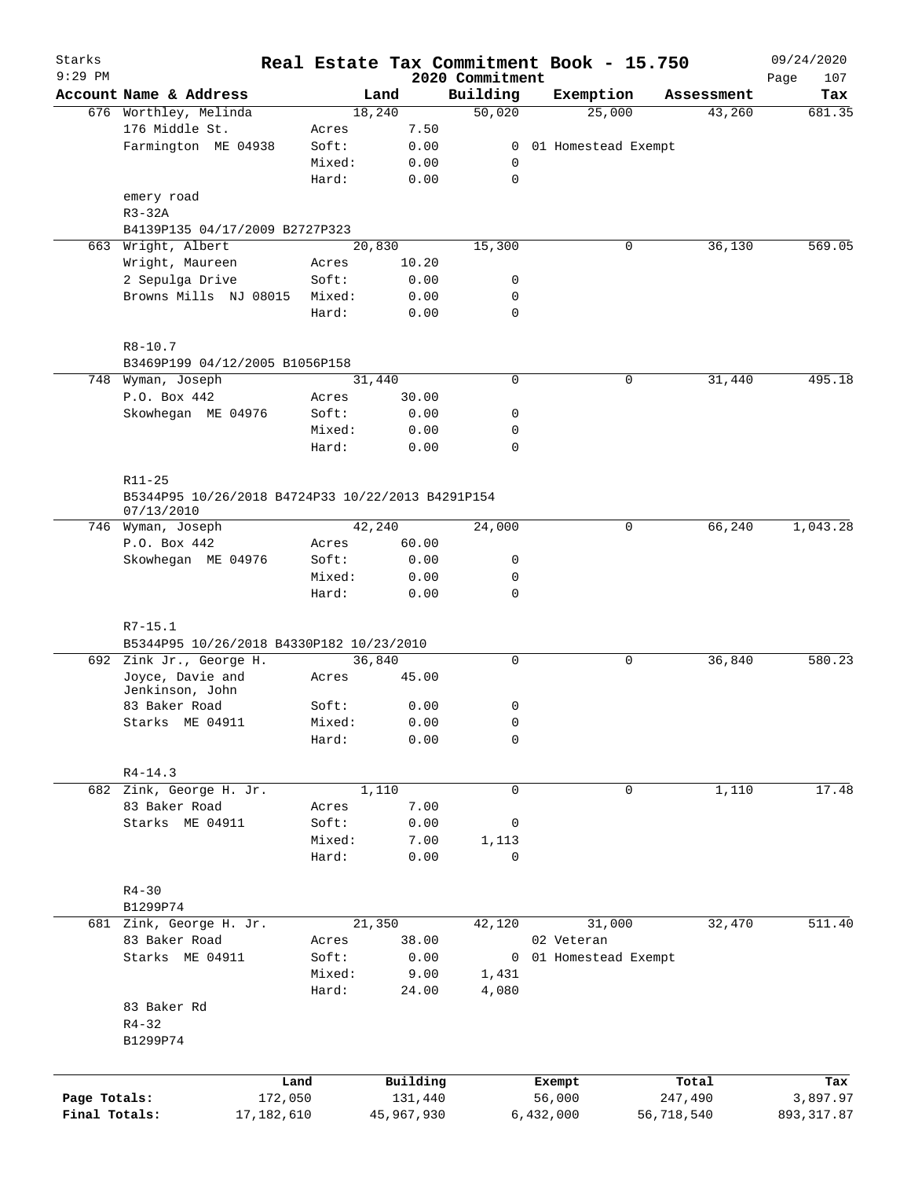Starks
9:29 PM

# Real Estate Tax Commitment Book - 15.750

2020 Commitment

09/24/2020

| Account Name & Address | | Land | Building | Exemption | Assessment | Tax |
|---|---|---|---|---|---|---|
| 676 Worthley, Melinda | | 18,240 | 50,020 | 25,000 | 43,260 | 681.35 |
| 176 Middle St. | Acres | 7.50 | | | | |
| Farmington ME 04938 | Soft: | 0.00 | 0 | 01 Homestead Exempt | | |
| | Mixed: | 0.00 | 0 | | | |
| | Hard: | 0.00 | 0 | | | |
| emery road | | | | | | |
| R3-32A | | | | | | |
| B4139P135 04/17/2009 B2727P323 | | | | | | |
| 663 Wright, Albert | | 20,830 | 15,300 | 0 | 36,130 | 569.05 |
| Wright, Maureen | Acres | 10.20 | | | | |
| 2 Sepulga Drive | Soft: | 0.00 | 0 | | | |
| Browns Mills NJ 08015 | Mixed: | 0.00 | 0 | | | |
| | Hard: | 0.00 | 0 | | | |
| R8-10.7 | | | | | | |
| B3469P199 04/12/2005 B1056P158 | | | | | | |
| 748 Wyman, Joseph | | 31,440 | 0 | 0 | 31,440 | 495.18 |
| P.O. Box 442 | Acres | 30.00 | | | | |
| Skowhegan ME 04976 | Soft: | 0.00 | 0 | | | |
| | Mixed: | 0.00 | 0 | | | |
| | Hard: | 0.00 | 0 | | | |
| R11-25 | | | | | | |
| B5344P95 10/26/2018 B4724P33 10/22/2013 B4291P154 07/13/2010 | | | | | | |
| 746 Wyman, Joseph | | 42,240 | 24,000 | 0 | 66,240 | 1,043.28 |
| P.O. Box 442 | Acres | 60.00 | | | | |
| Skowhegan ME 04976 | Soft: | 0.00 | 0 | | | |
| | Mixed: | 0.00 | 0 | | | |
| | Hard: | 0.00 | 0 | | | |
| R7-15.1 | | | | | | |
| B5344P95 10/26/2018 B4330P182 10/23/2010 | | | | | | |
| 692 Zink Jr., George H. | | 36,840 | 0 | 0 | 36,840 | 580.23 |
| Joyce, Davie and Jenkinson, John | Acres | 45.00 | | | | |
| 83 Baker Road | Soft: | 0.00 | 0 | | | |
| Starks ME 04911 | Mixed: | 0.00 | 0 | | | |
| | Hard: | 0.00 | 0 | | | |
| R4-14.3 | | | | | | |
| 682 Zink, George H. Jr. | | 1,110 | 0 | 0 | 1,110 | 17.48 |
| 83 Baker Road | Acres | 7.00 | | | | |
| Starks ME 04911 | Soft: | 0.00 | 0 | | | |
| | Mixed: | 7.00 | 1,113 | | | |
| | Hard: | 0.00 | 0 | | | |
| R4-30 | | | | | | |
| B1299P74 | | | | | | |
| 681 Zink, George H. Jr. | | 21,350 | 42,120 | 31,000 | 32,470 | 511.40 |
| 83 Baker Road | Acres | 38.00 | | 02 Veteran | | |
| Starks ME 04911 | Soft: | 0.00 | 0 | 01 Homestead Exempt | | |
| | Mixed: | 9.00 | 1,431 | | | |
| | Hard: | 24.00 | 4,080 | | | |
| 83 Baker Rd | | | | | | |
| R4-32 | | | | | | |
| B1299P74 | | | | | | |

| | Land | Building | Exempt | Total | Tax |
|---|---|---|---|---|---|
| Page Totals: | 172,050 | 131,440 | 56,000 | 247,490 | 3,897.97 |
| Final Totals: | 17,182,610 | 45,967,930 | 6,432,000 | 56,718,540 | 893,317.87 |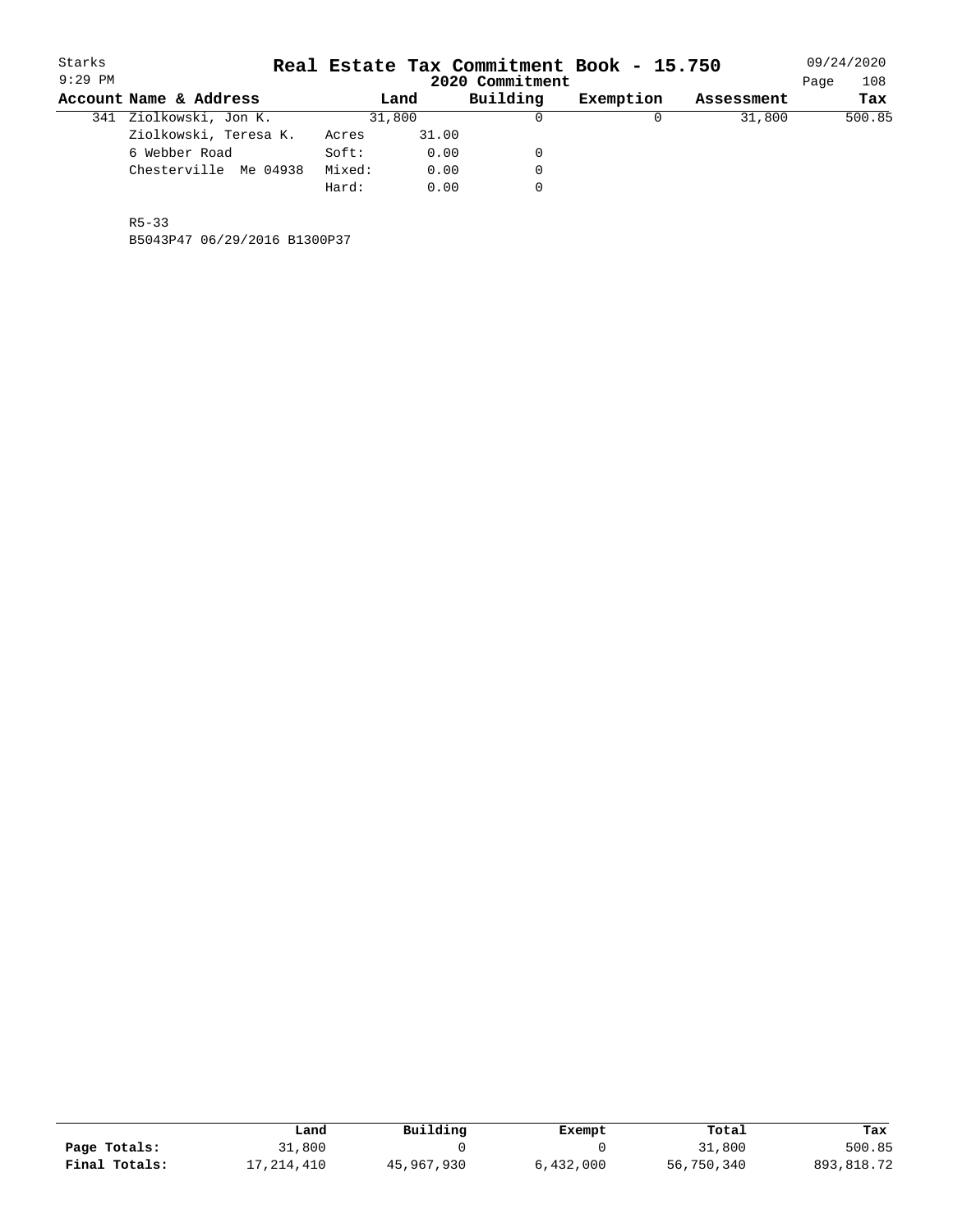Starks

9:29 PM

# Real Estate Tax Commitment Book - 15.750

2020 Commitment

09/24/2020

| Account Name & Address | | Land | Building | Exemption | Assessment | Tax |
|---|---|---|---|---|---|---|
| 341 Ziolkowski, Jon K. | | 31,800 | 0 | 0 | 31,800 | 500.85 |
| Ziolkowski, Teresa K. | Acres | 31.00 | | | | |
| 6 Webber Road | Soft: | 0.00 | 0 | | | |
| Chesterville Me 04938 | Mixed: | 0.00 | 0 | | | |
| | Hard: | 0.00 | 0 | | | |

R5-33

B5043P47 06/29/2016 B1300P37

| | Land | Building | Exempt | Total | Tax |
|---|---|---|---|---|---|
| **Page Totals:** | 31,800 | 0 | 0 | 31,800 | 500.85 |
| **Final Totals:** | 17,214,410 | 45,967,930 | 6,432,000 | 56,750,340 | 893,818.72 |